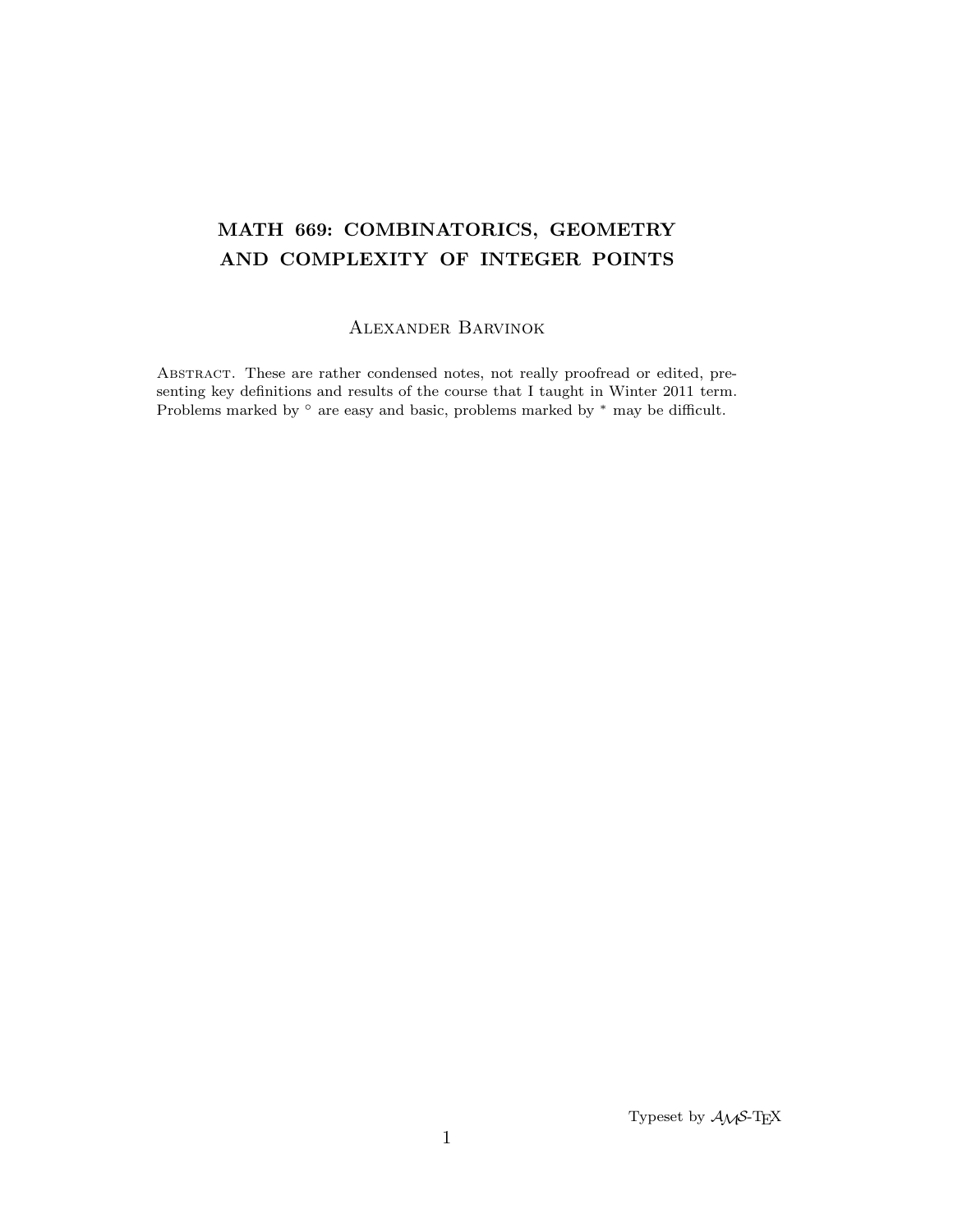# MATH 669: COMBINATORICS, GEOMETRY AND COMPLEXITY OF INTEGER POINTS

Alexander Barvinok

Abstract. These are rather condensed notes, not really proofread or edited, presenting key definitions and results of the course that I taught in Winter 2011 term. Problems marked by $^\circ$ are easy and basic, problems marked by $^*$ may be difficult.

Typeset by $\mathcal{A}_{\mathcal{M}}\mathcal{S}$-TEX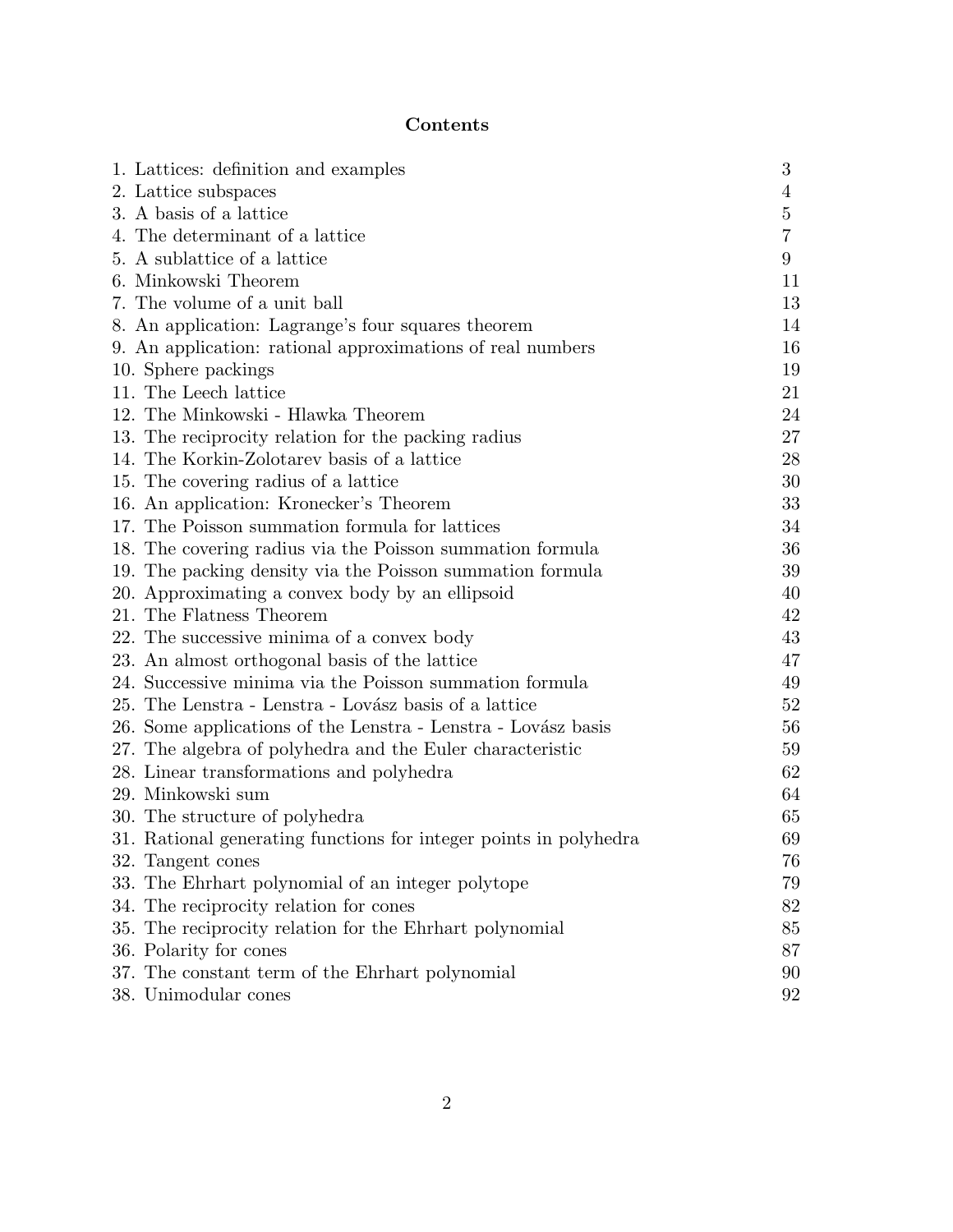# Contents

| | |
|---|---|
| 1. Lattices: definition and examples | 3 |
| 2. Lattice subspaces | 4 |
| 3. A basis of a lattice | 5 |
| 4. The determinant of a lattice | 7 |
| 5. A sublattice of a lattice | 9 |
| 6. Minkowski Theorem | 11 |
| 7. The volume of a unit ball | 13 |
| 8. An application: Lagrange's four squares theorem | 14 |
| 9. An application: rational approximations of real numbers | 16 |
| 10. Sphere packings | 19 |
| 11. The Leech lattice | 21 |
| 12. The Minkowski - Hlawka Theorem | 24 |
| 13. The reciprocity relation for the packing radius | 27 |
| 14. The Korkin-Zolotarev basis of a lattice | 28 |
| 15. The covering radius of a lattice | 30 |
| 16. An application: Kronecker's Theorem | 33 |
| 17. The Poisson summation formula for lattices | 34 |
| 18. The covering radius via the Poisson summation formula | 36 |
| 19. The packing density via the Poisson summation formula | 39 |
| 20. Approximating a convex body by an ellipsoid | 40 |
| 21. The Flatness Theorem | 42 |
| 22. The successive minima of a convex body | 43 |
| 23. An almost orthogonal basis of the lattice | 47 |
| 24. Successive minima via the Poisson summation formula | 49 |
| 25. The Lenstra - Lenstra - Lovász basis of a lattice | 52 |
| 26. Some applications of the Lenstra - Lenstra - Lovász basis | 56 |
| 27. The algebra of polyhedra and the Euler characteristic | 59 |
| 28. Linear transformations and polyhedra | 62 |
| 29. Minkowski sum | 64 |
| 30. The structure of polyhedra | 65 |
| 31. Rational generating functions for integer points in polyhedra | 69 |
| 32. Tangent cones | 76 |
| 33. The Ehrhart polynomial of an integer polytope | 79 |
| 34. The reciprocity relation for cones | 82 |
| 35. The reciprocity relation for the Ehrhart polynomial | 85 |
| 36. Polarity for cones | 87 |
| 37. The constant term of the Ehrhart polynomial | 90 |
| 38. Unimodular cones | 92 |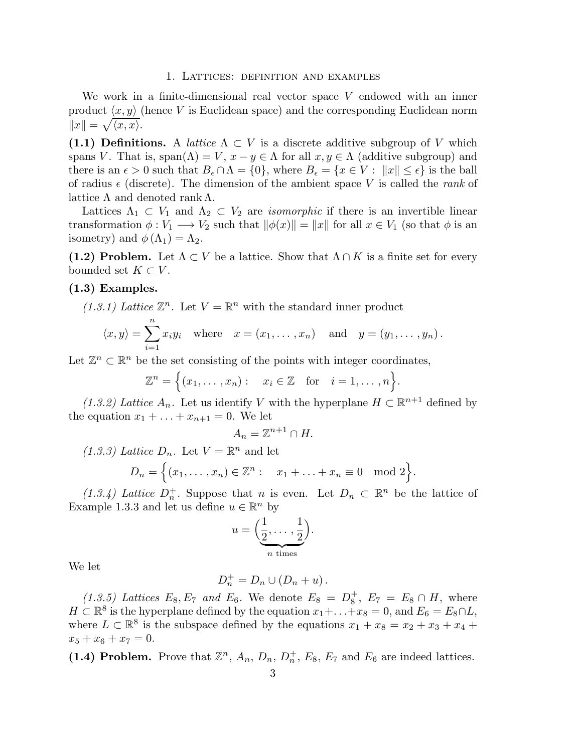# 1. Lattices: definition and examples

We work in a finite-dimensional real vector space $V$ endowed with an inner product $\langle x, y \rangle$ (hence $V$ is Euclidean space) and the corresponding Euclidean norm $\|x\| = \sqrt{\langle x, x \rangle}$.

**(1.1) Definitions.** A *lattice* $\Lambda \subset V$ is a discrete additive subgroup of $V$ which spans $V$. That is, $\operatorname{span}(\Lambda) = V$, $x - y \in \Lambda$ for all $x, y \in \Lambda$ (additive subgroup) and there is an $\epsilon > 0$ such that $B_\epsilon \cap \Lambda = \{0\}$, where $B_\epsilon = \{x \in V : \ \|x\| \leq \epsilon\}$ is the ball of radius $\epsilon$ (discrete). The dimension of the ambient space $V$ is called the *rank* of lattice $\Lambda$ and denoted $\operatorname{rank} \Lambda$.

Lattices $\Lambda_1 \subset V_1$ and $\Lambda_2 \subset V_2$ are *isomorphic* if there is an invertible linear transformation $\phi : V_1 \longrightarrow V_2$ such that $\|\phi(x)\| = \|x\|$ for all $x \in V_1$ (so that $\phi$ is an isometry) and $\phi(\Lambda_1) = \Lambda_2$.

**(1.2) Problem.** Let $\Lambda \subset V$ be a lattice. Show that $\Lambda \cap K$ is a finite set for every bounded set $K \subset V$.

**(1.3) Examples.**

*(1.3.1) Lattice $\mathbb{Z}^n$.* Let $V = \mathbb{R}^n$ with the standard inner product

$$\langle x, y \rangle = \sum_{i=1}^{n} x_i y_i \quad \text{where} \quad x = (x_1, \ldots, x_n) \quad \text{and} \quad y = (y_1, \ldots, y_n).$$

Let $\mathbb{Z}^n \subset \mathbb{R}^n$ be the set consisting of the points with integer coordinates,

$$\mathbb{Z}^n = \Big\{ (x_1, \ldots, x_n) : \quad x_i \in \mathbb{Z} \quad \text{for} \quad i = 1, \ldots, n \Big\}.$$

*(1.3.2) Lattice $A_n$.* Let us identify $V$ with the hyperplane $H \subset \mathbb{R}^{n+1}$ defined by the equation $x_1 + \ldots + x_{n+1} = 0$. We let

$$A_n = \mathbb{Z}^{n+1} \cap H.$$

*(1.3.3) Lattice $D_n$.* Let $V = \mathbb{R}^n$ and let

$$D_n = \Big\{ (x_1, \ldots, x_n) \in \mathbb{Z}^n : \quad x_1 + \ldots + x_n \equiv 0 \mod 2 \Big\}.$$

*(1.3.4) Lattice $D_n^+$.* Suppose that $n$ is even. Let $D_n \subset \mathbb{R}^n$ be the lattice of Example 1.3.3 and let us define $u \in \mathbb{R}^n$ by

$$u = \underbrace{\Big( \frac{1}{2}, \ldots, \frac{1}{2} \Big)}_{n \text{ times}}.$$

We let

$$D_n^+ = D_n \cup (D_n + u).$$

*(1.3.5) Lattices $E_8, E_7$ and $E_6$.* We denote $E_8 = D_8^+$, $E_7 = E_8 \cap H$, where $H \subset \mathbb{R}^8$ is the hyperplane defined by the equation $x_1 + \ldots + x_8 = 0$, and $E_6 = E_8 \cap L$, where $L \subset \mathbb{R}^8$ is the subspace defined by the equations $x_1 + x_8 = x_2 + x_3 + x_4 + x_5 + x_6 + x_7 = 0$.

**(1.4) Problem.** Prove that $\mathbb{Z}^n$, $A_n$, $D_n$, $D_n^+$, $E_8$, $E_7$ and $E_6$ are indeed lattices.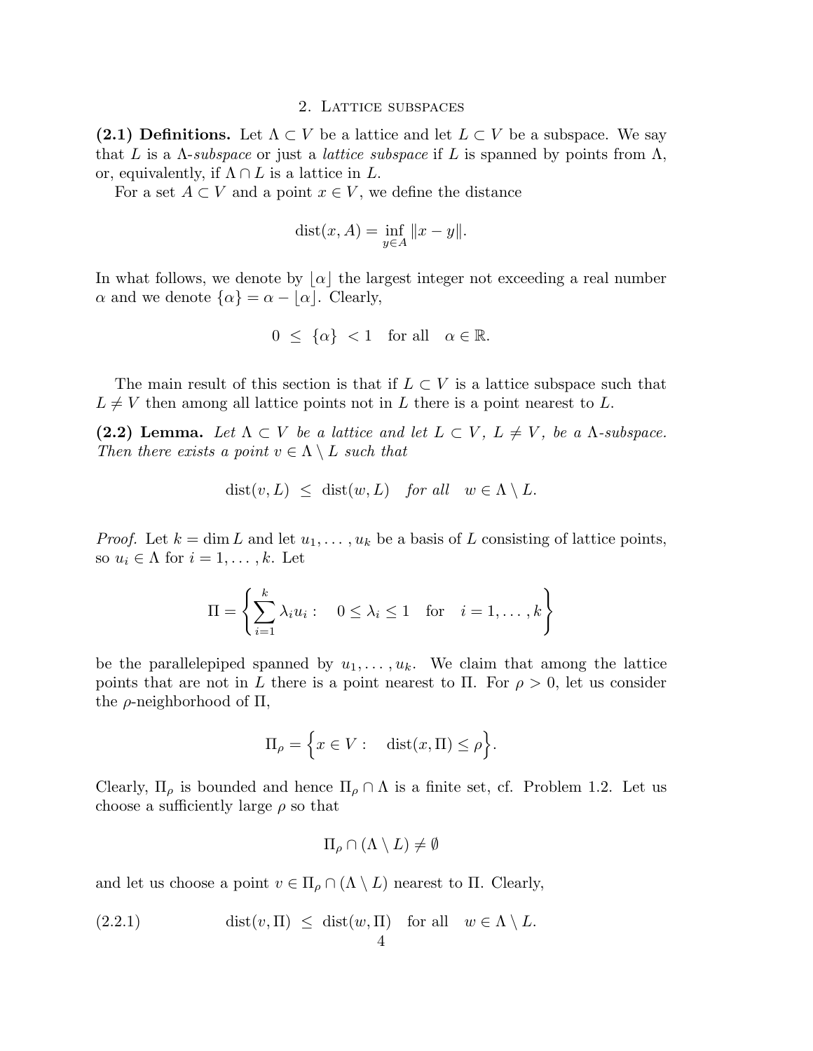## 2. Lattice subspaces

**(2.1) Definitions.** Let $\Lambda \subset V$ be a lattice and let $L \subset V$ be a subspace. We say that $L$ is a $\Lambda$-*subspace* or just a *lattice subspace* if $L$ is spanned by points from $\Lambda$, or, equivalently, if $\Lambda \cap L$ is a lattice in $L$.

For a set $A \subset V$ and a point $x \in V$, we define the distance

$$\operatorname{dist}(x, A) = \inf_{y \in A} \|x - y\|.$$

In what follows, we denote by $\lfloor \alpha \rfloor$ the largest integer not exceeding a real number $\alpha$ and we denote $\{\alpha\} = \alpha - \lfloor \alpha \rfloor$. Clearly,

$$0 \ \leq \ \{\alpha\} \ < 1 \quad \text{for all} \quad \alpha \in \mathbb{R}.$$

The main result of this section is that if $L \subset V$ is a lattice subspace such that $L \neq V$ then among all lattice points not in $L$ there is a point nearest to $L$.

**(2.2) Lemma.** *Let $\Lambda \subset V$ be a lattice and let $L \subset V$, $L \neq V$, be a $\Lambda$-subspace. Then there exists a point $v \in \Lambda \setminus L$ such that*

$$\operatorname{dist}(v, L) \ \leq \ \operatorname{dist}(w, L) \quad \textit{for all} \quad w \in \Lambda \setminus L.$$

*Proof.* Let $k = \dim L$ and let $u_1, \ldots, u_k$ be a basis of $L$ consisting of lattice points, so $u_i \in \Lambda$ for $i = 1, \ldots, k$. Let

$$\Pi = \left\{ \sum_{i=1}^{k} \lambda_i u_i : \quad 0 \leq \lambda_i \leq 1 \quad \text{for} \quad i = 1, \ldots, k \right\}$$

be the parallelepiped spanned by $u_1, \ldots, u_k$. We claim that among the lattice points that are not in $L$ there is a point nearest to $\Pi$. For $\rho > 0$, let us consider the $\rho$-neighborhood of $\Pi$,

$$\Pi_\rho = \Big\{ x \in V : \quad \operatorname{dist}(x, \Pi) \leq \rho \Big\}.$$

Clearly, $\Pi_\rho$ is bounded and hence $\Pi_\rho \cap \Lambda$ is a finite set, cf. Problem 1.2. Let us choose a sufficiently large $\rho$ so that

$$\Pi_\rho \cap (\Lambda \setminus L) \neq \emptyset$$

and let us choose a point $v \in \Pi_\rho \cap (\Lambda \setminus L)$ nearest to $\Pi$. Clearly,

$$\operatorname{dist}(v, \Pi) \ \leq \ \operatorname{dist}(w, \Pi) \quad \text{for all} \quad w \in \Lambda \setminus L. \tag{2.2.1}$$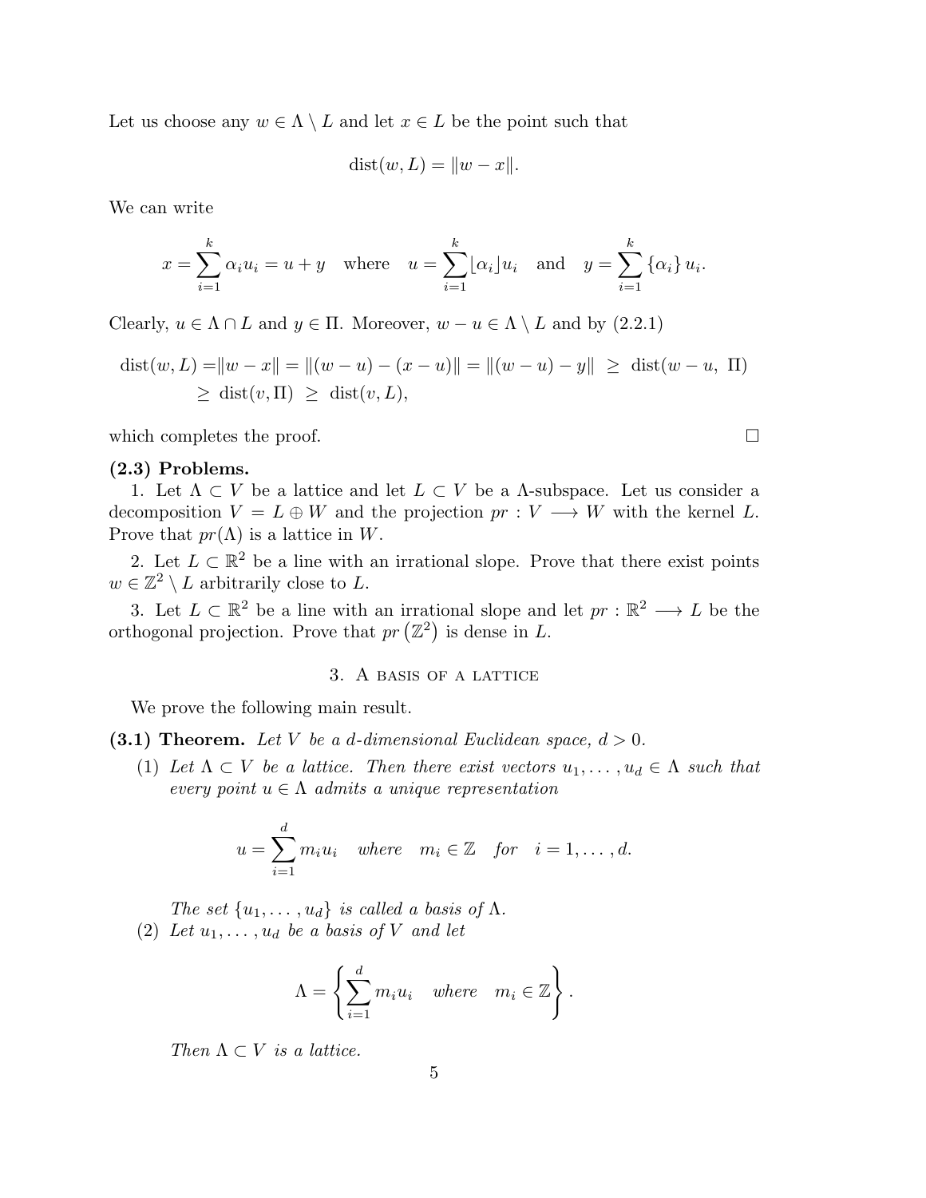Let us choose any $w \in \Lambda \setminus L$ and let $x \in L$ be the point such that

$$\operatorname{dist}(w, L) = \|w - x\|.$$

We can write

$$x = \sum_{i=1}^{k} \alpha_i u_i = u + y \quad \text{where} \quad u = \sum_{i=1}^{k} \lfloor \alpha_i \rfloor u_i \quad \text{and} \quad y = \sum_{i=1}^{k} \{\alpha_i\} u_i.$$

Clearly, $u \in \Lambda \cap L$ and $y \in \Pi$. Moreover, $w - u \in \Lambda \setminus L$ and by (2.2.1)

$$\begin{aligned}
\operatorname{dist}(w, L) =& \|w - x\| = \|(w - u) - (x - u)\| = \|(w - u) - y\| \ \geq \ \operatorname{dist}(w - u, \ \Pi) \\
&\geq \ \operatorname{dist}(v, \Pi) \ \geq \ \operatorname{dist}(v, L),
\end{aligned}$$

which completes the proof. □

**(2.3) Problems.**

1. Let $\Lambda \subset V$ be a lattice and let $L \subset V$ be a $\Lambda$-subspace. Let us consider a decomposition $V = L \oplus W$ and the projection $pr : V \longrightarrow W$ with the kernel $L$. Prove that $pr(\Lambda)$ is a lattice in $W$.

2. Let $L \subset \mathbb{R}^2$ be a line with an irrational slope. Prove that there exist points $w \in \mathbb{Z}^2 \setminus L$ arbitrarily close to $L$.

3. Let $L \subset \mathbb{R}^2$ be a line with an irrational slope and let $pr : \mathbb{R}^2 \longrightarrow L$ be the orthogonal projection. Prove that $pr\left(\mathbb{Z}^2\right)$ is dense in $L$.

## 3. A basis of a lattice

We prove the following main result.

**(3.1) Theorem.** *Let $V$ be a $d$-dimensional Euclidean space, $d > 0$.*

(1) *Let $\Lambda \subset V$ be a lattice. Then there exist vectors $u_1, \dots, u_d \in \Lambda$ such that every point $u \in \Lambda$ admits a unique representation*

$$u = \sum_{i=1}^{d} m_i u_i \quad \text{where} \quad m_i \in \mathbb{Z} \quad \text{for} \quad i = 1, \dots, d.$$

*The set $\{u_1, \dots, u_d\}$ is called a basis of $\Lambda$.*

(2) *Let $u_1, \dots, u_d$ be a basis of $V$ and let*

$$\Lambda = \left\{ \sum_{i=1}^{d} m_i u_i \quad \text{where} \quad m_i \in \mathbb{Z} \right\}.$$

*Then $\Lambda \subset V$ is a lattice.*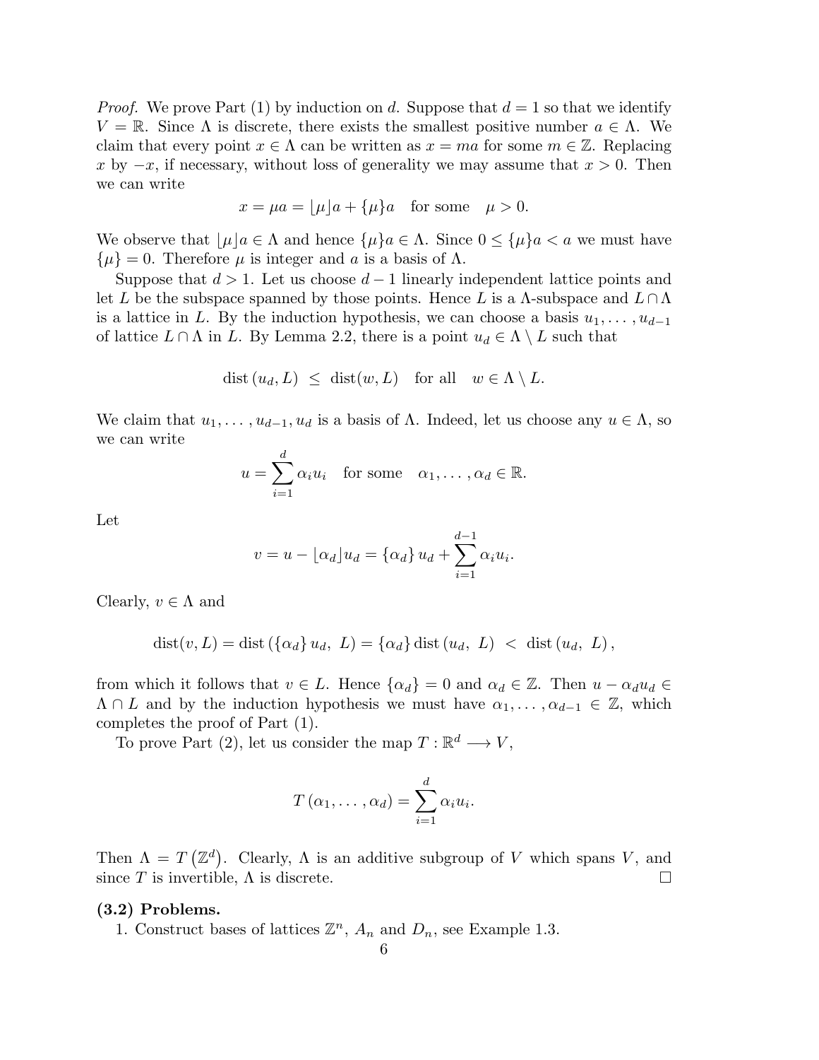*Proof.* We prove Part (1) by induction on $d$. Suppose that $d = 1$ so that we identify $V = \mathbb{R}$. Since $\Lambda$ is discrete, there exists the smallest positive number $a \in \Lambda$. We claim that every point $x \in \Lambda$ can be written as $x = ma$ for some $m \in \mathbb{Z}$. Replacing $x$ by $-x$, if necessary, without loss of generality we may assume that $x > 0$. Then we can write

$$x = \mu a = \lfloor \mu \rfloor a + \{\mu\} a \quad \text{for some} \quad \mu > 0.$$

We observe that $\lfloor \mu \rfloor a \in \Lambda$ and hence $\{\mu\} a \in \Lambda$. Since $0 \leq \{\mu\} a < a$ we must have $\{\mu\} = 0$. Therefore $\mu$ is integer and $a$ is a basis of $\Lambda$.

Suppose that $d > 1$. Let us choose $d - 1$ linearly independent lattice points and let $L$ be the subspace spanned by those points. Hence $L$ is a $\Lambda$-subspace and $L \cap \Lambda$ is a lattice in $L$. By the induction hypothesis, we can choose a basis $u_1, \ldots, u_{d-1}$ of lattice $L \cap \Lambda$ in $L$. By Lemma 2.2, there is a point $u_d \in \Lambda \setminus L$ such that

$$\operatorname{dist}(u_d, L) \leq \operatorname{dist}(w, L) \quad \text{for all} \quad w \in \Lambda \setminus L.$$

We claim that $u_1, \ldots, u_{d-1}, u_d$ is a basis of $\Lambda$. Indeed, let us choose any $u \in \Lambda$, so we can write

$$u = \sum_{i=1}^{d} \alpha_i u_i \quad \text{for some} \quad \alpha_1, \ldots, \alpha_d \in \mathbb{R}.$$

Let

$$v = u - \lfloor \alpha_d \rfloor u_d = \{\alpha_d\} u_d + \sum_{i=1}^{d-1} \alpha_i u_i.$$

Clearly, $v \in \Lambda$ and

$$\operatorname{dist}(v, L) = \operatorname{dist}(\{\alpha_d\} u_d, \ L) = \{\alpha_d\} \operatorname{dist}(u_d, \ L) \ < \ \operatorname{dist}(u_d, \ L),$$

from which it follows that $v \in L$. Hence $\{\alpha_d\} = 0$ and $\alpha_d \in \mathbb{Z}$. Then $u - \alpha_d u_d \in \Lambda \cap L$ and by the induction hypothesis we must have $\alpha_1, \ldots, \alpha_{d-1} \in \mathbb{Z}$, which completes the proof of Part (1).

To prove Part (2), let us consider the map $T : \mathbb{R}^d \longrightarrow V$,

$$T(\alpha_1, \ldots, \alpha_d) = \sum_{i=1}^{d} \alpha_i u_i.$$

Then $\Lambda = T(\mathbb{Z}^d)$. Clearly, $\Lambda$ is an additive subgroup of $V$ which spans $V$, and since $T$ is invertible, $\Lambda$ is discrete. $\square$

**(3.2) Problems.**

1. Construct bases of lattices $\mathbb{Z}^n$, $A_n$ and $D_n$, see Example 1.3.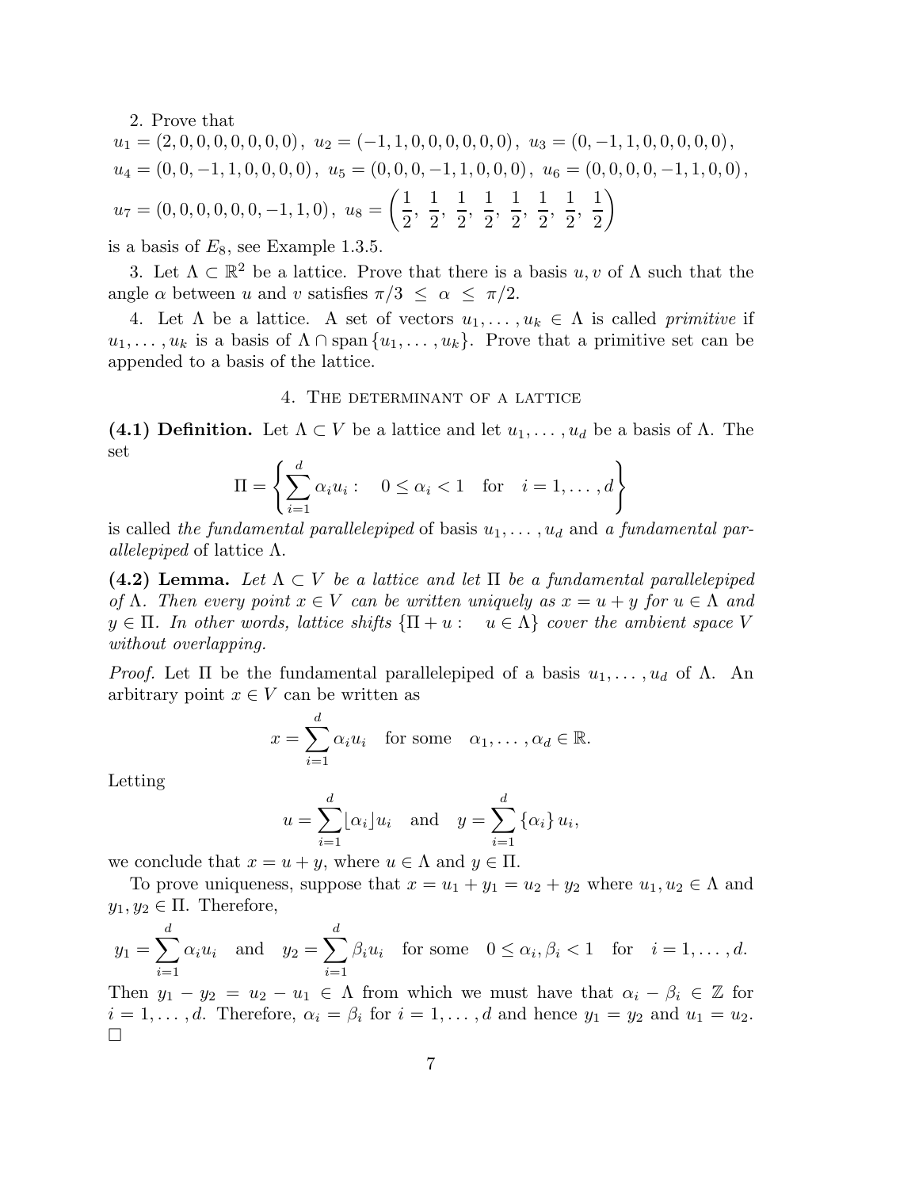2. Prove that

$$u_1 = (2,0,0,0,0,0,0,0),\ u_2 = (-1,1,0,0,0,0,0,0),\ u_3 = (0,-1,1,0,0,0,0,0),$$
$$u_4 = (0,0,-1,1,0,0,0,0),\ u_5 = (0,0,0,-1,1,0,0,0),\ u_6 = (0,0,0,0,-1,1,0,0),$$
$$u_7 = (0,0,0,0,0,-1,1,0),\ u_8 = \left(\frac{1}{2},\ \frac{1}{2},\ \frac{1}{2},\ \frac{1}{2},\ \frac{1}{2},\ \frac{1}{2},\ \frac{1}{2},\ \frac{1}{2}\right)$$

is a basis of $E_8$, see Example 1.3.5.

3. Let $\Lambda \subset \mathbb{R}^2$ be a lattice. Prove that there is a basis $u, v$ of $\Lambda$ such that the angle $\alpha$ between $u$ and $v$ satisfies $\pi/3 \leq \alpha \leq \pi/2$.

4. Let $\Lambda$ be a lattice. A set of vectors $u_1, \ldots, u_k \in \Lambda$ is called *primitive* if $u_1, \ldots, u_k$ is a basis of $\Lambda \cap \operatorname{span}\{u_1, \ldots, u_k\}$. Prove that a primitive set can be appended to a basis of the lattice.

## 4. The determinant of a lattice

**(4.1) Definition.** Let $\Lambda \subset V$ be a lattice and let $u_1, \ldots, u_d$ be a basis of $\Lambda$. The set

$$\Pi = \left\{ \sum_{i=1}^{d} \alpha_i u_i : \quad 0 \leq \alpha_i < 1 \quad \text{for} \quad i = 1, \ldots, d \right\}$$

is called *the fundamental parallelepiped* of basis $u_1, \ldots, u_d$ and *a fundamental parallelepiped* of lattice $\Lambda$.

**(4.2) Lemma.** *Let $\Lambda \subset V$ be a lattice and let $\Pi$ be a fundamental parallelepiped of $\Lambda$. Then every point $x \in V$ can be written uniquely as $x = u + y$ for $u \in \Lambda$ and $y \in \Pi$. In other words, lattice shifts $\{\Pi + u : \quad u \in \Lambda\}$ cover the ambient space $V$ without overlapping.*

*Proof.* Let $\Pi$ be the fundamental parallelepiped of a basis $u_1, \ldots, u_d$ of $\Lambda$. An arbitrary point $x \in V$ can be written as

$$x = \sum_{i=1}^{d} \alpha_i u_i \quad \text{for some} \quad \alpha_1, \ldots, \alpha_d \in \mathbb{R}.$$

Letting

$$u = \sum_{i=1}^{d} \lfloor \alpha_i \rfloor u_i \quad \text{and} \quad y = \sum_{i=1}^{d} \{\alpha_i\} u_i,$$

we conclude that $x = u + y$, where $u \in \Lambda$ and $y \in \Pi$.

To prove uniqueness, suppose that $x = u_1 + y_1 = u_2 + y_2$ where $u_1, u_2 \in \Lambda$ and $y_1, y_2 \in \Pi$. Therefore,

$$y_1 = \sum_{i=1}^{d} \alpha_i u_i \quad \text{and} \quad y_2 = \sum_{i=1}^{d} \beta_i u_i \quad \text{for some} \quad 0 \leq \alpha_i, \beta_i < 1 \quad \text{for} \quad i = 1, \ldots, d.$$

Then $y_1 - y_2 = u_2 - u_1 \in \Lambda$ from which we must have that $\alpha_i - \beta_i \in \mathbb{Z}$ for $i = 1, \ldots, d$. Therefore, $\alpha_i = \beta_i$ for $i = 1, \ldots, d$ and hence $y_1 = y_2$ and $u_1 = u_2$. □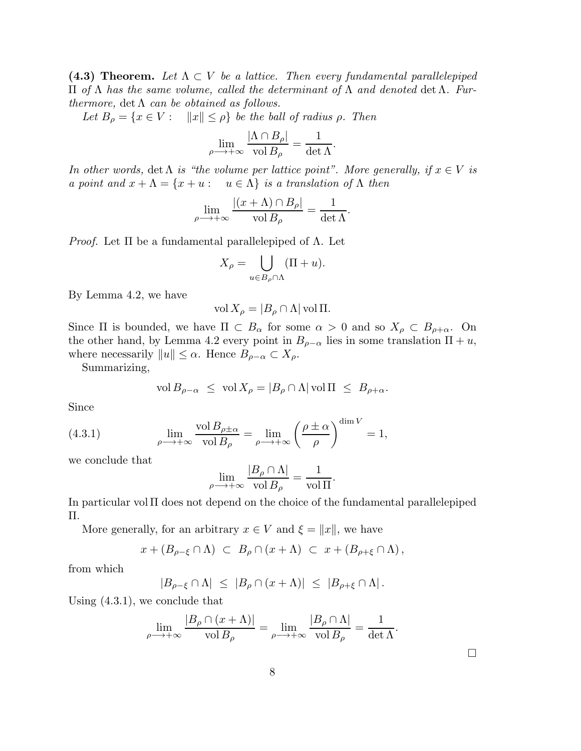**(4.3) Theorem.** *Let $\Lambda \subset V$ be a lattice. Then every fundamental parallelepiped $\Pi$ of $\Lambda$ has the same volume, called the determinant of $\Lambda$ and denoted $\det \Lambda$. Furthermore, $\det \Lambda$ can be obtained as follows.*

*Let $B_\rho = \{x \in V : \quad \|x\| \leq \rho\}$ be the ball of radius $\rho$. Then*

$$\lim_{\rho \longrightarrow +\infty} \frac{|\Lambda \cap B_\rho|}{\operatorname{vol} B_\rho} = \frac{1}{\det \Lambda}.$$

*In other words, $\det \Lambda$ is "the volume per lattice point". More generally, if $x \in V$ is a point and $x + \Lambda = \{x + u : \quad u \in \Lambda\}$ is a translation of $\Lambda$ then*

$$\lim_{\rho \longrightarrow +\infty} \frac{|(x + \Lambda) \cap B_\rho|}{\operatorname{vol} B_\rho} = \frac{1}{\det \Lambda}.$$

*Proof.* Let $\Pi$ be a fundamental parallelepiped of $\Lambda$. Let

$$X_\rho = \bigcup_{u \in B_\rho \cap \Lambda} (\Pi + u).$$

By Lemma 4.2, we have

$$\operatorname{vol} X_\rho = |B_\rho \cap \Lambda| \operatorname{vol} \Pi.$$

Since $\Pi$ is bounded, we have $\Pi \subset B_\alpha$ for some $\alpha > 0$ and so $X_\rho \subset B_{\rho+\alpha}$. On the other hand, by Lemma 4.2 every point in $B_{\rho-\alpha}$ lies in some translation $\Pi + u$, where necessarily $\|u\| \leq \alpha$. Hence $B_{\rho-\alpha} \subset X_\rho$.

Summarizing,

$$\operatorname{vol} B_{\rho-\alpha} \ \leq \ \operatorname{vol} X_\rho = |B_\rho \cap \Lambda| \operatorname{vol} \Pi \ \leq \ B_{\rho+\alpha}.$$

Since

$$\lim_{\rho \longrightarrow +\infty} \frac{\operatorname{vol} B_{\rho \pm \alpha}}{\operatorname{vol} B_\rho} = \lim_{\rho \longrightarrow +\infty} \left( \frac{\rho \pm \alpha}{\rho} \right)^{\dim V} = 1, \tag{4.3.1}$$

we conclude that

$$\lim_{\rho \longrightarrow +\infty} \frac{|B_\rho \cap \Lambda|}{\operatorname{vol} B_\rho} = \frac{1}{\operatorname{vol} \Pi}.$$

In particular $\operatorname{vol} \Pi$ does not depend on the choice of the fundamental parallelepiped $\Pi$.

More generally, for an arbitrary $x \in V$ and $\xi = \|x\|$, we have

$$x + (B_{\rho-\xi} \cap \Lambda) \ \subset \ B_\rho \cap (x + \Lambda) \ \subset \ x + (B_{\rho+\xi} \cap \Lambda),$$

from which

$$|B_{\rho-\xi} \cap \Lambda| \ \leq \ |B_\rho \cap (x + \Lambda)| \ \leq \ |B_{\rho+\xi} \cap \Lambda|.$$

Using (4.3.1), we conclude that

$$\lim_{\rho \longrightarrow +\infty} \frac{|B_\rho \cap (x + \Lambda)|}{\operatorname{vol} B_\rho} = \lim_{\rho \longrightarrow +\infty} \frac{|B_\rho \cap \Lambda|}{\operatorname{vol} B_\rho} = \frac{1}{\det \Lambda}.$$

□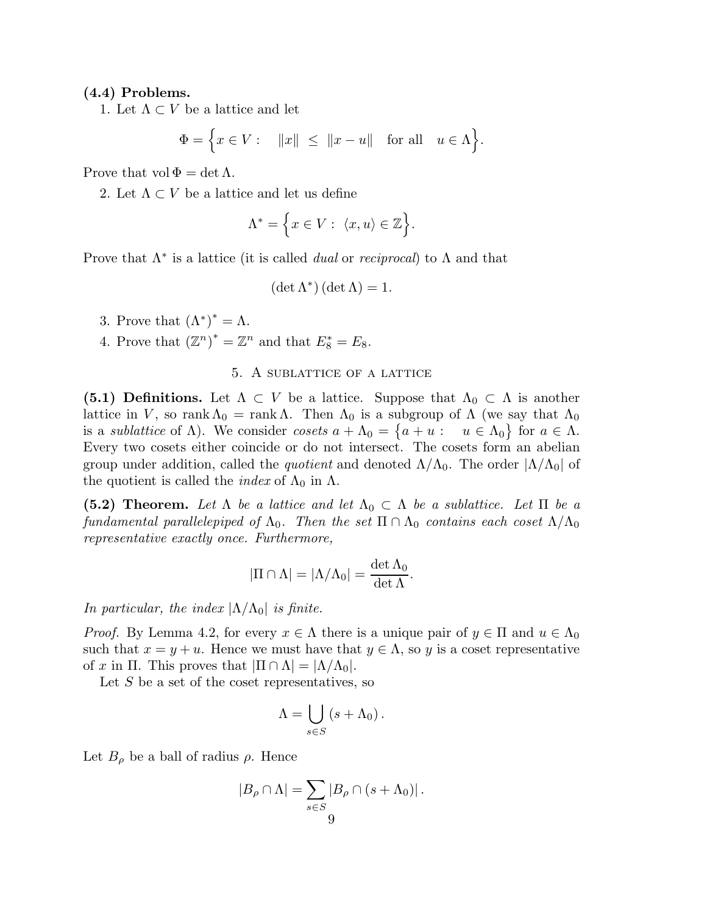**(4.4) Problems.**

1. Let $\Lambda \subset V$ be a lattice and let

$$\Phi = \Big\{ x \in V : \quad \|x\| \ \leq \ \|x - u\| \quad \text{for all} \quad u \in \Lambda \Big\}.$$

Prove that $\operatorname{vol} \Phi = \det \Lambda$.

2. Let $\Lambda \subset V$ be a lattice and let us define

$$\Lambda^* = \Big\{ x \in V : \ \langle x, u \rangle \in \mathbb{Z} \Big\}.$$

Prove that $\Lambda^*$ is a lattice (it is called *dual* or *reciprocal*) to $\Lambda$ and that

$$\left(\det \Lambda^*\right) \left(\det \Lambda\right) = 1.$$

3. Prove that $\left(\Lambda^*\right)^* = \Lambda$.

4. Prove that $\left(\mathbb{Z}^n\right)^* = \mathbb{Z}^n$ and that $E_8^* = E_8$.

## 5. A sublattice of a lattice

**(5.1) Definitions.** Let $\Lambda \subset V$ be a lattice. Suppose that $\Lambda_0 \subset \Lambda$ is another lattice in $V$, so $\operatorname{rank} \Lambda_0 = \operatorname{rank} \Lambda$. Then $\Lambda_0$ is a subgroup of $\Lambda$ (we say that $\Lambda_0$ is a *sublattice* of $\Lambda$). We consider *cosets* $a + \Lambda_0 = \big\{ a + u : \quad u \in \Lambda_0 \big\}$ for $a \in \Lambda$. Every two cosets either coincide or do not intersect. The cosets form an abelian group under addition, called the *quotient* and denoted $\Lambda / \Lambda_0$. The order $|\Lambda / \Lambda_0|$ of the quotient is called the *index* of $\Lambda_0$ in $\Lambda$.

**(5.2) Theorem.** *Let $\Lambda$ be a lattice and let $\Lambda_0 \subset \Lambda$ be a sublattice. Let $\Pi$ be a fundamental parallelepiped of $\Lambda_0$. Then the set $\Pi \cap \Lambda_0$ contains each coset $\Lambda / \Lambda_0$ representative exactly once. Furthermore,*

$$|\Pi \cap \Lambda| = |\Lambda / \Lambda_0| = \frac{\det \Lambda_0}{\det \Lambda}.$$

*In particular, the index $|\Lambda / \Lambda_0|$ is finite.*

*Proof.* By Lemma 4.2, for every $x \in \Lambda$ there is a unique pair of $y \in \Pi$ and $u \in \Lambda_0$ such that $x = y + u$. Hence we must have that $y \in \Lambda$, so $y$ is a coset representative of $x$ in $\Pi$. This proves that $|\Pi \cap \Lambda| = |\Lambda / \Lambda_0|$.

Let $S$ be a set of the coset representatives, so

$$\Lambda = \bigcup_{s \in S} \left( s + \Lambda_0 \right).$$

Let $B_\rho$ be a ball of radius $\rho$. Hence

$$|B_\rho \cap \Lambda| = \sum_{s \in S} |B_\rho \cap (s + \Lambda_0)|.$$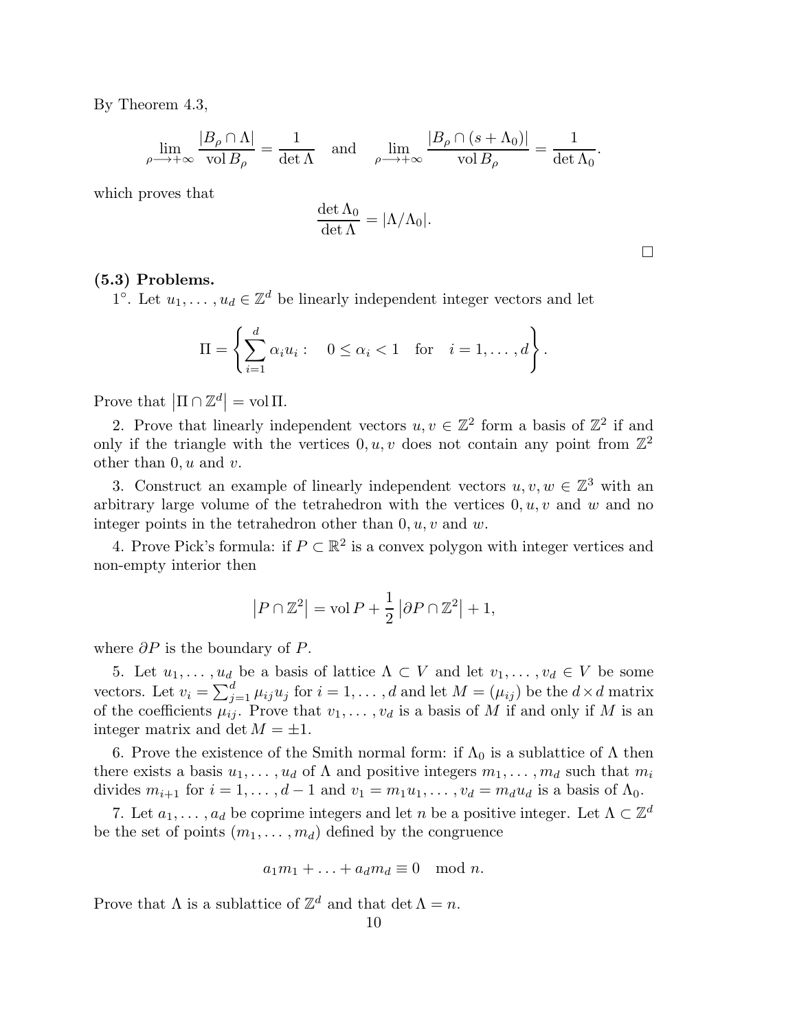By Theorem 4.3,

$$\lim_{\rho \longrightarrow +\infty} \frac{|B_\rho \cap \Lambda|}{\operatorname{vol} B_\rho} = \frac{1}{\det \Lambda} \quad \text{and} \quad \lim_{\rho \longrightarrow +\infty} \frac{|B_\rho \cap (s + \Lambda_0)|}{\operatorname{vol} B_\rho} = \frac{1}{\det \Lambda_0}.$$

which proves that

$$\frac{\det \Lambda_0}{\det \Lambda} = |\Lambda / \Lambda_0|.$$

□

**(5.3) Problems.**

1°. Let $u_1, \ldots, u_d \in \mathbb{Z}^d$ be linearly independent integer vectors and let

$$\Pi = \left\{ \sum_{i=1}^{d} \alpha_i u_i : \quad 0 \leq \alpha_i < 1 \quad \text{for} \quad i = 1, \ldots, d \right\}.$$

Prove that $\left|\Pi \cap \mathbb{Z}^d\right| = \operatorname{vol} \Pi$.

2. Prove that linearly independent vectors $u, v \in \mathbb{Z}^2$ form a basis of $\mathbb{Z}^2$ if and only if the triangle with the vertices $0, u, v$ does not contain any point from $\mathbb{Z}^2$ other than $0, u$ and $v$.

3. Construct an example of linearly independent vectors $u, v, w \in \mathbb{Z}^3$ with an arbitrary large volume of the tetrahedron with the vertices $0, u, v$ and $w$ and no integer points in the tetrahedron other than $0, u, v$ and $w$.

4. Prove Pick's formula: if $P \subset \mathbb{R}^2$ is a convex polygon with integer vertices and non-empty interior then

$$\left|P \cap \mathbb{Z}^2\right| = \operatorname{vol} P + \frac{1}{2} \left|\partial P \cap \mathbb{Z}^2\right| + 1,$$

where $\partial P$ is the boundary of $P$.

5. Let $u_1, \ldots, u_d$ be a basis of lattice $\Lambda \subset V$ and let $v_1, \ldots, v_d \in V$ be some vectors. Let $v_i = \sum_{j=1}^{d} \mu_{ij} u_j$ for $i = 1, \ldots, d$ and let $M = (\mu_{ij})$ be the $d \times d$ matrix of the coefficients $\mu_{ij}$. Prove that $v_1, \ldots, v_d$ is a basis of $M$ if and only if $M$ is an integer matrix and $\det M = \pm 1$.

6. Prove the existence of the Smith normal form: if $\Lambda_0$ is a sublattice of $\Lambda$ then there exists a basis $u_1, \ldots, u_d$ of $\Lambda$ and positive integers $m_1, \ldots, m_d$ such that $m_i$ divides $m_{i+1}$ for $i = 1, \ldots, d-1$ and $v_1 = m_1 u_1, \ldots, v_d = m_d u_d$ is a basis of $\Lambda_0$.

7. Let $a_1, \ldots, a_d$ be coprime integers and let $n$ be a positive integer. Let $\Lambda \subset \mathbb{Z}^d$ be the set of points $(m_1, \ldots, m_d)$ defined by the congruence

$$a_1 m_1 + \ldots + a_d m_d \equiv 0 \mod n.$$

Prove that $\Lambda$ is a sublattice of $\mathbb{Z}^d$ and that $\det \Lambda = n$.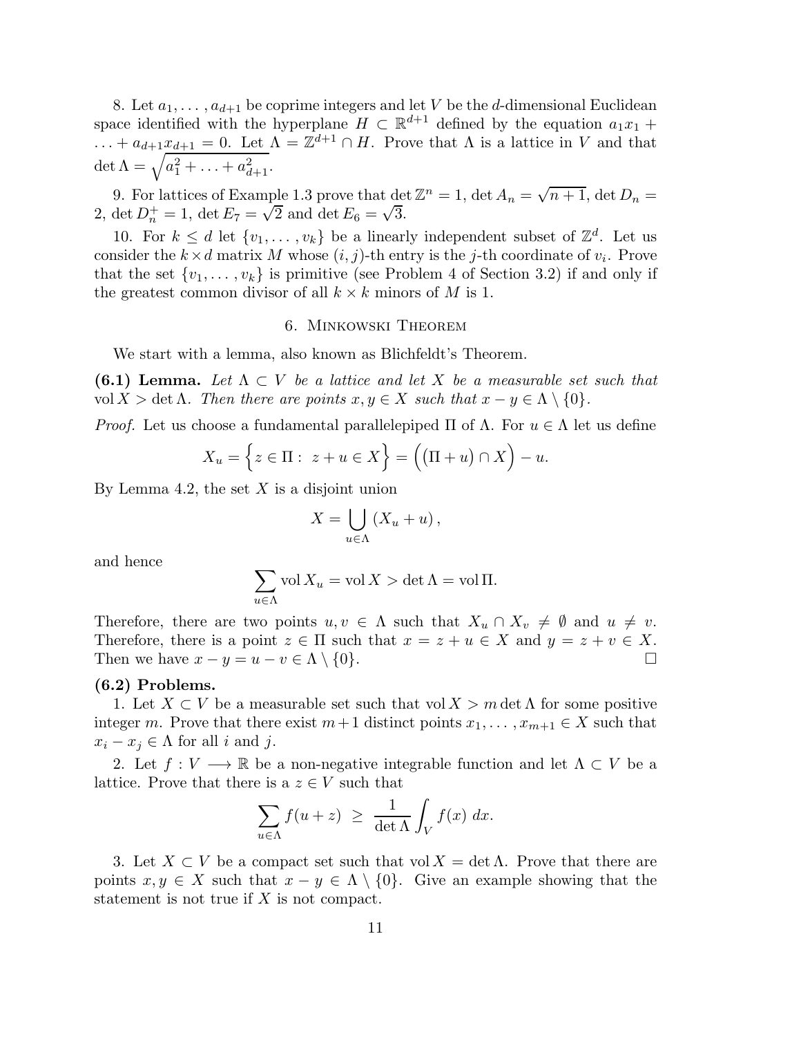8. Let $a_1, \ldots, a_{d+1}$ be coprime integers and let $V$ be the $d$-dimensional Euclidean space identified with the hyperplane $H \subset \mathbb{R}^{d+1}$ defined by the equation $a_1 x_1 + \ldots + a_{d+1} x_{d+1} = 0$. Let $\Lambda = \mathbb{Z}^{d+1} \cap H$. Prove that $\Lambda$ is a lattice in $V$ and that $\det \Lambda = \sqrt{a_1^2 + \ldots + a_{d+1}^2}$.

9. For lattices of Example 1.3 prove that $\det \mathbb{Z}^n = 1$, $\det A_n = \sqrt{n+1}$, $\det D_n = 2$, $\det D_n^+ = 1$, $\det E_7 = \sqrt{2}$ and $\det E_6 = \sqrt{3}$.

10. For $k \leq d$ let $\{v_1, \ldots, v_k\}$ be a linearly independent subset of $\mathbb{Z}^d$. Let us consider the $k \times d$ matrix $M$ whose $(i,j)$-th entry is the $j$-th coordinate of $v_i$. Prove that the set $\{v_1, \ldots, v_k\}$ is primitive (see Problem 4 of Section 3.2) if and only if the greatest common divisor of all $k \times k$ minors of $M$ is 1.

## 6. Minkowski Theorem

We start with a lemma, also known as Blichfeldt's Theorem.

**(6.1) Lemma.** *Let $\Lambda \subset V$ be a lattice and let $X$ be a measurable set such that $\operatorname{vol} X > \det \Lambda$. Then there are points $x, y \in X$ such that $x - y \in \Lambda \setminus \{0\}$.*

*Proof.* Let us choose a fundamental parallelepiped $\Pi$ of $\Lambda$. For $u \in \Lambda$ let us define

$$X_u = \Big\{ z \in \Pi : \ z + u \in X \Big\} = \Big( (\Pi + u) \cap X \Big) - u.$$

By Lemma 4.2, the set $X$ is a disjoint union

$$X = \bigcup_{u \in \Lambda} \left( X_u + u \right),$$

and hence

$$\sum_{u \in \Lambda} \operatorname{vol} X_u = \operatorname{vol} X > \det \Lambda = \operatorname{vol} \Pi.$$

Therefore, there are two points $u, v \in \Lambda$ such that $X_u \cap X_v \neq \emptyset$ and $u \neq v$. Therefore, there is a point $z \in \Pi$ such that $x = z + u \in X$ and $y = z + v \in X$. Then we have $x - y = u - v \in \Lambda \setminus \{0\}$. $\square$

**(6.2) Problems.**

1. Let $X \subset V$ be a measurable set such that $\operatorname{vol} X > m \det \Lambda$ for some positive integer $m$. Prove that there exist $m+1$ distinct points $x_1, \ldots, x_{m+1} \in X$ such that $x_i - x_j \in \Lambda$ for all $i$ and $j$.

2. Let $f : V \longrightarrow \mathbb{R}$ be a non-negative integrable function and let $\Lambda \subset V$ be a lattice. Prove that there is a $z \in V$ such that

$$\sum_{u \in \Lambda} f(u + z) \ \geq \ \frac{1}{\det \Lambda} \int_V f(x) \, dx.$$

3. Let $X \subset V$ be a compact set such that $\operatorname{vol} X = \det \Lambda$. Prove that there are points $x, y \in X$ such that $x - y \in \Lambda \setminus \{0\}$. Give an example showing that the statement is not true if $X$ is not compact.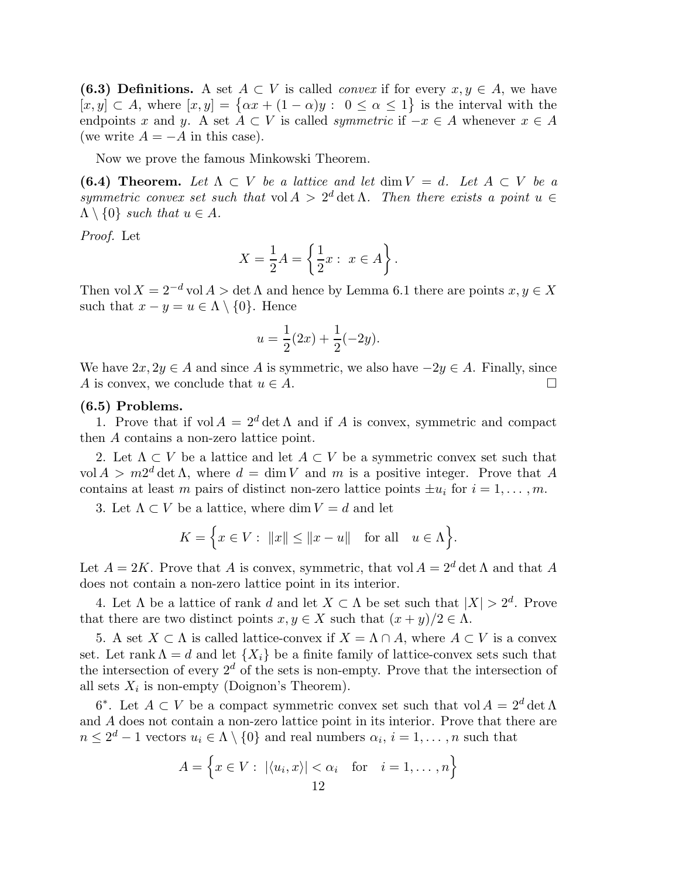**(6.3) Definitions.** A set $A \subset V$ is called *convex* if for every $x, y \in A$, we have $[x, y] \subset A$, where $[x, y] = \{\alpha x + (1 - \alpha)y : \ 0 \le \alpha \le 1\}$ is the interval with the endpoints $x$ and $y$. A set $A \subset V$ is called *symmetric* if $-x \in A$ whenever $x \in A$ (we write $A = -A$ in this case).

Now we prove the famous Minkowski Theorem.

**(6.4) Theorem.** *Let $\Lambda \subset V$ be a lattice and let $\dim V = d$. Let $A \subset V$ be a symmetric convex set such that $\operatorname{vol} A > 2^d \det \Lambda$. Then there exists a point $u \in \Lambda \setminus \{0\}$ such that $u \in A$.*

*Proof.* Let

$$X = \frac{1}{2}A = \left\{ \frac{1}{2}x : \ x \in A \right\}.$$

Then $\operatorname{vol} X = 2^{-d} \operatorname{vol} A > \det \Lambda$ and hence by Lemma 6.1 there are points $x, y \in X$ such that $x - y = u \in \Lambda \setminus \{0\}$. Hence

$$u = \frac{1}{2}(2x) + \frac{1}{2}(-2y).$$

We have $2x, 2y \in A$ and since $A$ is symmetric, we also have $-2y \in A$. Finally, since $A$ is convex, we conclude that $u \in A$. □

**(6.5) Problems.**

1. Prove that if $\operatorname{vol} A = 2^d \det \Lambda$ and if $A$ is convex, symmetric and compact then $A$ contains a non-zero lattice point.

2. Let $\Lambda \subset V$ be a lattice and let $A \subset V$ be a symmetric convex set such that $\operatorname{vol} A > m2^d \det \Lambda$, where $d = \dim V$ and $m$ is a positive integer. Prove that $A$ contains at least $m$ pairs of distinct non-zero lattice points $\pm u_i$ for $i = 1, \ldots, m$.

3. Let $\Lambda \subset V$ be a lattice, where $\dim V = d$ and let

$$K = \Big\{ x \in V : \ \|x\| \le \|x - u\| \quad \text{for all} \quad u \in \Lambda \Big\}.$$

Let $A = 2K$. Prove that $A$ is convex, symmetric, that $\operatorname{vol} A = 2^d \det \Lambda$ and that $A$ does not contain a non-zero lattice point in its interior.

4. Let $\Lambda$ be a lattice of rank $d$ and let $X \subset \Lambda$ be set such that $|X| > 2^d$. Prove that there are two distinct points $x, y \in X$ such that $(x + y)/2 \in \Lambda$.

5. A set $X \subset \Lambda$ is called lattice-convex if $X = \Lambda \cap A$, where $A \subset V$ is a convex set. Let $\operatorname{rank} \Lambda = d$ and let $\{X_i\}$ be a finite family of lattice-convex sets such that the intersection of every $2^d$ of the sets is non-empty. Prove that the intersection of all sets $X_i$ is non-empty (Doignon's Theorem).

6*. Let $A \subset V$ be a compact symmetric convex set such that $\operatorname{vol} A = 2^d \det \Lambda$ and $A$ does not contain a non-zero lattice point in its interior. Prove that there are $n \le 2^d - 1$ vectors $u_i \in \Lambda \setminus \{0\}$ and real numbers $\alpha_i$, $i = 1, \ldots, n$ such that

$$A = \Big\{ x \in V : \ |\langle u_i, x \rangle| < \alpha_i \quad \text{for} \quad i = 1, \ldots, n \Big\}$$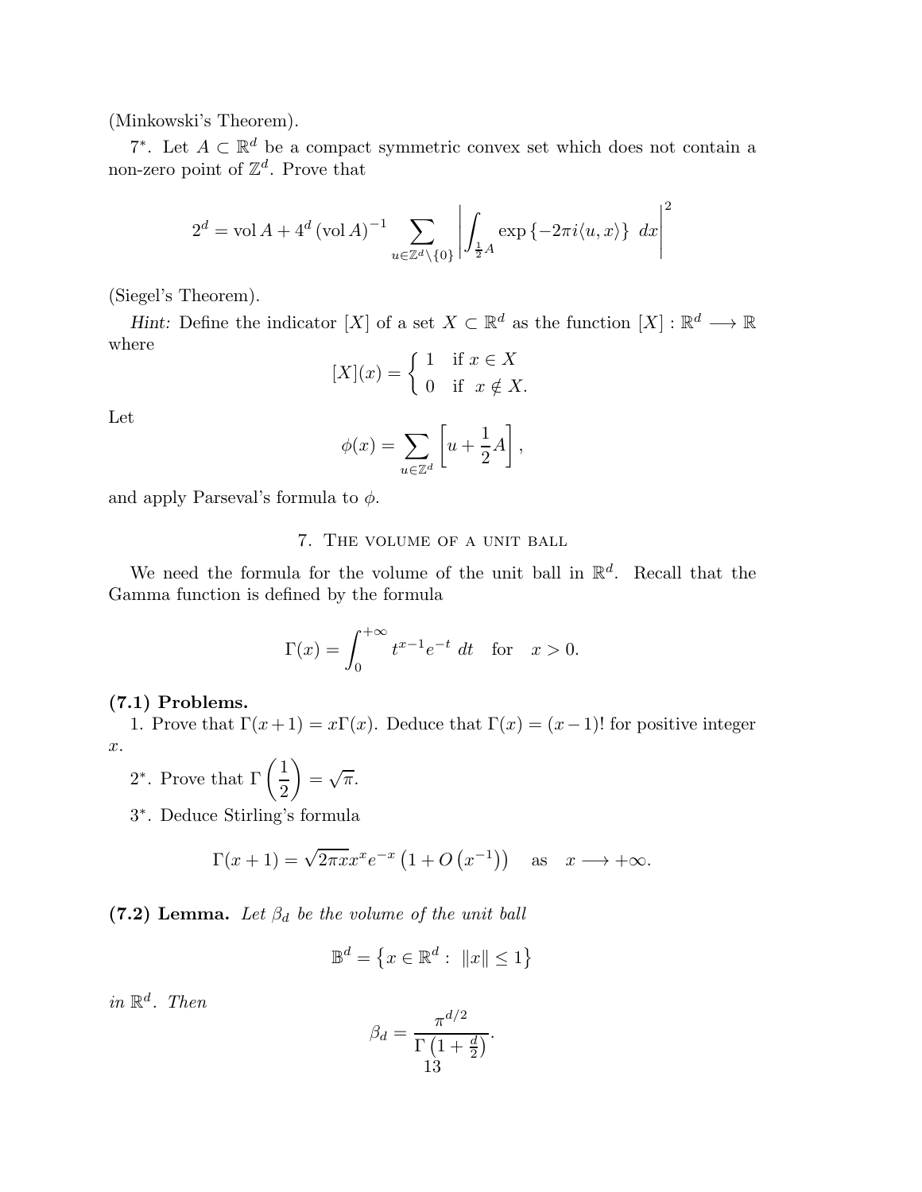(Minkowski's Theorem).

7*. Let $A \subset \mathbb{R}^d$ be a compact symmetric convex set which does not contain a non-zero point of $\mathbb{Z}^d$. Prove that

$$2^d = \operatorname{vol} A + 4^d (\operatorname{vol} A)^{-1} \sum_{u \in \mathbb{Z}^d \setminus \{0\}} \left| \int_{\frac{1}{2}A} \exp\left\{-2\pi i \langle u, x \rangle\right\} \, dx \right|^2$$

(Siegel's Theorem).

*Hint:* Define the indicator $[X]$ of a set $X \subset \mathbb{R}^d$ as the function $[X] : \mathbb{R}^d \longrightarrow \mathbb{R}$ where

$$[X](x) = \begin{cases} 1 & \text{if } x \in X \\ 0 & \text{if } x \notin X. \end{cases}$$

Let

$$\phi(x) = \sum_{u \in \mathbb{Z}^d} \left[ u + \frac{1}{2} A \right],$$

and apply Parseval's formula to $\phi$.

## 7. The volume of a unit ball

We need the formula for the volume of the unit ball in $\mathbb{R}^d$. Recall that the Gamma function is defined by the formula

$$\Gamma(x) = \int_0^{+\infty} t^{x-1} e^{-t} \, dt \quad \text{for} \quad x > 0.$$

**(7.1) Problems.**

1. Prove that $\Gamma(x+1) = x\Gamma(x)$. Deduce that $\Gamma(x) = (x-1)!$ for positive integer $x$.

2*. Prove that $\Gamma\left(\frac{1}{2}\right) = \sqrt{\pi}$.

3*. Deduce Stirling's formula

$$\Gamma(x+1) = \sqrt{2\pi x} x^x e^{-x} \left(1 + O\left(x^{-1}\right)\right) \quad \text{as} \quad x \longrightarrow +\infty.$$

**(7.2) Lemma.** *Let $\beta_d$ be the volume of the unit ball*

$$\mathbb{B}^d = \left\{ x \in \mathbb{R}^d : \ \|x\| \leq 1 \right\}$$

*in $\mathbb{R}^d$. Then*

$$\beta_d = \frac{\pi^{d/2}}{\Gamma\left(1 + \frac{d}{2}\right)}.$$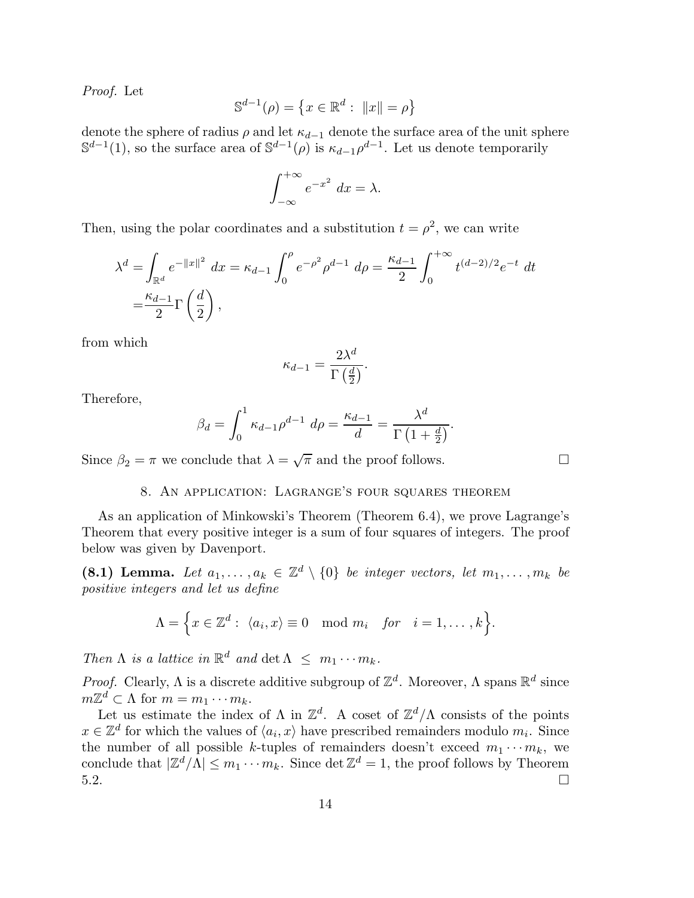*Proof.* Let

$$\mathbb{S}^{d-1}(\rho) = \left\{ x \in \mathbb{R}^d : \ \|x\| = \rho \right\}$$

denote the sphere of radius $\rho$ and let $\kappa_{d-1}$ denote the surface area of the unit sphere $\mathbb{S}^{d-1}(1)$, so the surface area of $\mathbb{S}^{d-1}(\rho)$ is $\kappa_{d-1}\rho^{d-1}$. Let us denote temporarily

$$\int_{-\infty}^{+\infty} e^{-x^2} \ dx = \lambda.$$

Then, using the polar coordinates and a substitution $t = \rho^2$, we can write

$$\begin{aligned}
\lambda^d =& \int_{\mathbb{R}^d} e^{-\|x\|^2} \ dx = \kappa_{d-1} \int_0^{\rho} e^{-\rho^2} \rho^{d-1} \ d\rho = \frac{\kappa_{d-1}}{2} \int_0^{+\infty} t^{(d-2)/2} e^{-t} \ dt \\
=& \frac{\kappa_{d-1}}{2} \Gamma\left(\frac{d}{2}\right),
\end{aligned}$$

from which

$$\kappa_{d-1} = \frac{2\lambda^d}{\Gamma\left(\frac{d}{2}\right)}.$$

Therefore,

$$\beta_d = \int_0^1 \kappa_{d-1} \rho^{d-1} \ d\rho = \frac{\kappa_{d-1}}{d} = \frac{\lambda^d}{\Gamma\left(1 + \frac{d}{2}\right)}.$$

Since $\beta_2 = \pi$ we conclude that $\lambda = \sqrt{\pi}$ and the proof follows. □

## 8. An application: Lagrange's four squares theorem

As an application of Minkowski's Theorem (Theorem 6.4), we prove Lagrange's Theorem that every positive integer is a sum of four squares of integers. The proof below was given by Davenport.

**(8.1) Lemma.** *Let $a_1, \ldots, a_k \in \mathbb{Z}^d \setminus \{0\}$ be integer vectors, let $m_1, \ldots, m_k$ be positive integers and let us define*

$$\Lambda = \Big\{ x \in \mathbb{Z}^d : \ \langle a_i, x \rangle \equiv 0 \mod m_i \quad \textit{for} \quad i = 1, \ldots, k \Big\}.$$

*Then $\Lambda$ is a lattice in $\mathbb{R}^d$ and $\det \Lambda \ \leq \ m_1 \cdots m_k$.*

*Proof.* Clearly, $\Lambda$ is a discrete additive subgroup of $\mathbb{Z}^d$. Moreover, $\Lambda$ spans $\mathbb{R}^d$ since $m\mathbb{Z}^d \subset \Lambda$ for $m = m_1 \cdots m_k$.

Let us estimate the index of $\Lambda$ in $\mathbb{Z}^d$. A coset of $\mathbb{Z}^d/\Lambda$ consists of the points $x \in \mathbb{Z}^d$ for which the values of $\langle a_i, x \rangle$ have prescribed remainders modulo $m_i$. Since the number of all possible $k$-tuples of remainders doesn't exceed $m_1 \cdots m_k$, we conclude that $|\mathbb{Z}^d/\Lambda| \leq m_1 \cdots m_k$. Since $\det \mathbb{Z}^d = 1$, the proof follows by Theorem 5.2. □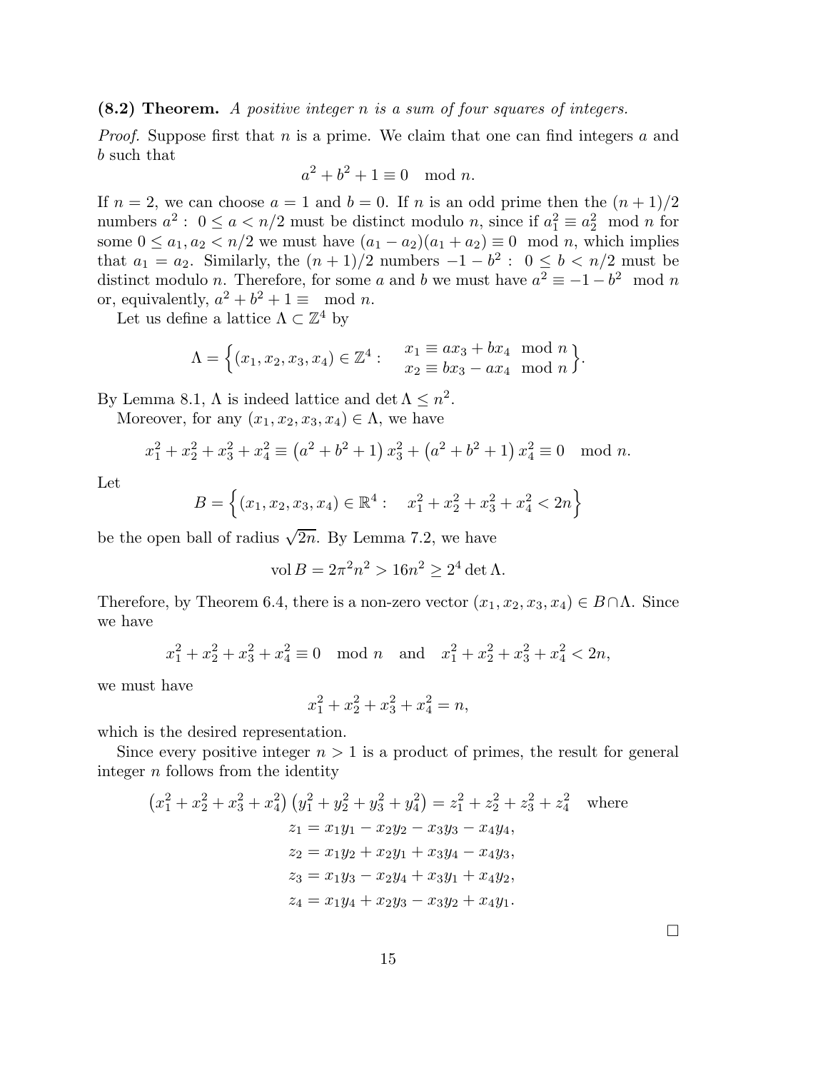**(8.2) Theorem.** *A positive integer $n$ is a sum of four squares of integers.*

*Proof.* Suppose first that $n$ is a prime. We claim that one can find integers $a$ and $b$ such that

$$a^2 + b^2 + 1 \equiv 0 \mod n.$$

If $n = 2$, we can choose $a = 1$ and $b = 0$. If $n$ is an odd prime then the $(n+1)/2$ numbers $a^2 : \ 0 \leq a < n/2$ must be distinct modulo $n$, since if $a_1^2 \equiv a_2^2 \mod n$ for some $0 \leq a_1, a_2 < n/2$ we must have $(a_1 - a_2)(a_1 + a_2) \equiv 0 \mod n$, which implies that $a_1 = a_2$. Similarly, the $(n+1)/2$ numbers $-1 - b^2 : \ 0 \leq b < n/2$ must be distinct modulo $n$. Therefore, for some $a$ and $b$ we must have $a^2 \equiv -1 - b^2 \mod n$ or, equivalently, $a^2 + b^2 + 1 \equiv \mod n$.

Let us define a lattice $\Lambda \subset \mathbb{Z}^4$ by

$$\Lambda = \left\{ (x_1, x_2, x_3, x_4) \in \mathbb{Z}^4 : \quad \begin{array}{l} x_1 \equiv a x_3 + b x_4 \mod n \\ x_2 \equiv b x_3 - a x_4 \mod n \end{array} \right\}.$$

By Lemma 8.1, $\Lambda$ is indeed lattice and $\det \Lambda \leq n^2$.

Moreover, for any $(x_1, x_2, x_3, x_4) \in \Lambda$, we have

$$x_1^2 + x_2^2 + x_3^2 + x_4^2 \equiv \left(a^2 + b^2 + 1\right) x_3^2 + \left(a^2 + b^2 + 1\right) x_4^2 \equiv 0 \mod n.$$

Let

$$B = \left\{ (x_1, x_2, x_3, x_4) \in \mathbb{R}^4 : \quad x_1^2 + x_2^2 + x_3^2 + x_4^2 < 2n \right\}$$

be the open ball of radius $\sqrt{2n}$. By Lemma 7.2, we have

$$\operatorname{vol} B = 2\pi^2 n^2 > 16 n^2 \geq 2^4 \det \Lambda.$$

Therefore, by Theorem 6.4, there is a non-zero vector $(x_1, x_2, x_3, x_4) \in B \cap \Lambda$. Since we have

$$x_1^2 + x_2^2 + x_3^2 + x_4^2 \equiv 0 \mod n \quad \text{and} \quad x_1^2 + x_2^2 + x_3^2 + x_4^2 < 2n,$$

we must have

$$x_1^2 + x_2^2 + x_3^2 + x_4^2 = n,$$

which is the desired representation.

Since every positive integer $n > 1$ is a product of primes, the result for general integer $n$ follows from the identity

$$\begin{aligned}
\left(x_1^2 + x_2^2 + x_3^2 + x_4^2\right)\left(y_1^2 + y_2^2 + y_3^2 + y_4^2\right) = z_1^2 + z_2^2 + z_3^2 + z_4^2 \quad \text{where} \\
z_1 = x_1 y_1 - x_2 y_2 - x_3 y_3 - x_4 y_4, \\
z_2 = x_1 y_2 + x_2 y_1 + x_3 y_4 - x_4 y_3, \\
z_3 = x_1 y_3 - x_2 y_4 + x_3 y_1 + x_4 y_2, \\
z_4 = x_1 y_4 + x_2 y_3 - x_3 y_2 + x_4 y_1.
\end{aligned}$$

$\square$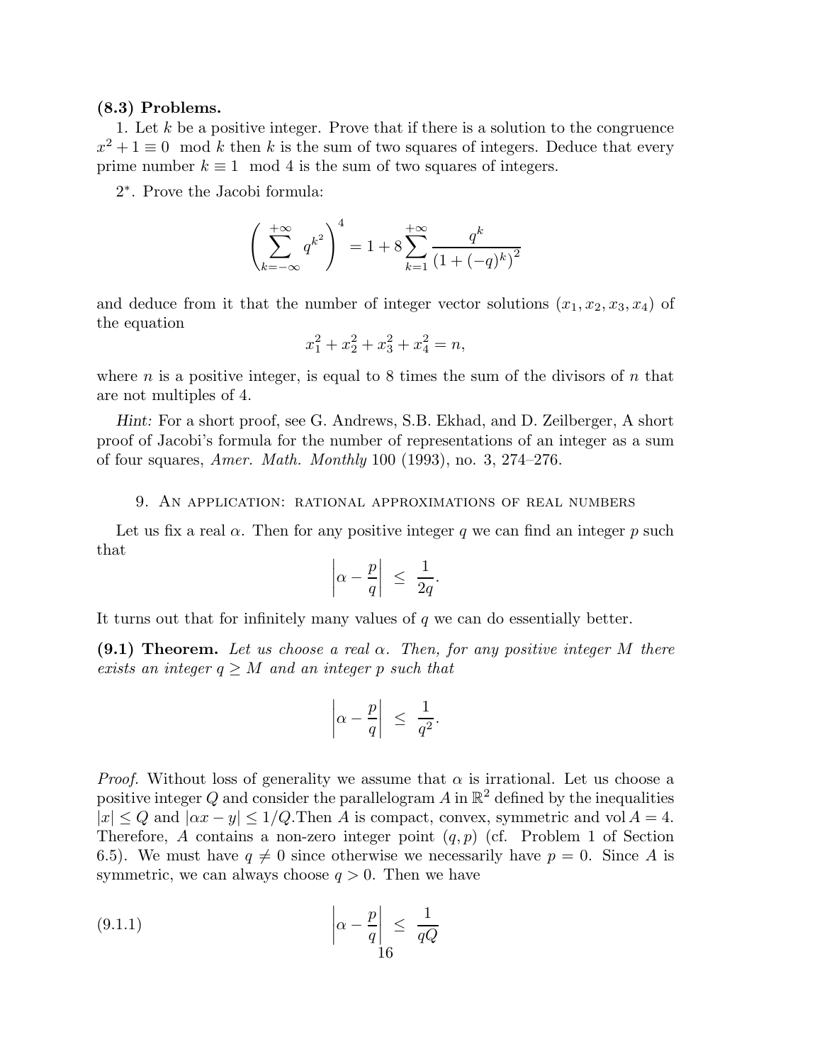**(8.3) Problems.**

1. Let $k$ be a positive integer. Prove that if there is a solution to the congruence $x^2 + 1 \equiv 0 \mod k$ then $k$ is the sum of two squares of integers. Deduce that every prime number $k \equiv 1 \mod 4$ is the sum of two squares of integers.

2*. Prove the Jacobi formula:

$$\left( \sum_{k=-\infty}^{+\infty} q^{k^2} \right)^4 = 1 + 8 \sum_{k=1}^{+\infty} \frac{q^k}{\left(1 + (-q)^k\right)^2}$$

and deduce from it that the number of integer vector solutions $(x_1, x_2, x_3, x_4)$ of the equation

$$x_1^2 + x_2^2 + x_3^2 + x_4^2 = n,$$

where $n$ is a positive integer, is equal to 8 times the sum of the divisors of $n$ that are not multiples of 4.

*Hint:* For a short proof, see G. Andrews, S.B. Ekhad, and D. Zeilberger, A short proof of Jacobi's formula for the number of representations of an integer as a sum of four squares, *Amer. Math. Monthly* 100 (1993), no. 3, 274–276.

## 9. An application: rational approximations of real numbers

Let us fix a real $\alpha$. Then for any positive integer $q$ we can find an integer $p$ such that

$$\left| \alpha - \frac{p}{q} \right| \leq \frac{1}{2q}.$$

It turns out that for infinitely many values of $q$ we can do essentially better.

**(9.1) Theorem.** *Let us choose a real $\alpha$. Then, for any positive integer $M$ there exists an integer $q \geq M$ and an integer $p$ such that*

$$\left| \alpha - \frac{p}{q} \right| \leq \frac{1}{q^2}.$$

*Proof.* Without loss of generality we assume that $\alpha$ is irrational. Let us choose a positive integer $Q$ and consider the parallelogram $A$ in $\mathbb{R}^2$ defined by the inequalities $|x| \leq Q$ and $|\alpha x - y| \leq 1/Q$.Then $A$ is compact, convex, symmetric and $\operatorname{vol} A = 4$. Therefore, $A$ contains a non-zero integer point $(q, p)$ (cf. Problem 1 of Section 6.5). We must have $q \neq 0$ since otherwise we necessarily have $p = 0$. Since $A$ is symmetric, we can always choose $q > 0$. Then we have

$$\left| \alpha - \frac{p}{q} \right| \leq \frac{1}{qQ} \tag{9.1.1}$$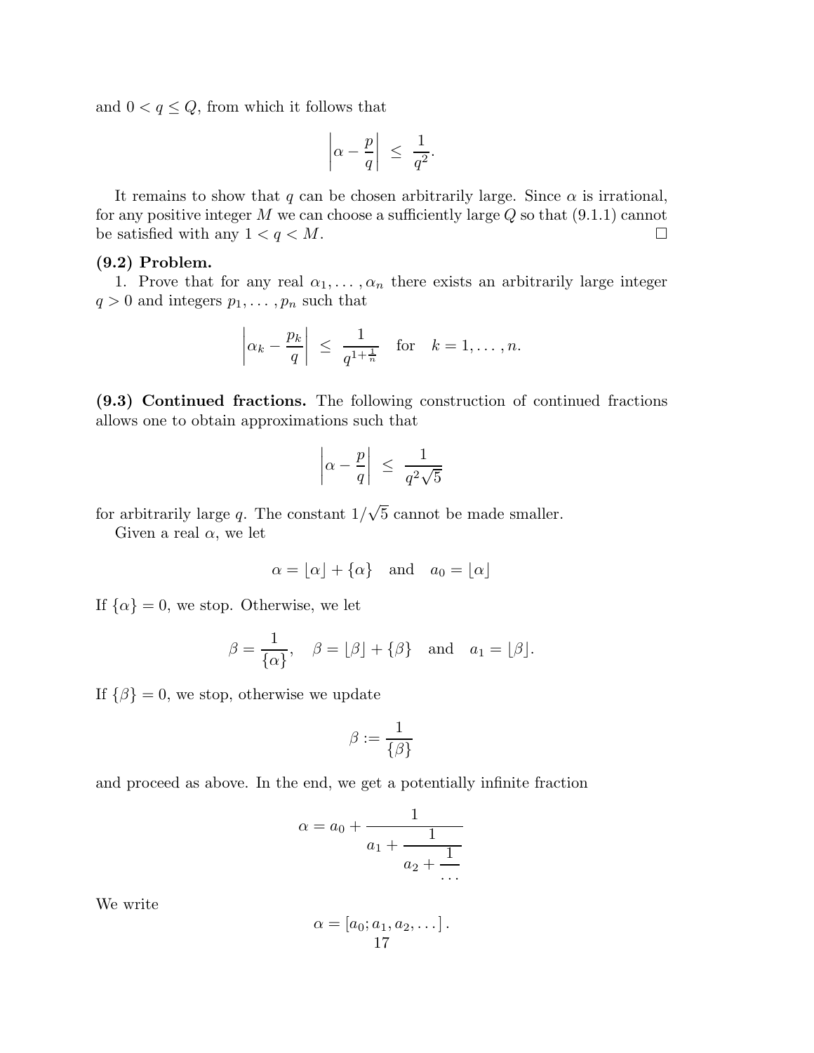and $0 < q \leq Q$, from which it follows that

$$\left| \alpha - \frac{p}{q} \right| \ \leq \ \frac{1}{q^2}.$$

It remains to show that $q$ can be chosen arbitrarily large. Since $\alpha$ is irrational, for any positive integer $M$ we can choose a sufficiently large $Q$ so that (9.1.1) cannot be satisfied with any $1 < q < M$. □

**(9.2) Problem.**

1. Prove that for any real $\alpha_1, \ldots, \alpha_n$ there exists an arbitrarily large integer $q > 0$ and integers $p_1, \ldots, p_n$ such that

$$\left| \alpha_k - \frac{p_k}{q} \right| \ \leq \ \frac{1}{q^{1+\frac{1}{n}}} \quad \text{for} \quad k = 1, \ldots, n.$$

**(9.3) Continued fractions.** The following construction of continued fractions allows one to obtain approximations such that

$$\left| \alpha - \frac{p}{q} \right| \ \leq \ \frac{1}{q^2\sqrt{5}}$$

for arbitrarily large $q$. The constant $1/\sqrt{5}$ cannot be made smaller.

Given a real $\alpha$, we let

$$\alpha = \lfloor \alpha \rfloor + \{\alpha\} \quad \text{and} \quad a_0 = \lfloor \alpha \rfloor$$

If $\{\alpha\} = 0$, we stop. Otherwise, we let

$$\beta = \frac{1}{\{\alpha\}}, \quad \beta = \lfloor \beta \rfloor + \{\beta\} \quad \text{and} \quad a_1 = \lfloor \beta \rfloor.$$

If $\{\beta\} = 0$, we stop, otherwise we update

$$\beta := \frac{1}{\{\beta\}}$$

and proceed as above. In the end, we get a potentially infinite fraction

$$\alpha = a_0 + \cfrac{1}{a_1 + \cfrac{1}{a_2 + \cfrac{1}{\cdots}}}$$

We write

$$\alpha = [a_0; a_1, a_2, \ldots].$$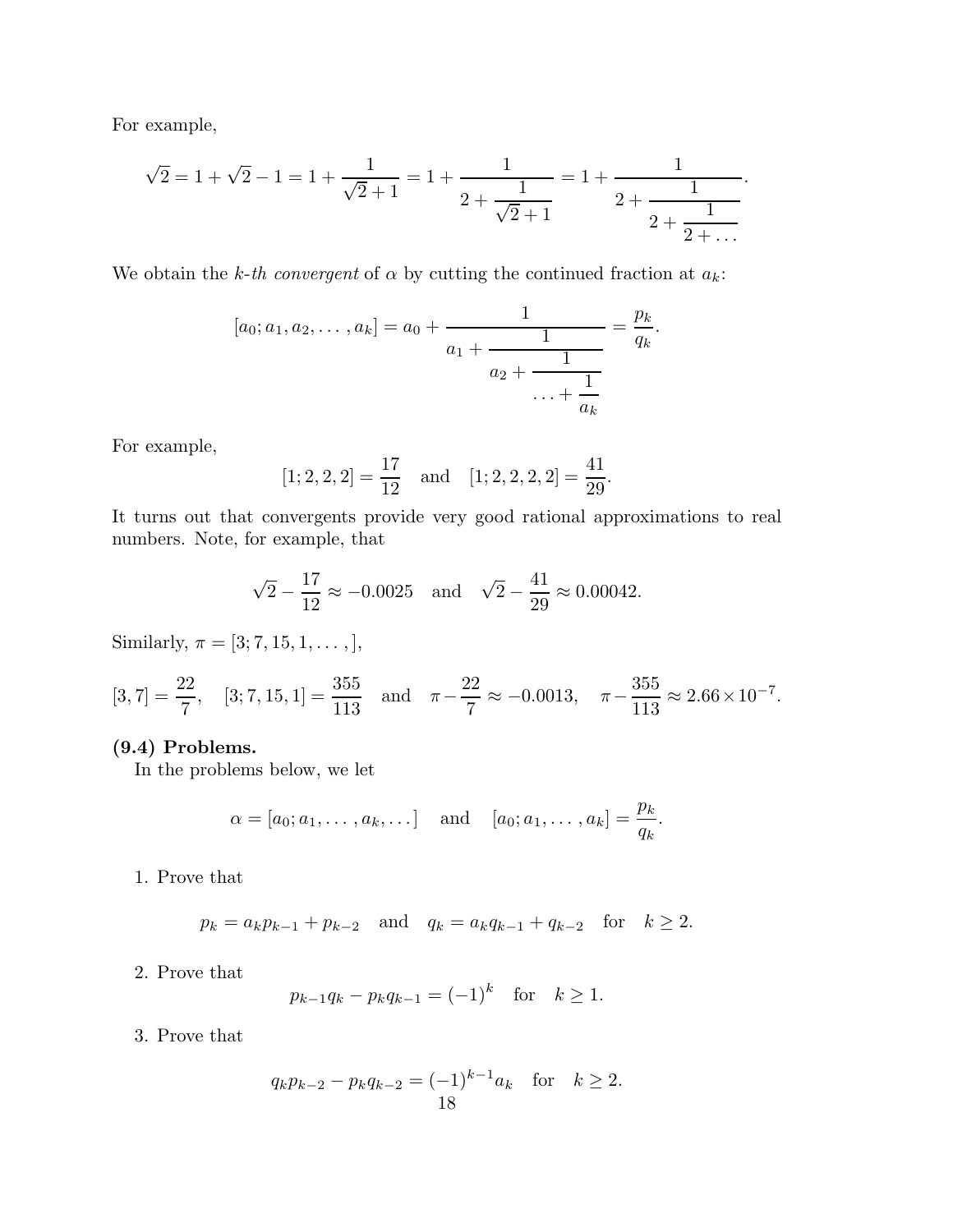For example,

$$\sqrt{2} = 1 + \sqrt{2} - 1 = 1 + \cfrac{1}{\sqrt{2}+1} = 1 + \cfrac{1}{2 + \cfrac{1}{\sqrt{2}+1}} = 1 + \cfrac{1}{2 + \cfrac{1}{2 + \cfrac{1}{2 + \dots}}}.$$

We obtain the *k-th convergent* of $\alpha$ by cutting the continued fraction at $a_k$:

$$[a_0; a_1, a_2, \dots, a_k] = a_0 + \cfrac{1}{a_1 + \cfrac{1}{a_2 + \cfrac{1}{\dots + \cfrac{1}{a_k}}}} = \frac{p_k}{q_k}.$$

For example,

$$[1; 2, 2, 2] = \frac{17}{12} \quad \text{and} \quad [1; 2, 2, 2, 2] = \frac{41}{29}.$$

It turns out that convergents provide very good rational approximations to real numbers. Note, for example, that

$$\sqrt{2} - \frac{17}{12} \approx -0.0025 \quad \text{and} \quad \sqrt{2} - \frac{41}{29} \approx 0.00042.$$

Similarly, $\pi = [3; 7, 15, 1, \dots, ]$,

$$[3, 7] = \frac{22}{7}, \quad [3; 7, 15, 1] = \frac{355}{113} \quad \text{and} \quad \pi - \frac{22}{7} \approx -0.0013, \quad \pi - \frac{355}{113} \approx 2.66 \times 10^{-7}.$$

**(9.4) Problems.**

In the problems below, we let

$$\alpha = [a_0; a_1, \dots, a_k, \dots] \quad \text{and} \quad [a_0; a_1, \dots, a_k] = \frac{p_k}{q_k}.$$

1. Prove that

$$p_k = a_k p_{k-1} + p_{k-2} \quad \text{and} \quad q_k = a_k q_{k-1} + q_{k-2} \quad \text{for} \quad k \geq 2.$$

2. Prove that

$$p_{k-1} q_k - p_k q_{k-1} = (-1)^k \quad \text{for} \quad k \geq 1.$$

3. Prove that

$$q_k p_{k-2} - p_k q_{k-2} = (-1)^{k-1} a_k \quad \text{for} \quad k \geq 2.$$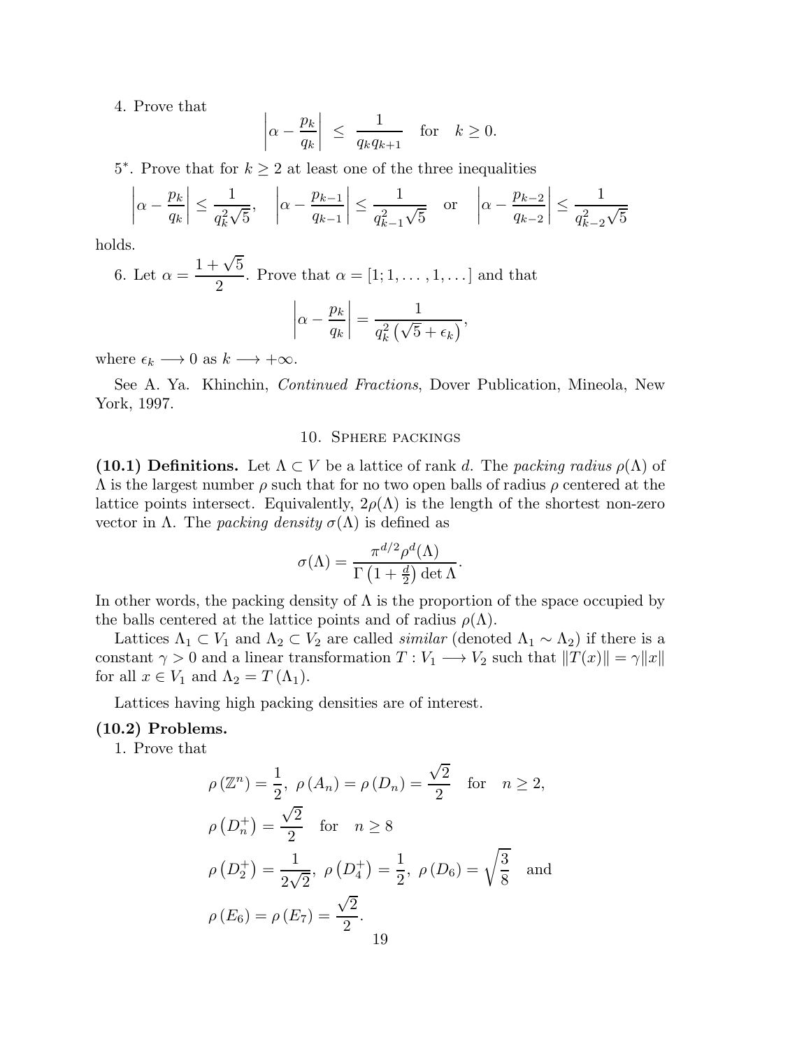4. Prove that

$$\left|\alpha - \frac{p_k}{q_k}\right| \leq \frac{1}{q_k q_{k+1}} \quad \text{for} \quad k \geq 0.$$

5*. Prove that for $k \geq 2$ at least one of the three inequalities

$$\left|\alpha - \frac{p_k}{q_k}\right| \leq \frac{1}{q_k^2\sqrt{5}}, \quad \left|\alpha - \frac{p_{k-1}}{q_{k-1}}\right| \leq \frac{1}{q_{k-1}^2\sqrt{5}} \quad \text{or} \quad \left|\alpha - \frac{p_{k-2}}{q_{k-2}}\right| \leq \frac{1}{q_{k-2}^2\sqrt{5}}$$

holds.

6. Let $\alpha = \dfrac{1+\sqrt{5}}{2}$. Prove that $\alpha = [1; 1, \ldots, 1, \ldots]$ and that

$$\left|\alpha - \frac{p_k}{q_k}\right| = \frac{1}{q_k^2\left(\sqrt{5} + \epsilon_k\right)},$$

where $\epsilon_k \longrightarrow 0$ as $k \longrightarrow +\infty$.

See A. Ya. Khinchin, *Continued Fractions*, Dover Publication, Mineola, New York, 1997.

## 10. Sphere packings

**(10.1) Definitions.** Let $\Lambda \subset V$ be a lattice of rank $d$. The *packing radius* $\rho(\Lambda)$ of $\Lambda$ is the largest number $\rho$ such that for no two open balls of radius $\rho$ centered at the lattice points intersect. Equivalently, $2\rho(\Lambda)$ is the length of the shortest non-zero vector in $\Lambda$. The *packing density* $\sigma(\Lambda)$ is defined as

$$\sigma(\Lambda) = \frac{\pi^{d/2}\rho^d(\Lambda)}{\Gamma\left(1 + \frac{d}{2}\right)\det\Lambda}.$$

In other words, the packing density of $\Lambda$ is the proportion of the space occupied by the balls centered at the lattice points and of radius $\rho(\Lambda)$.

Lattices $\Lambda_1 \subset V_1$ and $\Lambda_2 \subset V_2$ are called *similar* (denoted $\Lambda_1 \sim \Lambda_2$) if there is a constant $\gamma > 0$ and a linear transformation $T : V_1 \longrightarrow V_2$ such that $\|T(x)\| = \gamma\|x\|$ for all $x \in V_1$ and $\Lambda_2 = T(\Lambda_1)$.

Lattices having high packing densities are of interest.

**(10.2) Problems.**

1. Prove that

$$\rho(\mathbb{Z}^n) = \frac{1}{2}, \ \rho(A_n) = \rho(D_n) = \frac{\sqrt{2}}{2} \quad \text{for} \quad n \geq 2,$$

$$\rho\left(D_n^+\right) = \frac{\sqrt{2}}{2} \quad \text{for} \quad n \geq 8$$

$$\rho\left(D_2^+\right) = \frac{1}{2\sqrt{2}}, \ \rho\left(D_4^+\right) = \frac{1}{2}, \ \rho(D_6) = \sqrt{\frac{3}{8}} \quad \text{and}$$

$$\rho(E_6) = \rho(E_7) = \frac{\sqrt{2}}{2}.$$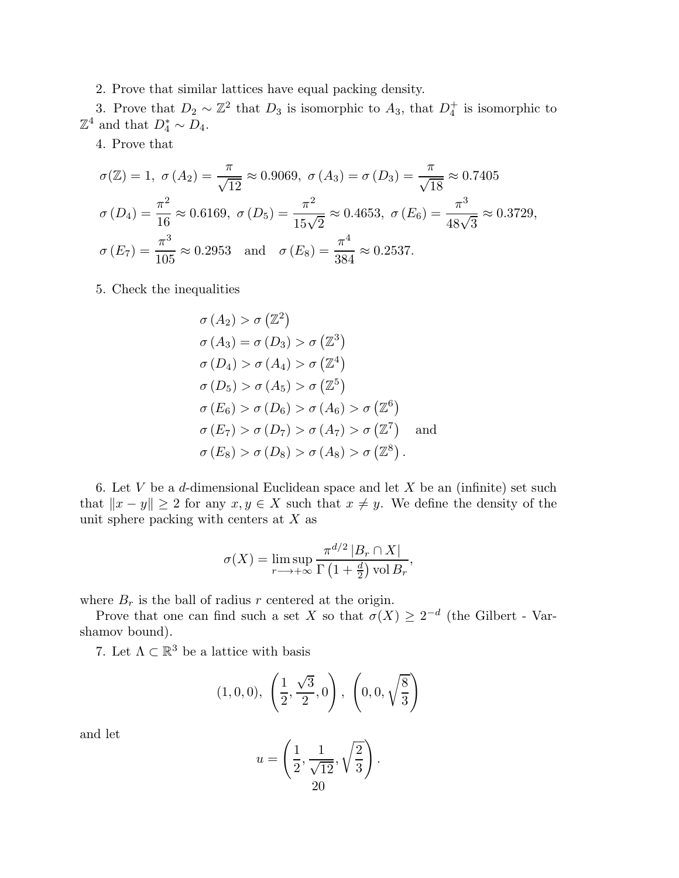2. Prove that similar lattices have equal packing density.

3. Prove that $D_2 \sim \mathbb{Z}^2$ that $D_3$ is isomorphic to $A_3$, that $D_4^+$ is isomorphic to $\mathbb{Z}^4$ and that $D_4^* \sim D_4$.

4. Prove that

$$\sigma(\mathbb{Z}) = 1,\ \sigma\left(A_2\right) = \frac{\pi}{\sqrt{12}} \approx 0.9069,\ \sigma\left(A_3\right) = \sigma\left(D_3\right) = \frac{\pi}{\sqrt{18}} \approx 0.7405$$

$$\sigma\left(D_4\right) = \frac{\pi^2}{16} \approx 0.6169,\ \sigma\left(D_5\right) = \frac{\pi^2}{15\sqrt{2}} \approx 0.4653,\ \sigma\left(E_6\right) = \frac{\pi^3}{48\sqrt{3}} \approx 0.3729,$$

$$\sigma\left(E_7\right) = \frac{\pi^3}{105} \approx 0.2953 \quad \text{and} \quad \sigma\left(E_8\right) = \frac{\pi^4}{384} \approx 0.2537.$$

5. Check the inequalities

$$\begin{aligned}
&\sigma\left(A_2\right) > \sigma\left(\mathbb{Z}^2\right) \\
&\sigma\left(A_3\right) = \sigma\left(D_3\right) > \sigma\left(\mathbb{Z}^3\right) \\
&\sigma\left(D_4\right) > \sigma\left(A_4\right) > \sigma\left(\mathbb{Z}^4\right) \\
&\sigma\left(D_5\right) > \sigma\left(A_5\right) > \sigma\left(\mathbb{Z}^5\right) \\
&\sigma\left(E_6\right) > \sigma\left(D_6\right) > \sigma\left(A_6\right) > \sigma\left(\mathbb{Z}^6\right) \\
&\sigma\left(E_7\right) > \sigma\left(D_7\right) > \sigma\left(A_7\right) > \sigma\left(\mathbb{Z}^7\right) \quad \text{and} \\
&\sigma\left(E_8\right) > \sigma\left(D_8\right) > \sigma\left(A_8\right) > \sigma\left(\mathbb{Z}^8\right).
\end{aligned}$$

6. Let $V$ be a $d$-dimensional Euclidean space and let $X$ be an (infinite) set such that $\|x - y\| \geq 2$ for any $x, y \in X$ such that $x \neq y$. We define the density of the unit sphere packing with centers at $X$ as

$$\sigma(X) = \limsup_{r \longrightarrow +\infty} \frac{\pi^{d/2}\left|B_r \cap X\right|}{\Gamma\left(1 + \frac{d}{2}\right) \operatorname{vol} B_r},$$

where $B_r$ is the ball of radius $r$ centered at the origin.

Prove that one can find such a set $X$ so that $\sigma(X) \geq 2^{-d}$ (the Gilbert - Varshamov bound).

7. Let $\Lambda \subset \mathbb{R}^3$ be a lattice with basis

$$(1, 0, 0),\ \left(\frac{1}{2}, \frac{\sqrt{3}}{2}, 0\right),\ \left(0, 0, \sqrt{\frac{8}{3}}\right)$$

and let

$$u = \left(\frac{1}{2}, \frac{1}{\sqrt{12}}, \sqrt{\frac{2}{3}}\right).$$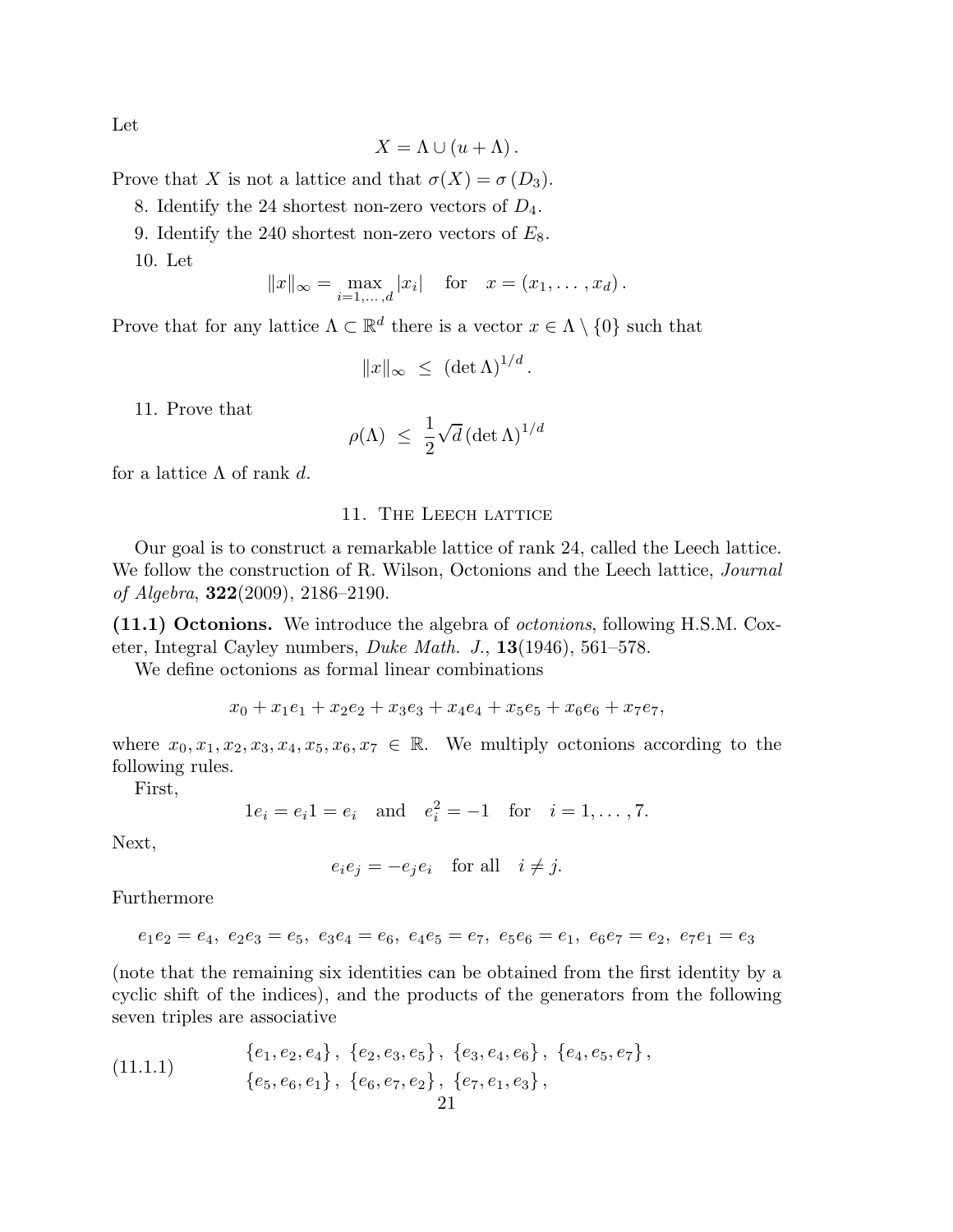Let

$$X = \Lambda \cup (u + \Lambda).$$

Prove that $X$ is not a lattice and that $\sigma(X) = \sigma(D_3)$.

8. Identify the 24 shortest non-zero vectors of $D_4$.

9. Identify the 240 shortest non-zero vectors of $E_8$.

10. Let

$$\|x\|_\infty = \max_{i=1,\dots,d} |x_i| \quad \text{for} \quad x = (x_1, \dots, x_d).$$

Prove that for any lattice $\Lambda \subset \mathbb{R}^d$ there is a vector $x \in \Lambda \setminus \{0\}$ such that

$$\|x\|_\infty \ \leq \ (\det \Lambda)^{1/d}.$$

11. Prove that

$$\rho(\Lambda) \ \leq \ \frac{1}{2}\sqrt{d}\,(\det \Lambda)^{1/d}$$

for a lattice $\Lambda$ of rank $d$.

## 11. The Leech lattice

Our goal is to construct a remarkable lattice of rank 24, called the Leech lattice. We follow the construction of R. Wilson, Octonions and the Leech lattice, *Journal of Algebra*, **322**(2009), 2186–2190.

**(11.1) Octonions.** We introduce the algebra of *octonions*, following H.S.M. Coxeter, Integral Cayley numbers, *Duke Math. J.*, **13**(1946), 561–578.

We define octonions as formal linear combinations

$$x_0 + x_1e_1 + x_2e_2 + x_3e_3 + x_4e_4 + x_5e_5 + x_6e_6 + x_7e_7,$$

where $x_0, x_1, x_2, x_3, x_4, x_5, x_6, x_7 \in \mathbb{R}$. We multiply octonions according to the following rules.

First,

$$1e_i = e_i1 = e_i \quad \text{and} \quad e_i^2 = -1 \quad \text{for} \quad i = 1, \dots, 7.$$

Next,

$$e_ie_j = -e_je_i \quad \text{for all} \quad i \neq j.$$

Furthermore

$$e_1e_2 = e_4,\ e_2e_3 = e_5,\ e_3e_4 = e_6,\ e_4e_5 = e_7,\ e_5e_6 = e_1,\ e_6e_7 = e_2,\ e_7e_1 = e_3$$

(note that the remaining six identities can be obtained from the first identity by a cyclic shift of the indices), and the products of the generators from the following seven triples are associative

$$\begin{gathered} \{e_1, e_2, e_4\},\ \{e_2, e_3, e_5\},\ \{e_3, e_4, e_6\},\ \{e_4, e_5, e_7\}, \\ \{e_5, e_6, e_1\},\ \{e_6, e_7, e_2\},\ \{e_7, e_1, e_3\}, \end{gathered} \tag{11.1.1}$$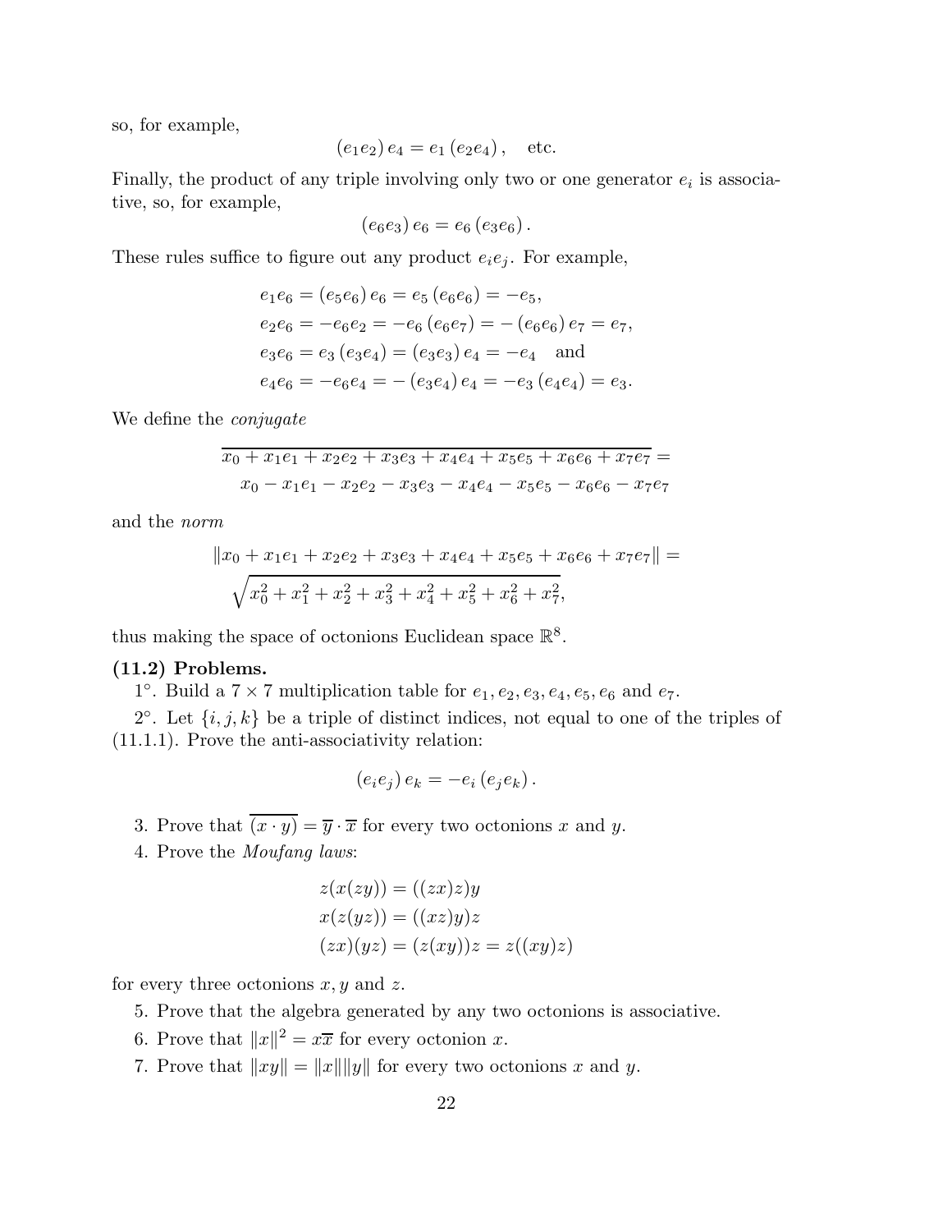so, for example,

$$(e_1 e_2)\, e_4 = e_1\, (e_2 e_4)\,, \quad \text{etc.}$$

Finally, the product of any triple involving only two or one generator $e_i$ is associative, so, for example,

$$(e_6 e_3)\, e_6 = e_6\, (e_3 e_6)\,.$$

These rules suffice to figure out any product $e_i e_j$. For example,

$$\begin{aligned}
&e_1 e_6 = (e_5 e_6)\, e_6 = e_5\, (e_6 e_6) = -e_5,\\
&e_2 e_6 = -e_6 e_2 = -e_6\, (e_6 e_7) = -\,(e_6 e_6)\, e_7 = e_7,\\
&e_3 e_6 = e_3\, (e_3 e_4) = (e_3 e_3)\, e_4 = -e_4 \quad \text{and}\\
&e_4 e_6 = -e_6 e_4 = -\,(e_3 e_4)\, e_4 = -e_3\, (e_4 e_4) = e_3.
\end{aligned}$$

We define the *conjugate*

$$\overline{x_0 + x_1 e_1 + x_2 e_2 + x_3 e_3 + x_4 e_4 + x_5 e_5 + x_6 e_6 + x_7 e_7} =$$
$$x_0 - x_1 e_1 - x_2 e_2 - x_3 e_3 - x_4 e_4 - x_5 e_5 - x_6 e_6 - x_7 e_7$$

and the *norm*

$$\|x_0 + x_1 e_1 + x_2 e_2 + x_3 e_3 + x_4 e_4 + x_5 e_5 + x_6 e_6 + x_7 e_7\| =$$
$$\sqrt{x_0^2 + x_1^2 + x_2^2 + x_3^2 + x_4^2 + x_5^2 + x_6^2 + x_7^2},$$

thus making the space of octonions Euclidean space $\mathbb{R}^8$.

**(11.2) Problems.**

1°. Build a $7 \times 7$ multiplication table for $e_1, e_2, e_3, e_4, e_5, e_6$ and $e_7$.

2°. Let $\{i, j, k\}$ be a triple of distinct indices, not equal to one of the triples of (11.1.1). Prove the anti-associativity relation:

$$(e_i e_j)\, e_k = -e_i\, (e_j e_k)\,.$$

3. Prove that $\overline{(x \cdot y)} = \overline{y} \cdot \overline{x}$ for every two octonions $x$ and $y$.

4. Prove the *Moufang laws*:

$$\begin{aligned}
&z(x(zy)) = ((zx)z)y\\
&x(z(yz)) = ((xz)y)z\\
&(zx)(yz) = (z(xy))z = z((xy)z)
\end{aligned}$$

for every three octonions $x, y$ and $z$.

5. Prove that the algebra generated by any two octonions is associative.

6. Prove that $\|x\|^2 = x\overline{x}$ for every octonion $x$.

7. Prove that $\|xy\| = \|x\|\|y\|$ for every two octonions $x$ and $y$.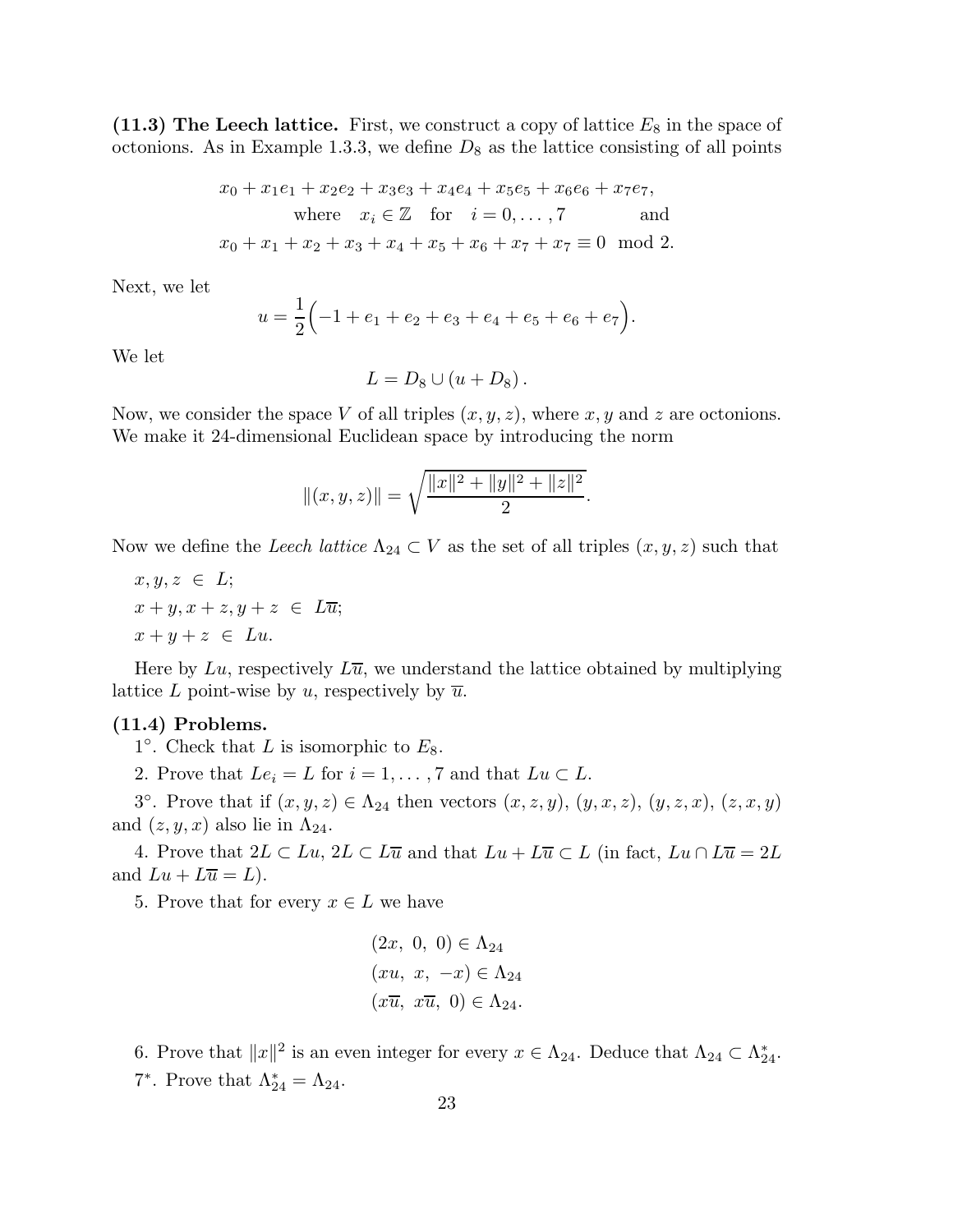**(11.3) The Leech lattice.** First, we construct a copy of lattice $E_8$ in the space of octonions. As in Example 1.3.3, we define $D_8$ as the lattice consisting of all points

$$x_0 + x_1e_1 + x_2e_2 + x_3e_3 + x_4e_4 + x_5e_5 + x_6e_6 + x_7e_7,$$
$$\text{where} \quad x_i \in \mathbb{Z} \quad \text{for} \quad i = 0, \ldots, 7 \qquad\qquad \text{and}$$
$$x_0 + x_1 + x_2 + x_3 + x_4 + x_5 + x_6 + x_7 + x_7 \equiv 0 \mod 2.$$

Next, we let

$$u = \frac{1}{2}\Big(-1 + e_1 + e_2 + e_3 + e_4 + e_5 + e_6 + e_7\Big).$$

We let

$$L = D_8 \cup (u + D_8).$$

Now, we consider the space $V$ of all triples $(x, y, z)$, where $x, y$ and $z$ are octonions. We make it 24-dimensional Euclidean space by introducing the norm

$$\|(x, y, z)\| = \sqrt{\frac{\|x\|^2 + \|y\|^2 + \|z\|^2}{2}}.$$

Now we define the *Leech lattice* $\Lambda_{24} \subset V$ as the set of all triples $(x, y, z)$ such that

$x, y, z \in L$;

$x + y, x + z, y + z \in L\overline{u}$;

$x + y + z \in Lu$.

Here by $Lu$, respectively $L\overline{u}$, we understand the lattice obtained by multiplying lattice $L$ point-wise by $u$, respectively by $\overline{u}$.

**(11.4) Problems.**

1°. Check that $L$ is isomorphic to $E_8$.

2. Prove that $Le_i = L$ for $i = 1, \ldots, 7$ and that $Lu \subset L$.

3°. Prove that if $(x, y, z) \in \Lambda_{24}$ then vectors $(x, z, y)$, $(y, x, z)$, $(y, z, x)$, $(z, x, y)$ and $(z, y, x)$ also lie in $\Lambda_{24}$.

4. Prove that $2L \subset Lu$, $2L \subset L\overline{u}$ and that $Lu + L\overline{u} \subset L$ (in fact, $Lu \cap L\overline{u} = 2L$ and $Lu + L\overline{u} = L$).

5. Prove that for every $x \in L$ we have

$$(2x,\ 0,\ 0) \in \Lambda_{24}$$
$$(xu,\ x,\ -x) \in \Lambda_{24}$$
$$(x\overline{u},\ x\overline{u},\ 0) \in \Lambda_{24}.$$

6. Prove that $\|x\|^2$ is an even integer for every $x \in \Lambda_{24}$. Deduce that $\Lambda_{24} \subset \Lambda_{24}^*$.

7*. Prove that $\Lambda_{24}^* = \Lambda_{24}$.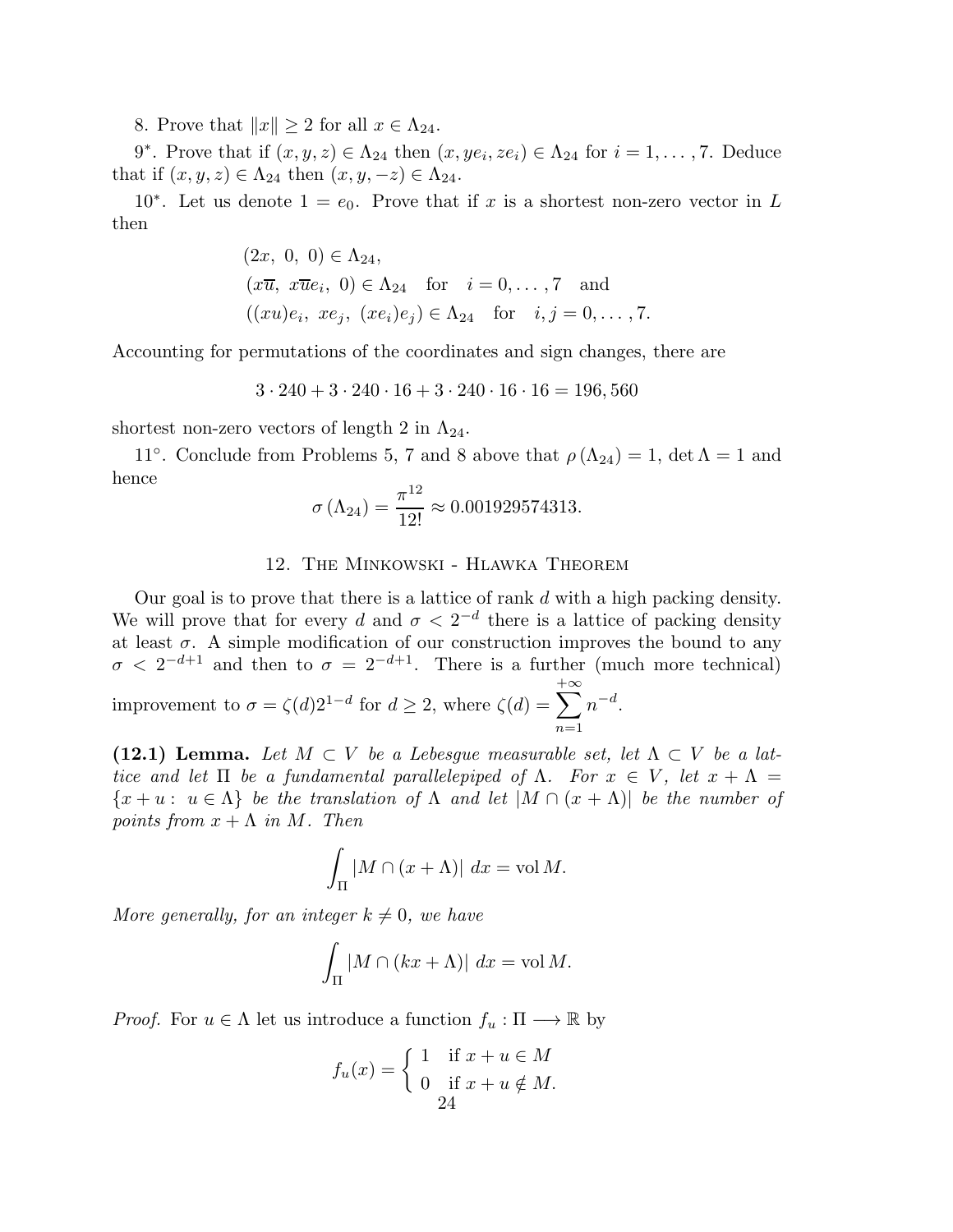8. Prove that $\|x\| \geq 2$ for all $x \in \Lambda_{24}$.

9*. Prove that if $(x, y, z) \in \Lambda_{24}$ then $(x, ye_i, ze_i) \in \Lambda_{24}$ for $i = 1, \ldots, 7$. Deduce that if $(x, y, z) \in \Lambda_{24}$ then $(x, y, -z) \in \Lambda_{24}$.

10*. Let us denote $1 = e_0$. Prove that if $x$ is a shortest non-zero vector in $L$ then

$$
\begin{aligned}
&(2x,\ 0,\ 0) \in \Lambda_{24}, \\
&(x\overline{u},\ x\overline{u}e_i,\ 0) \in \Lambda_{24} \quad \text{for} \quad i = 0, \ldots, 7 \quad \text{and} \\
&((xu)e_i,\ xe_j,\ (xe_i)e_j) \in \Lambda_{24} \quad \text{for} \quad i, j = 0, \ldots, 7.
\end{aligned}
$$

Accounting for permutations of the coordinates and sign changes, there are

$$3 \cdot 240 + 3 \cdot 240 \cdot 16 + 3 \cdot 240 \cdot 16 \cdot 16 = 196,560$$

shortest non-zero vectors of length 2 in $\Lambda_{24}$.

11°. Conclude from Problems 5, 7 and 8 above that $\rho(\Lambda_{24}) = 1$, $\det \Lambda = 1$ and hence

$$\sigma(\Lambda_{24}) = \frac{\pi^{12}}{12!} \approx 0.001929574313.$$

## 12. The Minkowski - Hlawka Theorem

Our goal is to prove that there is a lattice of rank $d$ with a high packing density. We will prove that for every $d$ and $\sigma < 2^{-d}$ there is a lattice of packing density at least $\sigma$. A simple modification of our construction improves the bound to any $\sigma < 2^{-d+1}$ and then to $\sigma = 2^{-d+1}$. There is a further (much more technical) improvement to $\sigma = \zeta(d)2^{1-d}$ for $d \geq 2$, where $\zeta(d) = \sum_{n=1}^{+\infty} n^{-d}$.

**(12.1) Lemma.** *Let $M \subset V$ be a Lebesgue measurable set, let $\Lambda \subset V$ be a lattice and let $\Pi$ be a fundamental parallelepiped of $\Lambda$. For $x \in V$, let $x + \Lambda = \{x + u : u \in \Lambda\}$ be the translation of $\Lambda$ and let $|M \cap (x + \Lambda)|$ be the number of points from $x + \Lambda$ in $M$. Then*

$$\int_{\Pi} |M \cap (x + \Lambda)| \, dx = \operatorname{vol} M.$$

*More generally, for an integer $k \neq 0$, we have*

$$\int_{\Pi} |M \cap (kx + \Lambda)| \, dx = \operatorname{vol} M.$$

*Proof.* For $u \in \Lambda$ let us introduce a function $f_u : \Pi \longrightarrow \mathbb{R}$ by

$$f_u(x) = \begin{cases} 1 & \text{if } x + u \in M \\ 0 & \text{if } x + u \notin M. \end{cases}$$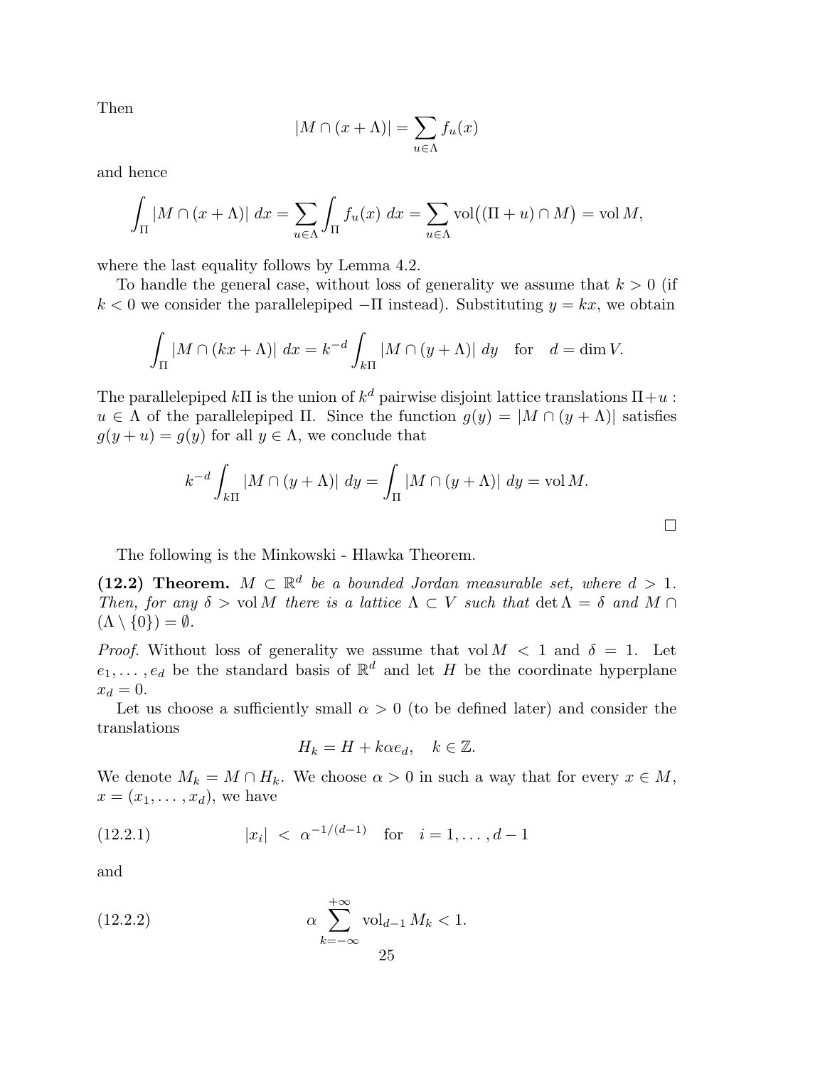Then

$$|M \cap (x + \Lambda)| = \sum_{u \in \Lambda} f_u(x)$$

and hence

$$\int_\Pi |M \cap (x + \Lambda)| \ dx = \sum_{u \in \Lambda} \int_\Pi f_u(x) \ dx = \sum_{u \in \Lambda} \operatorname{vol}\big((\Pi + u) \cap M\big) = \operatorname{vol} M,$$

where the last equality follows by Lemma 4.2.

To handle the general case, without loss of generality we assume that $k > 0$ (if $k < 0$ we consider the parallelepiped $-\Pi$ instead). Substituting $y = kx$, we obtain

$$\int_\Pi |M \cap (kx + \Lambda)| \ dx = k^{-d} \int_{k\Pi} |M \cap (y + \Lambda)| \ dy \quad \text{for} \quad d = \dim V.$$

The parallelepiped $k\Pi$ is the union of $k^d$ pairwise disjoint lattice translations $\Pi + u : u \in \Lambda$ of the parallelepiped $\Pi$. Since the function $g(y) = |M \cap (y + \Lambda)|$ satisfies $g(y + u) = g(y)$ for all $y \in \Lambda$, we conclude that

$$k^{-d} \int_{k\Pi} |M \cap (y + \Lambda)| \ dy = \int_\Pi |M \cap (y + \Lambda)| \ dy = \operatorname{vol} M.$$

□

The following is the Minkowski - Hlawka Theorem.

**(12.2) Theorem.** *$M \subset \mathbb{R}^d$ be a bounded Jordan measurable set, where $d > 1$. Then, for any $\delta > \operatorname{vol} M$ there is a lattice $\Lambda \subset V$ such that $\det \Lambda = \delta$ and $M \cap (\Lambda \setminus \{0\}) = \emptyset$.*

*Proof.* Without loss of generality we assume that $\operatorname{vol} M < 1$ and $\delta = 1$. Let $e_1, \ldots, e_d$ be the standard basis of $\mathbb{R}^d$ and let $H$ be the coordinate hyperplane $x_d = 0$.

Let us choose a sufficiently small $\alpha > 0$ (to be defined later) and consider the translations

$$H_k = H + k\alpha e_d, \quad k \in \mathbb{Z}.$$

We denote $M_k = M \cap H_k$. We choose $\alpha > 0$ in such a way that for every $x \in M$, $x = (x_1, \ldots, x_d)$, we have

$$|x_i| \ < \ \alpha^{-1/(d-1)} \quad \text{for} \quad i = 1, \ldots, d-1 \tag{12.2.1}$$

and

$$\alpha \sum_{k=-\infty}^{+\infty} \operatorname{vol}_{d-1} M_k < 1. \tag{12.2.2}$$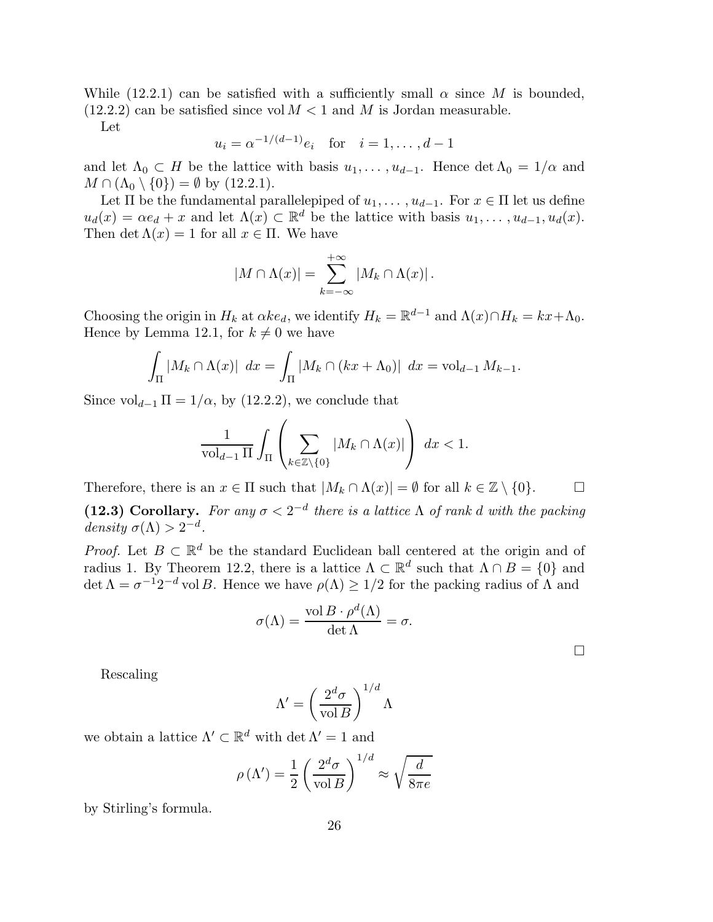While (12.2.1) can be satisfied with a sufficiently small $\alpha$ since $M$ is bounded, (12.2.2) can be satisfied since $\operatorname{vol} M < 1$ and $M$ is Jordan measurable.

Let

$$u_i = \alpha^{-1/(d-1)} e_i \quad \text{for} \quad i = 1, \ldots, d-1$$

and let $\Lambda_0 \subset H$ be the lattice with basis $u_1, \ldots, u_{d-1}$. Hence $\det \Lambda_0 = 1/\alpha$ and $M \cap (\Lambda_0 \setminus \{0\}) = \emptyset$ by (12.2.1).

Let $\Pi$ be the fundamental parallelepiped of $u_1, \ldots, u_{d-1}$. For $x \in \Pi$ let us define $u_d(x) = \alpha e_d + x$ and let $\Lambda(x) \subset \mathbb{R}^d$ be the lattice with basis $u_1, \ldots, u_{d-1}, u_d(x)$. Then $\det \Lambda(x) = 1$ for all $x \in \Pi$. We have

$$|M \cap \Lambda(x)| = \sum_{k=-\infty}^{+\infty} |M_k \cap \Lambda(x)|.$$

Choosing the origin in $H_k$ at $\alpha k e_d$, we identify $H_k = \mathbb{R}^{d-1}$ and $\Lambda(x) \cap H_k = kx + \Lambda_0$. Hence by Lemma 12.1, for $k \neq 0$ we have

$$\int_\Pi |M_k \cap \Lambda(x)| \ dx = \int_\Pi |M_k \cap (kx + \Lambda_0)| \ dx = \operatorname{vol}_{d-1} M_{k-1}.$$

Since $\operatorname{vol}_{d-1} \Pi = 1/\alpha$, by (12.2.2), we conclude that

$$\frac{1}{\operatorname{vol}_{d-1} \Pi} \int_\Pi \left( \sum_{k \in \mathbb{Z} \setminus \{0\}} |M_k \cap \Lambda(x)| \right) \ dx < 1.$$

Therefore, there is an $x \in \Pi$ such that $|M_k \cap \Lambda(x)| = \emptyset$ for all $k \in \mathbb{Z} \setminus \{0\}$. $\square$

**(12.3) Corollary.** *For any $\sigma < 2^{-d}$ there is a lattice $\Lambda$ of rank $d$ with the packing density $\sigma(\Lambda) > 2^{-d}$.*

*Proof.* Let $B \subset \mathbb{R}^d$ be the standard Euclidean ball centered at the origin and of radius 1. By Theorem 12.2, there is a lattice $\Lambda \subset \mathbb{R}^d$ such that $\Lambda \cap B = \{0\}$ and $\det \Lambda = \sigma^{-1} 2^{-d} \operatorname{vol} B$. Hence we have $\rho(\Lambda) \geq 1/2$ for the packing radius of $\Lambda$ and

$$\sigma(\Lambda) = \frac{\operatorname{vol} B \cdot \rho^d(\Lambda)}{\det \Lambda} = \sigma.$$

$\square$

Rescaling

$$\Lambda' = \left( \frac{2^d \sigma}{\operatorname{vol} B} \right)^{1/d} \Lambda$$

we obtain a lattice $\Lambda' \subset \mathbb{R}^d$ with $\det \Lambda' = 1$ and

$$\rho\left(\Lambda'\right) = \frac{1}{2} \left( \frac{2^d \sigma}{\operatorname{vol} B} \right)^{1/d} \approx \sqrt{\frac{d}{8 \pi e}}$$

by Stirling's formula.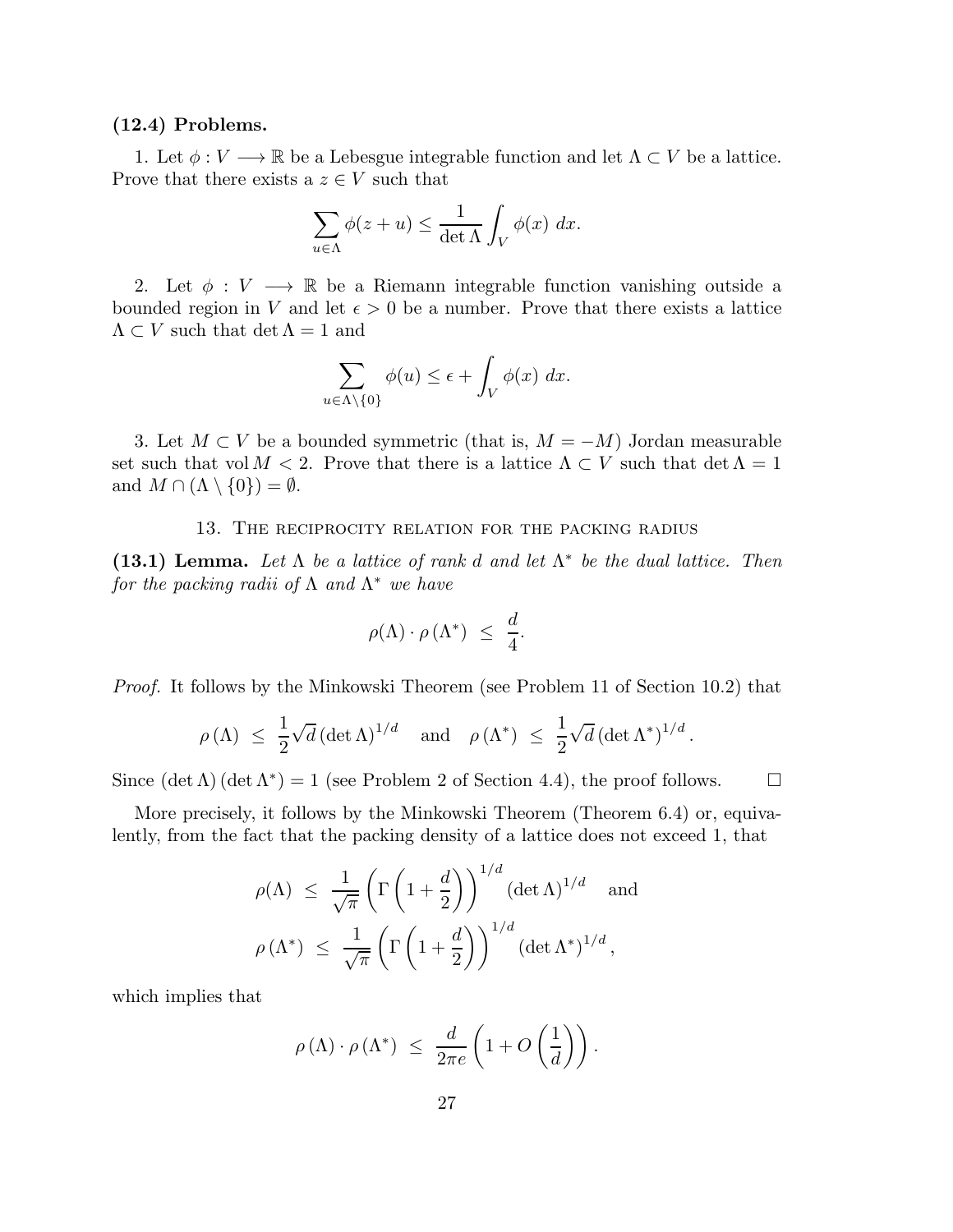**(12.4) Problems.**

1. Let $\phi : V \longrightarrow \mathbb{R}$ be a Lebesgue integrable function and let $\Lambda \subset V$ be a lattice. Prove that there exists a $z \in V$ such that

$$\sum_{u \in \Lambda} \phi(z+u) \leq \frac{1}{\det \Lambda} \int_V \phi(x) \ dx.$$

2. Let $\phi : V \longrightarrow \mathbb{R}$ be a Riemann integrable function vanishing outside a bounded region in $V$ and let $\epsilon > 0$ be a number. Prove that there exists a lattice $\Lambda \subset V$ such that $\det \Lambda = 1$ and

$$\sum_{u \in \Lambda \setminus \{0\}} \phi(u) \leq \epsilon + \int_V \phi(x) \ dx.$$

3. Let $M \subset V$ be a bounded symmetric (that is, $M = -M$) Jordan measurable set such that $\operatorname{vol} M < 2$. Prove that there is a lattice $\Lambda \subset V$ such that $\det \Lambda = 1$ and $M \cap (\Lambda \setminus \{0\}) = \emptyset$.

## 13. The reciprocity relation for the packing radius

**(13.1) Lemma.** *Let $\Lambda$ be a lattice of rank $d$ and let $\Lambda^*$ be the dual lattice. Then for the packing radii of $\Lambda$ and $\Lambda^*$ we have*

$$\rho(\Lambda) \cdot \rho(\Lambda^*) \ \leq \ \frac{d}{4}.$$

*Proof.* It follows by the Minkowski Theorem (see Problem 11 of Section 10.2) that

$$\rho(\Lambda) \ \leq \ \frac{1}{2}\sqrt{d}\,(\det \Lambda)^{1/d} \quad \text{and} \quad \rho(\Lambda^*) \ \leq \ \frac{1}{2}\sqrt{d}\,(\det \Lambda^*)^{1/d}.$$

Since $(\det \Lambda)(\det \Lambda^*) = 1$ (see Problem 2 of Section 4.4), the proof follows. $\square$

More precisely, it follows by the Minkowski Theorem (Theorem 6.4) or, equivalently, from the fact that the packing density of a lattice does not exceed 1, that

$$\rho(\Lambda) \ \leq \ \frac{1}{\sqrt{\pi}}\left(\Gamma\left(1+\frac{d}{2}\right)\right)^{1/d} (\det \Lambda)^{1/d} \quad \text{and}$$

$$\rho(\Lambda^*) \ \leq \ \frac{1}{\sqrt{\pi}}\left(\Gamma\left(1+\frac{d}{2}\right)\right)^{1/d} (\det \Lambda^*)^{1/d},$$

which implies that

$$\rho(\Lambda) \cdot \rho(\Lambda^*) \ \leq \ \frac{d}{2\pi e}\left(1 + O\left(\frac{1}{d}\right)\right).$$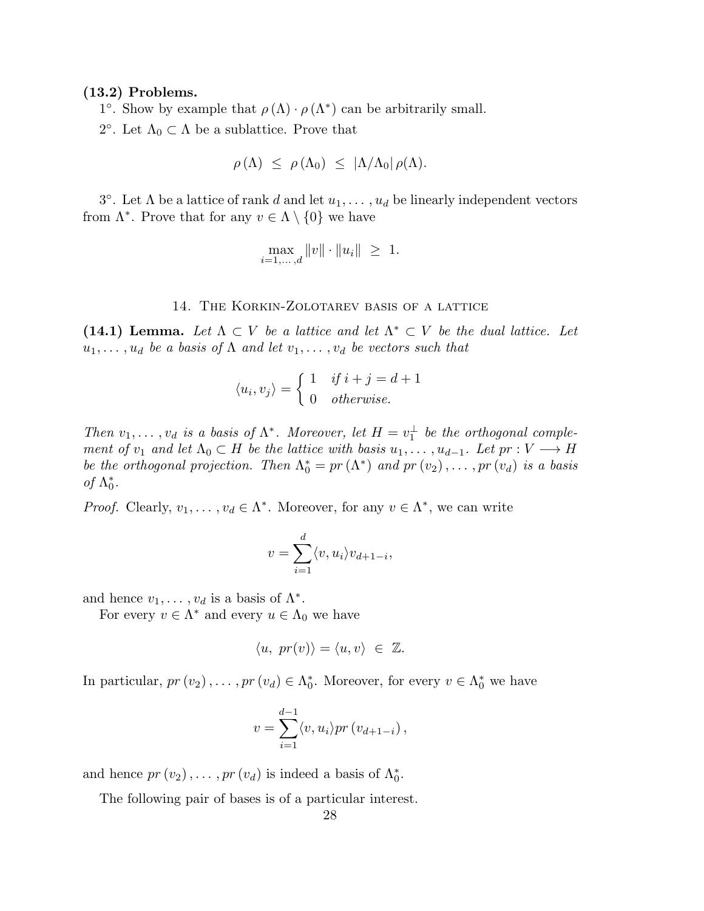**(13.2) Problems.**

1°. Show by example that $\rho(\Lambda) \cdot \rho(\Lambda^*)$ can be arbitrarily small.

2°. Let $\Lambda_0 \subset \Lambda$ be a sublattice. Prove that

$$\rho(\Lambda) \;\leq\; \rho(\Lambda_0) \;\leq\; |\Lambda/\Lambda_0|\, \rho(\Lambda).$$

3°. Let $\Lambda$ be a lattice of rank $d$ and let $u_1, \ldots, u_d$ be linearly independent vectors from $\Lambda^*$. Prove that for any $v \in \Lambda \setminus \{0\}$ we have

$$\max_{i=1,\ldots,d} \|v\| \cdot \|u_i\| \;\geq\; 1.$$

## 14. The Korkin-Zolotarev basis of a lattice

**(14.1) Lemma.** *Let $\Lambda \subset V$ be a lattice and let $\Lambda^* \subset V$ be the dual lattice. Let $u_1, \ldots, u_d$ be a basis of $\Lambda$ and let $v_1, \ldots, v_d$ be vectors such that*

$$\langle u_i, v_j \rangle = \begin{cases} 1 & \text{if } i+j = d+1 \\ 0 & \text{otherwise.} \end{cases}$$

*Then $v_1, \ldots, v_d$ is a basis of $\Lambda^*$. Moreover, let $H = v_1^{\perp}$ be the orthogonal complement of $v_1$ and let $\Lambda_0 \subset H$ be the lattice with basis $u_1, \ldots, u_{d-1}$. Let $pr: V \longrightarrow H$ be the orthogonal projection. Then $\Lambda_0^* = pr(\Lambda^*)$ and $pr(v_2), \ldots, pr(v_d)$ is a basis of $\Lambda_0^*$.*

*Proof.* Clearly, $v_1, \ldots, v_d \in \Lambda^*$. Moreover, for any $v \in \Lambda^*$, we can write

$$v = \sum_{i=1}^{d} \langle v, u_i \rangle v_{d+1-i},$$

and hence $v_1, \ldots, v_d$ is a basis of $\Lambda^*$.

For every $v \in \Lambda^*$ and every $u \in \Lambda_0$ we have

$$\langle u,\; pr(v) \rangle = \langle u, v \rangle \;\in\; \mathbb{Z}.$$

In particular, $pr(v_2), \ldots, pr(v_d) \in \Lambda_0^*$. Moreover, for every $v \in \Lambda_0^*$ we have

$$v = \sum_{i=1}^{d-1} \langle v, u_i \rangle pr(v_{d+1-i}),$$

and hence $pr(v_2), \ldots, pr(v_d)$ is indeed a basis of $\Lambda_0^*$.

The following pair of bases is of a particular interest.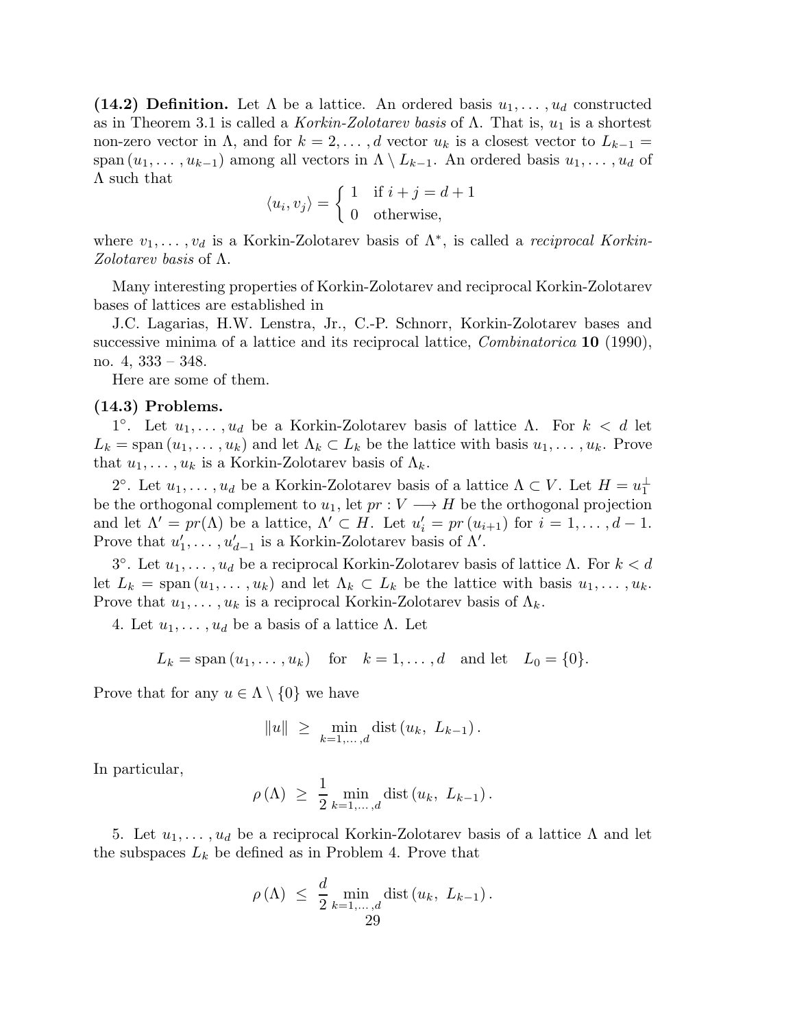**(14.2) Definition.** Let $\Lambda$ be a lattice. An ordered basis $u_1, \ldots, u_d$ constructed as in Theorem 3.1 is called a *Korkin-Zolotarev basis* of $\Lambda$. That is, $u_1$ is a shortest non-zero vector in $\Lambda$, and for $k = 2, \ldots, d$ vector $u_k$ is a closest vector to $L_{k-1} = \operatorname{span}(u_1, \ldots, u_{k-1})$ among all vectors in $\Lambda \setminus L_{k-1}$. An ordered basis $u_1, \ldots, u_d$ of $\Lambda$ such that

$$\langle u_i, v_j \rangle = \begin{cases} 1 & \text{if } i + j = d + 1 \\ 0 & \text{otherwise,} \end{cases}$$

where $v_1, \ldots, v_d$ is a Korkin-Zolotarev basis of $\Lambda^*$, is called a *reciprocal Korkin-Zolotarev basis* of $\Lambda$.

Many interesting properties of Korkin-Zolotarev and reciprocal Korkin-Zolotarev bases of lattices are established in

J.C. Lagarias, H.W. Lenstra, Jr., C.-P. Schnorr, Korkin-Zolotarev bases and successive minima of a lattice and its reciprocal lattice, *Combinatorica* **10** (1990), no. 4, 333 – 348.

Here are some of them.

**(14.3) Problems.**

$1^\circ$. Let $u_1, \ldots, u_d$ be a Korkin-Zolotarev basis of lattice $\Lambda$. For $k < d$ let $L_k = \operatorname{span}(u_1, \ldots, u_k)$ and let $\Lambda_k \subset L_k$ be the lattice with basis $u_1, \ldots, u_k$. Prove that $u_1, \ldots, u_k$ is a Korkin-Zolotarev basis of $\Lambda_k$.

$2^\circ$. Let $u_1, \ldots, u_d$ be a Korkin-Zolotarev basis of a lattice $\Lambda \subset V$. Let $H = u_1^\perp$ be the orthogonal complement to $u_1$, let $pr : V \longrightarrow H$ be the orthogonal projection and let $\Lambda' = pr(\Lambda)$ be a lattice, $\Lambda' \subset H$. Let $u_i' = pr(u_{i+1})$ for $i = 1, \ldots, d-1$. Prove that $u_1', \ldots, u_{d-1}'$ is a Korkin-Zolotarev basis of $\Lambda'$.

$3^\circ$. Let $u_1, \ldots, u_d$ be a reciprocal Korkin-Zolotarev basis of lattice $\Lambda$. For $k < d$ let $L_k = \operatorname{span}(u_1, \ldots, u_k)$ and let $\Lambda_k \subset L_k$ be the lattice with basis $u_1, \ldots, u_k$. Prove that $u_1, \ldots, u_k$ is a reciprocal Korkin-Zolotarev basis of $\Lambda_k$.

4. Let $u_1, \ldots, u_d$ be a basis of a lattice $\Lambda$. Let

$$L_k = \operatorname{span}(u_1, \ldots, u_k) \quad \text{for} \quad k = 1, \ldots, d \quad \text{and let} \quad L_0 = \{0\}.$$

Prove that for any $u \in \Lambda \setminus \{0\}$ we have

$$\|u\| \ \geq \ \min_{k=1,\ldots,d} \operatorname{dist}(u_k, \ L_{k-1}).$$

In particular,

$$\rho(\Lambda) \ \geq \ \frac{1}{2} \min_{k=1,\ldots,d} \operatorname{dist}(u_k, \ L_{k-1}).$$

5. Let $u_1, \ldots, u_d$ be a reciprocal Korkin-Zolotarev basis of a lattice $\Lambda$ and let the subspaces $L_k$ be defined as in Problem 4. Prove that

$$\rho(\Lambda) \ \leq \ \frac{d}{2} \min_{k=1,\ldots,d} \operatorname{dist}(u_k, \ L_{k-1}).$$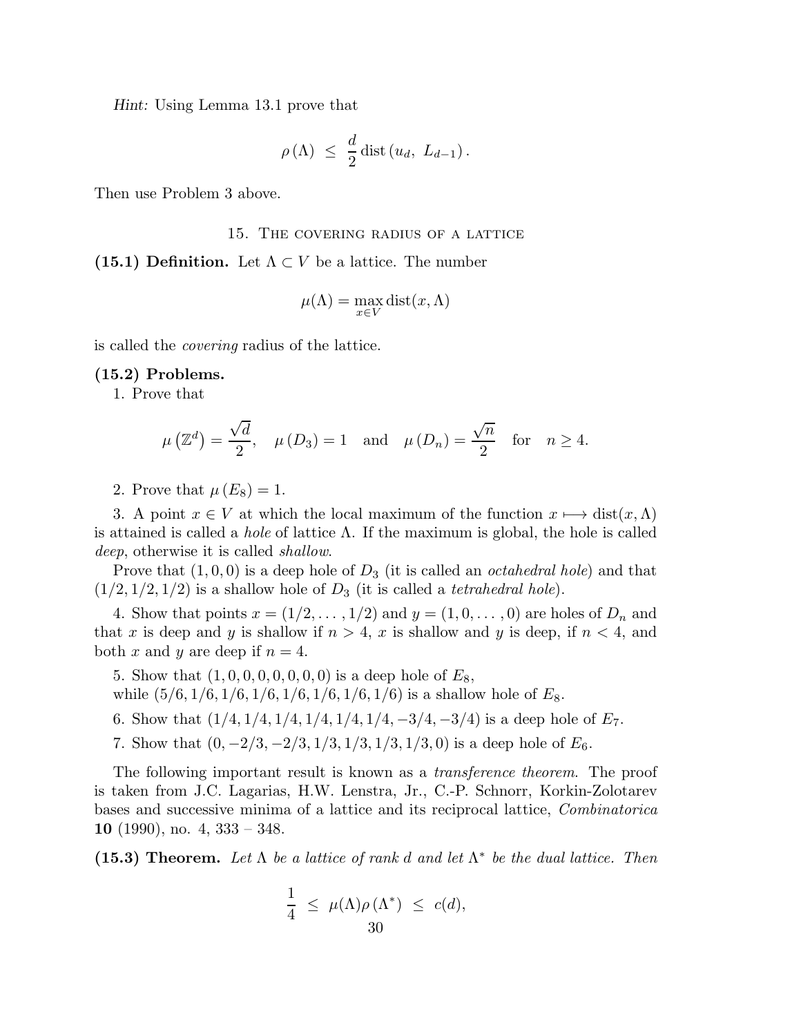*Hint:* Using Lemma 13.1 prove that

$$\rho\left(\Lambda\right) \;\leq\; \frac{d}{2}\operatorname{dist}\left(u_d,\; L_{d-1}\right).$$

Then use Problem 3 above.

## 15. The covering radius of a lattice

**(15.1) Definition.** Let $\Lambda \subset V$ be a lattice. The number

$$\mu(\Lambda) = \max_{x \in V} \operatorname{dist}(x, \Lambda)$$

is called the *covering* radius of the lattice.

**(15.2) Problems.**

1. Prove that

$$\mu\left(\mathbb{Z}^d\right) = \frac{\sqrt{d}}{2}, \quad \mu\left(D_3\right) = 1 \quad \text{and} \quad \mu\left(D_n\right) = \frac{\sqrt{n}}{2} \quad \text{for} \quad n \geq 4.$$

2. Prove that $\mu\left(E_8\right) = 1$.

3. A point $x \in V$ at which the local maximum of the function $x \longmapsto \operatorname{dist}(x, \Lambda)$ is attained is called a *hole* of lattice $\Lambda$. If the maximum is global, the hole is called *deep*, otherwise it is called *shallow*.

Prove that $(1, 0, 0)$ is a deep hole of $D_3$ (it is called an *octahedral hole*) and that $(1/2, 1/2, 1/2)$ is a shallow hole of $D_3$ (it is called a *tetrahedral hole*).

4. Show that points $x = (1/2, \ldots, 1/2)$ and $y = (1, 0, \ldots, 0)$ are holes of $D_n$ and that $x$ is deep and $y$ is shallow if $n > 4$, $x$ is shallow and $y$ is deep, if $n < 4$, and both $x$ and $y$ are deep if $n = 4$.

5. Show that $(1, 0, 0, 0, 0, 0, 0, 0)$ is a deep hole of $E_8$,
while $(5/6, 1/6, 1/6, 1/6, 1/6, 1/6, 1/6, 1/6)$ is a shallow hole of $E_8$.

6. Show that $(1/4, 1/4, 1/4, 1/4, 1/4, 1/4, -3/4, -3/4)$ is a deep hole of $E_7$.

7. Show that $(0, -2/3, -2/3, 1/3, 1/3, 1/3, 1/3, 0)$ is a deep hole of $E_6$.

The following important result is known as a *transference theorem*. The proof is taken from J.C. Lagarias, H.W. Lenstra, Jr., C.-P. Schnorr, Korkin-Zolotarev bases and successive minima of a lattice and its reciprocal lattice, *Combinatorica* **10** (1990), no. 4, 333 – 348.

**(15.3) Theorem.** *Let $\Lambda$ be a lattice of rank $d$ and let $\Lambda^*$ be the dual lattice. Then*

$$\frac{1}{4} \;\leq\; \mu(\Lambda)\rho\left(\Lambda^*\right) \;\leq\; c(d),$$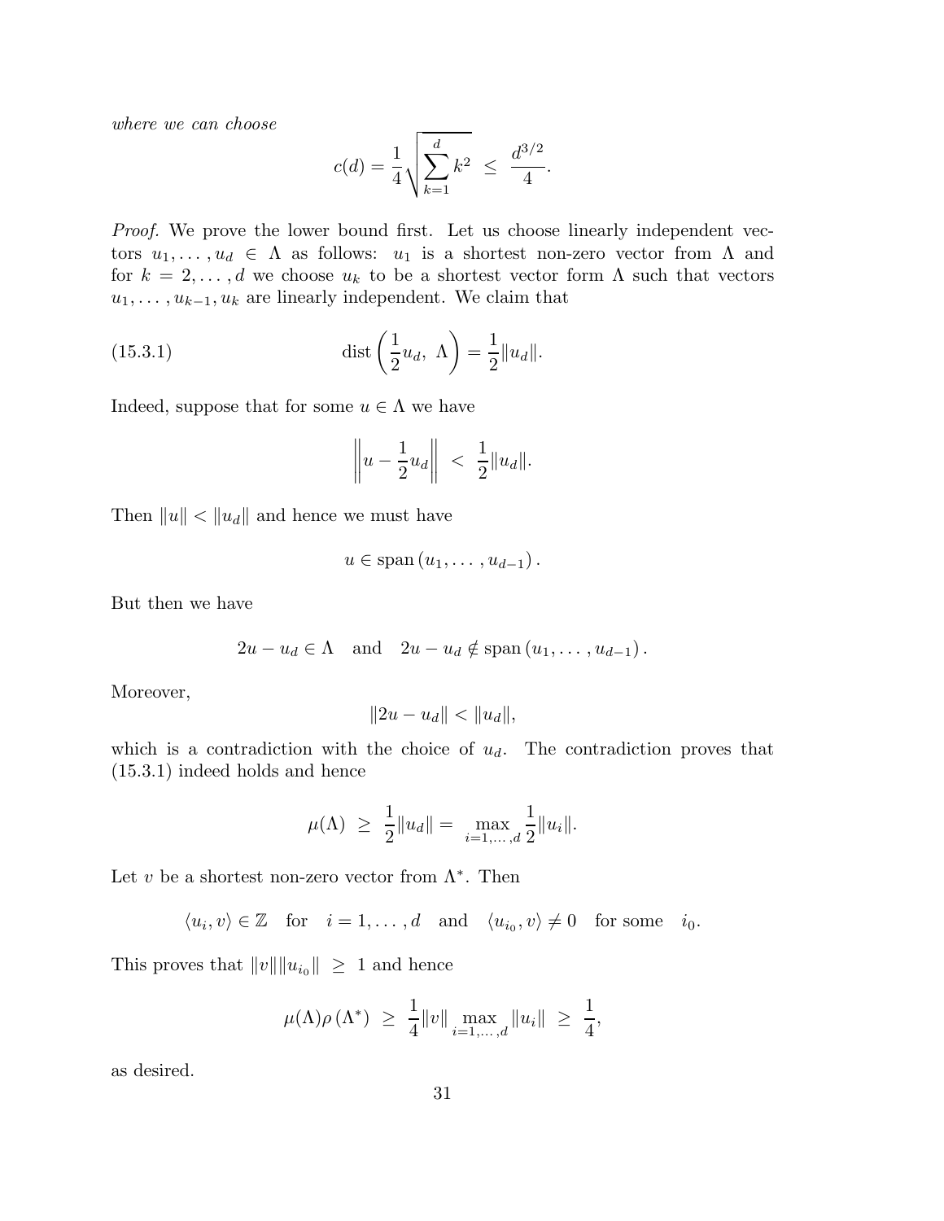*where we can choose*

$$c(d) = \frac{1}{4}\sqrt{\sum_{k=1}^{d} k^2} \ \le \ \frac{d^{3/2}}{4}.$$

*Proof.* We prove the lower bound first. Let us choose linearly independent vectors $u_1, \ldots, u_d \in \Lambda$ as follows: $u_1$ is a shortest non-zero vector from $\Lambda$ and for $k = 2, \ldots, d$ we choose $u_k$ to be a shortest vector form $\Lambda$ such that vectors $u_1, \ldots, u_{k-1}, u_k$ are linearly independent. We claim that

$$\operatorname{dist}\left(\frac{1}{2}u_d,\ \Lambda\right) = \frac{1}{2}\|u_d\|. \tag{15.3.1}$$

Indeed, suppose that for some $u \in \Lambda$ we have

$$\left\| u - \frac{1}{2}u_d \right\| \ < \ \frac{1}{2}\|u_d\|.$$

Then $\|u\| < \|u_d\|$ and hence we must have

$$u \in \operatorname{span}\left(u_1, \ldots, u_{d-1}\right).$$

But then we have

$$2u - u_d \in \Lambda \quad \text{and} \quad 2u - u_d \notin \operatorname{span}\left(u_1, \ldots, u_{d-1}\right).$$

Moreover,

$$\|2u - u_d\| < \|u_d\|,$$

which is a contradiction with the choice of $u_d$. The contradiction proves that (15.3.1) indeed holds and hence

$$\mu(\Lambda) \ \ge \ \frac{1}{2}\|u_d\| = \max_{i=1,\ldots,d} \frac{1}{2}\|u_i\|.$$

Let $v$ be a shortest non-zero vector from $\Lambda^*$. Then

$$\langle u_i, v\rangle \in \mathbb{Z} \quad \text{for} \quad i = 1, \ldots, d \quad \text{and} \quad \langle u_{i_0}, v\rangle \neq 0 \quad \text{for some} \quad i_0.$$

This proves that $\|v\|\|u_{i_0}\| \ \ge \ 1$ and hence

$$\mu(\Lambda)\rho\left(\Lambda^*\right) \ \ge \ \frac{1}{4}\|v\| \max_{i=1,\ldots,d} \|u_i\| \ \ge \ \frac{1}{4},$$

as desired.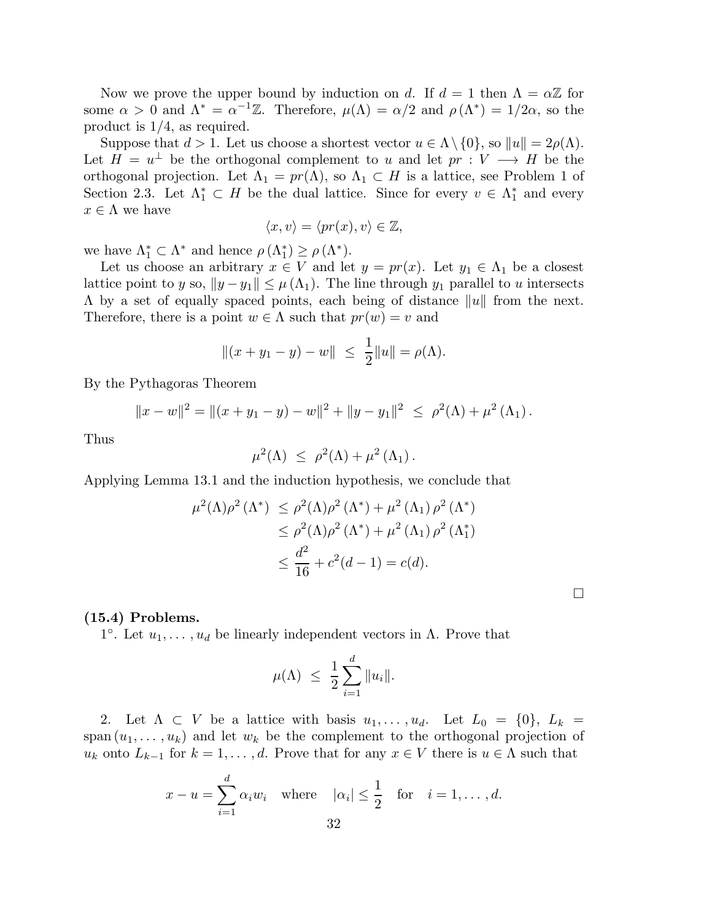Now we prove the upper bound by induction on $d$. If $d = 1$ then $\Lambda = \alpha\mathbb{Z}$ for some $\alpha > 0$ and $\Lambda^* = \alpha^{-1}\mathbb{Z}$. Therefore, $\mu(\Lambda) = \alpha/2$ and $\rho(\Lambda^*) = 1/2\alpha$, so the product is $1/4$, as required.

Suppose that $d > 1$. Let us choose a shortest vector $u \in \Lambda \setminus \{0\}$, so $\|u\| = 2\rho(\Lambda)$. Let $H = u^{\perp}$ be the orthogonal complement to $u$ and let $pr : V \longrightarrow H$ be the orthogonal projection. Let $\Lambda_1 = pr(\Lambda)$, so $\Lambda_1 \subset H$ is a lattice, see Problem 1 of Section 2.3. Let $\Lambda_1^* \subset H$ be the dual lattice. Since for every $v \in \Lambda_1^*$ and every $x \in \Lambda$ we have

$$\langle x, v \rangle = \langle pr(x), v \rangle \in \mathbb{Z},$$

we have $\Lambda_1^* \subset \Lambda^*$ and hence $\rho(\Lambda_1^*) \geq \rho(\Lambda^*)$.

Let us choose an arbitrary $x \in V$ and let $y = pr(x)$. Let $y_1 \in \Lambda_1$ be a closest lattice point to $y$ so, $\|y - y_1\| \leq \mu(\Lambda_1)$. The line through $y_1$ parallel to $u$ intersects $\Lambda$ by a set of equally spaced points, each being of distance $\|u\|$ from the next. Therefore, there is a point $w \in \Lambda$ such that $pr(w) = v$ and

$$\|(x + y_1 - y) - w\| \;\leq\; \frac{1}{2}\|u\| = \rho(\Lambda).$$

By the Pythagoras Theorem

$$\|x - w\|^2 = \|(x + y_1 - y) - w\|^2 + \|y - y_1\|^2 \;\leq\; \rho^2(\Lambda) + \mu^2(\Lambda_1).$$

Thus

$$\mu^2(\Lambda) \;\leq\; \rho^2(\Lambda) + \mu^2(\Lambda_1).$$

Applying Lemma 13.1 and the induction hypothesis, we conclude that

$$\begin{aligned}
\mu^2(\Lambda)\rho^2(\Lambda^*) \;&\leq \rho^2(\Lambda)\rho^2(\Lambda^*) + \mu^2(\Lambda_1)\rho^2(\Lambda^*) \\
&\leq \rho^2(\Lambda)\rho^2(\Lambda^*) + \mu^2(\Lambda_1)\rho^2(\Lambda_1^*) \\
&\leq \frac{d^2}{16} + c^2(d-1) = c(d).
\end{aligned}$$

□

**(15.4) Problems.**

1°. Let $u_1, \ldots, u_d$ be linearly independent vectors in $\Lambda$. Prove that

$$\mu(\Lambda) \;\leq\; \frac{1}{2}\sum_{i=1}^{d}\|u_i\|.$$

2. Let $\Lambda \subset V$ be a lattice with basis $u_1, \ldots, u_d$. Let $L_0 = \{0\}$, $L_k = \operatorname{span}(u_1, \ldots, u_k)$ and let $w_k$ be the complement to the orthogonal projection of $u_k$ onto $L_{k-1}$ for $k = 1, \ldots, d$. Prove that for any $x \in V$ there is $u \in \Lambda$ such that

$$x - u = \sum_{i=1}^{d}\alpha_i w_i \quad \text{where} \quad |\alpha_i| \leq \frac{1}{2} \quad \text{for} \quad i = 1, \ldots, d.$$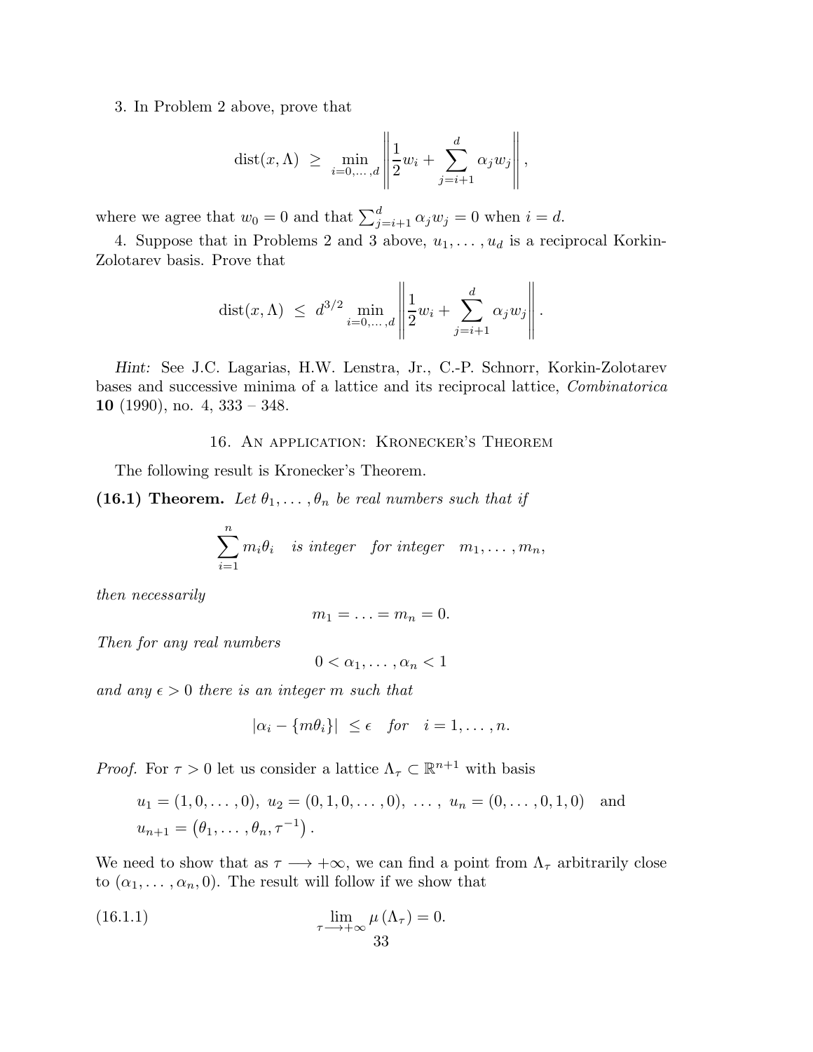3. In Problem 2 above, prove that

$$\operatorname{dist}(x, \Lambda) \ \geq \ \min_{i=0,\dots,d} \left\| \frac{1}{2} w_i + \sum_{j=i+1}^{d} \alpha_j w_j \right\|,$$

where we agree that $w_0 = 0$ and that $\sum_{j=i+1}^{d} \alpha_j w_j = 0$ when $i = d$.

4. Suppose that in Problems 2 and 3 above, $u_1, \dots, u_d$ is a reciprocal Korkin-Zolotarev basis. Prove that

$$\operatorname{dist}(x, \Lambda) \ \leq \ d^{3/2} \min_{i=0,\dots,d} \left\| \frac{1}{2} w_i + \sum_{j=i+1}^{d} \alpha_j w_j \right\|.$$

*Hint:* See J.C. Lagarias, H.W. Lenstra, Jr., C.-P. Schnorr, Korkin-Zolotarev bases and successive minima of a lattice and its reciprocal lattice, *Combinatorica* **10** (1990), no. 4, 333 – 348.

## 16. An application: Kronecker's Theorem

The following result is Kronecker's Theorem.

**(16.1) Theorem.** *Let $\theta_1, \dots, \theta_n$ be real numbers such that if*

$$\sum_{i=1}^{n} m_i \theta_i \quad \text{is integer} \quad \text{for integer} \quad m_1, \dots, m_n,$$

*then necessarily*

$$m_1 = \ldots = m_n = 0.$$

*Then for any real numbers*

$$0 < \alpha_1, \dots, \alpha_n < 1$$

*and any $\epsilon > 0$ there is an integer $m$ such that*

$$|\alpha_i - \{m\theta_i\}| \ \leq \epsilon \quad \text{for} \quad i = 1, \dots, n.$$

*Proof.* For $\tau > 0$ let us consider a lattice $\Lambda_\tau \subset \mathbb{R}^{n+1}$ with basis

$$u_1 = (1, 0, \dots, 0),\ u_2 = (0, 1, 0, \dots, 0),\ \dots,\ u_n = (0, \dots, 0, 1, 0) \quad \text{and}$$
$$u_{n+1} = \left(\theta_1, \dots, \theta_n, \tau^{-1}\right).$$

We need to show that as $\tau \longrightarrow +\infty$, we can find a point from $\Lambda_\tau$ arbitrarily close to $(\alpha_1, \dots, \alpha_n, 0)$. The result will follow if we show that

$$\lim_{\tau \longrightarrow +\infty} \mu\left(\Lambda_\tau\right) = 0. \tag{16.1.1}$$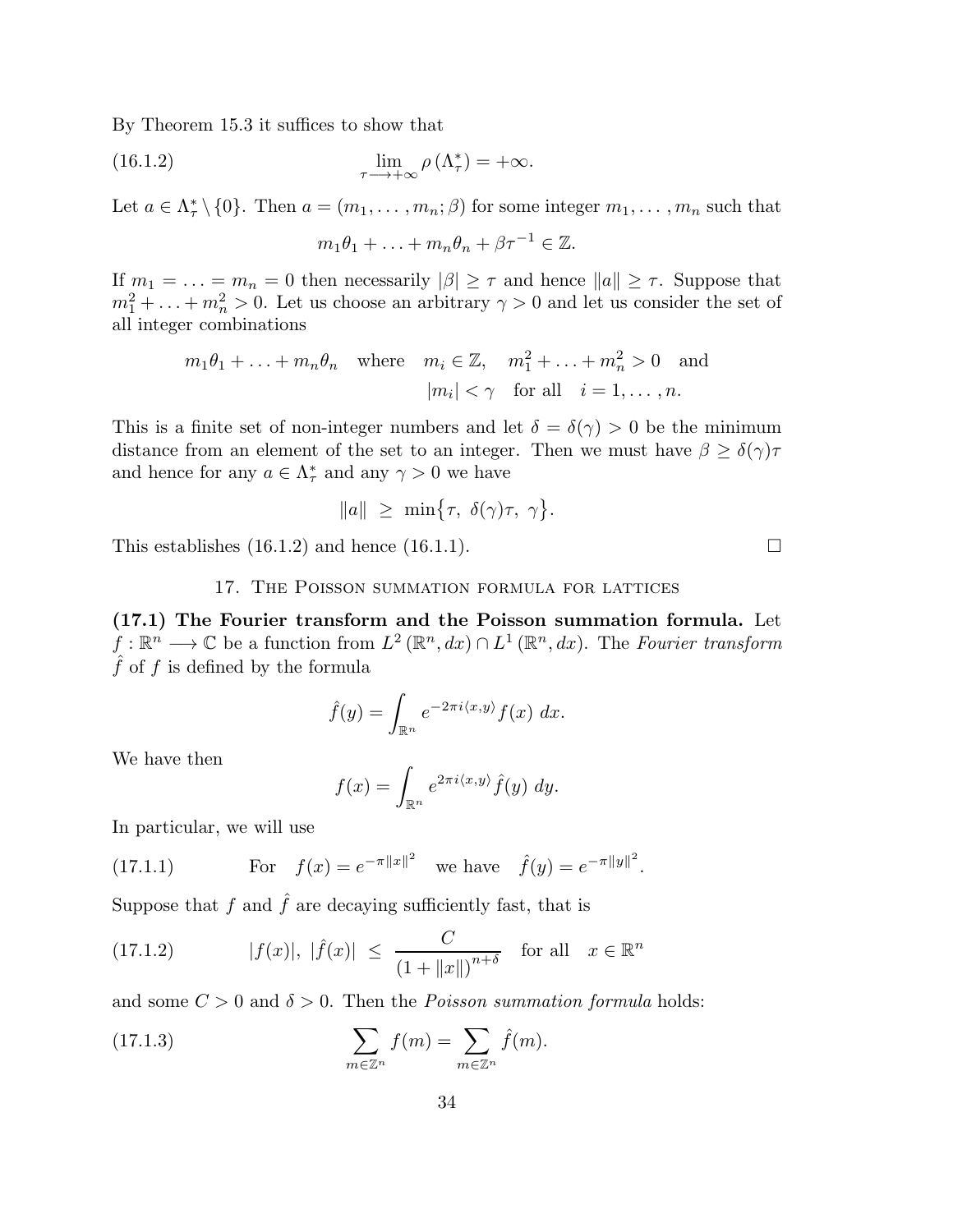By Theorem 15.3 it suffices to show that

$$\lim_{\tau \longrightarrow +\infty} \rho\left(\Lambda_\tau^*\right) = +\infty. \tag{16.1.2}$$

Let $a \in \Lambda_\tau^* \setminus \{0\}$. Then $a = (m_1, \ldots, m_n; \beta)$ for some integer $m_1, \ldots, m_n$ such that

$$m_1\theta_1 + \ldots + m_n\theta_n + \beta\tau^{-1} \in \mathbb{Z}.$$

If $m_1 = \ldots = m_n = 0$ then necessarily $|\beta| \geq \tau$ and hence $\|a\| \geq \tau$. Suppose that $m_1^2 + \ldots + m_n^2 > 0$. Let us choose an arbitrary $\gamma > 0$ and let us consider the set of all integer combinations

$$m_1\theta_1 + \ldots + m_n\theta_n \quad \text{where} \quad m_i \in \mathbb{Z}, \quad m_1^2 + \ldots + m_n^2 > 0 \quad \text{and} \quad |m_i| < \gamma \quad \text{for all} \quad i = 1, \ldots, n.$$

This is a finite set of non-integer numbers and let $\delta = \delta(\gamma) > 0$ be the minimum distance from an element of the set to an integer. Then we must have $\beta \geq \delta(\gamma)\tau$ and hence for any $a \in \Lambda_\tau^*$ and any $\gamma > 0$ we have

$$\|a\| \ \geq \ \min\bigl\{\tau, \ \delta(\gamma)\tau, \ \gamma\bigr\}.$$

This establishes (16.1.2) and hence (16.1.1). □

## 17. The Poisson summation formula for lattices

**(17.1) The Fourier transform and the Poisson summation formula.** Let $f : \mathbb{R}^n \longrightarrow \mathbb{C}$ be a function from $L^2(\mathbb{R}^n, dx) \cap L^1(\mathbb{R}^n, dx)$. The *Fourier transform* $\hat{f}$ of $f$ is defined by the formula

$$\hat{f}(y) = \int_{\mathbb{R}^n} e^{-2\pi i \langle x, y \rangle} f(x) \ dx.$$

We have then

$$f(x) = \int_{\mathbb{R}^n} e^{2\pi i \langle x, y \rangle} \hat{f}(y) \ dy.$$

In particular, we will use

$$\text{For} \quad f(x) = e^{-\pi\|x\|^2} \quad \text{we have} \quad \hat{f}(y) = e^{-\pi\|y\|^2}. \tag{17.1.1}$$

Suppose that $f$ and $\hat{f}$ are decaying sufficiently fast, that is

$$|f(x)|, \ |\hat{f}(x)| \ \leq \ \frac{C}{\left(1 + \|x\|\right)^{n+\delta}} \quad \text{for all} \quad x \in \mathbb{R}^n \tag{17.1.2}$$

and some $C > 0$ and $\delta > 0$. Then the *Poisson summation formula* holds:

$$\sum_{m \in \mathbb{Z}^n} f(m) = \sum_{m \in \mathbb{Z}^n} \hat{f}(m). \tag{17.1.3}$$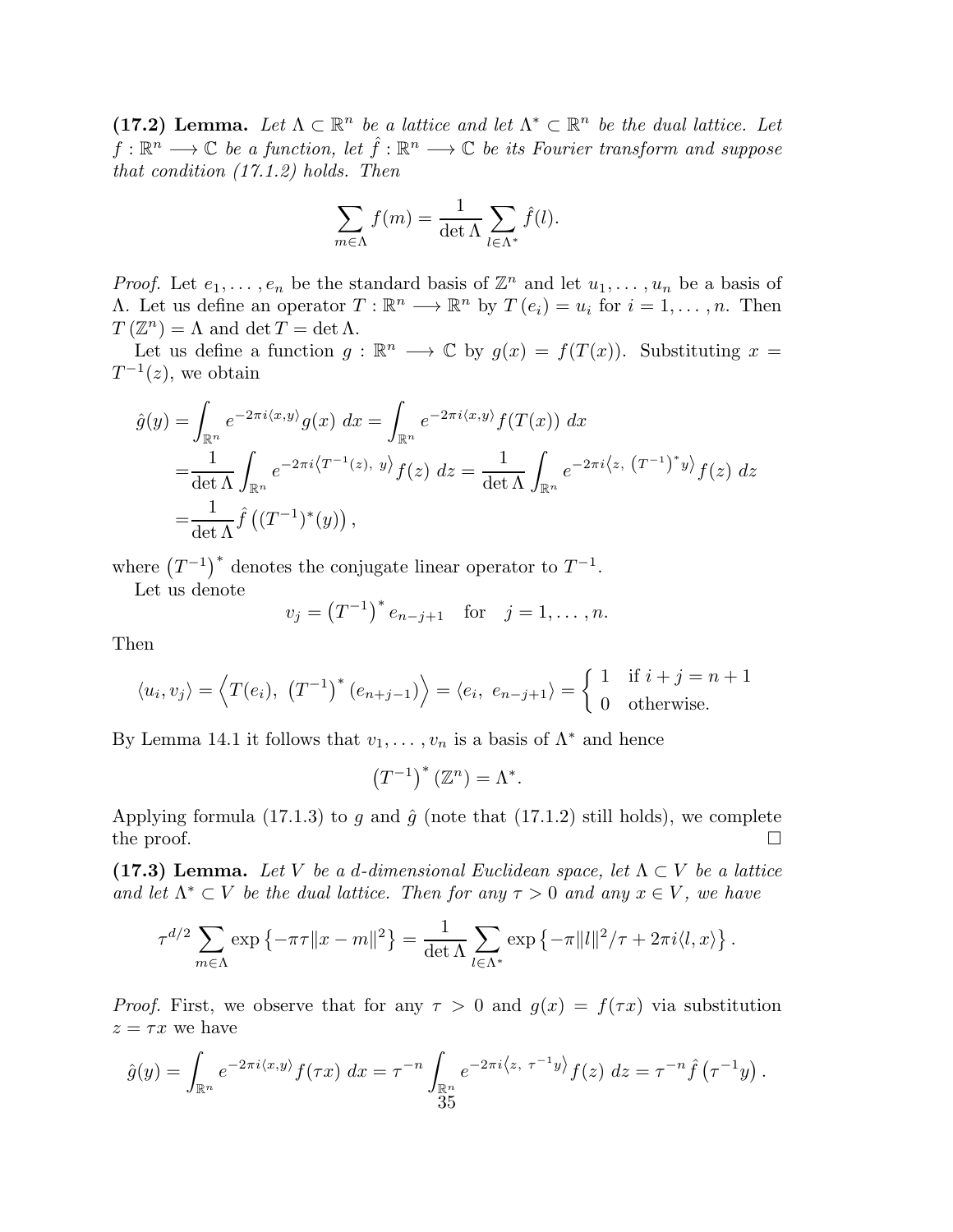**(17.2) Lemma.** *Let $\Lambda \subset \mathbb{R}^n$ be a lattice and let $\Lambda^* \subset \mathbb{R}^n$ be the dual lattice. Let $f : \mathbb{R}^n \longrightarrow \mathbb{C}$ be a function, let $\hat{f} : \mathbb{R}^n \longrightarrow \mathbb{C}$ be its Fourier transform and suppose that condition (17.1.2) holds. Then*

$$\sum_{m \in \Lambda} f(m) = \frac{1}{\det \Lambda} \sum_{l \in \Lambda^*} \hat{f}(l).$$

*Proof.* Let $e_1, \ldots, e_n$ be the standard basis of $\mathbb{Z}^n$ and let $u_1, \ldots, u_n$ be a basis of $\Lambda$. Let us define an operator $T : \mathbb{R}^n \longrightarrow \mathbb{R}^n$ by $T(e_i) = u_i$ for $i = 1, \ldots, n$. Then $T(\mathbb{Z}^n) = \Lambda$ and $\det T = \det \Lambda$.

Let us define a function $g : \mathbb{R}^n \longrightarrow \mathbb{C}$ by $g(x) = f(T(x))$. Substituting $x = T^{-1}(z)$, we obtain

$$\begin{aligned}
\hat{g}(y) =& \int_{\mathbb{R}^n} e^{-2\pi i \langle x, y \rangle} g(x) \ dx = \int_{\mathbb{R}^n} e^{-2\pi i \langle x, y \rangle} f(T(x)) \ dx \\
=& \frac{1}{\det \Lambda} \int_{\mathbb{R}^n} e^{-2\pi i \langle T^{-1}(z), \ y \rangle} f(z) \ dz = \frac{1}{\det \Lambda} \int_{\mathbb{R}^n} e^{-2\pi i \langle z, \ (T^{-1})^* y \rangle} f(z) \ dz \\
=& \frac{1}{\det \Lambda} \hat{f}\left( (T^{-1})^*(y) \right),
\end{aligned}$$

where $\left(T^{-1}\right)^*$ denotes the conjugate linear operator to $T^{-1}$.

Let us denote

$$v_j = \left(T^{-1}\right)^* e_{n-j+1} \quad \text{for} \quad j = 1, \ldots, n.$$

Then

$$\langle u_i, v_j \rangle = \left\langle T(e_i), \ \left(T^{-1}\right)^* (e_{n+j-1}) \right\rangle = \langle e_i, \ e_{n-j+1} \rangle = \begin{cases} 1 & \text{if } i + j = n + 1 \\ 0 & \text{otherwise.} \end{cases}$$

By Lemma 14.1 it follows that $v_1, \ldots, v_n$ is a basis of $\Lambda^*$ and hence

$$\left(T^{-1}\right)^* (\mathbb{Z}^n) = \Lambda^*.$$

Applying formula (17.1.3) to $g$ and $\hat{g}$ (note that (17.1.2) still holds), we complete the proof. $\square$

**(17.3) Lemma.** *Let $V$ be a $d$-dimensional Euclidean space, let $\Lambda \subset V$ be a lattice and let $\Lambda^* \subset V$ be the dual lattice. Then for any $\tau > 0$ and any $x \in V$, we have*

$$\tau^{d/2} \sum_{m \in \Lambda} \exp\left\{ -\pi \tau \|x - m\|^2 \right\} = \frac{1}{\det \Lambda} \sum_{l \in \Lambda^*} \exp\left\{ -\pi \|l\|^2 / \tau + 2\pi i \langle l, x \rangle \right\}.$$

*Proof.* First, we observe that for any $\tau > 0$ and $g(x) = f(\tau x)$ via substitution $z = \tau x$ we have

$$\hat{g}(y) = \int_{\mathbb{R}^n} e^{-2\pi i \langle x, y \rangle} f(\tau x) \ dx = \tau^{-n} \int_{\mathbb{R}^n} e^{-2\pi i \langle z, \ \tau^{-1} y \rangle} f(z) \ dz = \tau^{-n} \hat{f}\left(\tau^{-1} y\right).$$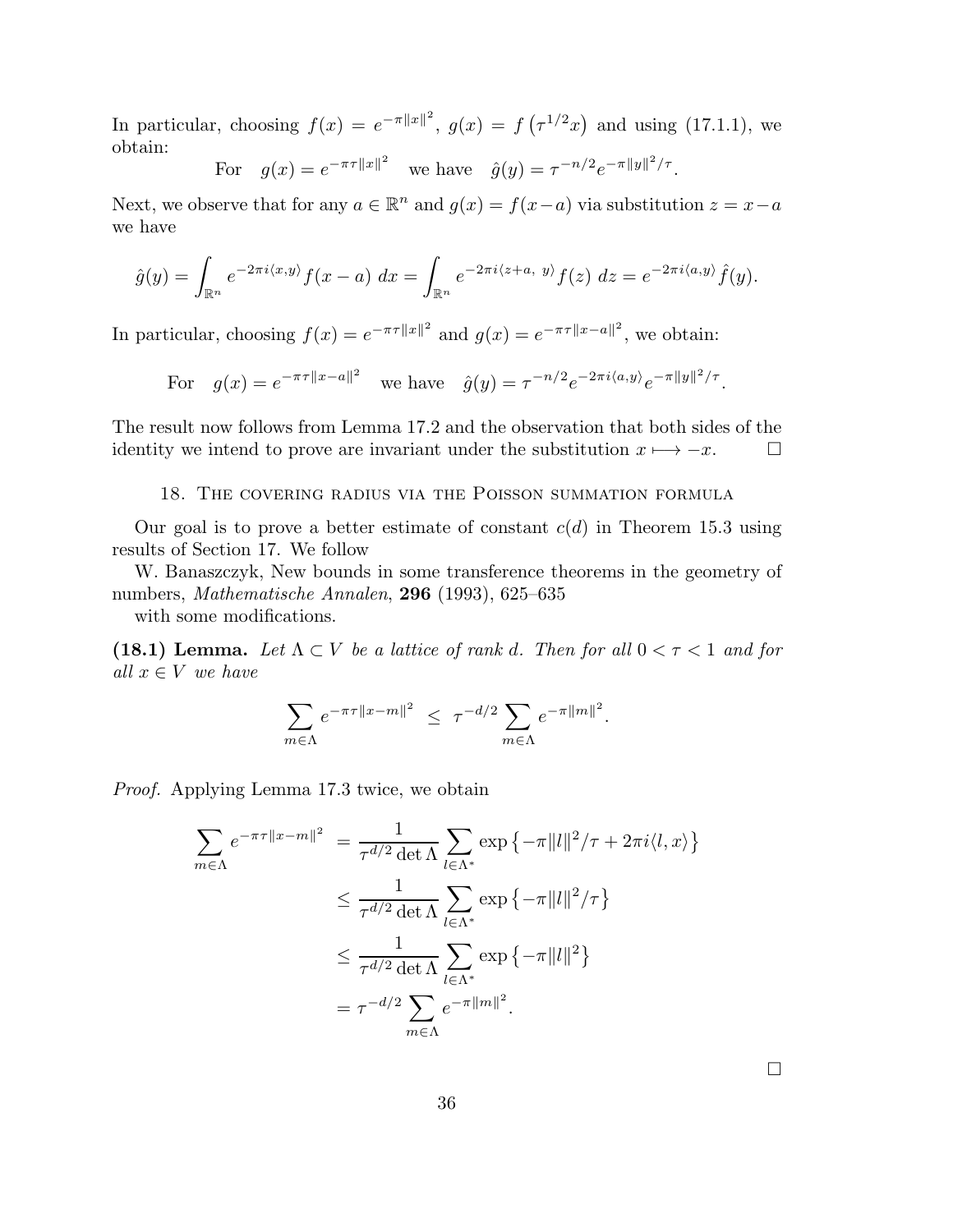In particular, choosing $f(x) = e^{-\pi\|x\|^2}$, $g(x) = f\left(\tau^{1/2}x\right)$ and using (17.1.1), we obtain:

$$\text{For} \quad g(x) = e^{-\pi\tau\|x\|^2} \quad \text{we have} \quad \hat{g}(y) = \tau^{-n/2} e^{-\pi\|y\|^2/\tau}.$$

Next, we observe that for any $a \in \mathbb{R}^n$ and $g(x) = f(x-a)$ via substitution $z = x - a$ we have

$$\hat{g}(y) = \int_{\mathbb{R}^n} e^{-2\pi i \langle x, y\rangle} f(x-a)\ dx = \int_{\mathbb{R}^n} e^{-2\pi i \langle z+a,\ y\rangle} f(z)\ dz = e^{-2\pi i\langle a, y\rangle} \hat{f}(y).$$

In particular, choosing $f(x) = e^{-\pi\tau\|x\|^2}$ and $g(x) = e^{-\pi\tau\|x-a\|^2}$, we obtain:

$$\text{For} \quad g(x) = e^{-\pi\tau\|x-a\|^2} \quad \text{we have} \quad \hat{g}(y) = \tau^{-n/2} e^{-2\pi i\langle a, y\rangle} e^{-\pi\|y\|^2/\tau}.$$

The result now follows from Lemma 17.2 and the observation that both sides of the identity we intend to prove are invariant under the substitution $x \longmapsto -x$. □

## 18. The covering radius via the Poisson summation formula

Our goal is to prove a better estimate of constant $c(d)$ in Theorem 15.3 using results of Section 17. We follow

W. Banaszczyk, New bounds in some transference theorems in the geometry of numbers, *Mathematische Annalen*, **296** (1993), 625–635

with some modifications.

**(18.1) Lemma.** *Let $\Lambda \subset V$ be a lattice of rank $d$. Then for all $0 < \tau < 1$ and for all $x \in V$ we have*

$$\sum_{m \in \Lambda} e^{-\pi\tau\|x-m\|^2} \ \leq \ \tau^{-d/2} \sum_{m \in \Lambda} e^{-\pi\|m\|^2}.$$

*Proof.* Applying Lemma 17.3 twice, we obtain

$$\begin{aligned}
\sum_{m \in \Lambda} e^{-\pi\tau\|x-m\|^2} \ &= \frac{1}{\tau^{d/2} \det \Lambda} \sum_{l \in \Lambda^*} \exp\left\{-\pi\|l\|^2/\tau + 2\pi i\langle l, x\rangle\right\} \\
&\leq \frac{1}{\tau^{d/2} \det \Lambda} \sum_{l \in \Lambda^*} \exp\left\{-\pi\|l\|^2/\tau\right\} \\
&\leq \frac{1}{\tau^{d/2} \det \Lambda} \sum_{l \in \Lambda^*} \exp\left\{-\pi\|l\|^2\right\} \\
&= \tau^{-d/2} \sum_{m \in \Lambda} e^{-\pi\|m\|^2}.
\end{aligned}$$

□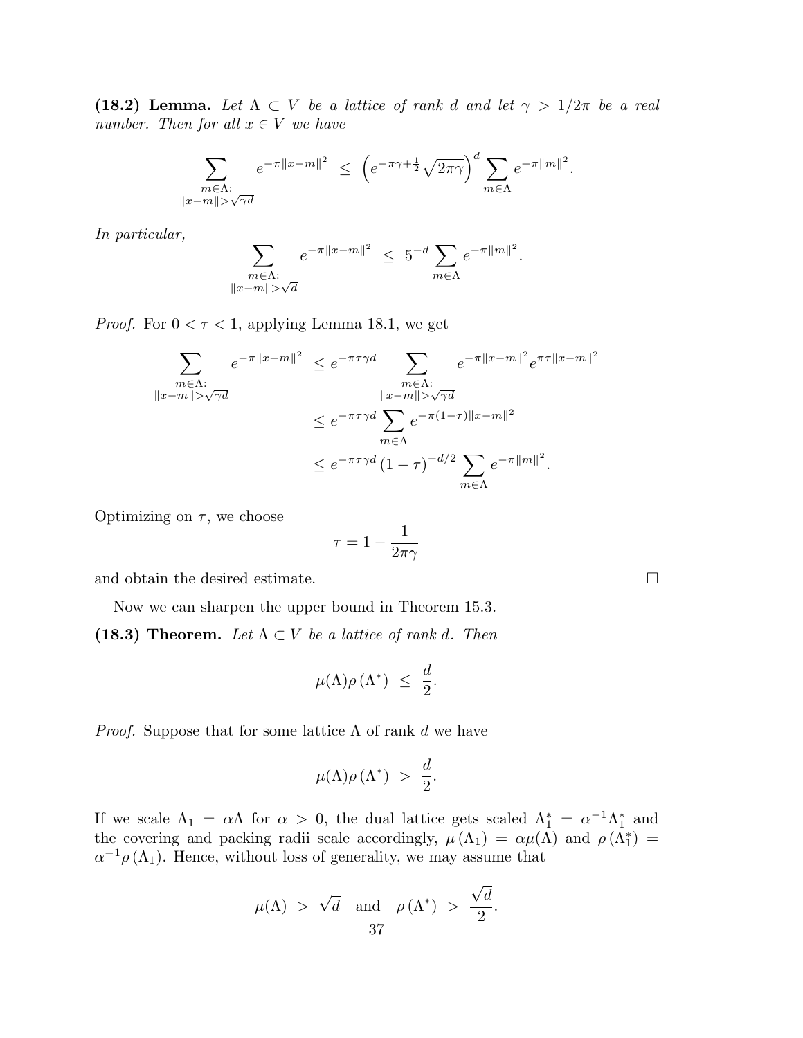**(18.2) Lemma.** *Let $\Lambda \subset V$ be a lattice of rank $d$ and let $\gamma > 1/2\pi$ be a real number. Then for all $x \in V$ we have*

$$\sum_{\substack{m \in \Lambda: \\ \|x-m\| > \sqrt{\gamma d}}} e^{-\pi\|x-m\|^2} \leq \left(e^{-\pi\gamma + \frac{1}{2}}\sqrt{2\pi\gamma}\right)^d \sum_{m \in \Lambda} e^{-\pi\|m\|^2}.$$

*In particular,*

$$\sum_{\substack{m \in \Lambda: \\ \|x-m\| > \sqrt{d}}} e^{-\pi\|x-m\|^2} \leq 5^{-d} \sum_{m \in \Lambda} e^{-\pi\|m\|^2}.$$

*Proof.* For $0 < \tau < 1$, applying Lemma 18.1, we get

$$\begin{aligned}
\sum_{\substack{m \in \Lambda: \\ \|x-m\| > \sqrt{\gamma d}}} e^{-\pi\|x-m\|^2} &\leq e^{-\pi\tau\gamma d} \sum_{\substack{m \in \Lambda: \\ \|x-m\| > \sqrt{\gamma d}}} e^{-\pi\|x-m\|^2} e^{\pi\tau\|x-m\|^2} \\
&\leq e^{-\pi\tau\gamma d} \sum_{m \in \Lambda} e^{-\pi(1-\tau)\|x-m\|^2} \\
&\leq e^{-\pi\tau\gamma d}(1-\tau)^{-d/2} \sum_{m \in \Lambda} e^{-\pi\|m\|^2}.
\end{aligned}$$

Optimizing on $\tau$, we choose

$$\tau = 1 - \frac{1}{2\pi\gamma}$$

and obtain the desired estimate. $\square$

Now we can sharpen the upper bound in Theorem 15.3.

**(18.3) Theorem.** *Let $\Lambda \subset V$ be a lattice of rank $d$. Then*

$$\mu(\Lambda)\rho(\Lambda^*) \leq \frac{d}{2}.$$

*Proof.* Suppose that for some lattice $\Lambda$ of rank $d$ we have

$$\mu(\Lambda)\rho(\Lambda^*) > \frac{d}{2}.$$

If we scale $\Lambda_1 = \alpha\Lambda$ for $\alpha > 0$, the dual lattice gets scaled $\Lambda_1^* = \alpha^{-1}\Lambda_1^*$ and the covering and packing radii scale accordingly, $\mu(\Lambda_1) = \alpha\mu(\Lambda)$ and $\rho(\Lambda_1^*) = \alpha^{-1}\rho(\Lambda_1)$. Hence, without loss of generality, we may assume that

$$\mu(\Lambda) > \sqrt{d} \quad \text{and} \quad \rho(\Lambda^*) > \frac{\sqrt{d}}{2}.$$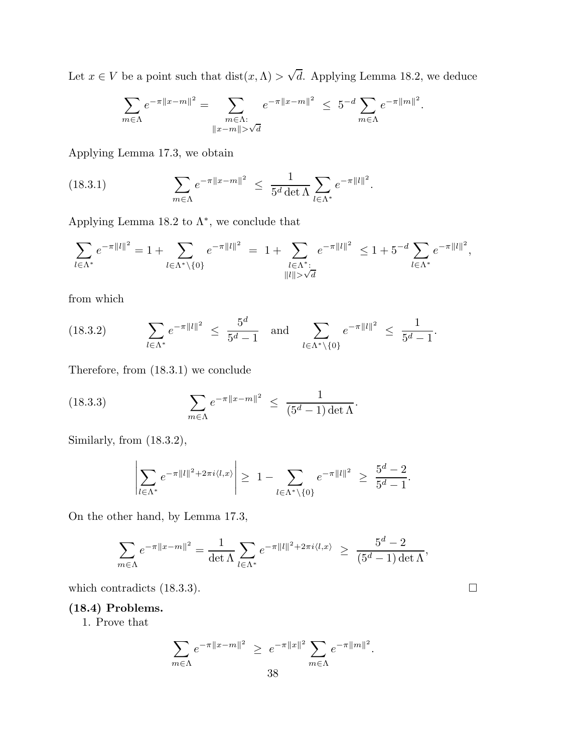Let $x \in V$ be a point such that $\operatorname{dist}(x, \Lambda) > \sqrt{d}$. Applying Lemma 18.2, we deduce

$$\sum_{m \in \Lambda} e^{-\pi\|x-m\|^2} = \sum_{\substack{m \in \Lambda: \\ \|x-m\| > \sqrt{d}}} e^{-\pi\|x-m\|^2} \leq 5^{-d} \sum_{m \in \Lambda} e^{-\pi\|m\|^2}.$$

Applying Lemma 17.3, we obtain

$$\sum_{m \in \Lambda} e^{-\pi\|x-m\|^2} \leq \frac{1}{5^d \det \Lambda} \sum_{l \in \Lambda^*} e^{-\pi\|l\|^2}. \tag{18.3.1}$$

Applying Lemma 18.2 to $\Lambda^*$, we conclude that

$$\sum_{l \in \Lambda^*} e^{-\pi\|l\|^2} = 1 + \sum_{l \in \Lambda^* \setminus \{0\}} e^{-\pi\|l\|^2} = 1 + \sum_{\substack{l \in \Lambda^*: \\ \|l\| > \sqrt{d}}} e^{-\pi\|l\|^2} \leq 1 + 5^{-d} \sum_{l \in \Lambda^*} e^{-\pi\|l\|^2},$$

from which

$$\sum_{l \in \Lambda^*} e^{-\pi\|l\|^2} \leq \frac{5^d}{5^d - 1} \quad \text{and} \quad \sum_{l \in \Lambda^* \setminus \{0\}} e^{-\pi\|l\|^2} \leq \frac{1}{5^d - 1}. \tag{18.3.2}$$

Therefore, from (18.3.1) we conclude

$$\sum_{m \in \Lambda} e^{-\pi\|x-m\|^2} \leq \frac{1}{(5^d - 1) \det \Lambda}. \tag{18.3.3}$$

Similarly, from (18.3.2),

$$\left| \sum_{l \in \Lambda^*} e^{-\pi\|l\|^2 + 2\pi i \langle l, x \rangle} \right| \geq 1 - \sum_{l \in \Lambda^* \setminus \{0\}} e^{-\pi\|l\|^2} \geq \frac{5^d - 2}{5^d - 1}.$$

On the other hand, by Lemma 17.3,

$$\sum_{m \in \Lambda} e^{-\pi\|x-m\|^2} = \frac{1}{\det \Lambda} \sum_{l \in \Lambda^*} e^{-\pi\|l\|^2 + 2\pi i \langle l, x \rangle} \geq \frac{5^d - 2}{(5^d - 1) \det \Lambda},$$

which contradicts (18.3.3). $\square$

**(18.4) Problems.**

1. Prove that

$$\sum_{m \in \Lambda} e^{-\pi\|x-m\|^2} \geq e^{-\pi\|x\|^2} \sum_{m \in \Lambda} e^{-\pi\|m\|^2}.$$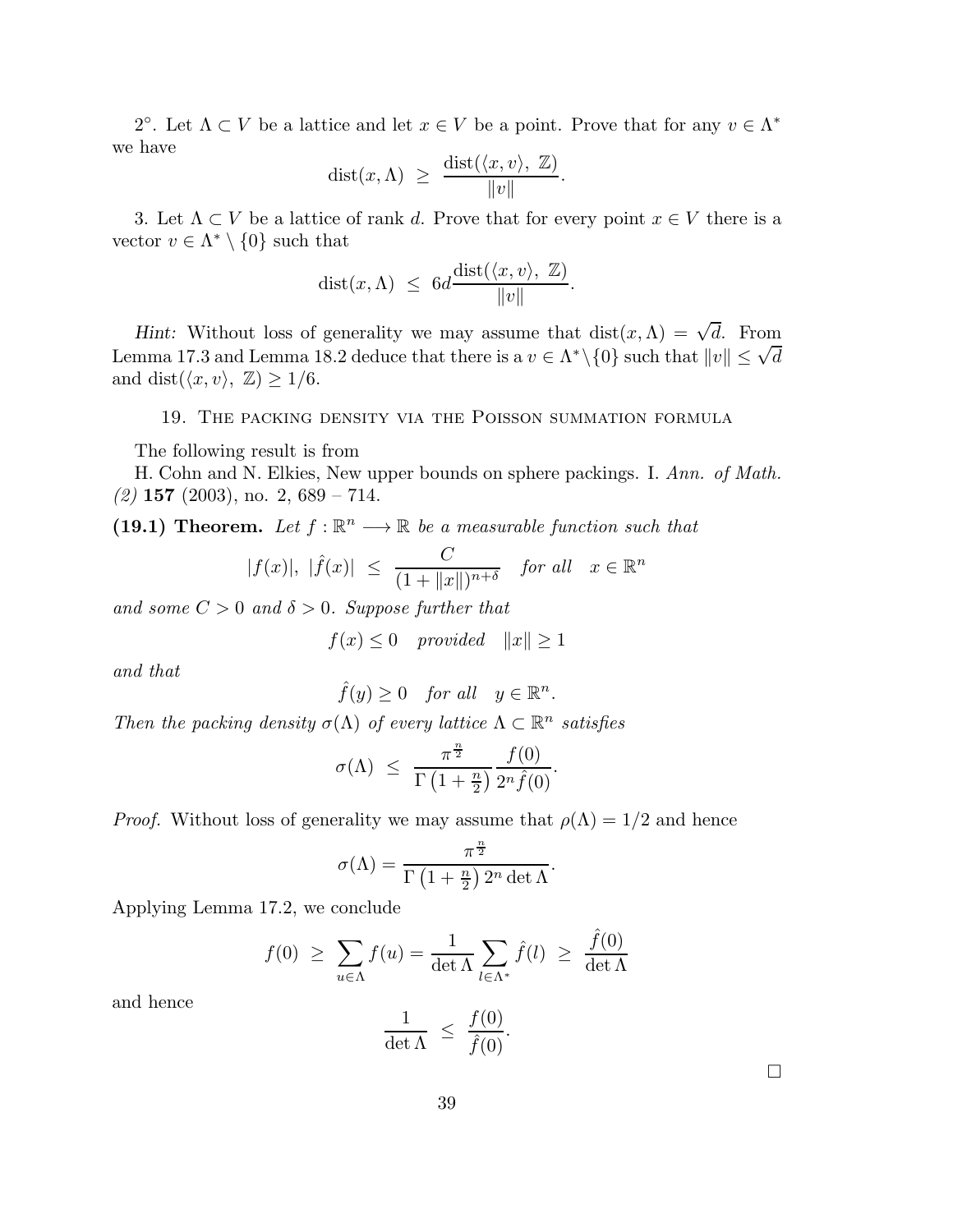2°. Let $\Lambda \subset V$ be a lattice and let $x \in V$ be a point. Prove that for any $v \in \Lambda^*$ we have

$$\operatorname{dist}(x, \Lambda) \ \geq \ \frac{\operatorname{dist}(\langle x, v \rangle, \ \mathbb{Z})}{\|v\|}.$$

3. Let $\Lambda \subset V$ be a lattice of rank $d$. Prove that for every point $x \in V$ there is a vector $v \in \Lambda^* \setminus \{0\}$ such that

$$\operatorname{dist}(x, \Lambda) \ \leq \ 6d \frac{\operatorname{dist}(\langle x, v \rangle, \ \mathbb{Z})}{\|v\|}.$$

*Hint:* Without loss of generality we may assume that $\operatorname{dist}(x, \Lambda) = \sqrt{d}$. From Lemma 17.3 and Lemma 18.2 deduce that there is a $v \in \Lambda^* \setminus \{0\}$ such that $\|v\| \leq \sqrt{d}$ and $\operatorname{dist}(\langle x, v \rangle, \ \mathbb{Z}) \geq 1/6$.

## 19. The packing density via the Poisson summation formula

The following result is from

H. Cohn and N. Elkies, New upper bounds on sphere packings. I. *Ann. of Math. (2)* **157** (2003), no. 2, 689 – 714.

**(19.1) Theorem.** *Let $f : \mathbb{R}^n \longrightarrow \mathbb{R}$ be a measurable function such that*

$$|f(x)|, \ |\hat{f}(x)| \ \leq \ \frac{C}{(1 + \|x\|)^{n+\delta}} \quad \text{for all} \quad x \in \mathbb{R}^n$$

*and some $C > 0$ and $\delta > 0$. Suppose further that*

$$f(x) \leq 0 \quad \text{provided} \quad \|x\| \geq 1$$

*and that*

$$\hat{f}(y) \geq 0 \quad \text{for all} \quad y \in \mathbb{R}^n.$$

*Then the packing density $\sigma(\Lambda)$ of every lattice $\Lambda \subset \mathbb{R}^n$ satisfies*

$$\sigma(\Lambda) \ \leq \ \frac{\pi^{\frac{n}{2}}}{\Gamma\left(1 + \frac{n}{2}\right)} \frac{f(0)}{2^n \hat{f}(0)}.$$

*Proof.* Without loss of generality we may assume that $\rho(\Lambda) = 1/2$ and hence

$$\sigma(\Lambda) = \frac{\pi^{\frac{n}{2}}}{\Gamma\left(1 + \frac{n}{2}\right) 2^n \det \Lambda}.$$

Applying Lemma 17.2, we conclude

$$f(0) \ \geq \ \sum_{u \in \Lambda} f(u) = \frac{1}{\det \Lambda} \sum_{l \in \Lambda^*} \hat{f}(l) \ \geq \ \frac{\hat{f}(0)}{\det \Lambda}$$

and hence

$$\frac{1}{\det \Lambda} \ \leq \ \frac{f(0)}{\hat{f}(0)}.$$

□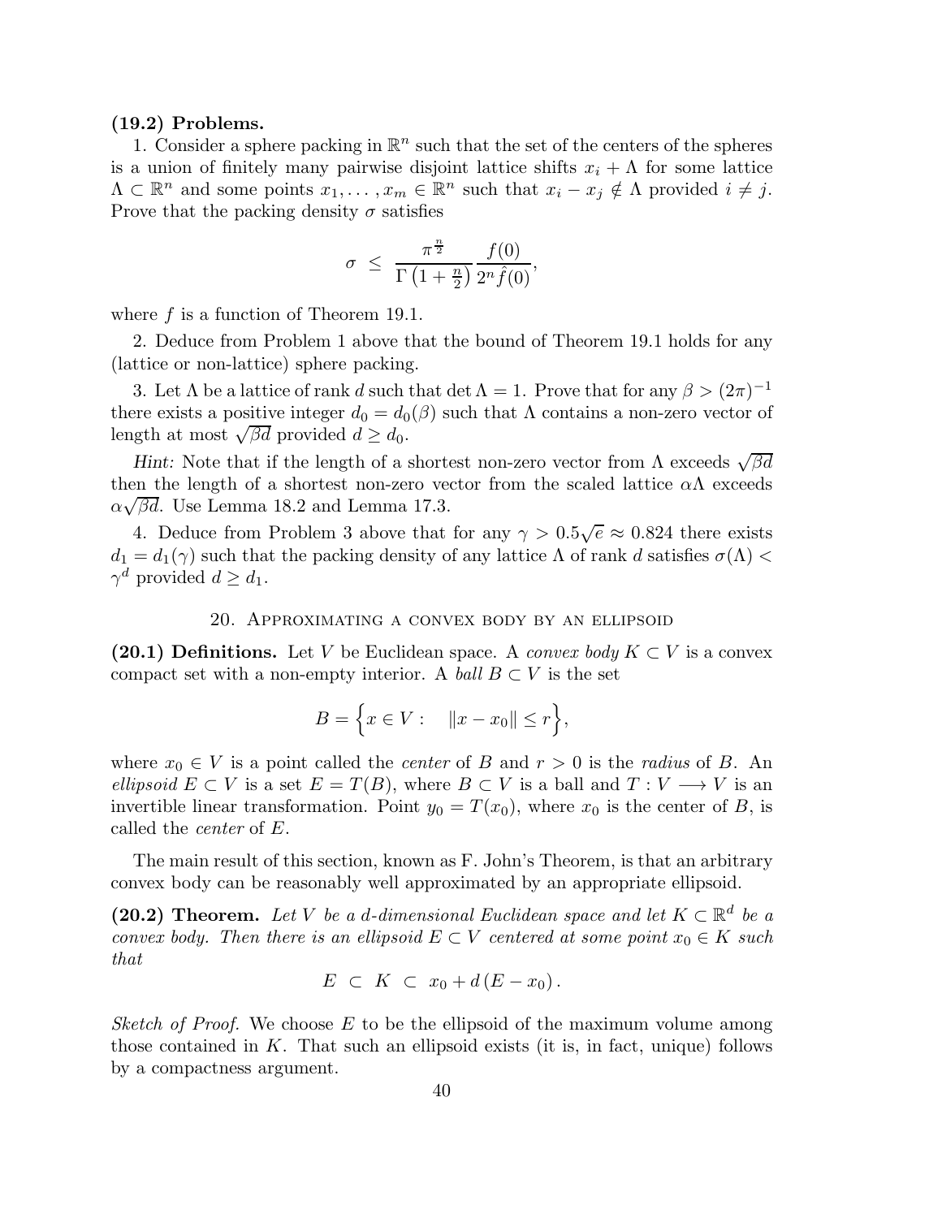**(19.2) Problems.**

1. Consider a sphere packing in $\mathbb{R}^n$ such that the set of the centers of the spheres is a union of finitely many pairwise disjoint lattice shifts $x_i + \Lambda$ for some lattice $\Lambda \subset \mathbb{R}^n$ and some points $x_1, \ldots, x_m \in \mathbb{R}^n$ such that $x_i - x_j \notin \Lambda$ provided $i \neq j$. Prove that the packing density $\sigma$ satisfies

$$\sigma \ \leq \ \frac{\pi^{\frac{n}{2}}}{\Gamma\left(1+\frac{n}{2}\right)} \frac{f(0)}{2^n \hat{f}(0)},$$

where $f$ is a function of Theorem 19.1.

2. Deduce from Problem 1 above that the bound of Theorem 19.1 holds for any (lattice or non-lattice) sphere packing.

3. Let $\Lambda$ be a lattice of rank $d$ such that $\det \Lambda = 1$. Prove that for any $\beta > (2\pi)^{-1}$ there exists a positive integer $d_0 = d_0(\beta)$ such that $\Lambda$ contains a non-zero vector of length at most $\sqrt{\beta d}$ provided $d \geq d_0$.

*Hint:* Note that if the length of a shortest non-zero vector from $\Lambda$ exceeds $\sqrt{\beta d}$ then the length of a shortest non-zero vector from the scaled lattice $\alpha\Lambda$ exceeds $\alpha\sqrt{\beta d}$. Use Lemma 18.2 and Lemma 17.3.

4. Deduce from Problem 3 above that for any $\gamma > 0.5\sqrt{e} \approx 0.824$ there exists $d_1 = d_1(\gamma)$ such that the packing density of any lattice $\Lambda$ of rank $d$ satisfies $\sigma(\Lambda) < \gamma^d$ provided $d \geq d_1$.

## 20. Approximating a convex body by an ellipsoid

**(20.1) Definitions.** Let $V$ be Euclidean space. A *convex body* $K \subset V$ is a convex compact set with a non-empty interior. A *ball* $B \subset V$ is the set

$$B = \Big\{ x \in V : \quad \|x - x_0\| \leq r \Big\},$$

where $x_0 \in V$ is a point called the *center* of $B$ and $r > 0$ is the *radius* of $B$. An *ellipsoid* $E \subset V$ is a set $E = T(B)$, where $B \subset V$ is a ball and $T : V \longrightarrow V$ is an invertible linear transformation. Point $y_0 = T(x_0)$, where $x_0$ is the center of $B$, is called the *center* of $E$.

The main result of this section, known as F. John's Theorem, is that an arbitrary convex body can be reasonably well approximated by an appropriate ellipsoid.

**(20.2) Theorem.** *Let $V$ be a $d$-dimensional Euclidean space and let $K \subset \mathbb{R}^d$ be a convex body. Then there is an ellipsoid $E \subset V$ centered at some point $x_0 \in K$ such that*

$$E \ \subset \ K \ \subset \ x_0 + d\,(E - x_0)\,.$$

*Sketch of Proof.* We choose $E$ to be the ellipsoid of the maximum volume among those contained in $K$. That such an ellipsoid exists (it is, in fact, unique) follows by a compactness argument.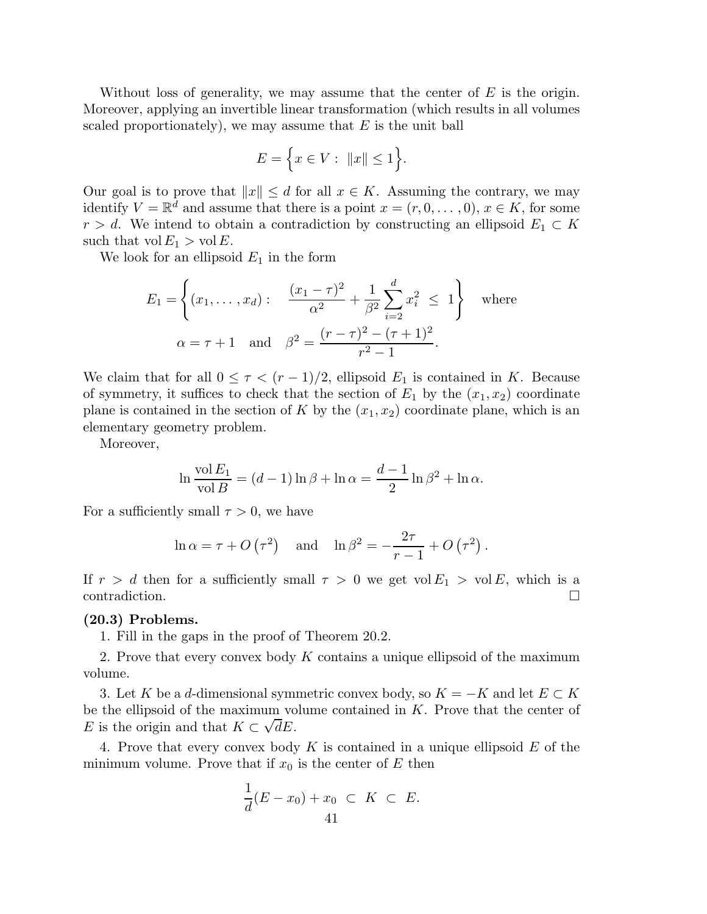Without loss of generality, we may assume that the center of $E$ is the origin. Moreover, applying an invertible linear transformation (which results in all volumes scaled proportionately), we may assume that $E$ is the unit ball

$$E = \Big\{ x \in V : \ \|x\| \leq 1 \Big\}.$$

Our goal is to prove that $\|x\| \leq d$ for all $x \in K$. Assuming the contrary, we may identify $V = \mathbb{R}^d$ and assume that there is a point $x = (r, 0, \ldots, 0)$, $x \in K$, for some $r > d$. We intend to obtain a contradiction by constructing an ellipsoid $E_1 \subset K$ such that $\operatorname{vol} E_1 > \operatorname{vol} E$.

We look for an ellipsoid $E_1$ in the form

$$E_1 = \left\{ (x_1, \ldots, x_d) : \quad \frac{(x_1 - \tau)^2}{\alpha^2} + \frac{1}{\beta^2} \sum_{i=2}^{d} x_i^2 \ \leq \ 1 \right\} \quad \text{where}$$

$$\alpha = \tau + 1 \quad \text{and} \quad \beta^2 = \frac{(r - \tau)^2 - (\tau + 1)^2}{r^2 - 1}.$$

We claim that for all $0 \leq \tau < (r - 1)/2$, ellipsoid $E_1$ is contained in $K$. Because of symmetry, it suffices to check that the section of $E_1$ by the $(x_1, x_2)$ coordinate plane is contained in the section of $K$ by the $(x_1, x_2)$ coordinate plane, which is an elementary geometry problem.

Moreover,

$$\ln \frac{\operatorname{vol} E_1}{\operatorname{vol} B} = (d - 1) \ln \beta + \ln \alpha = \frac{d - 1}{2} \ln \beta^2 + \ln \alpha.$$

For a sufficiently small $\tau > 0$, we have

$$\ln \alpha = \tau + O\left(\tau^2\right) \quad \text{and} \quad \ln \beta^2 = -\frac{2\tau}{r - 1} + O\left(\tau^2\right).$$

If $r > d$ then for a sufficiently small $\tau > 0$ we get $\operatorname{vol} E_1 > \operatorname{vol} E$, which is a contradiction. $\square$

**(20.3) Problems.**

1. Fill in the gaps in the proof of Theorem 20.2.

2. Prove that every convex body $K$ contains a unique ellipsoid of the maximum volume.

3. Let $K$ be a $d$-dimensional symmetric convex body, so $K = -K$ and let $E \subset K$ be the ellipsoid of the maximum volume contained in $K$. Prove that the center of $E$ is the origin and that $K \subset \sqrt{d} E$.

4. Prove that every convex body $K$ is contained in a unique ellipsoid $E$ of the minimum volume. Prove that if $x_0$ is the center of $E$ then

$$\frac{1}{d}(E - x_0) + x_0 \ \subset \ K \ \subset \ E.$$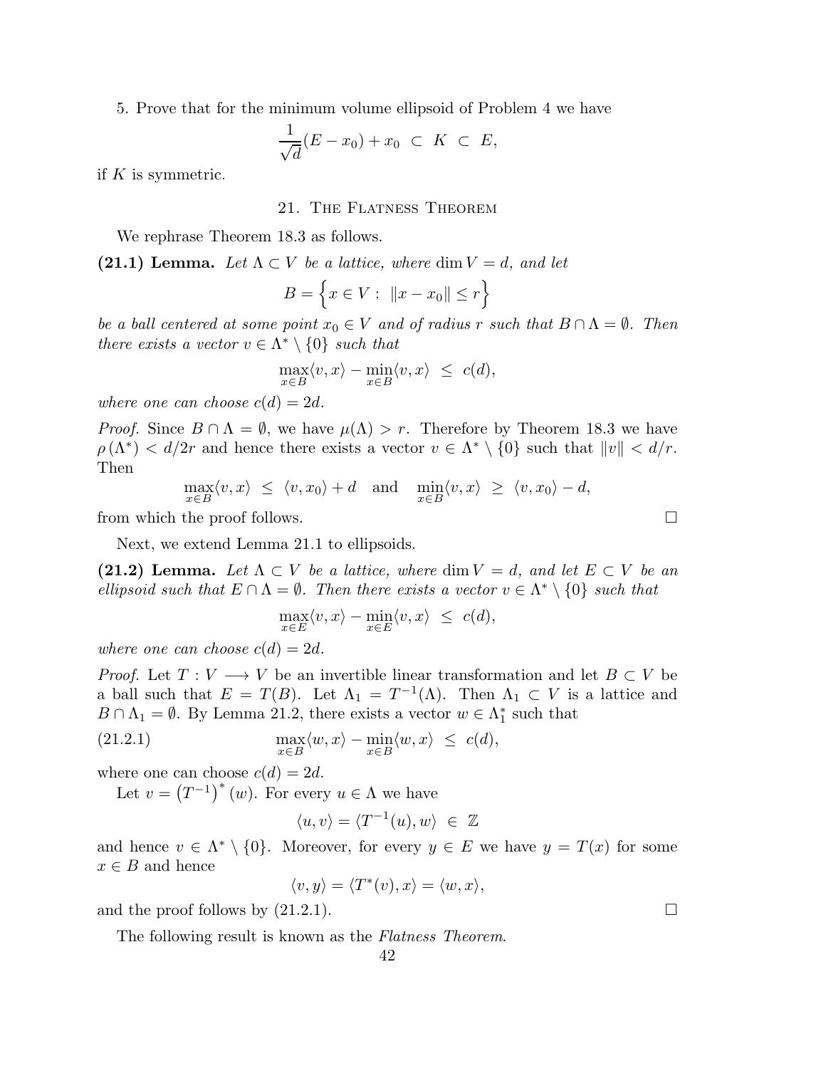5. Prove that for the minimum volume ellipsoid of Problem 4 we have

$$\frac{1}{\sqrt{d}}(E - x_0) + x_0 \;\subset\; K \;\subset\; E,$$

if $K$ is symmetric.

## 21. The Flatness Theorem

We rephrase Theorem 18.3 as follows.

**(21.1) Lemma.** *Let $\Lambda \subset V$ be a lattice, where $\dim V = d$, and let*

$$B = \Big\{ x \in V : \; \|x - x_0\| \leq r \Big\}$$

*be a ball centered at some point $x_0 \in V$ and of radius $r$ such that $B \cap \Lambda = \emptyset$. Then there exists a vector $v \in \Lambda^* \setminus \{0\}$ such that*

$$\max_{x \in B} \langle v, x \rangle - \min_{x \in B} \langle v, x \rangle \;\leq\; c(d),$$

*where one can choose $c(d) = 2d$.*

*Proof.* Since $B \cap \Lambda = \emptyset$, we have $\mu(\Lambda) > r$. Therefore by Theorem 18.3 we have $\rho\left(\Lambda^*\right) < d/2r$ and hence there exists a vector $v \in \Lambda^* \setminus \{0\}$ such that $\|v\| < d/r$. Then

$$\max_{x \in B} \langle v, x \rangle \;\leq\; \langle v, x_0 \rangle + d \quad \text{and} \quad \min_{x \in B} \langle v, x \rangle \;\geq\; \langle v, x_0 \rangle - d,$$

from which the proof follows. □

Next, we extend Lemma 21.1 to ellipsoids.

**(21.2) Lemma.** *Let $\Lambda \subset V$ be a lattice, where $\dim V = d$, and let $E \subset V$ be an ellipsoid such that $E \cap \Lambda = \emptyset$. Then there exists a vector $v \in \Lambda^* \setminus \{0\}$ such that*

$$\max_{x \in E} \langle v, x \rangle - \min_{x \in E} \langle v, x \rangle \;\leq\; c(d),$$

*where one can choose $c(d) = 2d$.*

*Proof.* Let $T : V \longrightarrow V$ be an invertible linear transformation and let $B \subset V$ be a ball such that $E = T(B)$. Let $\Lambda_1 = T^{-1}(\Lambda)$. Then $\Lambda_1 \subset V$ is a lattice and $B \cap \Lambda_1 = \emptyset$. By Lemma 21.2, there exists a vector $w \in \Lambda_1^*$ such that

$$\max_{x \in B} \langle w, x \rangle - \min_{x \in B} \langle w, x \rangle \;\leq\; c(d), \tag{21.2.1}$$

where one can choose $c(d) = 2d$.

Let $v = \left(T^{-1}\right)^* (w)$. For every $u \in \Lambda$ we have

$$\langle u, v \rangle = \langle T^{-1}(u), w \rangle \;\in\; \mathbb{Z}$$

and hence $v \in \Lambda^* \setminus \{0\}$. Moreover, for every $y \in E$ we have $y = T(x)$ for some $x \in B$ and hence

$$\langle v, y \rangle = \langle T^*(v), x \rangle = \langle w, x \rangle,$$

and the proof follows by (21.2.1). □

The following result is known as the *Flatness Theorem*.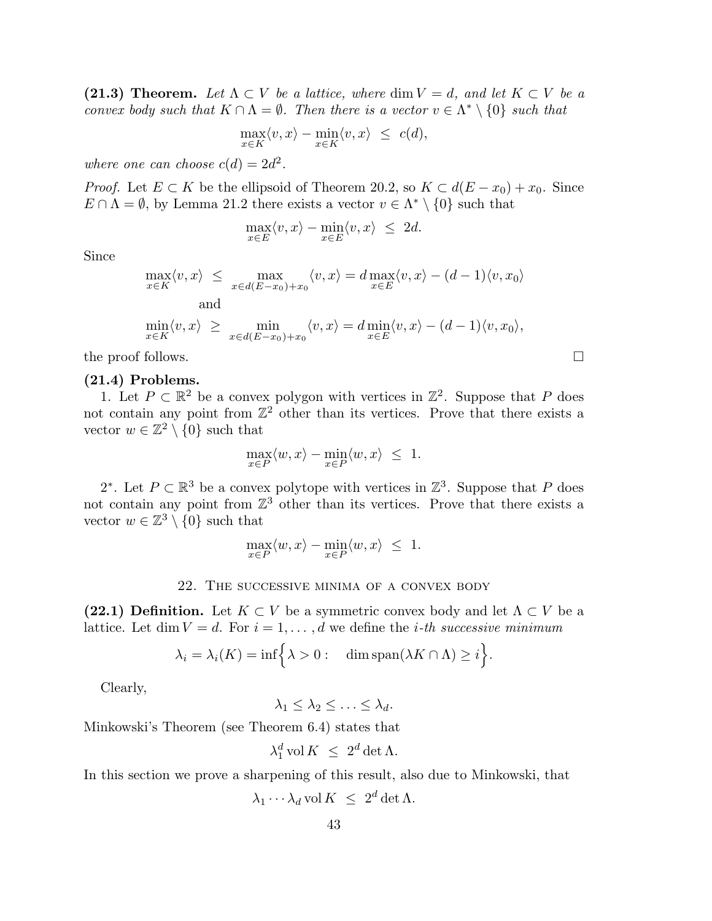**(21.3) Theorem.** *Let $\Lambda \subset V$ be a lattice, where $\dim V = d$, and let $K \subset V$ be a convex body such that $K \cap \Lambda = \emptyset$. Then there is a vector $v \in \Lambda^* \setminus \{0\}$ such that*

$$\max_{x \in K} \langle v, x\rangle - \min_{x \in K} \langle v, x\rangle \ \leq \ c(d),$$

*where one can choose $c(d) = 2d^2$.*

*Proof.* Let $E \subset K$ be the ellipsoid of Theorem 20.2, so $K \subset d(E - x_0) + x_0$. Since $E \cap \Lambda = \emptyset$, by Lemma 21.2 there exists a vector $v \in \Lambda^* \setminus \{0\}$ such that

$$\max_{x \in E} \langle v, x\rangle - \min_{x \in E} \langle v, x\rangle \ \leq \ 2d.$$

Since

$$\max_{x \in K} \langle v, x\rangle \ \leq \ \max_{x \in d(E-x_0)+x_0} \langle v, x\rangle = d \max_{x \in E} \langle v, x\rangle - (d-1)\langle v, x_0\rangle$$

and

$$\min_{x \in K} \langle v, x\rangle \ \geq \ \min_{x \in d(E-x_0)+x_0} \langle v, x\rangle = d \min_{x \in E} \langle v, x\rangle - (d-1)\langle v, x_0\rangle,$$

the proof follows. □

**(21.4) Problems.**

1. Let $P \subset \mathbb{R}^2$ be a convex polygon with vertices in $\mathbb{Z}^2$. Suppose that $P$ does not contain any point from $\mathbb{Z}^2$ other than its vertices. Prove that there exists a vector $w \in \mathbb{Z}^2 \setminus \{0\}$ such that

$$\max_{x \in P} \langle w, x\rangle - \min_{x \in P} \langle w, x\rangle \ \leq \ 1.$$

2*. Let $P \subset \mathbb{R}^3$ be a convex polytope with vertices in $\mathbb{Z}^3$. Suppose that $P$ does not contain any point from $\mathbb{Z}^3$ other than its vertices. Prove that there exists a vector $w \in \mathbb{Z}^3 \setminus \{0\}$ such that

$$\max_{x \in P} \langle w, x\rangle - \min_{x \in P} \langle w, x\rangle \ \leq \ 1.$$

## 22. The successive minima of a convex body

**(22.1) Definition.** Let $K \subset V$ be a symmetric convex body and let $\Lambda \subset V$ be a lattice. Let $\dim V = d$. For $i = 1, \ldots, d$ we define the *i-th successive minimum*

$$\lambda_i = \lambda_i(K) = \inf\Big\{\lambda > 0 : \quad \dim \operatorname{span}(\lambda K \cap \Lambda) \geq i\Big\}.$$

Clearly,

$$\lambda_1 \leq \lambda_2 \leq \ldots \leq \lambda_d.$$

Minkowski's Theorem (see Theorem 6.4) states that

$$\lambda_1^d \operatorname{vol} K \ \leq \ 2^d \det \Lambda.$$

In this section we prove a sharpening of this result, also due to Minkowski, that

$$\lambda_1 \cdots \lambda_d \operatorname{vol} K \ \leq \ 2^d \det \Lambda.$$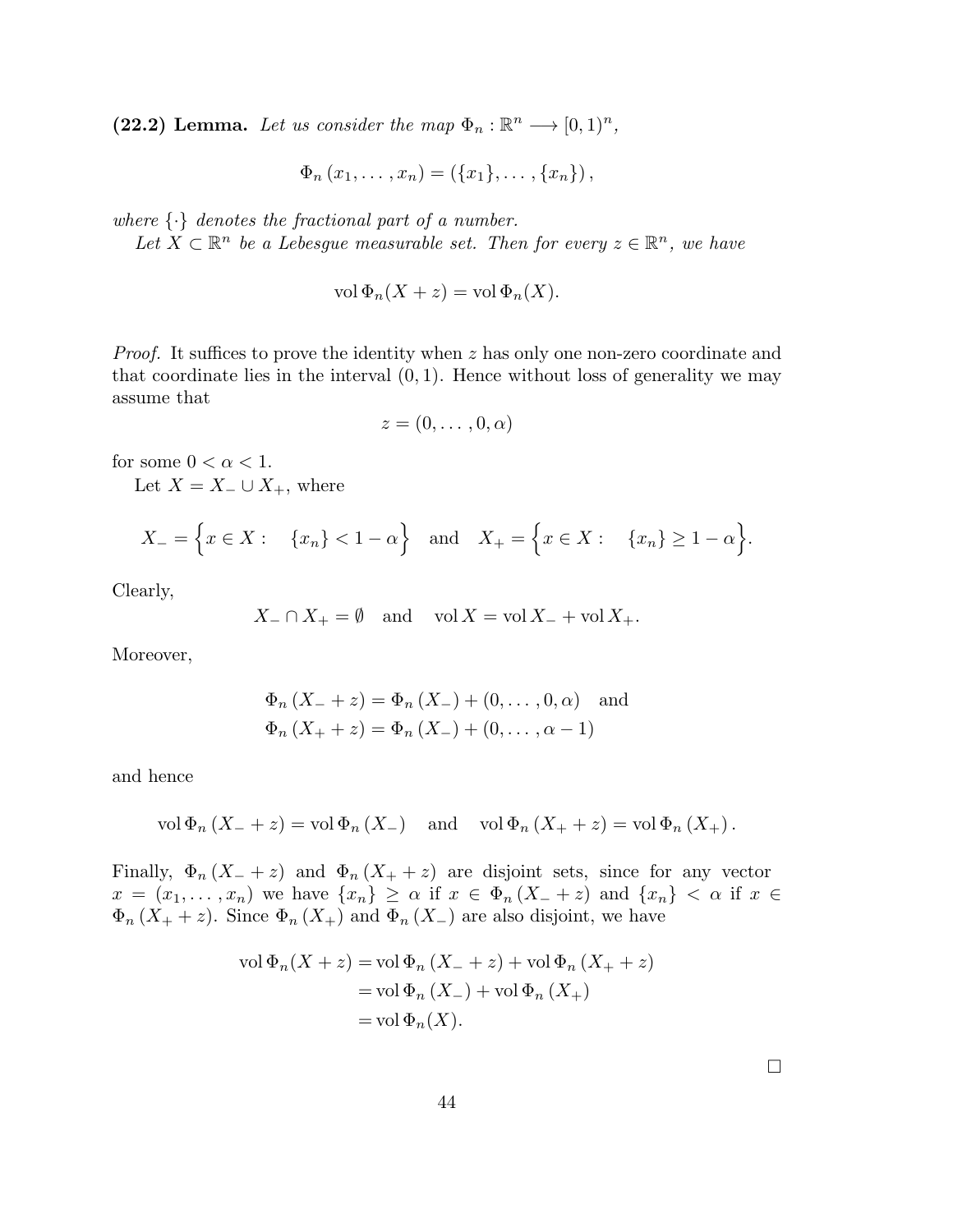**(22.2) Lemma.** *Let us consider the map* $\Phi_n : \mathbb{R}^n \longrightarrow [0,1)^n$,

$$\Phi_n(x_1, \ldots, x_n) = (\{x_1\}, \ldots, \{x_n\}),$$

*where* $\{\cdot\}$ *denotes the fractional part of a number.*

*Let* $X \subset \mathbb{R}^n$ *be a Lebesgue measurable set. Then for every* $z \in \mathbb{R}^n$, *we have*

$$\operatorname{vol} \Phi_n(X + z) = \operatorname{vol} \Phi_n(X).$$

*Proof.* It suffices to prove the identity when $z$ has only one non-zero coordinate and that coordinate lies in the interval $(0,1)$. Hence without loss of generality we may assume that

$$z = (0, \ldots, 0, \alpha)$$

for some $0 < \alpha < 1$.

Let $X = X_- \cup X_+$, where

$$X_- = \Big\{ x \in X : \quad \{x_n\} < 1 - \alpha \Big\} \quad \text{and} \quad X_+ = \Big\{ x \in X : \quad \{x_n\} \geq 1 - \alpha \Big\}.$$

Clearly,

$$X_- \cap X_+ = \emptyset \quad \text{and} \quad \operatorname{vol} X = \operatorname{vol} X_- + \operatorname{vol} X_+.$$

Moreover,

$$\begin{aligned}
&\Phi_n(X_- + z) = \Phi_n(X_-) + (0, \ldots, 0, \alpha) \quad \text{and} \\
&\Phi_n(X_+ + z) = \Phi_n(X_-) + (0, \ldots, \alpha - 1)
\end{aligned}$$

and hence

$$\operatorname{vol} \Phi_n(X_- + z) = \operatorname{vol} \Phi_n(X_-) \quad \text{and} \quad \operatorname{vol} \Phi_n(X_+ + z) = \operatorname{vol} \Phi_n(X_+).$$

Finally, $\Phi_n(X_- + z)$ and $\Phi_n(X_+ + z)$ are disjoint sets, since for any vector $x = (x_1, \ldots, x_n)$ we have $\{x_n\} \geq \alpha$ if $x \in \Phi_n(X_- + z)$ and $\{x_n\} < \alpha$ if $x \in \Phi_n(X_+ + z)$. Since $\Phi_n(X_+)$ and $\Phi_n(X_-)$ are also disjoint, we have

$$\begin{aligned}
\operatorname{vol} \Phi_n(X + z) &= \operatorname{vol} \Phi_n(X_- + z) + \operatorname{vol} \Phi_n(X_+ + z) \\
&= \operatorname{vol} \Phi_n(X_-) + \operatorname{vol} \Phi_n(X_+) \\
&= \operatorname{vol} \Phi_n(X).
\end{aligned}$$

□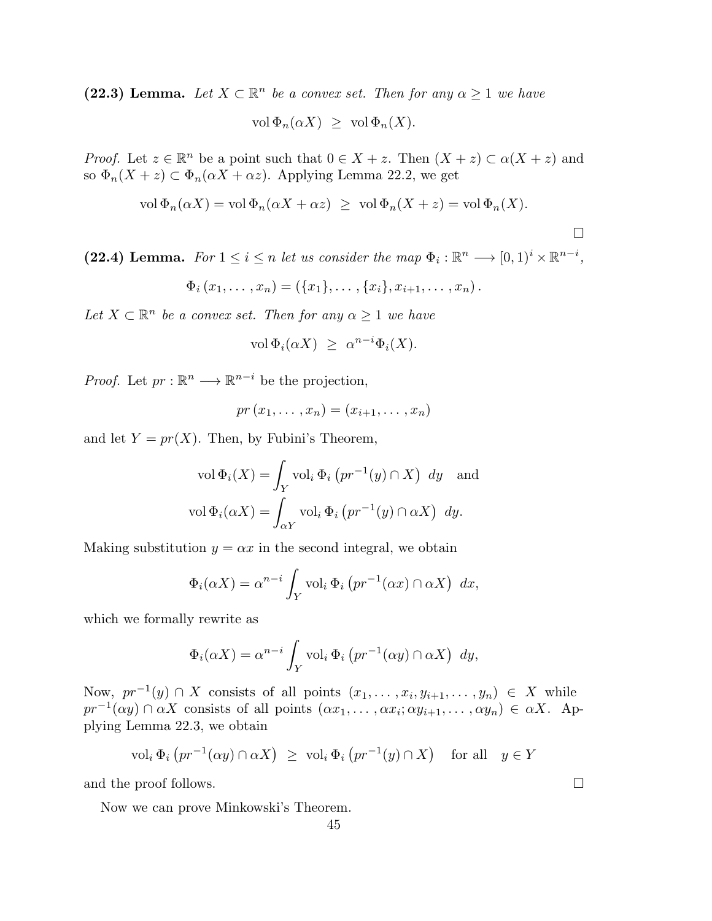**(22.3) Lemma.** *Let $X \subset \mathbb{R}^n$ be a convex set. Then for any $\alpha \geq 1$ we have*

$$\operatorname{vol} \Phi_n(\alpha X) \;\geq\; \operatorname{vol} \Phi_n(X).$$

*Proof.* Let $z \in \mathbb{R}^n$ be a point such that $0 \in X + z$. Then $(X + z) \subset \alpha(X + z)$ and so $\Phi_n(X + z) \subset \Phi_n(\alpha X + \alpha z)$. Applying Lemma 22.2, we get

$$\operatorname{vol} \Phi_n(\alpha X) = \operatorname{vol} \Phi_n(\alpha X + \alpha z) \;\geq\; \operatorname{vol} \Phi_n(X + z) = \operatorname{vol} \Phi_n(X).$$

□

**(22.4) Lemma.** *For $1 \leq i \leq n$ let us consider the map $\Phi_i : \mathbb{R}^n \longrightarrow [0,1)^i \times \mathbb{R}^{n-i}$,*

$$\Phi_i\left(x_1, \ldots , x_n\right) = \left(\{x_1\}, \ldots , \{x_i\}, x_{i+1}, \ldots , x_n\right).$$

*Let $X \subset \mathbb{R}^n$ be a convex set. Then for any $\alpha \geq 1$ we have*

$$\operatorname{vol} \Phi_i(\alpha X) \;\geq\; \alpha^{n-i} \Phi_i(X).$$

*Proof.* Let $pr : \mathbb{R}^n \longrightarrow \mathbb{R}^{n-i}$ be the projection,

$$pr\left(x_1, \ldots , x_n\right) = \left(x_{i+1}, \ldots , x_n\right)$$

and let $Y = pr(X)$. Then, by Fubini's Theorem,

$$\operatorname{vol} \Phi_i(X) = \int_Y \operatorname{vol}_i \Phi_i\left(pr^{-1}(y) \cap X\right)\, dy \quad \text{and}$$
$$\operatorname{vol} \Phi_i(\alpha X) = \int_{\alpha Y} \operatorname{vol}_i \Phi_i\left(pr^{-1}(y) \cap \alpha X\right)\, dy.$$

Making substitution $y = \alpha x$ in the second integral, we obtain

$$\Phi_i(\alpha X) = \alpha^{n-i} \int_Y \operatorname{vol}_i \Phi_i\left(pr^{-1}(\alpha x) \cap \alpha X\right)\, dx,$$

which we formally rewrite as

$$\Phi_i(\alpha X) = \alpha^{n-i} \int_Y \operatorname{vol}_i \Phi_i\left(pr^{-1}(\alpha y) \cap \alpha X\right)\, dy,$$

Now, $pr^{-1}(y) \cap X$ consists of all points $(x_1, \ldots , x_i, y_{i+1}, \ldots , y_n) \in X$ while $pr^{-1}(\alpha y) \cap \alpha X$ consists of all points $(\alpha x_1, \ldots , \alpha x_i; \alpha y_{i+1}, \ldots , \alpha y_n) \in \alpha X$. Applying Lemma 22.3, we obtain

$$\operatorname{vol}_i \Phi_i\left(pr^{-1}(\alpha y) \cap \alpha X\right) \;\geq\; \operatorname{vol}_i \Phi_i\left(pr^{-1}(y) \cap X\right) \quad \text{for all} \quad y \in Y$$

and the proof follows. □

Now we can prove Minkowski's Theorem.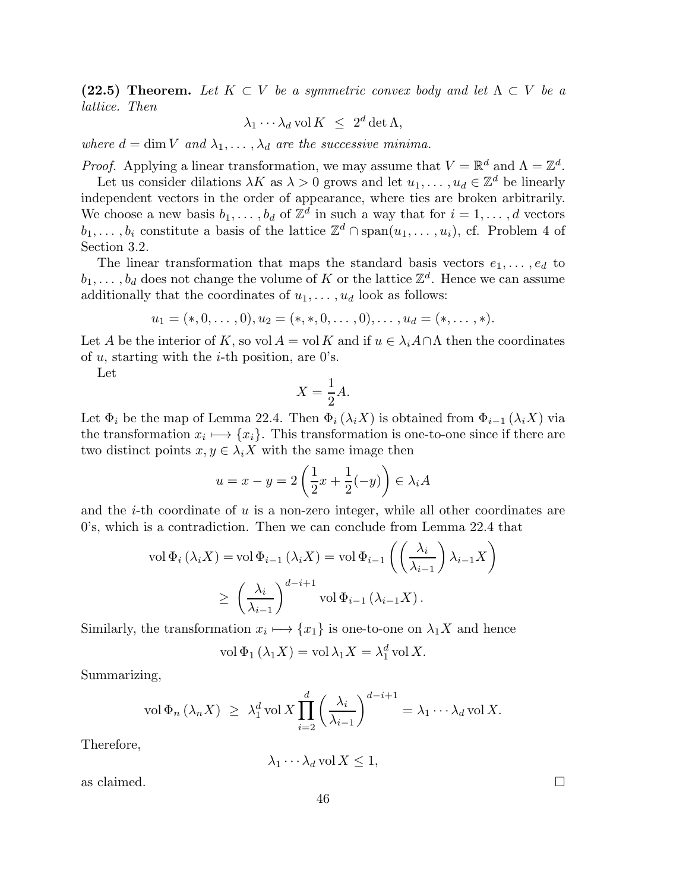**(22.5) Theorem.** *Let $K \subset V$ be a symmetric convex body and let $\Lambda \subset V$ be a lattice. Then*

$$\lambda_1 \cdots \lambda_d \operatorname{vol} K \ \leq \ 2^d \det \Lambda,$$

*where $d = \dim V$ and $\lambda_1, \ldots, \lambda_d$ are the successive minima.*

*Proof.* Applying a linear transformation, we may assume that $V = \mathbb{R}^d$ and $\Lambda = \mathbb{Z}^d$.

Let us consider dilations $\lambda K$ as $\lambda > 0$ grows and let $u_1, \ldots, u_d \in \mathbb{Z}^d$ be linearly independent vectors in the order of appearance, where ties are broken arbitrarily. We choose a new basis $b_1, \ldots, b_d$ of $\mathbb{Z}^d$ in such a way that for $i = 1, \ldots, d$ vectors $b_1, \ldots, b_i$ constitute a basis of the lattice $\mathbb{Z}^d \cap \operatorname{span}(u_1, \ldots, u_i)$, cf. Problem 4 of Section 3.2.

The linear transformation that maps the standard basis vectors $e_1, \ldots, e_d$ to $b_1, \ldots, b_d$ does not change the volume of $K$ or the lattice $\mathbb{Z}^d$. Hence we can assume additionally that the coordinates of $u_1, \ldots, u_d$ look as follows:

$$u_1 = (*, 0, \ldots, 0), u_2 = (*, *, 0, \ldots, 0), \ldots, u_d = (*, \ldots, *).$$

Let $A$ be the interior of $K$, so $\operatorname{vol} A = \operatorname{vol} K$ and if $u \in \lambda_i A \cap \Lambda$ then the coordinates of $u$, starting with the $i$-th position, are 0's.

Let

$$X = \frac{1}{2} A.$$

Let $\Phi_i$ be the map of Lemma 22.4. Then $\Phi_i(\lambda_i X)$ is obtained from $\Phi_{i-1}(\lambda_i X)$ via the transformation $x_i \longmapsto \{x_i\}$. This transformation is one-to-one since if there are two distinct points $x, y \in \lambda_i X$ with the same image then

$$u = x - y = 2\left(\frac{1}{2}x + \frac{1}{2}(-y)\right) \in \lambda_i A$$

and the $i$-th coordinate of $u$ is a non-zero integer, while all other coordinates are 0's, which is a contradiction. Then we can conclude from Lemma 22.4 that

$$\begin{aligned}
\operatorname{vol} \Phi_i(\lambda_i X) &= \operatorname{vol} \Phi_{i-1}(\lambda_i X) = \operatorname{vol} \Phi_{i-1}\left(\left(\frac{\lambda_i}{\lambda_{i-1}}\right) \lambda_{i-1} X\right) \\
&\geq \left(\frac{\lambda_i}{\lambda_{i-1}}\right)^{d-i+1} \operatorname{vol} \Phi_{i-1}(\lambda_{i-1} X).
\end{aligned}$$

Similarly, the transformation $x_i \longmapsto \{x_1\}$ is one-to-one on $\lambda_1 X$ and hence

$$\operatorname{vol} \Phi_1(\lambda_1 X) = \operatorname{vol} \lambda_1 X = \lambda_1^d \operatorname{vol} X.$$

Summarizing,

$$\operatorname{vol} \Phi_n(\lambda_n X) \ \geq \ \lambda_1^d \operatorname{vol} X \prod_{i=2}^{d} \left(\frac{\lambda_i}{\lambda_{i-1}}\right)^{d-i+1} = \lambda_1 \cdots \lambda_d \operatorname{vol} X.$$

Therefore,

$$\lambda_1 \cdots \lambda_d \operatorname{vol} X \leq 1,$$

as claimed. □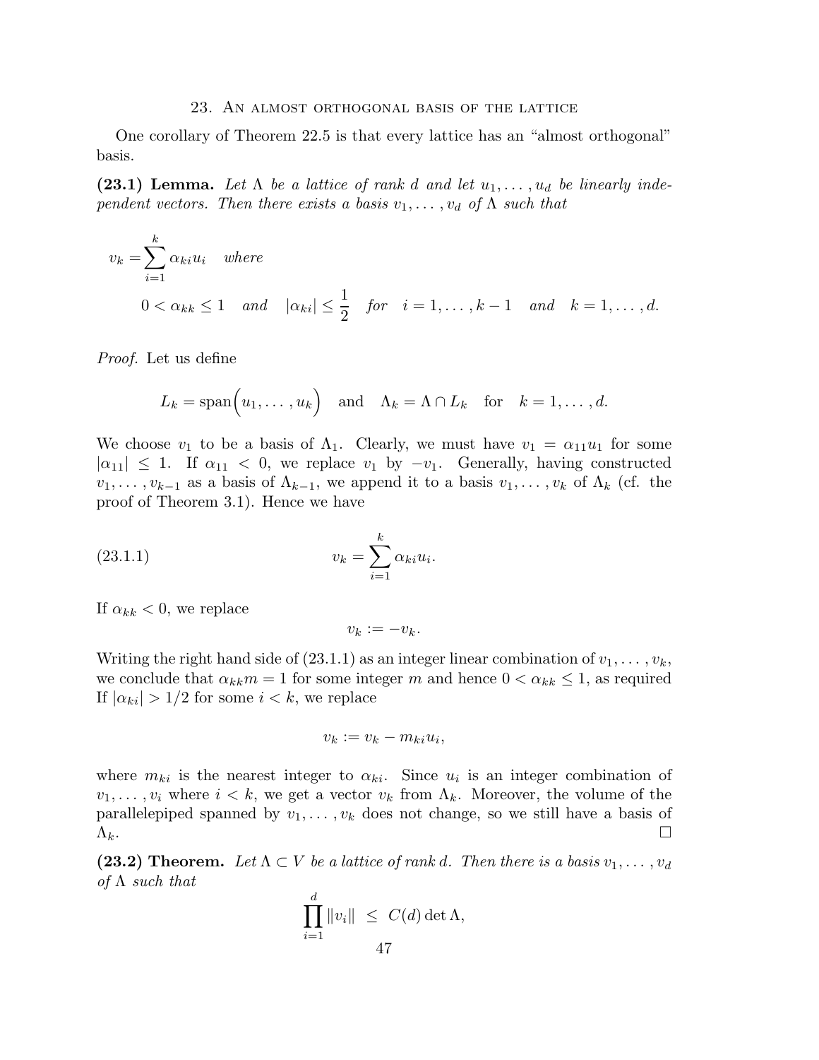## 23. An almost orthogonal basis of the lattice

One corollary of Theorem 22.5 is that every lattice has an "almost orthogonal" basis.

**(23.1) Lemma.** *Let $\Lambda$ be a lattice of rank $d$ and let $u_1, \ldots, u_d$ be linearly independent vectors. Then there exists a basis $v_1, \ldots, v_d$ of $\Lambda$ such that*

$$v_k = \sum_{i=1}^{k} \alpha_{ki} u_i \quad \textit{where}$$
$$0 < \alpha_{kk} \leq 1 \quad \textit{and} \quad |\alpha_{ki}| \leq \frac{1}{2} \quad \textit{for} \quad i = 1, \ldots, k-1 \quad \textit{and} \quad k = 1, \ldots, d.$$

*Proof.* Let us define

$$L_k = \operatorname{span}\Big(u_1, \ldots, u_k\Big) \quad \text{and} \quad \Lambda_k = \Lambda \cap L_k \quad \text{for} \quad k = 1, \ldots, d.$$

We choose $v_1$ to be a basis of $\Lambda_1$. Clearly, we must have $v_1 = \alpha_{11} u_1$ for some $|\alpha_{11}| \leq 1$. If $\alpha_{11} < 0$, we replace $v_1$ by $-v_1$. Generally, having constructed $v_1, \ldots, v_{k-1}$ as a basis of $\Lambda_{k-1}$, we append it to a basis $v_1, \ldots, v_k$ of $\Lambda_k$ (cf. the proof of Theorem 3.1). Hence we have

$$v_k = \sum_{i=1}^{k} \alpha_{ki} u_i. \tag{23.1.1}$$

If $\alpha_{kk} < 0$, we replace

$$v_k := -v_k.$$

Writing the right hand side of (23.1.1) as an integer linear combination of $v_1, \ldots, v_k$, we conclude that $\alpha_{kk} m = 1$ for some integer $m$ and hence $0 < \alpha_{kk} \leq 1$, as required If $|\alpha_{ki}| > 1/2$ for some $i < k$, we replace

$$v_k := v_k - m_{ki} u_i,$$

where $m_{ki}$ is the nearest integer to $\alpha_{ki}$. Since $u_i$ is an integer combination of $v_1, \ldots, v_i$ where $i < k$, we get a vector $v_k$ from $\Lambda_k$. Moreover, the volume of the parallelepiped spanned by $v_1, \ldots, v_k$ does not change, so we still have a basis of $\Lambda_k$. $\square$

**(23.2) Theorem.** *Let $\Lambda \subset V$ be a lattice of rank $d$. Then there is a basis $v_1, \ldots, v_d$ of $\Lambda$ such that*

$$\prod_{i=1}^{d} \|v_i\| \ \leq \ C(d) \det \Lambda,$$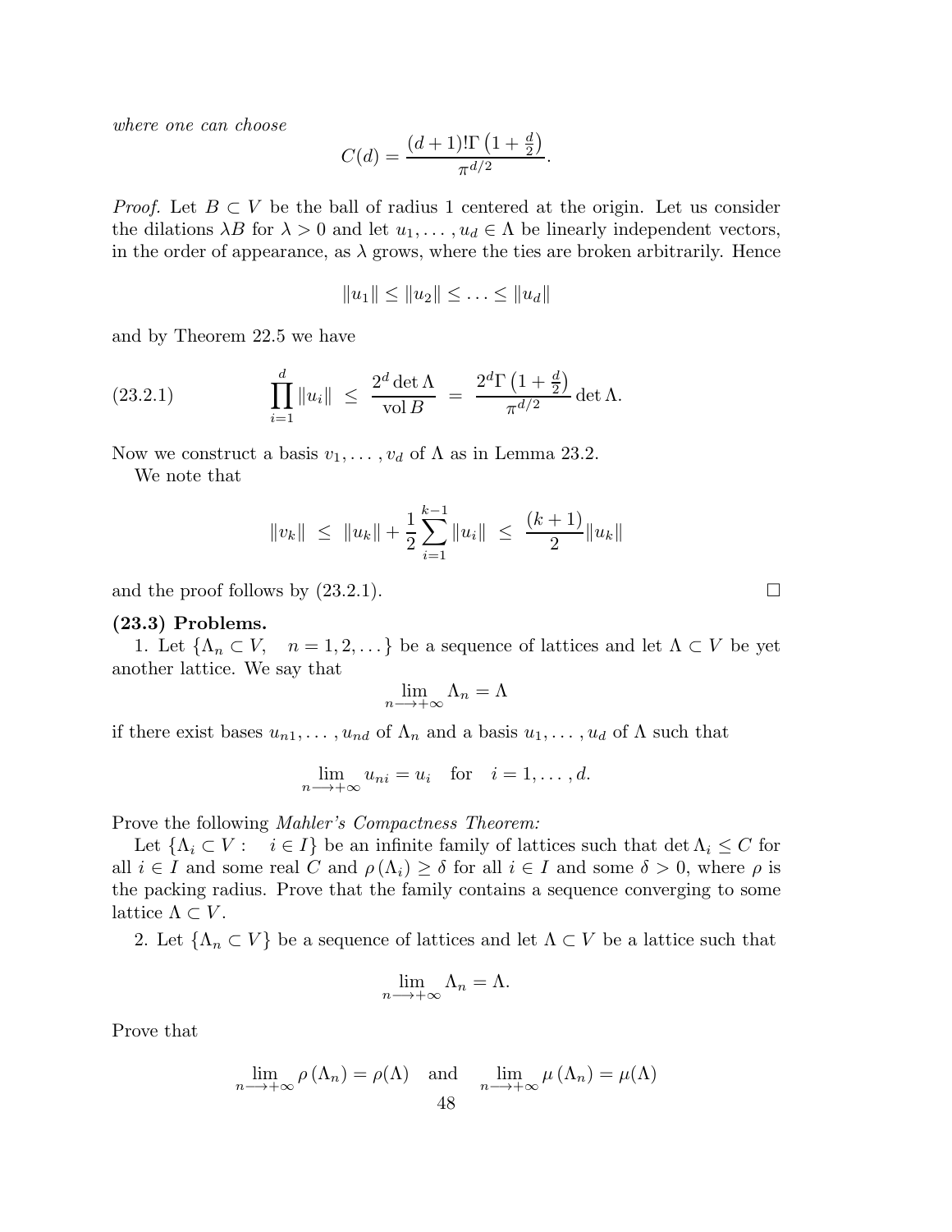*where one can choose*

$$C(d) = \frac{(d+1)!\Gamma\left(1+\frac{d}{2}\right)}{\pi^{d/2}}.$$

*Proof.* Let $B \subset V$ be the ball of radius 1 centered at the origin. Let us consider the dilations $\lambda B$ for $\lambda > 0$ and let $u_1, \ldots, u_d \in \Lambda$ be linearly independent vectors, in the order of appearance, as $\lambda$ grows, where the ties are broken arbitrarily. Hence

$$\|u_1\| \leq \|u_2\| \leq \ldots \leq \|u_d\|$$

and by Theorem 22.5 we have

$$\prod_{i=1}^{d} \|u_i\| \ \leq \ \frac{2^d \det \Lambda}{\operatorname{vol} B} \ = \ \frac{2^d \Gamma\left(1+\frac{d}{2}\right)}{\pi^{d/2}} \det \Lambda. \tag{23.2.1}$$

Now we construct a basis $v_1, \ldots, v_d$ of $\Lambda$ as in Lemma 23.2.

We note that

$$\|v_k\| \ \leq \ \|u_k\| + \frac{1}{2}\sum_{i=1}^{k-1} \|u_i\| \ \leq \ \frac{(k+1)}{2}\|u_k\|$$

and the proof follows by (23.2.1). □

**(23.3) Problems.**

1. Let $\{\Lambda_n \subset V, \quad n = 1, 2, \ldots\}$ be a sequence of lattices and let $\Lambda \subset V$ be yet another lattice. We say that

$$\lim_{n \longrightarrow +\infty} \Lambda_n = \Lambda$$

if there exist bases $u_{n1}, \ldots, u_{nd}$ of $\Lambda_n$ and a basis $u_1, \ldots, u_d$ of $\Lambda$ such that

$$\lim_{n \longrightarrow +\infty} u_{ni} = u_i \quad \text{for} \quad i = 1, \ldots, d.$$

Prove the following *Mahler's Compactness Theorem:*

Let $\{\Lambda_i \subset V : \quad i \in I\}$ be an infinite family of lattices such that $\det \Lambda_i \leq C$ for all $i \in I$ and some real $C$ and $\rho(\Lambda_i) \geq \delta$ for all $i \in I$ and some $\delta > 0$, where $\rho$ is the packing radius. Prove that the family contains a sequence converging to some lattice $\Lambda \subset V$.

2. Let $\{\Lambda_n \subset V\}$ be a sequence of lattices and let $\Lambda \subset V$ be a lattice such that

$$\lim_{n \longrightarrow +\infty} \Lambda_n = \Lambda.$$

Prove that

$$\lim_{n \longrightarrow +\infty} \rho(\Lambda_n) = \rho(\Lambda) \quad \text{and} \quad \lim_{n \longrightarrow +\infty} \mu(\Lambda_n) = \mu(\Lambda)$$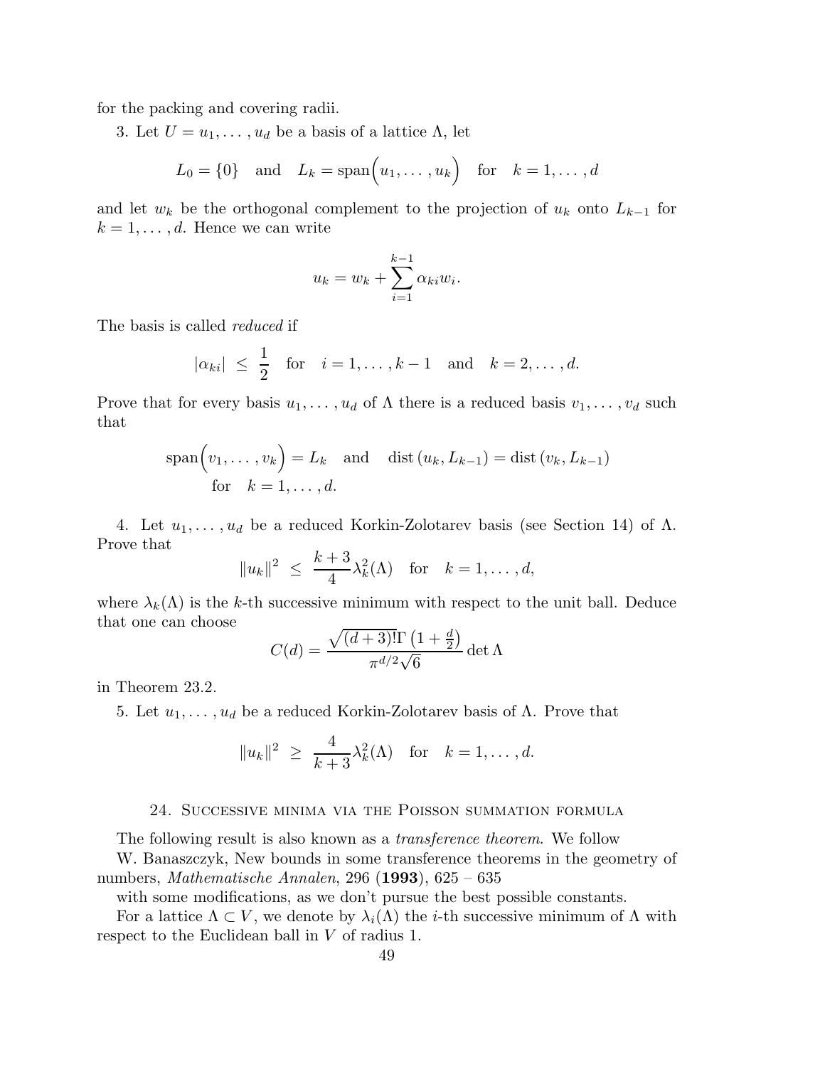for the packing and covering radii.

3. Let $U = u_1, \ldots, u_d$ be a basis of a lattice $\Lambda$, let

$$L_0 = \{0\} \quad \text{and} \quad L_k = \operatorname{span}\Big(u_1, \ldots, u_k\Big) \quad \text{for} \quad k = 1, \ldots, d$$

and let $w_k$ be the orthogonal complement to the projection of $u_k$ onto $L_{k-1}$ for $k = 1, \ldots, d$. Hence we can write

$$u_k = w_k + \sum_{i=1}^{k-1} \alpha_{ki} w_i.$$

The basis is called *reduced* if

$$|\alpha_{ki}| \ \leq \ \frac{1}{2} \quad \text{for} \quad i = 1, \ldots, k-1 \quad \text{and} \quad k = 2, \ldots, d.$$

Prove that for every basis $u_1, \ldots, u_d$ of $\Lambda$ there is a reduced basis $v_1, \ldots, v_d$ such that

$$\operatorname{span}\Big(v_1, \ldots, v_k\Big) = L_k \quad \text{and} \quad \operatorname{dist}\left(u_k, L_{k-1}\right) = \operatorname{dist}\left(v_k, L_{k-1}\right)$$
$$\text{for} \quad k = 1, \ldots, d.$$

4. Let $u_1, \ldots, u_d$ be a reduced Korkin-Zolotarev basis (see Section 14) of $\Lambda$. Prove that

$$\|u_k\|^2 \ \leq \ \frac{k+3}{4} \lambda_k^2(\Lambda) \quad \text{for} \quad k = 1, \ldots, d,$$

where $\lambda_k(\Lambda)$ is the $k$-th successive minimum with respect to the unit ball. Deduce that one can choose

$$C(d) = \frac{\sqrt{(d+3)!}\,\Gamma\left(1 + \frac{d}{2}\right)}{\pi^{d/2}\sqrt{6}} \det \Lambda$$

in Theorem 23.2.

5. Let $u_1, \ldots, u_d$ be a reduced Korkin-Zolotarev basis of $\Lambda$. Prove that

$$\|u_k\|^2 \ \geq \ \frac{4}{k+3} \lambda_k^2(\Lambda) \quad \text{for} \quad k = 1, \ldots, d.$$

## 24. Successive minima via the Poisson summation formula

The following result is also known as a *transference theorem*. We follow

W. Banaszczyk, New bounds in some transference theorems in the geometry of numbers, *Mathematische Annalen*, 296 (**1993**), 625 – 635

with some modifications, as we don't pursue the best possible constants.

For a lattice $\Lambda \subset V$, we denote by $\lambda_i(\Lambda)$ the $i$-th successive minimum of $\Lambda$ with respect to the Euclidean ball in $V$ of radius 1.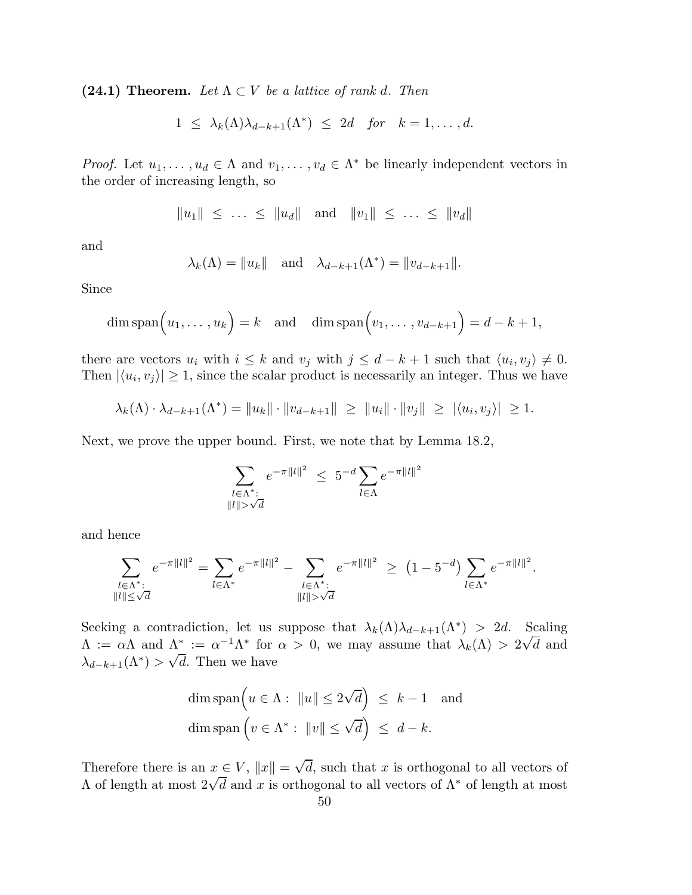**(24.1) Theorem.** *Let $\Lambda \subset V$ be a lattice of rank $d$. Then*

$$1 \ \leq \ \lambda_k(\Lambda)\lambda_{d-k+1}(\Lambda^*) \ \leq \ 2d \quad \textit{for} \quad k = 1, \ldots, d.$$

*Proof.* Let $u_1, \ldots, u_d \in \Lambda$ and $v_1, \ldots, v_d \in \Lambda^*$ be linearly independent vectors in the order of increasing length, so

$$\|u_1\| \ \leq \ \ldots \ \leq \ \|u_d\| \quad \text{and} \quad \|v_1\| \ \leq \ \ldots \ \leq \ \|v_d\|$$

and

$$\lambda_k(\Lambda) = \|u_k\| \quad \text{and} \quad \lambda_{d-k+1}(\Lambda^*) = \|v_{d-k+1}\|.$$

Since

$$\dim \operatorname{span}\Big(u_1, \ldots, u_k\Big) = k \quad \text{and} \quad \dim \operatorname{span}\Big(v_1, \ldots, v_{d-k+1}\Big) = d-k+1,$$

there are vectors $u_i$ with $i \leq k$ and $v_j$ with $j \leq d-k+1$ such that $\langle u_i, v_j \rangle \neq 0$. Then $|\langle u_i, v_j \rangle| \geq 1$, since the scalar product is necessarily an integer. Thus we have

$$\lambda_k(\Lambda) \cdot \lambda_{d-k+1}(\Lambda^*) = \|u_k\| \cdot \|v_{d-k+1}\| \ \geq \ \|u_i\| \cdot \|v_j\| \ \geq \ |\langle u_i, v_j \rangle| \ \geq 1.$$

Next, we prove the upper bound. First, we note that by Lemma 18.2,

$$\sum_{\substack{l \in \Lambda^*: \\ \|l\| > \sqrt{d}}} e^{-\pi \|l\|^2} \ \leq \ 5^{-d} \sum_{l \in \Lambda} e^{-\pi \|l\|^2}$$

and hence

$$\sum_{\substack{l \in \Lambda^*: \\ \|l\| \leq \sqrt{d}}} e^{-\pi \|l\|^2} = \sum_{l \in \Lambda^*} e^{-\pi \|l\|^2} - \sum_{\substack{l \in \Lambda^*: \\ \|l\| > \sqrt{d}}} e^{-\pi \|l\|^2} \ \geq \ \left(1 - 5^{-d}\right) \sum_{l \in \Lambda^*} e^{-\pi \|l\|^2}.$$

Seeking a contradiction, let us suppose that $\lambda_k(\Lambda)\lambda_{d-k+1}(\Lambda^*) > 2d$. Scaling $\Lambda := \alpha\Lambda$ and $\Lambda^* := \alpha^{-1}\Lambda^*$ for $\alpha > 0$, we may assume that $\lambda_k(\Lambda) > 2\sqrt{d}$ and $\lambda_{d-k+1}(\Lambda^*) > \sqrt{d}$. Then we have

$$\begin{aligned} &\dim \operatorname{span}\Big(u \in \Lambda : \ \|u\| \leq 2\sqrt{d}\Big) \ \leq \ k-1 \quad \text{and} \\ &\dim \operatorname{span}\Big(v \in \Lambda^* : \ \|v\| \leq \sqrt{d}\Big) \ \leq \ d-k. \end{aligned}$$

Therefore there is an $x \in V$, $\|x\| = \sqrt{d}$, such that $x$ is orthogonal to all vectors of $\Lambda$ of length at most $2\sqrt{d}$ and $x$ is orthogonal to all vectors of $\Lambda^*$ of length at most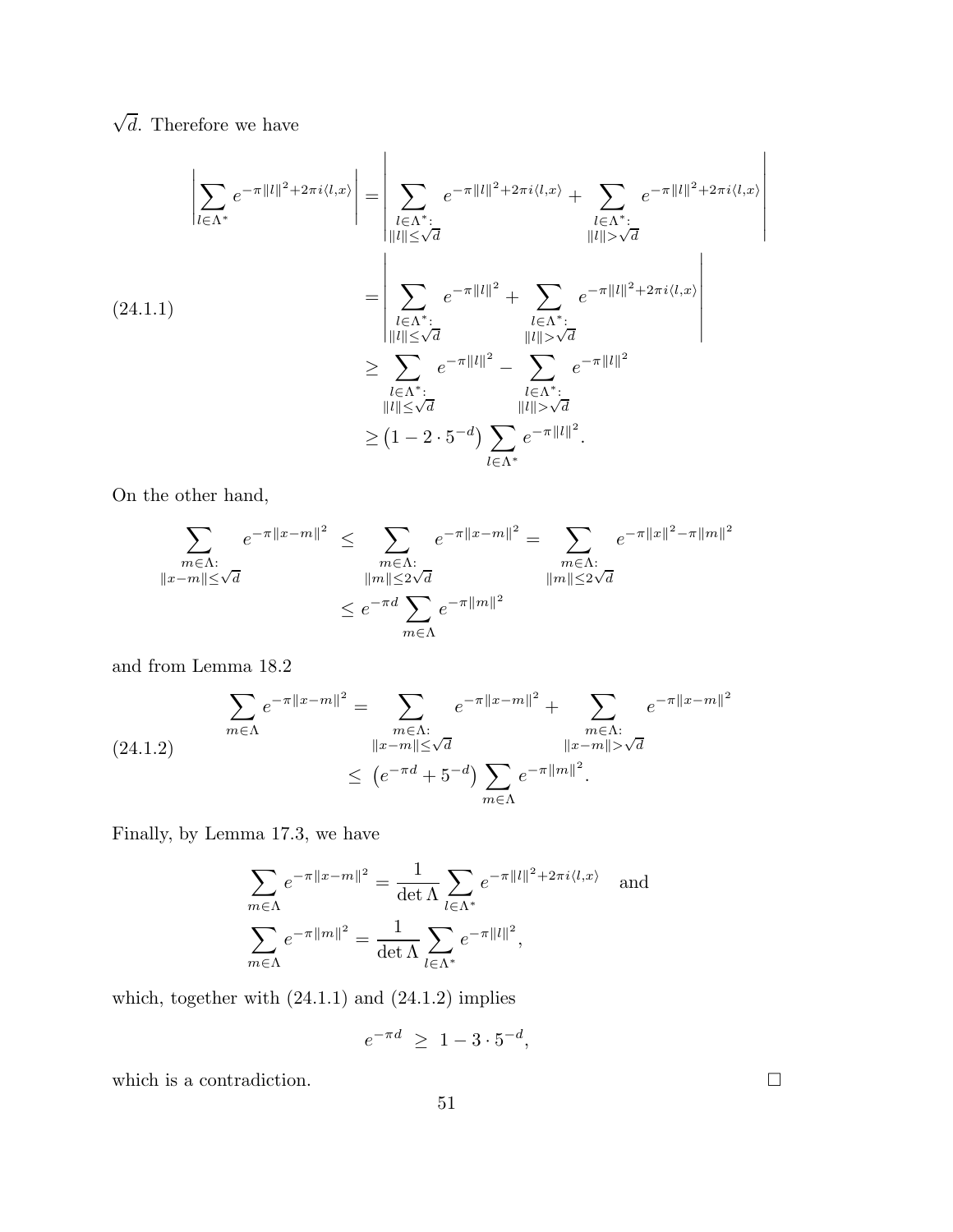$\sqrt{d}$. Therefore we have

$$
\begin{aligned}
\left|\sum_{l\in\Lambda^*} e^{-\pi\|l\|^2+2\pi i\langle l,x\rangle}\right| &= \left|\sum_{\substack{l\in\Lambda^*:\\ \|l\|\leq\sqrt{d}}} e^{-\pi\|l\|^2+2\pi i\langle l,x\rangle} + \sum_{\substack{l\in\Lambda^*:\\ \|l\|>\sqrt{d}}} e^{-\pi\|l\|^2+2\pi i\langle l,x\rangle}\right| \\
&= \left|\sum_{\substack{l\in\Lambda^*:\\ \|l\|\leq\sqrt{d}}} e^{-\pi\|l\|^2} + \sum_{\substack{l\in\Lambda^*:\\ \|l\|>\sqrt{d}}} e^{-\pi\|l\|^2+2\pi i\langle l,x\rangle}\right| \\
&\geq \sum_{\substack{l\in\Lambda^*:\\ \|l\|\leq\sqrt{d}}} e^{-\pi\|l\|^2} - \sum_{\substack{l\in\Lambda^*:\\ \|l\|>\sqrt{d}}} e^{-\pi\|l\|^2} \\
&\geq \left(1-2\cdot 5^{-d}\right)\sum_{l\in\Lambda^*} e^{-\pi\|l\|^2}.
\end{aligned}
\tag{24.1.1}
$$

On the other hand,

$$
\begin{aligned}
\sum_{\substack{m\in\Lambda:\\ \|x-m\|\leq\sqrt{d}}} e^{-\pi\|x-m\|^2} \;\leq\; \sum_{\substack{m\in\Lambda:\\ \|m\|\leq 2\sqrt{d}}} e^{-\pi\|x-m\|^2} &= \sum_{\substack{m\in\Lambda:\\ \|m\|\leq 2\sqrt{d}}} e^{-\pi\|x\|^2-\pi\|m\|^2} \\
&\leq e^{-\pi d}\sum_{m\in\Lambda} e^{-\pi\|m\|^2}
\end{aligned}
$$

and from Lemma 18.2

$$
\begin{aligned}
\sum_{m\in\Lambda} e^{-\pi\|x-m\|^2} &= \sum_{\substack{m\in\Lambda:\\ \|x-m\|\leq\sqrt{d}}} e^{-\pi\|x-m\|^2} + \sum_{\substack{m\in\Lambda:\\ \|x-m\|>\sqrt{d}}} e^{-\pi\|x-m\|^2} \\
&\leq\; \left(e^{-\pi d}+5^{-d}\right)\sum_{m\in\Lambda} e^{-\pi\|m\|^2}.
\end{aligned}
\tag{24.1.2}
$$

Finally, by Lemma 17.3, we have

$$
\sum_{m\in\Lambda} e^{-\pi\|x-m\|^2} = \frac{1}{\det\Lambda}\sum_{l\in\Lambda^*} e^{-\pi\|l\|^2+2\pi i\langle l,x\rangle} \quad \text{and}
$$

$$
\sum_{m\in\Lambda} e^{-\pi\|m\|^2} = \frac{1}{\det\Lambda}\sum_{l\in\Lambda^*} e^{-\pi\|l\|^2},
$$

which, together with (24.1.1) and (24.1.2) implies

$$
e^{-\pi d} \;\geq\; 1-3\cdot 5^{-d},
$$

which is a contradiction. □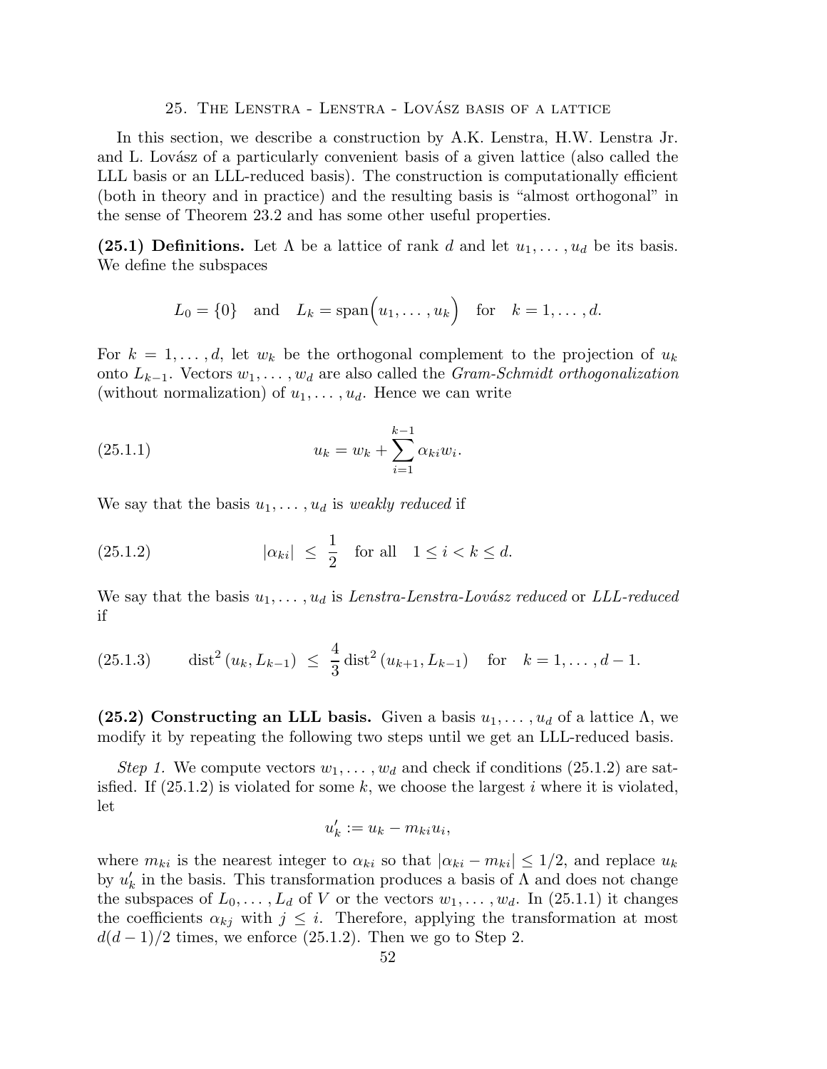## 25. The Lenstra - Lenstra - Lovász basis of a lattice

In this section, we describe a construction by A.K. Lenstra, H.W. Lenstra Jr. and L. Lovász of a particularly convenient basis of a given lattice (also called the LLL basis or an LLL-reduced basis). The construction is computationally efficient (both in theory and in practice) and the resulting basis is "almost orthogonal" in the sense of Theorem 23.2 and has some other useful properties.

**(25.1) Definitions.** Let $\Lambda$ be a lattice of rank $d$ and let $u_1, \ldots, u_d$ be its basis. We define the subspaces

$$L_0 = \{0\} \quad \text{and} \quad L_k = \operatorname{span}\Big(u_1, \ldots, u_k\Big) \quad \text{for} \quad k = 1, \ldots, d.$$

For $k = 1, \ldots, d$, let $w_k$ be the orthogonal complement to the projection of $u_k$ onto $L_{k-1}$. Vectors $w_1, \ldots, w_d$ are also called the *Gram-Schmidt orthogonalization* (without normalization) of $u_1, \ldots, u_d$. Hence we can write

$$u_k = w_k + \sum_{i=1}^{k-1} \alpha_{ki} w_i. \tag{25.1.1}$$

We say that the basis $u_1, \ldots, u_d$ is *weakly reduced* if

$$|\alpha_{ki}| \ \leq \ \frac{1}{2} \quad \text{for all} \quad 1 \leq i < k \leq d. \tag{25.1.2}$$

We say that the basis $u_1, \ldots, u_d$ is *Lenstra-Lenstra-Lovász reduced* or *LLL-reduced* if

$$\operatorname{dist}^2(u_k, L_{k-1}) \ \leq \ \frac{4}{3} \operatorname{dist}^2(u_{k+1}, L_{k-1}) \quad \text{for} \quad k = 1, \ldots, d-1. \tag{25.1.3}$$

**(25.2) Constructing an LLL basis.** Given a basis $u_1, \ldots, u_d$ of a lattice $\Lambda$, we modify it by repeating the following two steps until we get an LLL-reduced basis.

*Step 1.* We compute vectors $w_1, \ldots, w_d$ and check if conditions (25.1.2) are satisfied. If (25.1.2) is violated for some $k$, we choose the largest $i$ where it is violated, let

$$u_k' := u_k - m_{ki} u_i,$$

where $m_{ki}$ is the nearest integer to $\alpha_{ki}$ so that $|\alpha_{ki} - m_{ki}| \leq 1/2$, and replace $u_k$ by $u_k'$ in the basis. This transformation produces a basis of $\Lambda$ and does not change the subspaces of $L_0, \ldots, L_d$ of $V$ or the vectors $w_1, \ldots, w_d$. In (25.1.1) it changes the coefficients $\alpha_{kj}$ with $j \leq i$. Therefore, applying the transformation at most $d(d-1)/2$ times, we enforce (25.1.2). Then we go to Step 2.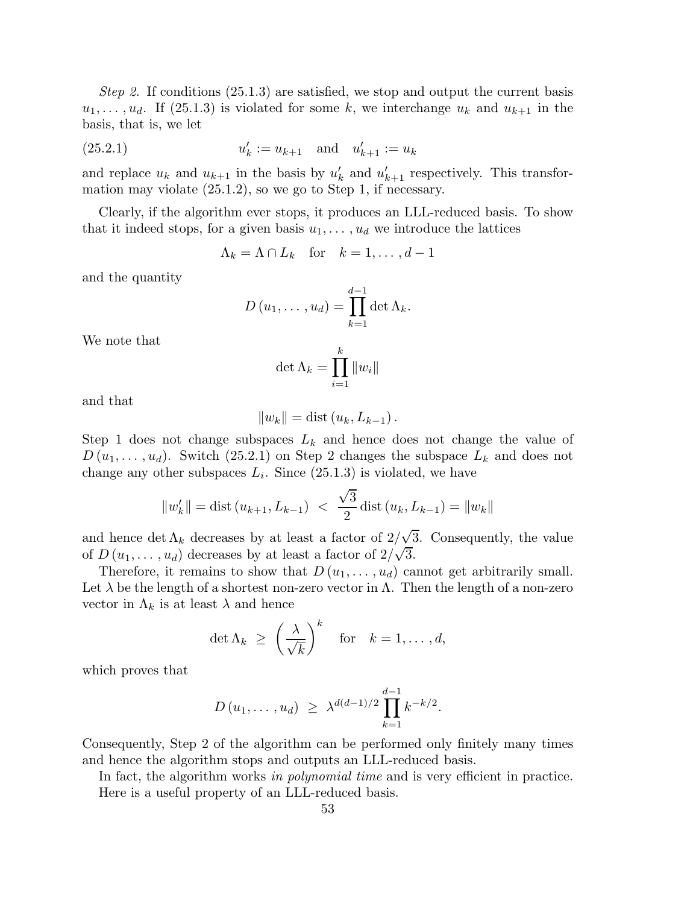*Step 2.* If conditions (25.1.3) are satisfied, we stop and output the current basis $u_1, \ldots, u_d$. If (25.1.3) is violated for some $k$, we interchange $u_k$ and $u_{k+1}$ in the basis, that is, we let

$$u'_k := u_{k+1} \quad \text{and} \quad u'_{k+1} := u_k \tag{25.2.1}$$

and replace $u_k$ and $u_{k+1}$ in the basis by $u'_k$ and $u'_{k+1}$ respectively. This transformation may violate (25.1.2), so we go to Step 1, if necessary.

Clearly, if the algorithm ever stops, it produces an LLL-reduced basis. To show that it indeed stops, for a given basis $u_1, \ldots, u_d$ we introduce the lattices

$$\Lambda_k = \Lambda \cap L_k \quad \text{for} \quad k = 1, \ldots, d-1$$

and the quantity

$$D(u_1, \ldots, u_d) = \prod_{k=1}^{d-1} \det \Lambda_k.$$

We note that

$$\det \Lambda_k = \prod_{i=1}^{k} \|w_i\|$$

and that

$$\|w_k\| = \operatorname{dist}(u_k, L_{k-1}).$$

Step 1 does not change subspaces $L_k$ and hence does not change the value of $D(u_1, \ldots, u_d)$. Switch (25.2.1) on Step 2 changes the subspace $L_k$ and does not change any other subspaces $L_i$. Since (25.1.3) is violated, we have

$$\|w'_k\| = \operatorname{dist}(u_{k+1}, L_{k-1}) \ < \ \frac{\sqrt{3}}{2} \operatorname{dist}(u_k, L_{k-1}) = \|w_k\|$$

and hence $\det \Lambda_k$ decreases by at least a factor of $2/\sqrt{3}$. Consequently, the value of $D(u_1, \ldots, u_d)$ decreases by at least a factor of $2/\sqrt{3}$.

Therefore, it remains to show that $D(u_1, \ldots, u_d)$ cannot get arbitrarily small. Let $\lambda$ be the length of a shortest non-zero vector in $\Lambda$. Then the length of a non-zero vector in $\Lambda_k$ is at least $\lambda$ and hence

$$\det \Lambda_k \ \geq \ \left(\frac{\lambda}{\sqrt{k}}\right)^k \quad \text{for} \quad k = 1, \ldots, d,$$

which proves that

$$D(u_1, \ldots, u_d) \ \geq \ \lambda^{d(d-1)/2} \prod_{k=1}^{d-1} k^{-k/2}.$$

Consequently, Step 2 of the algorithm can be performed only finitely many times and hence the algorithm stops and outputs an LLL-reduced basis.

In fact, the algorithm works *in polynomial time* and is very efficient in practice.

Here is a useful property of an LLL-reduced basis.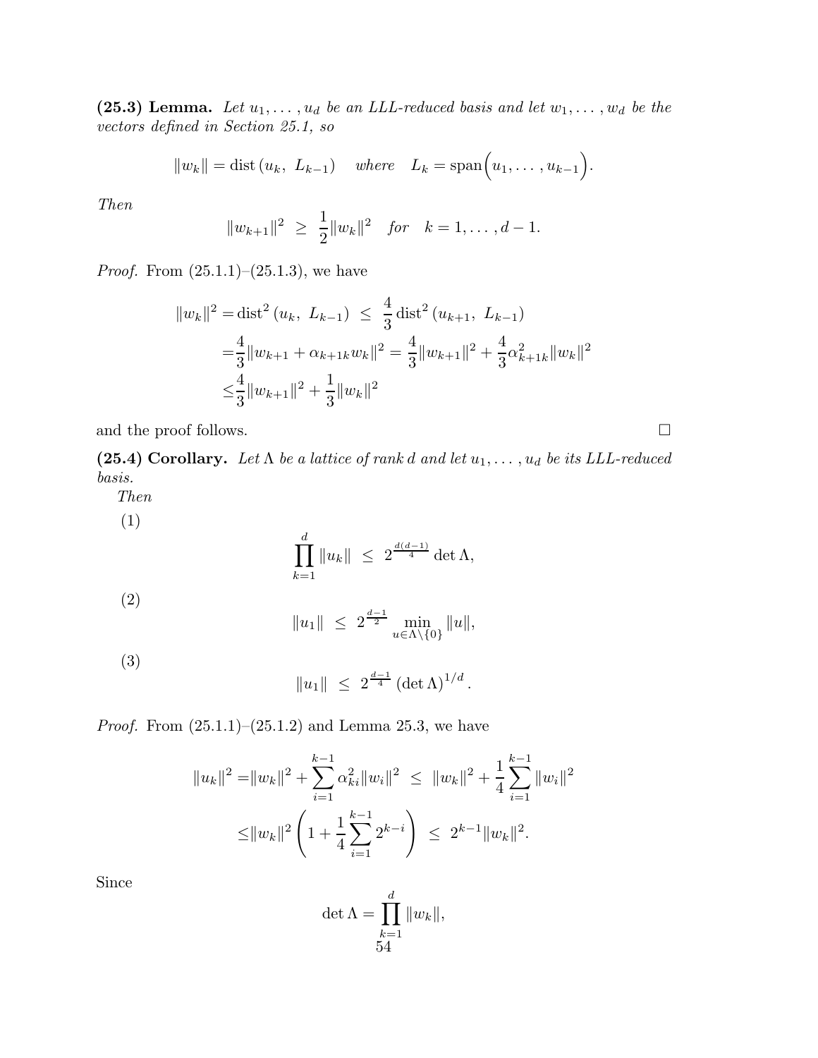**(25.3) Lemma.** *Let $u_1, \ldots, u_d$ be an LLL-reduced basis and let $w_1, \ldots, w_d$ be the vectors defined in Section 25.1, so*

$$\|w_k\| = \operatorname{dist}(u_k,\ L_{k-1}) \quad \textit{where} \quad L_k = \operatorname{span}\Big(u_1, \ldots, u_{k-1}\Big).$$

*Then*

$$\|w_{k+1}\|^2 \ \geq\ \frac{1}{2}\|w_k\|^2 \quad \textit{for} \quad k = 1, \ldots, d-1.$$

*Proof.* From (25.1.1)–(25.1.3), we have

$$\begin{aligned}
\|w_k\|^2 =& \operatorname{dist}^2(u_k,\ L_{k-1}) \ \leq\ \frac{4}{3}\operatorname{dist}^2(u_{k+1},\ L_{k-1}) \\
=& \frac{4}{3}\|w_{k+1} + \alpha_{k+1k} w_k\|^2 = \frac{4}{3}\|w_{k+1}\|^2 + \frac{4}{3}\alpha_{k+1k}^2\|w_k\|^2 \\
\leq& \frac{4}{3}\|w_{k+1}\|^2 + \frac{1}{3}\|w_k\|^2
\end{aligned}$$

and the proof follows. □

**(25.4) Corollary.** *Let $\Lambda$ be a lattice of rank $d$ and let $u_1, \ldots, u_d$ be its LLL-reduced basis.*

*Then*

(1)
$$\prod_{k=1}^{d} \|u_k\| \ \leq\ 2^{\frac{d(d-1)}{4}} \det \Lambda,$$

(2)
$$\|u_1\| \ \leq\ 2^{\frac{d-1}{2}} \min_{u \in \Lambda \setminus \{0\}} \|u\|,$$

(3)
$$\|u_1\| \ \leq\ 2^{\frac{d-1}{4}} (\det \Lambda)^{1/d}.$$

*Proof.* From (25.1.1)–(25.1.2) and Lemma 25.3, we have

$$\begin{aligned}
\|u_k\|^2 =& \|w_k\|^2 + \sum_{i=1}^{k-1} \alpha_{ki}^2 \|w_i\|^2 \ \leq\ \|w_k\|^2 + \frac{1}{4}\sum_{i=1}^{k-1}\|w_i\|^2 \\
\leq& \|w_k\|^2 \left(1 + \frac{1}{4}\sum_{i=1}^{k-1} 2^{k-i}\right) \ \leq\ 2^{k-1}\|w_k\|^2.
\end{aligned}$$

Since

$$\det \Lambda = \prod_{k=1}^{d} \|w_k\|,$$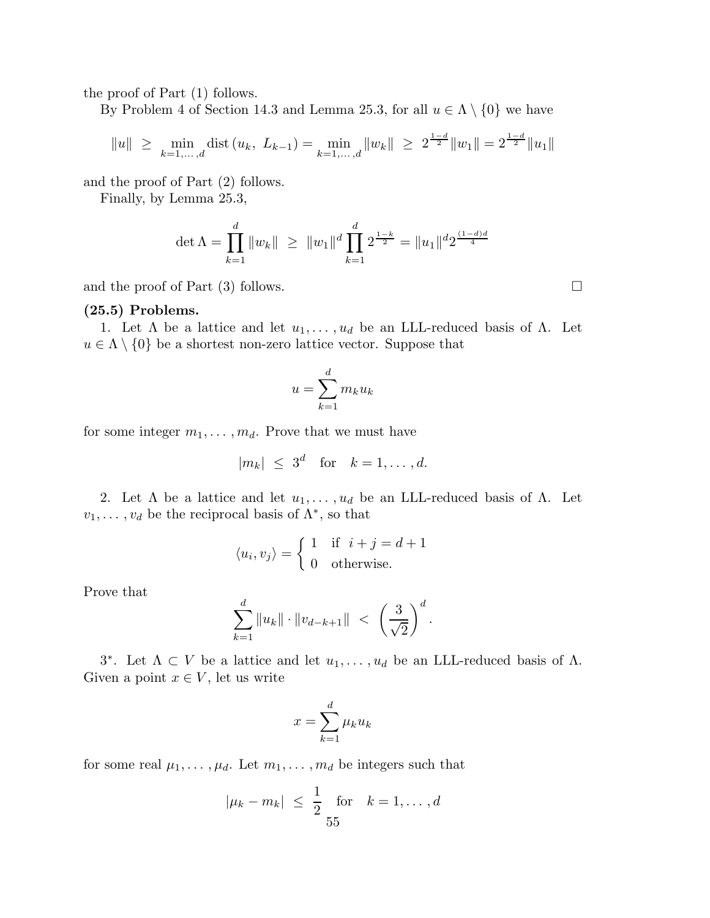the proof of Part (1) follows.

By Problem 4 of Section 14.3 and Lemma 25.3, for all $u \in \Lambda \setminus \{0\}$ we have

$$\|u\| \ \geq \ \min_{k=1,\ldots,d} \operatorname{dist}(u_k, \ L_{k-1}) = \min_{k=1,\ldots,d} \|w_k\| \ \geq \ 2^{\frac{1-d}{2}} \|w_1\| = 2^{\frac{1-d}{2}} \|u_1\|$$

and the proof of Part (2) follows.

Finally, by Lemma 25.3,

$$\det \Lambda = \prod_{k=1}^{d} \|w_k\| \ \geq \ \|w_1\|^d \prod_{k=1}^{d} 2^{\frac{1-k}{2}} = \|u_1\|^d 2^{\frac{(1-d)d}{4}}$$

and the proof of Part (3) follows. □

**(25.5) Problems.**

1. Let $\Lambda$ be a lattice and let $u_1, \ldots, u_d$ be an LLL-reduced basis of $\Lambda$. Let $u \in \Lambda \setminus \{0\}$ be a shortest non-zero lattice vector. Suppose that

$$u = \sum_{k=1}^{d} m_k u_k$$

for some integer $m_1, \ldots, m_d$. Prove that we must have

$$|m_k| \ \leq \ 3^d \quad \text{for} \quad k = 1, \ldots, d.$$

2. Let $\Lambda$ be a lattice and let $u_1, \ldots, u_d$ be an LLL-reduced basis of $\Lambda$. Let $v_1, \ldots, v_d$ be the reciprocal basis of $\Lambda^*$, so that

$$\langle u_i, v_j \rangle = \begin{cases} 1 & \text{if } \ i + j = d + 1 \\ 0 & \text{otherwise.} \end{cases}$$

Prove that

$$\sum_{k=1}^{d} \|u_k\| \cdot \|v_{d-k+1}\| \ < \ \left( \frac{3}{\sqrt{2}} \right)^d.$$

3*. Let $\Lambda \subset V$ be a lattice and let $u_1, \ldots, u_d$ be an LLL-reduced basis of $\Lambda$. Given a point $x \in V$, let us write

$$x = \sum_{k=1}^{d} \mu_k u_k$$

for some real $\mu_1, \ldots, \mu_d$. Let $m_1, \ldots, m_d$ be integers such that

$$|\mu_k - m_k| \ \leq \ \frac{1}{2} \quad \text{for} \quad k = 1, \ldots, d$$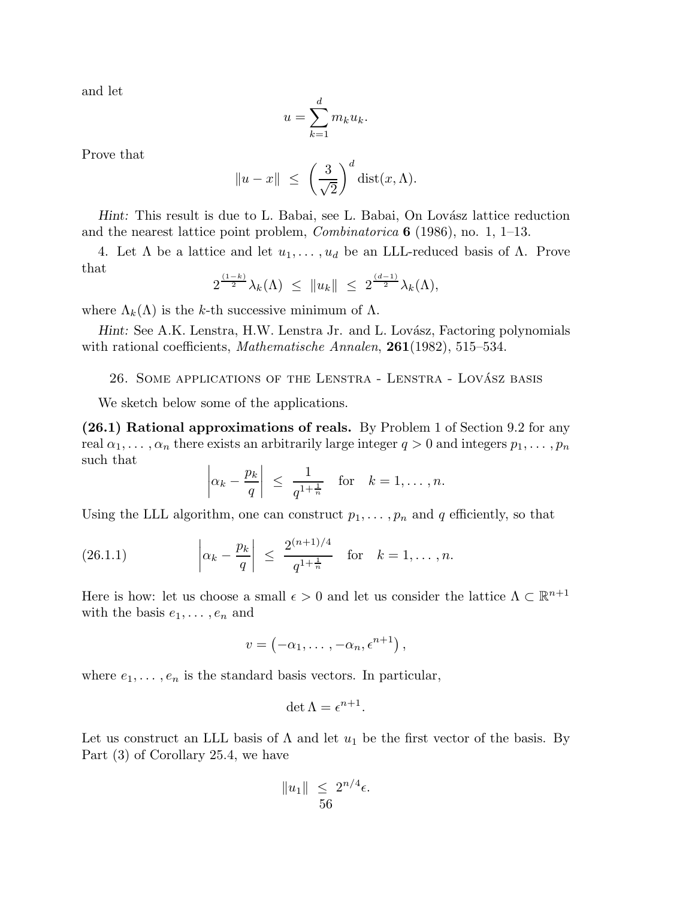and let

$$u = \sum_{k=1}^{d} m_k u_k.$$

Prove that

$$\|u - x\| \leq \left(\frac{3}{\sqrt{2}}\right)^d \operatorname{dist}(x, \Lambda).$$

*Hint:* This result is due to L. Babai, see L. Babai, On Lovász lattice reduction and the nearest lattice point problem, *Combinatorica* **6** (1986), no. 1, 1–13.

4. Let $\Lambda$ be a lattice and let $u_1, \ldots, u_d$ be an LLL-reduced basis of $\Lambda$. Prove that

$$2^{\frac{(1-k)}{2}} \lambda_k(\Lambda) \leq \|u_k\| \leq 2^{\frac{(d-1)}{2}} \lambda_k(\Lambda),$$

where $\Lambda_k(\Lambda)$ is the $k$-th successive minimum of $\Lambda$.

*Hint:* See A.K. Lenstra, H.W. Lenstra Jr. and L. Lovász, Factoring polynomials with rational coefficients, *Mathematische Annalen*, **261**(1982), 515–534.

## 26. Some applications of the Lenstra - Lenstra - Lovász basis

We sketch below some of the applications.

**(26.1) Rational approximations of reals.** By Problem 1 of Section 9.2 for any real $\alpha_1, \ldots, \alpha_n$ there exists an arbitrarily large integer $q > 0$ and integers $p_1, \ldots, p_n$ such that

$$\left|\alpha_k - \frac{p_k}{q}\right| \leq \frac{1}{q^{1+\frac{1}{n}}} \quad \text{for} \quad k = 1, \ldots, n.$$

Using the LLL algorithm, one can construct $p_1, \ldots, p_n$ and $q$ efficiently, so that

$$\left|\alpha_k - \frac{p_k}{q}\right| \leq \frac{2^{(n+1)/4}}{q^{1+\frac{1}{n}}} \quad \text{for} \quad k = 1, \ldots, n. \tag{26.1.1}$$

Here is how: let us choose a small $\epsilon > 0$ and let us consider the lattice $\Lambda \subset \mathbb{R}^{n+1}$ with the basis $e_1, \ldots, e_n$ and

$$v = \left(-\alpha_1, \ldots, -\alpha_n, \epsilon^{n+1}\right),$$

where $e_1, \ldots, e_n$ is the standard basis vectors. In particular,

$$\det \Lambda = \epsilon^{n+1}.$$

Let us construct an LLL basis of $\Lambda$ and let $u_1$ be the first vector of the basis. By Part (3) of Corollary 25.4, we have

$$\|u_1\| \leq 2^{n/4}\epsilon.$$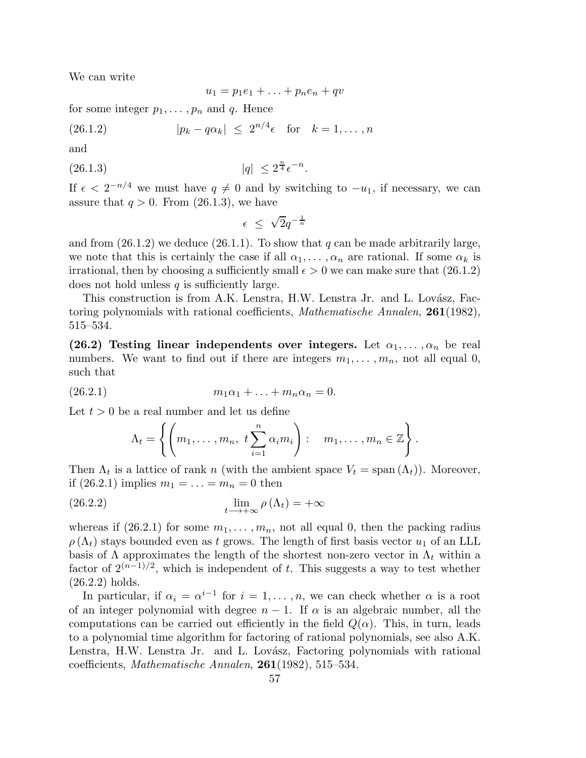We can write

$$u_1 = p_1 e_1 + \ldots + p_n e_n + qv$$

for some integer $p_1, \ldots, p_n$ and $q$. Hence

$$|p_k - q\alpha_k| \ \leq \ 2^{n/4}\epsilon \quad \text{for} \quad k = 1, \ldots, n \tag{26.1.2}$$

and

$$|q| \ \leq 2^{\frac{n}{4}}\epsilon^{-n}. \tag{26.1.3}$$

If $\epsilon < 2^{-n/4}$ we must have $q \neq 0$ and by switching to $-u_1$, if necessary, we can assure that $q > 0$. From (26.1.3), we have

$$\epsilon \ \leq \ \sqrt{2} q^{-\frac{1}{n}}$$

and from (26.1.2) we deduce (26.1.1). To show that $q$ can be made arbitrarily large, we note that this is certainly the case if all $\alpha_1, \ldots, \alpha_n$ are rational. If some $\alpha_k$ is irrational, then by choosing a sufficiently small $\epsilon > 0$ we can make sure that (26.1.2) does not hold unless $q$ is sufficiently large.

This construction is from A.K. Lenstra, H.W. Lenstra Jr. and L. Lovász, Factoring polynomials with rational coefficients, *Mathematische Annalen*, **261**(1982), 515–534.

**(26.2) Testing linear independents over integers.** Let $\alpha_1, \ldots, \alpha_n$ be real numbers. We want to find out if there are integers $m_1, \ldots, m_n$, not all equal 0, such that

$$m_1\alpha_1 + \ldots + m_n\alpha_n = 0. \tag{26.2.1}$$

Let $t > 0$ be a real number and let us define

$$\Lambda_t = \left\{ \left( m_1, \ldots, m_n, \ t\sum_{i=1}^{n} \alpha_i m_i \right) : \quad m_1, \ldots, m_n \in \mathbb{Z} \right\}.$$

Then $\Lambda_t$ is a lattice of rank $n$ (with the ambient space $V_t = \operatorname{span}(\Lambda_t)$). Moreover, if (26.2.1) implies $m_1 = \ldots = m_n = 0$ then

$$\lim_{t \longrightarrow +\infty} \rho(\Lambda_t) = +\infty \tag{26.2.2}$$

whereas if (26.2.1) for some $m_1, \ldots, m_n$, not all equal 0, then the packing radius $\rho(\Lambda_t)$ stays bounded even as $t$ grows. The length of first basis vector $u_1$ of an LLL basis of $\Lambda$ approximates the length of the shortest non-zero vector in $\Lambda_t$ within a factor of $2^{(n-1)/2}$, which is independent of $t$. This suggests a way to test whether (26.2.2) holds.

In particular, if $\alpha_i = \alpha^{i-1}$ for $i = 1, \ldots, n$, we can check whether $\alpha$ is a root of an integer polynomial with degree $n-1$. If $\alpha$ is an algebraic number, all the computations can be carried out efficiently in the field $Q(\alpha)$. This, in turn, leads to a polynomial time algorithm for factoring of rational polynomials, see also A.K. Lenstra, H.W. Lenstra Jr. and L. Lovász, Factoring polynomials with rational coefficients, *Mathematische Annalen*, **261**(1982), 515–534.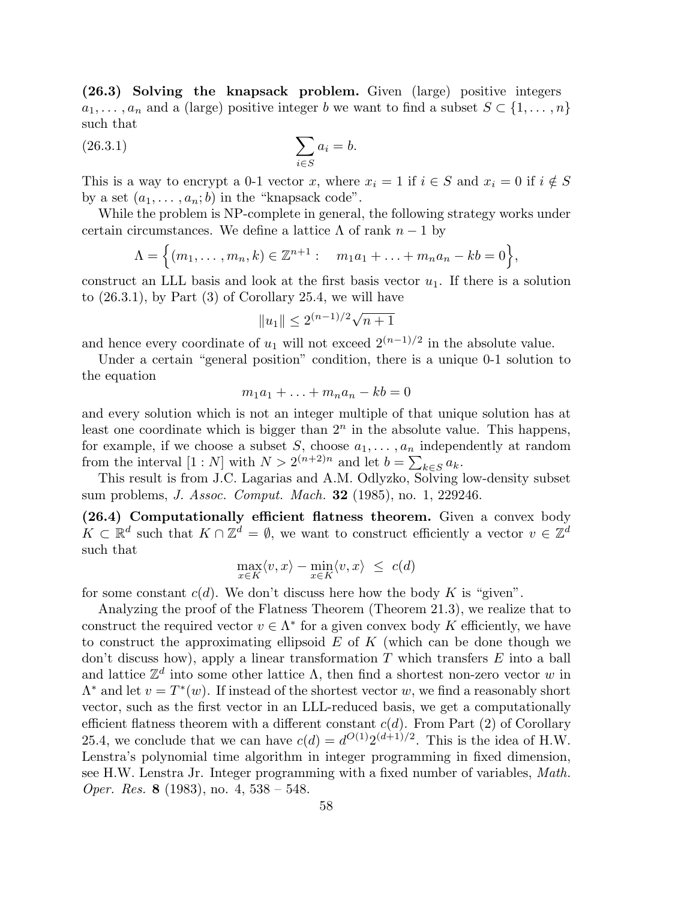**(26.3) Solving the knapsack problem.** Given (large) positive integers $a_1, \ldots, a_n$ and a (large) positive integer $b$ we want to find a subset $S \subset \{1, \ldots, n\}$ such that

$$\sum_{i \in S} a_i = b. \tag{26.3.1}$$

This is a way to encrypt a 0-1 vector $x$, where $x_i = 1$ if $i \in S$ and $x_i = 0$ if $i \notin S$ by a set $(a_1, \ldots, a_n; b)$ in the "knapsack code".

While the problem is NP-complete in general, the following strategy works under certain circumstances. We define a lattice $\Lambda$ of rank $n-1$ by

$$\Lambda = \Big\{(m_1, \ldots, m_n, k) \in \mathbb{Z}^{n+1} : \quad m_1 a_1 + \ldots + m_n a_n - kb = 0\Big\},$$

construct an LLL basis and look at the first basis vector $u_1$. If there is a solution to (26.3.1), by Part (3) of Corollary 25.4, we will have

$$\|u_1\| \leq 2^{(n-1)/2}\sqrt{n+1}$$

and hence every coordinate of $u_1$ will not exceed $2^{(n-1)/2}$ in the absolute value.

Under a certain "general position" condition, there is a unique 0-1 solution to the equation

$$m_1 a_1 + \ldots + m_n a_n - kb = 0$$

and every solution which is not an integer multiple of that unique solution has at least one coordinate which is bigger than $2^n$ in the absolute value. This happens, for example, if we choose a subset $S$, choose $a_1, \ldots, a_n$ independently at random from the interval $[1 : N]$ with $N > 2^{(n+2)n}$ and let $b = \sum_{k \in S} a_k$.

This result is from J.C. Lagarias and A.M. Odlyzko, Solving low-density subset sum problems, *J. Assoc. Comput. Mach.* **32** (1985), no. 1, 229246.

**(26.4) Computationally efficient flatness theorem.** Given a convex body $K \subset \mathbb{R}^d$ such that $K \cap \mathbb{Z}^d = \emptyset$, we want to construct efficiently a vector $v \in \mathbb{Z}^d$ such that

$$\max_{x \in K} \langle v, x \rangle - \min_{x \in K} \langle v, x \rangle \ \leq \ c(d)$$

for some constant $c(d)$. We don't discuss here how the body $K$ is "given".

Analyzing the proof of the Flatness Theorem (Theorem 21.3), we realize that to construct the required vector $v \in \Lambda^*$ for a given convex body $K$ efficiently, we have to construct the approximating ellipsoid $E$ of $K$ (which can be done though we don't discuss how), apply a linear transformation $T$ which transfers $E$ into a ball and lattice $\mathbb{Z}^d$ into some other lattice $\Lambda$, then find a shortest non-zero vector $w$ in $\Lambda^*$ and let $v = T^*(w)$. If instead of the shortest vector $w$, we find a reasonably short vector, such as the first vector in an LLL-reduced basis, we get a computationally efficient flatness theorem with a different constant $c(d)$. From Part (2) of Corollary 25.4, we conclude that we can have $c(d) = d^{O(1)}2^{(d+1)/2}$. This is the idea of H.W. Lenstra's polynomial time algorithm in integer programming in fixed dimension, see H.W. Lenstra Jr. Integer programming with a fixed number of variables, *Math. Oper. Res.* **8** (1983), no. 4, 538 – 548.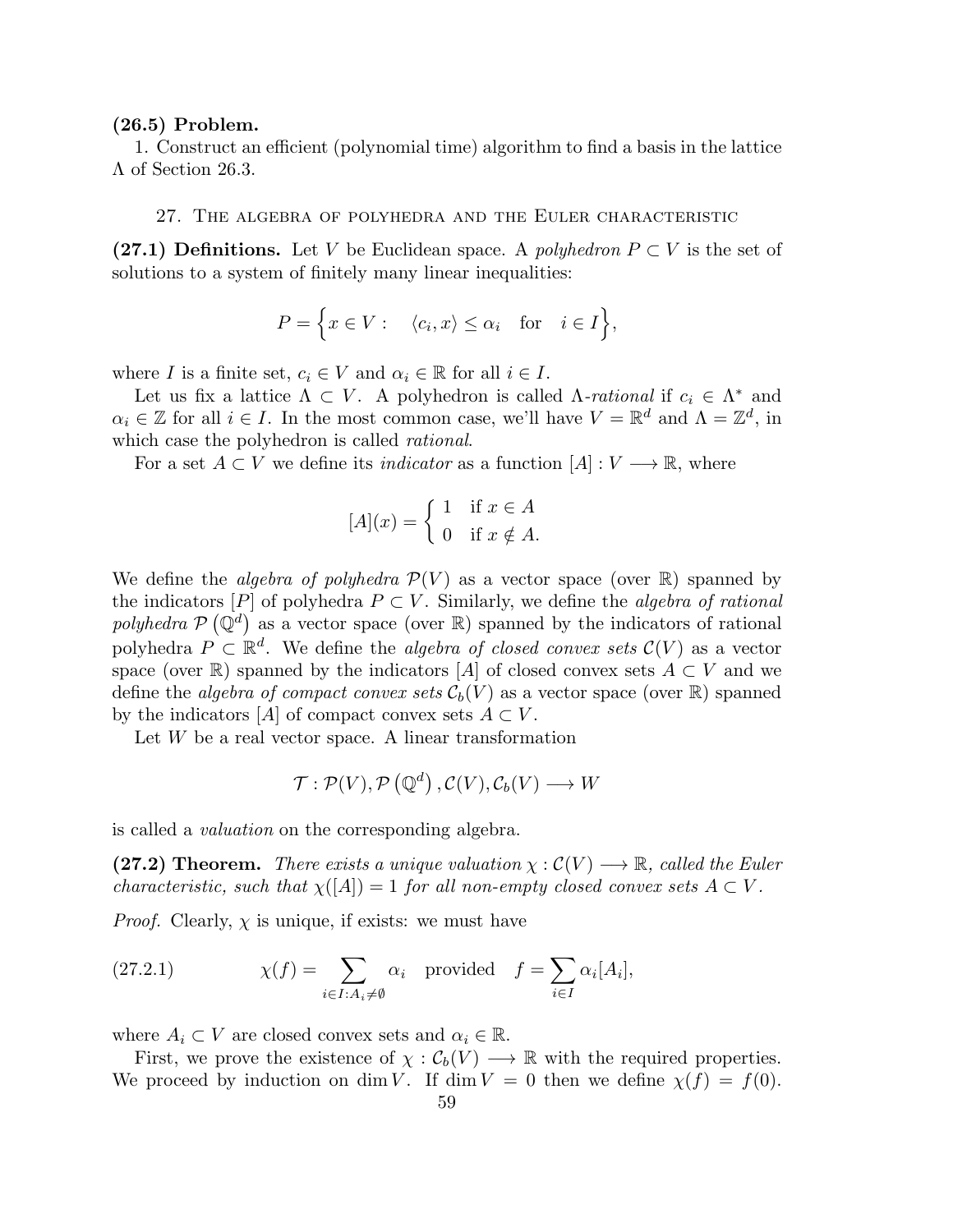**(26.5) Problem.**

1. Construct an efficient (polynomial time) algorithm to find a basis in the lattice $\Lambda$ of Section 26.3.

## 27. The algebra of polyhedra and the Euler characteristic

**(27.1) Definitions.** Let $V$ be Euclidean space. A *polyhedron* $P \subset V$ is the set of solutions to a system of finitely many linear inequalities:

$$P = \Big\{ x \in V : \quad \langle c_i, x \rangle \leq \alpha_i \quad \text{for} \quad i \in I \Big\},$$

where $I$ is a finite set, $c_i \in V$ and $\alpha_i \in \mathbb{R}$ for all $i \in I$.

Let us fix a lattice $\Lambda \subset V$. A polyhedron is called $\Lambda$-*rational* if $c_i \in \Lambda^*$ and $\alpha_i \in \mathbb{Z}$ for all $i \in I$. In the most common case, we'll have $V = \mathbb{R}^d$ and $\Lambda = \mathbb{Z}^d$, in which case the polyhedron is called *rational*.

For a set $A \subset V$ we define its *indicator* as a function $[A] : V \longrightarrow \mathbb{R}$, where

$$[A](x) = \begin{cases} 1 & \text{if } x \in A \\ 0 & \text{if } x \notin A. \end{cases}$$

We define the *algebra of polyhedra* $\mathcal{P}(V)$ as a vector space (over $\mathbb{R}$) spanned by the indicators $[P]$ of polyhedra $P \subset V$. Similarly, we define the *algebra of rational polyhedra* $\mathcal{P}\left(\mathbb{Q}^d\right)$ as a vector space (over $\mathbb{R}$) spanned by the indicators of rational polyhedra $P \subset \mathbb{R}^d$. We define the *algebra of closed convex sets* $\mathcal{C}(V)$ as a vector space (over $\mathbb{R}$) spanned by the indicators $[A]$ of closed convex sets $A \subset V$ and we define the *algebra of compact convex sets* $\mathcal{C}_b(V)$ as a vector space (over $\mathbb{R}$) spanned by the indicators $[A]$ of compact convex sets $A \subset V$.

Let $W$ be a real vector space. A linear transformation

$$\mathcal{T} : \mathcal{P}(V), \mathcal{P}\left(\mathbb{Q}^d\right), \mathcal{C}(V), \mathcal{C}_b(V) \longrightarrow W$$

is called a *valuation* on the corresponding algebra.

**(27.2) Theorem.** *There exists a unique valuation $\chi : \mathcal{C}(V) \longrightarrow \mathbb{R}$, called the Euler characteristic, such that $\chi([A]) = 1$ for all non-empty closed convex sets $A \subset V$.*

*Proof.* Clearly, $\chi$ is unique, if exists: we must have

$$\chi(f) = \sum_{i \in I : A_i \neq \emptyset} \alpha_i \quad \text{provided} \quad f = \sum_{i \in I} \alpha_i [A_i], \tag{27.2.1}$$

where $A_i \subset V$ are closed convex sets and $\alpha_i \in \mathbb{R}$.

First, we prove the existence of $\chi : \mathcal{C}_b(V) \longrightarrow \mathbb{R}$ with the required properties. We proceed by induction on $\dim V$. If $\dim V = 0$ then we define $\chi(f) = f(0)$.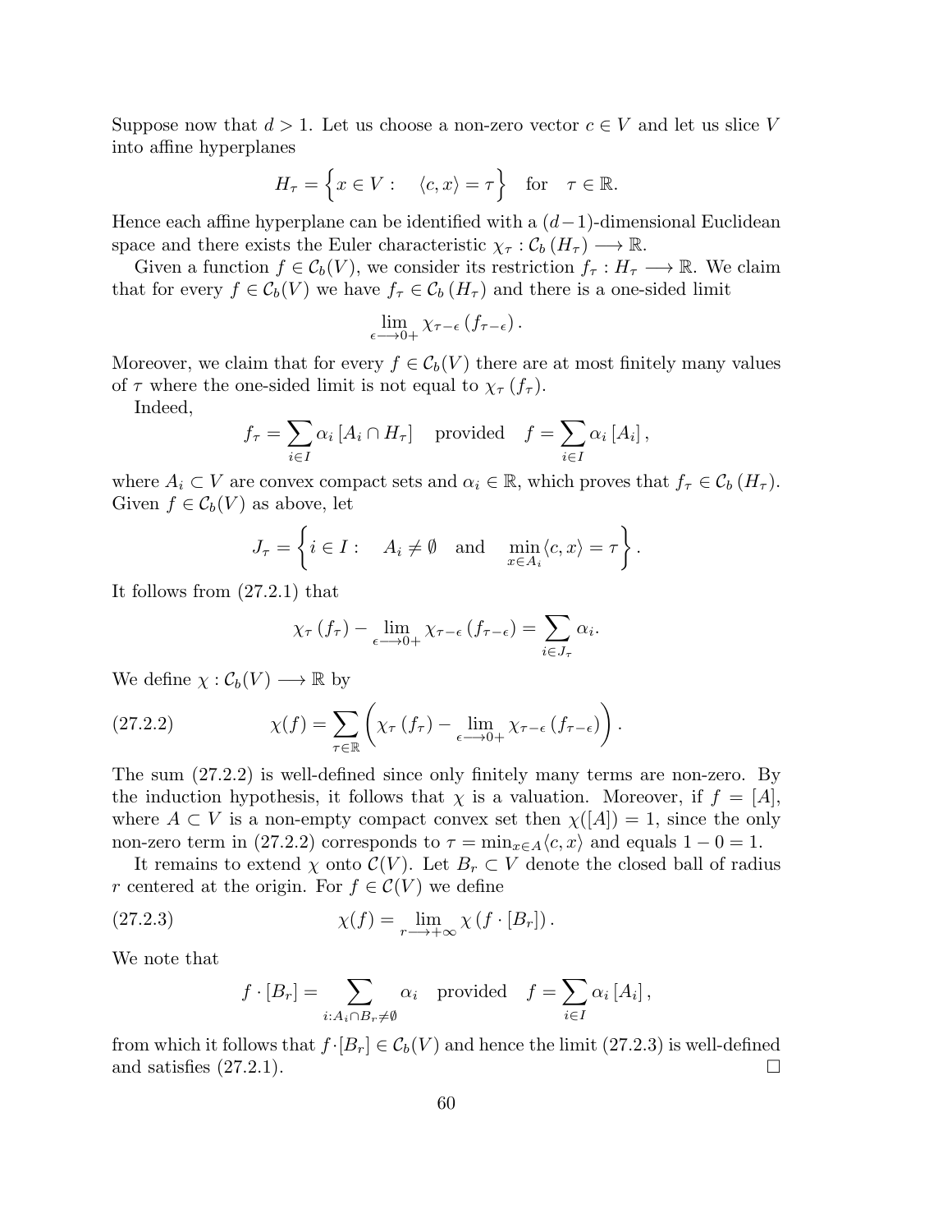Suppose now that $d > 1$. Let us choose a non-zero vector $c \in V$ and let us slice $V$ into affine hyperplanes

$$H_\tau = \Big\{ x \in V : \quad \langle c, x \rangle = \tau \Big\} \quad \text{for} \quad \tau \in \mathbb{R}.$$

Hence each affine hyperplane can be identified with a $(d-1)$-dimensional Euclidean space and there exists the Euler characteristic $\chi_\tau : \mathcal{C}_b(H_\tau) \longrightarrow \mathbb{R}$.

Given a function $f \in \mathcal{C}_b(V)$, we consider its restriction $f_\tau : H_\tau \longrightarrow \mathbb{R}$. We claim that for every $f \in \mathcal{C}_b(V)$ we have $f_\tau \in \mathcal{C}_b(H_\tau)$ and there is a one-sided limit

$$\lim_{\epsilon \longrightarrow 0+} \chi_{\tau - \epsilon}\left(f_{\tau-\epsilon}\right).$$

Moreover, we claim that for every $f \in \mathcal{C}_b(V)$ there are at most finitely many values of $\tau$ where the one-sided limit is not equal to $\chi_\tau(f_\tau)$.

Indeed,

$$f_\tau = \sum_{i \in I} \alpha_i \left[A_i \cap H_\tau\right] \quad \text{provided} \quad f = \sum_{i \in I} \alpha_i \left[A_i\right],$$

where $A_i \subset V$ are convex compact sets and $\alpha_i \in \mathbb{R}$, which proves that $f_\tau \in \mathcal{C}_b(H_\tau)$. Given $f \in \mathcal{C}_b(V)$ as above, let

$$J_\tau = \left\{ i \in I : \quad A_i \neq \emptyset \quad \text{and} \quad \min_{x \in A_i} \langle c, x \rangle = \tau \right\}.$$

It follows from (27.2.1) that

$$\chi_\tau(f_\tau) - \lim_{\epsilon \longrightarrow 0+} \chi_{\tau-\epsilon}\left(f_{\tau-\epsilon}\right) = \sum_{i \in J_\tau} \alpha_i.$$

We define $\chi : \mathcal{C}_b(V) \longrightarrow \mathbb{R}$ by

$$\chi(f) = \sum_{\tau \in \mathbb{R}} \left( \chi_\tau(f_\tau) - \lim_{\epsilon \longrightarrow 0+} \chi_{\tau-\epsilon}\left(f_{\tau-\epsilon}\right) \right). \tag{27.2.2}$$

The sum (27.2.2) is well-defined since only finitely many terms are non-zero. By the induction hypothesis, it follows that $\chi$ is a valuation. Moreover, if $f = [A]$, where $A \subset V$ is a non-empty compact convex set then $\chi([A]) = 1$, since the only non-zero term in (27.2.2) corresponds to $\tau = \min_{x \in A} \langle c, x \rangle$ and equals $1 - 0 = 1$.

It remains to extend $\chi$ onto $\mathcal{C}(V)$. Let $B_r \subset V$ denote the closed ball of radius $r$ centered at the origin. For $f \in \mathcal{C}(V)$ we define

$$\chi(f) = \lim_{r \longrightarrow +\infty} \chi\left(f \cdot [B_r]\right). \tag{27.2.3}$$

We note that

$$f \cdot [B_r] = \sum_{i : A_i \cap B_r \neq \emptyset} \alpha_i \quad \text{provided} \quad f = \sum_{i \in I} \alpha_i \left[A_i\right],$$

from which it follows that $f \cdot [B_r] \in \mathcal{C}_b(V)$ and hence the limit (27.2.3) is well-defined and satisfies (27.2.1). $\square$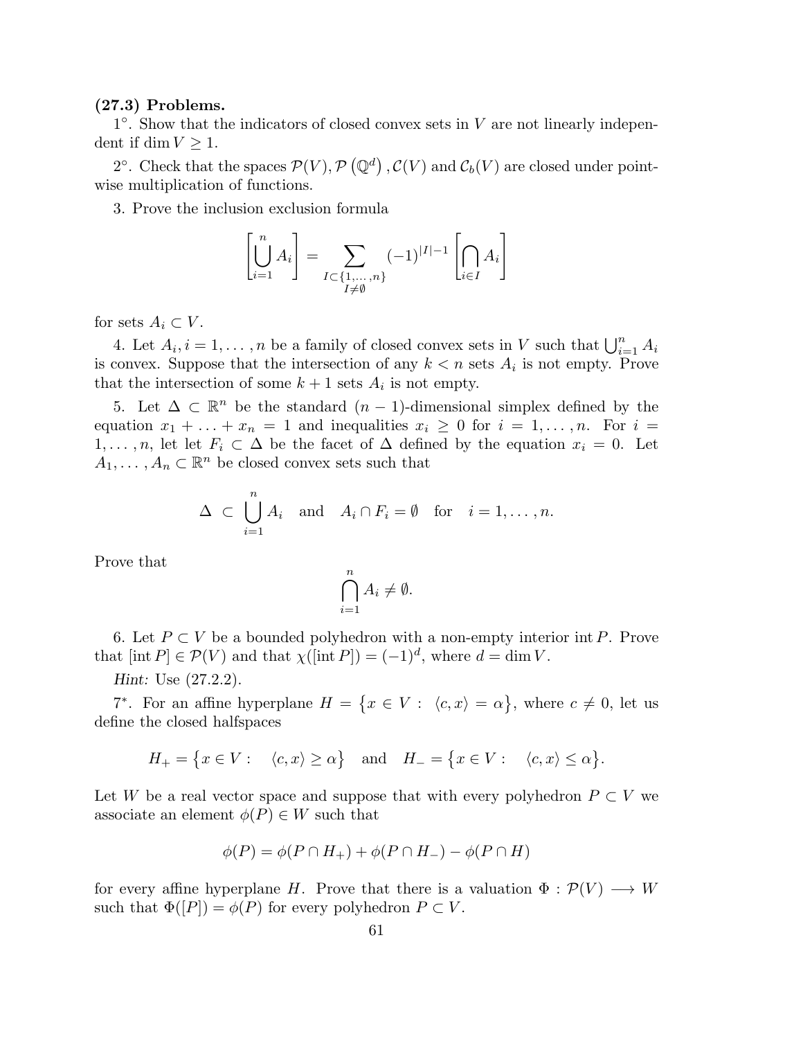**(27.3) Problems.**

1°. Show that the indicators of closed convex sets in $V$ are not linearly independent if $\dim V \geq 1$.

2°. Check that the spaces $\mathcal{P}(V), \mathcal{P}\left(\mathbb{Q}^d\right), \mathcal{C}(V)$ and $\mathcal{C}_b(V)$ are closed under pointwise multiplication of functions.

3. Prove the inclusion exclusion formula

$$\left[\bigcup_{i=1}^{n} A_i\right] = \sum_{\substack{I \subset \{1,\ldots,n\} \\ I \neq \emptyset}} (-1)^{|I|-1} \left[\bigcap_{i \in I} A_i\right]$$

for sets $A_i \subset V$.

4. Let $A_i, i = 1, \ldots, n$ be a family of closed convex sets in $V$ such that $\bigcup_{i=1}^{n} A_i$ is convex. Suppose that the intersection of any $k < n$ sets $A_i$ is not empty. Prove that the intersection of some $k+1$ sets $A_i$ is not empty.

5. Let $\Delta \subset \mathbb{R}^n$ be the standard $(n-1)$-dimensional simplex defined by the equation $x_1 + \ldots + x_n = 1$ and inequalities $x_i \geq 0$ for $i = 1, \ldots, n$. For $i = 1, \ldots, n$, let let $F_i \subset \Delta$ be the facet of $\Delta$ defined by the equation $x_i = 0$. Let $A_1, \ldots, A_n \subset \mathbb{R}^n$ be closed convex sets such that

$$\Delta \subset \bigcup_{i=1}^{n} A_i \quad \text{and} \quad A_i \cap F_i = \emptyset \quad \text{for} \quad i = 1, \ldots, n.$$

Prove that

$$\bigcap_{i=1}^{n} A_i \neq \emptyset.$$

6. Let $P \subset V$ be a bounded polyhedron with a non-empty interior $\operatorname{int} P$. Prove that $[\operatorname{int} P] \in \mathcal{P}(V)$ and that $\chi([\operatorname{int} P]) = (-1)^d$, where $d = \dim V$.

*Hint:* Use (27.2.2).

7*. For an affine hyperplane $H = \{x \in V : \langle c, x \rangle = \alpha\}$, where $c \neq 0$, let us define the closed halfspaces

$$H_+ = \{x \in V : \quad \langle c, x \rangle \geq \alpha\} \quad \text{and} \quad H_- = \{x \in V : \quad \langle c, x \rangle \leq \alpha\}.$$

Let $W$ be a real vector space and suppose that with every polyhedron $P \subset V$ we associate an element $\phi(P) \in W$ such that

$$\phi(P) = \phi(P \cap H_+) + \phi(P \cap H_-) - \phi(P \cap H)$$

for every affine hyperplane $H$. Prove that there is a valuation $\Phi : \mathcal{P}(V) \longrightarrow W$ such that $\Phi([P]) = \phi(P)$ for every polyhedron $P \subset V$.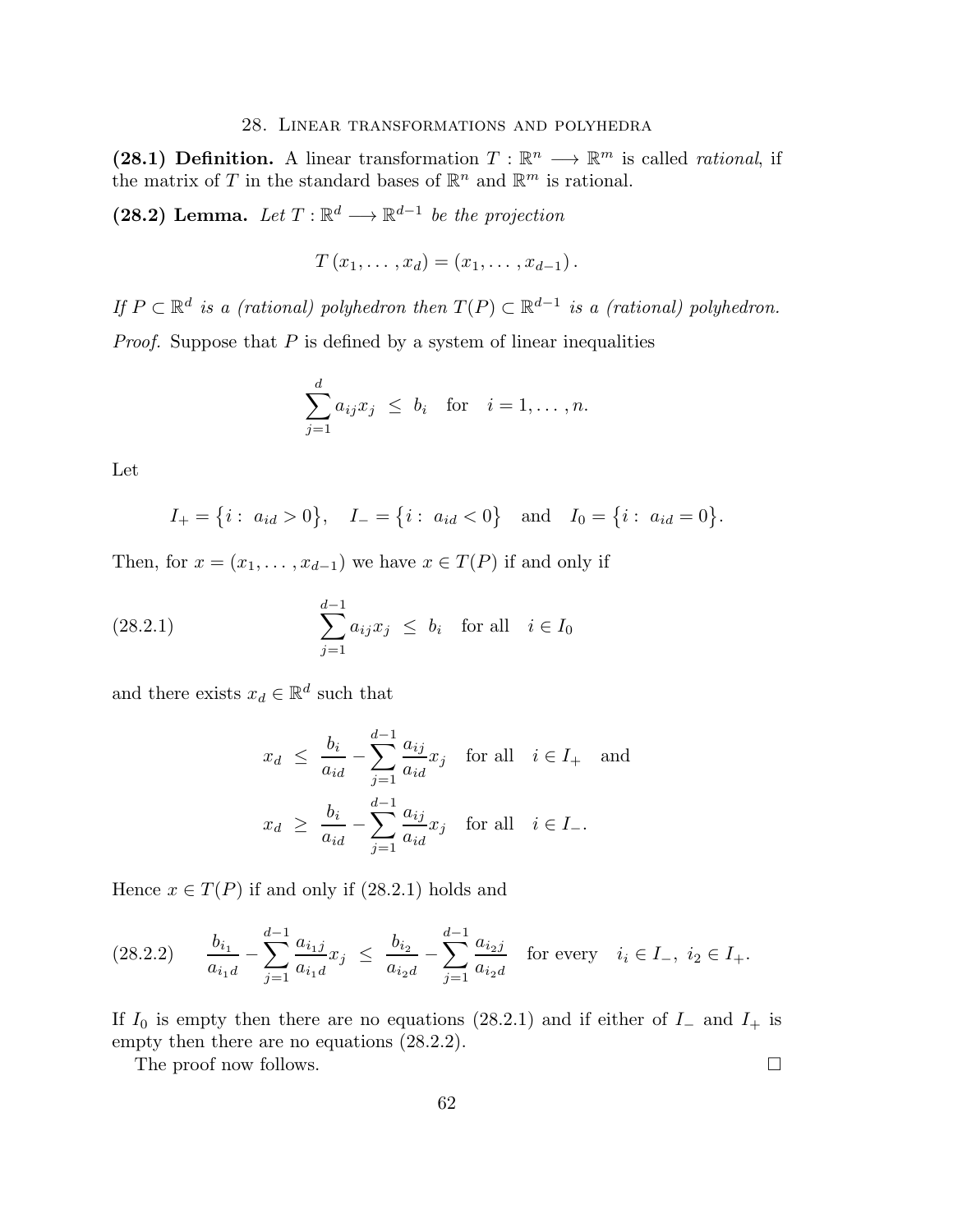## 28. Linear transformations and polyhedra

**(28.1) Definition.** A linear transformation $T : \mathbb{R}^n \longrightarrow \mathbb{R}^m$ is called *rational*, if the matrix of $T$ in the standard bases of $\mathbb{R}^n$ and $\mathbb{R}^m$ is rational.

**(28.2) Lemma.** *Let $T : \mathbb{R}^d \longrightarrow \mathbb{R}^{d-1}$ be the projection*

$$T(x_1, \ldots, x_d) = (x_1, \ldots, x_{d-1}).$$

*If $P \subset \mathbb{R}^d$ is a (rational) polyhedron then $T(P) \subset \mathbb{R}^{d-1}$ is a (rational) polyhedron.*

*Proof.* Suppose that $P$ is defined by a system of linear inequalities

$$\sum_{j=1}^{d} a_{ij} x_j \ \leq \ b_i \quad \text{for} \quad i = 1, \ldots, n.$$

Let

$$I_+ = \{ i : \ a_{id} > 0 \}, \quad I_- = \{ i : \ a_{id} < 0 \} \quad \text{and} \quad I_0 = \{ i : \ a_{id} = 0 \}.$$

Then, for $x = (x_1, \ldots, x_{d-1})$ we have $x \in T(P)$ if and only if

$$\sum_{j=1}^{d-1} a_{ij} x_j \ \leq \ b_i \quad \text{for all} \quad i \in I_0 \tag{28.2.1}$$

and there exists $x_d \in \mathbb{R}^d$ such that

$$x_d \ \leq \ \frac{b_i}{a_{id}} - \sum_{j=1}^{d-1} \frac{a_{ij}}{a_{id}} x_j \quad \text{for all} \quad i \in I_+ \quad \text{and}$$

$$x_d \ \geq \ \frac{b_i}{a_{id}} - \sum_{j=1}^{d-1} \frac{a_{ij}}{a_{id}} x_j \quad \text{for all} \quad i \in I_-.$$

Hence $x \in T(P)$ if and only if (28.2.1) holds and

$$\frac{b_{i_1}}{a_{i_1 d}} - \sum_{j=1}^{d-1} \frac{a_{i_1 j}}{a_{i_1 d}} x_j \ \leq \ \frac{b_{i_2}}{a_{i_2 d}} - \sum_{j=1}^{d-1} \frac{a_{i_2 j}}{a_{i_2 d}} \quad \text{for every} \quad i_i \in I_-, \ i_2 \in I_+. \tag{28.2.2}$$

If $I_0$ is empty then there are no equations (28.2.1) and if either of $I_-$ and $I_+$ is empty then there are no equations (28.2.2).

The proof now follows. $\square$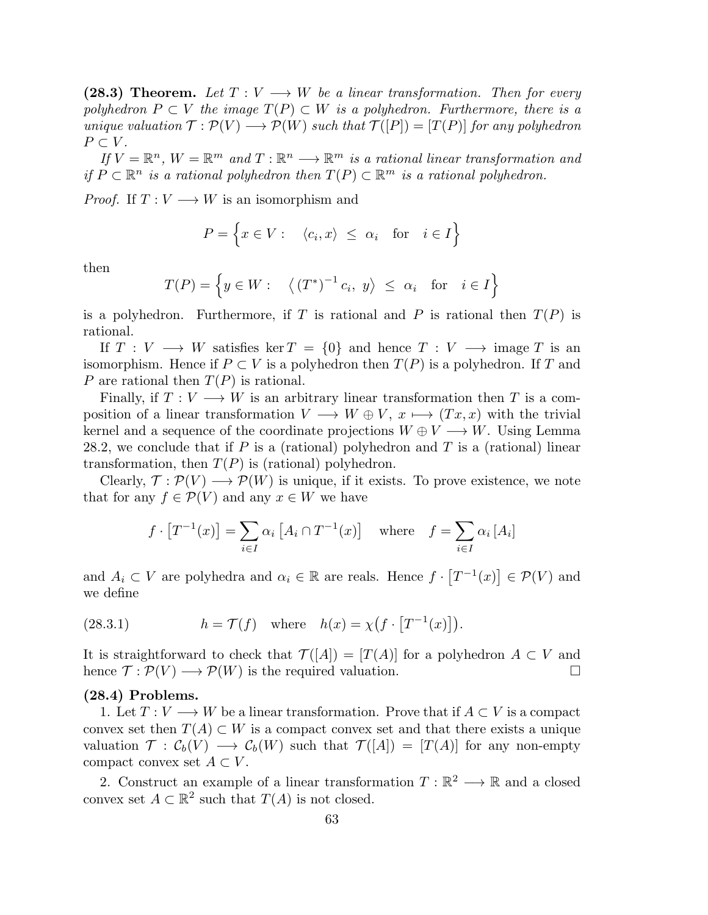**(28.3) Theorem.** *Let $T : V \longrightarrow W$ be a linear transformation. Then for every polyhedron $P \subset V$ the image $T(P) \subset W$ is a polyhedron. Furthermore, there is a unique valuation $\mathcal{T} : \mathcal{P}(V) \longrightarrow \mathcal{P}(W)$ such that $\mathcal{T}([P]) = [T(P)]$ for any polyhedron $P \subset V$.*

*If $V = \mathbb{R}^n$, $W = \mathbb{R}^m$ and $T : \mathbb{R}^n \longrightarrow \mathbb{R}^m$ is a rational linear transformation and if $P \subset \mathbb{R}^n$ is a rational polyhedron then $T(P) \subset \mathbb{R}^m$ is a rational polyhedron.*

*Proof.* If $T : V \longrightarrow W$ is an isomorphism and

$$P = \Big\{ x \in V : \quad \langle c_i, x \rangle \ \leq \ \alpha_i \quad \text{for} \quad i \in I \Big\}$$

then

$$T(P) = \Big\{ y \in W : \quad \Big\langle \left(T^*\right)^{-1} c_i, \ y \Big\rangle \ \leq \ \alpha_i \quad \text{for} \quad i \in I \Big\}$$

is a polyhedron. Furthermore, if $T$ is rational and $P$ is rational then $T(P)$ is rational.

If $T : V \longrightarrow W$ satisfies $\ker T = \{0\}$ and hence $T : V \longrightarrow \operatorname{image} T$ is an isomorphism. Hence if $P \subset V$ is a polyhedron then $T(P)$ is a polyhedron. If $T$ and $P$ are rational then $T(P)$ is rational.

Finally, if $T : V \longrightarrow W$ is an arbitrary linear transformation then $T$ is a composition of a linear transformation $V \longrightarrow W \oplus V$, $x \longmapsto (Tx, x)$ with the trivial kernel and a sequence of the coordinate projections $W \oplus V \longrightarrow W$. Using Lemma 28.2, we conclude that if $P$ is a (rational) polyhedron and $T$ is a (rational) linear transformation, then $T(P)$ is (rational) polyhedron.

Clearly, $\mathcal{T} : \mathcal{P}(V) \longrightarrow \mathcal{P}(W)$ is unique, if it exists. To prove existence, we note that for any $f \in \mathcal{P}(V)$ and any $x \in W$ we have

$$f \cdot \left[T^{-1}(x)\right] = \sum_{i \in I} \alpha_i \left[A_i \cap T^{-1}(x)\right] \quad \text{where} \quad f = \sum_{i \in I} \alpha_i \left[A_i\right]$$

and $A_i \subset V$ are polyhedra and $\alpha_i \in \mathbb{R}$ are reals. Hence $f \cdot \left[T^{-1}(x)\right] \in \mathcal{P}(V)$ and we define

$$h = \mathcal{T}(f) \quad \text{where} \quad h(x) = \chi\big(f \cdot \left[T^{-1}(x)\right]\big). \tag{28.3.1}$$

It is straightforward to check that $\mathcal{T}([A]) = [T(A)]$ for a polyhedron $A \subset V$ and hence $\mathcal{T} : \mathcal{P}(V) \longrightarrow \mathcal{P}(W)$ is the required valuation. $\square$

**(28.4) Problems.**

1. Let $T : V \longrightarrow W$ be a linear transformation. Prove that if $A \subset V$ is a compact convex set then $T(A) \subset W$ is a compact convex set and that there exists a unique valuation $\mathcal{T} : \mathcal{C}_b(V) \longrightarrow \mathcal{C}_b(W)$ such that $\mathcal{T}([A]) = [T(A)]$ for any non-empty compact convex set $A \subset V$.

2. Construct an example of a linear transformation $T : \mathbb{R}^2 \longrightarrow \mathbb{R}$ and a closed convex set $A \subset \mathbb{R}^2$ such that $T(A)$ is not closed.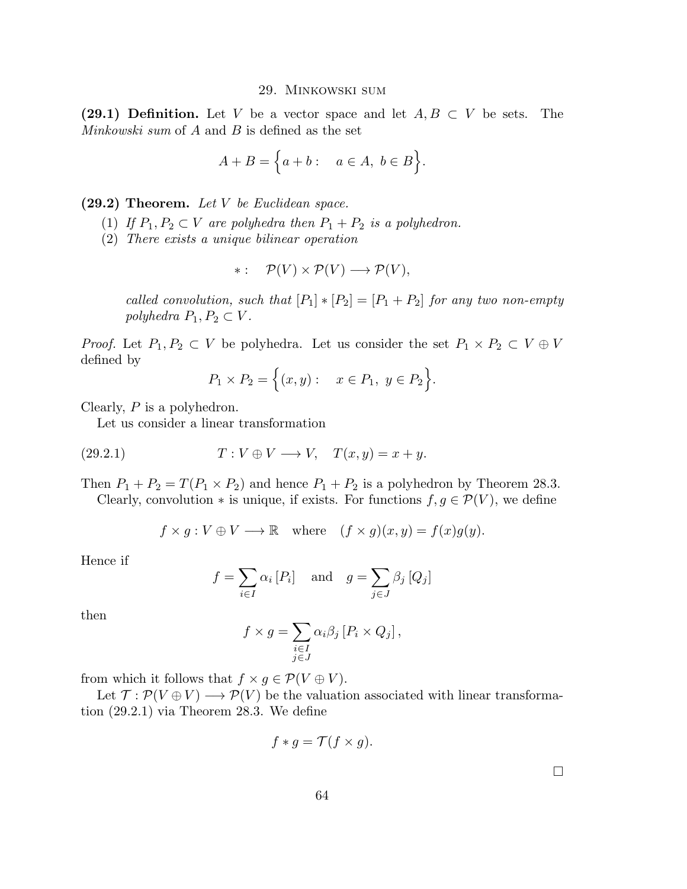## 29. Minkowski sum

**(29.1) Definition.** Let $V$ be a vector space and let $A, B \subset V$ be sets. The *Minkowski sum* of $A$ and $B$ is defined as the set

$$A + B = \Big\{ a + b : \quad a \in A, \ b \in B \Big\}.$$

**(29.2) Theorem.** *Let $V$ be Euclidean space.*

1. *If $P_1, P_2 \subset V$ are polyhedra then $P_1 + P_2$ is a polyhedron.*
2. *There exists a unique bilinear operation*

$$* : \quad \mathcal{P}(V) \times \mathcal{P}(V) \longrightarrow \mathcal{P}(V),$$

*called convolution, such that $[P_1] * [P_2] = [P_1 + P_2]$ for any two non-empty polyhedra $P_1, P_2 \subset V$.*

*Proof.* Let $P_1, P_2 \subset V$ be polyhedra. Let us consider the set $P_1 \times P_2 \subset V \oplus V$ defined by

$$P_1 \times P_2 = \Big\{ (x, y) : \quad x \in P_1, \ y \in P_2 \Big\}.$$

Clearly, $P$ is a polyhedron.

Let us consider a linear transformation

$$T : V \oplus V \longrightarrow V, \quad T(x, y) = x + y. \tag{29.2.1}$$

Then $P_1 + P_2 = T(P_1 \times P_2)$ and hence $P_1 + P_2$ is a polyhedron by Theorem 28.3.

Clearly, convolution $*$ is unique, if exists. For functions $f, g \in \mathcal{P}(V)$, we define

$$f \times g : V \oplus V \longrightarrow \mathbb{R} \quad \text{where} \quad (f \times g)(x, y) = f(x) g(y).$$

Hence if

$$f = \sum_{i \in I} \alpha_i \, [P_i] \quad \text{and} \quad g = \sum_{j \in J} \beta_j \, [Q_j]$$

then

$$f \times g = \sum_{\substack{i \in I \\ j \in J}} \alpha_i \beta_j \, [P_i \times Q_j] \, ,$$

from which it follows that $f \times g \in \mathcal{P}(V \oplus V)$.

Let $\mathcal{T} : \mathcal{P}(V \oplus V) \longrightarrow \mathcal{P}(V)$ be the valuation associated with linear transformation (29.2.1) via Theorem 28.3. We define

$$f * g = \mathcal{T}(f \times g).$$

$\square$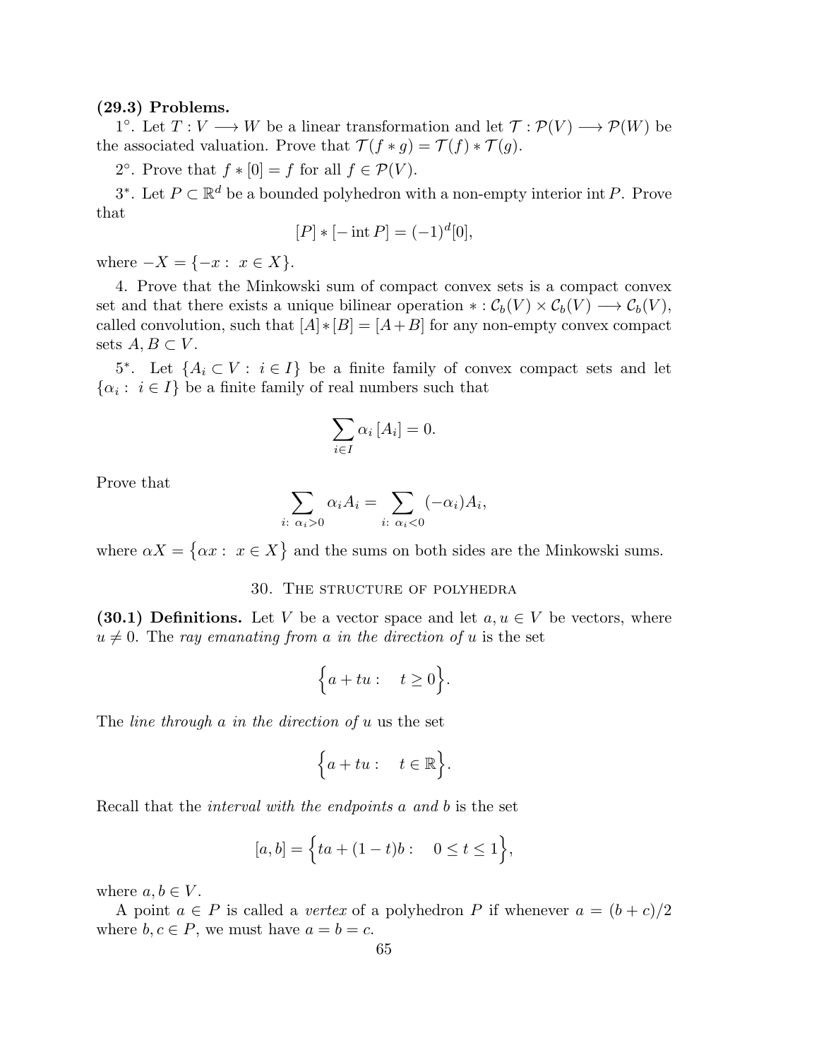**(29.3) Problems.**

1°. Let $T : V \longrightarrow W$ be a linear transformation and let $\mathcal{T} : \mathcal{P}(V) \longrightarrow \mathcal{P}(W)$ be the associated valuation. Prove that $\mathcal{T}(f * g) = \mathcal{T}(f) * \mathcal{T}(g)$.

2°. Prove that $f * [0] = f$ for all $f \in \mathcal{P}(V)$.

3*. Let $P \subset \mathbb{R}^d$ be a bounded polyhedron with a non-empty interior $\operatorname{int} P$. Prove that

$$[P] * [-\operatorname{int} P] = (-1)^d [0],$$

where $-X = \{-x : \ x \in X\}$.

4. Prove that the Minkowski sum of compact convex sets is a compact convex set and that there exists a unique bilinear operation $* : \mathcal{C}_b(V) \times \mathcal{C}_b(V) \longrightarrow \mathcal{C}_b(V)$, called convolution, such that $[A] * [B] = [A + B]$ for any non-empty convex compact sets $A, B \subset V$.

5*. Let $\{A_i \subset V : \ i \in I\}$ be a finite family of convex compact sets and let $\{\alpha_i : \ i \in I\}$ be a finite family of real numbers such that

$$\sum_{i \in I} \alpha_i \, [A_i] = 0.$$

Prove that

$$\sum_{i: \ \alpha_i > 0} \alpha_i A_i = \sum_{i: \ \alpha_i < 0} (-\alpha_i) A_i,$$

where $\alpha X = \{\alpha x : \ x \in X\}$ and the sums on both sides are the Minkowski sums.

## 30. The structure of polyhedra

**(30.1) Definitions.** Let $V$ be a vector space and let $a, u \in V$ be vectors, where $u \neq 0$. The *ray emanating from $a$ in the direction of $u$* is the set

$$\Big\{ a + tu : \quad t \geq 0 \Big\}.$$

The *line through $a$ in the direction of $u$* us the set

$$\Big\{ a + tu : \quad t \in \mathbb{R} \Big\}.$$

Recall that the *interval with the endpoints $a$ and $b$* is the set

$$[a, b] = \Big\{ ta + (1-t)b : \quad 0 \leq t \leq 1 \Big\},$$

where $a, b \in V$.

A point $a \in P$ is called a *vertex* of a polyhedron $P$ if whenever $a = (b + c)/2$ where $b, c \in P$, we must have $a = b = c$.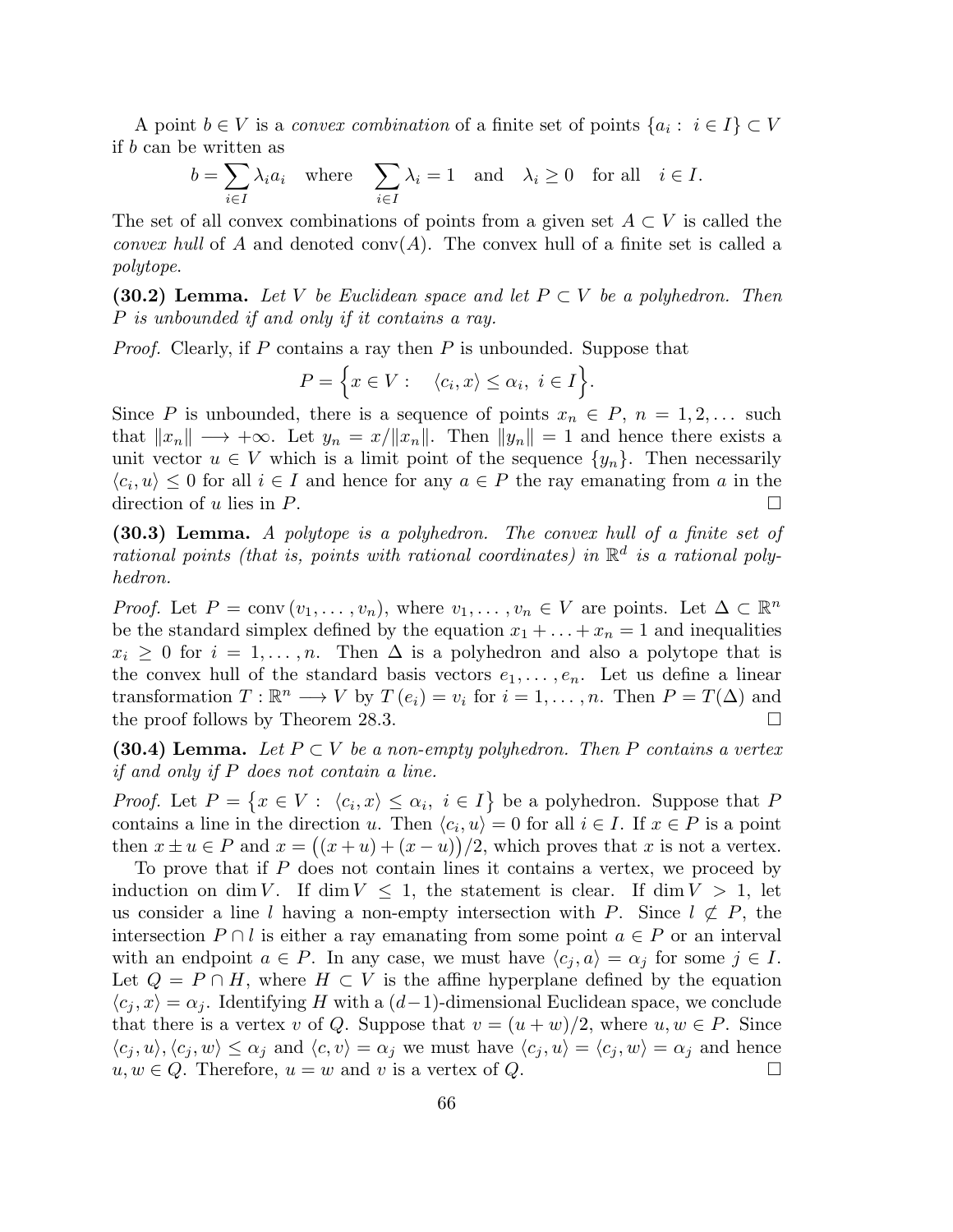A point $b \in V$ is a *convex combination* of a finite set of points $\{a_i : i \in I\} \subset V$ if $b$ can be written as

$$b = \sum_{i \in I} \lambda_i a_i \quad \text{where} \quad \sum_{i \in I} \lambda_i = 1 \quad \text{and} \quad \lambda_i \geq 0 \quad \text{for all} \quad i \in I.$$

The set of all convex combinations of points from a given set $A \subset V$ is called the *convex hull* of $A$ and denoted $\operatorname{conv}(A)$. The convex hull of a finite set is called a *polytope*.

**(30.2) Lemma.** *Let $V$ be Euclidean space and let $P \subset V$ be a polyhedron. Then $P$ is unbounded if and only if it contains a ray.*

*Proof.* Clearly, if $P$ contains a ray then $P$ is unbounded. Suppose that

$$P = \Big\{ x \in V : \quad \langle c_i, x \rangle \leq \alpha_i, \ i \in I \Big\}.$$

Since $P$ is unbounded, there is a sequence of points $x_n \in P$, $n = 1, 2, \ldots$ such that $\|x_n\| \longrightarrow +\infty$. Let $y_n = x/\|x_n\|$. Then $\|y_n\| = 1$ and hence there exists a unit vector $u \in V$ which is a limit point of the sequence $\{y_n\}$. Then necessarily $\langle c_i, u \rangle \leq 0$ for all $i \in I$ and hence for any $a \in P$ the ray emanating from $a$ in the direction of $u$ lies in $P$. $\square$

**(30.3) Lemma.** *A polytope is a polyhedron. The convex hull of a finite set of rational points (that is, points with rational coordinates) in $\mathbb{R}^d$ is a rational polyhedron.*

*Proof.* Let $P = \operatorname{conv}(v_1, \ldots, v_n)$, where $v_1, \ldots, v_n \in V$ are points. Let $\Delta \subset \mathbb{R}^n$ be the standard simplex defined by the equation $x_1 + \ldots + x_n = 1$ and inequalities $x_i \geq 0$ for $i = 1, \ldots, n$. Then $\Delta$ is a polyhedron and also a polytope that is the convex hull of the standard basis vectors $e_1, \ldots, e_n$. Let us define a linear transformation $T : \mathbb{R}^n \longrightarrow V$ by $T(e_i) = v_i$ for $i = 1, \ldots, n$. Then $P = T(\Delta)$ and the proof follows by Theorem 28.3. $\square$

**(30.4) Lemma.** *Let $P \subset V$ be a non-empty polyhedron. Then $P$ contains a vertex if and only if $P$ does not contain a line.*

*Proof.* Let $P = \{x \in V : \langle c_i, x \rangle \leq \alpha_i, \ i \in I\}$ be a polyhedron. Suppose that $P$ contains a line in the direction $u$. Then $\langle c_i, u \rangle = 0$ for all $i \in I$. If $x \in P$ is a point then $x \pm u \in P$ and $x = \big((x+u) + (x-u)\big)/2$, which proves that $x$ is not a vertex.

To prove that if $P$ does not contain lines it contains a vertex, we proceed by induction on $\dim V$. If $\dim V \leq 1$, the statement is clear. If $\dim V > 1$, let us consider a line $l$ having a non-empty intersection with $P$. Since $l \not\subset P$, the intersection $P \cap l$ is either a ray emanating from some point $a \in P$ or an interval with an endpoint $a \in P$. In any case, we must have $\langle c_j, a \rangle = \alpha_j$ for some $j \in I$. Let $Q = P \cap H$, where $H \subset V$ is the affine hyperplane defined by the equation $\langle c_j, x \rangle = \alpha_j$. Identifying $H$ with a $(d-1)$-dimensional Euclidean space, we conclude that there is a vertex $v$ of $Q$. Suppose that $v = (u+w)/2$, where $u, w \in P$. Since $\langle c_j, u \rangle, \langle c_j, w \rangle \leq \alpha_j$ and $\langle c, v \rangle = \alpha_j$ we must have $\langle c_j, u \rangle = \langle c_j, w \rangle = \alpha_j$ and hence $u, w \in Q$. Therefore, $u = w$ and $v$ is a vertex of $Q$. $\square$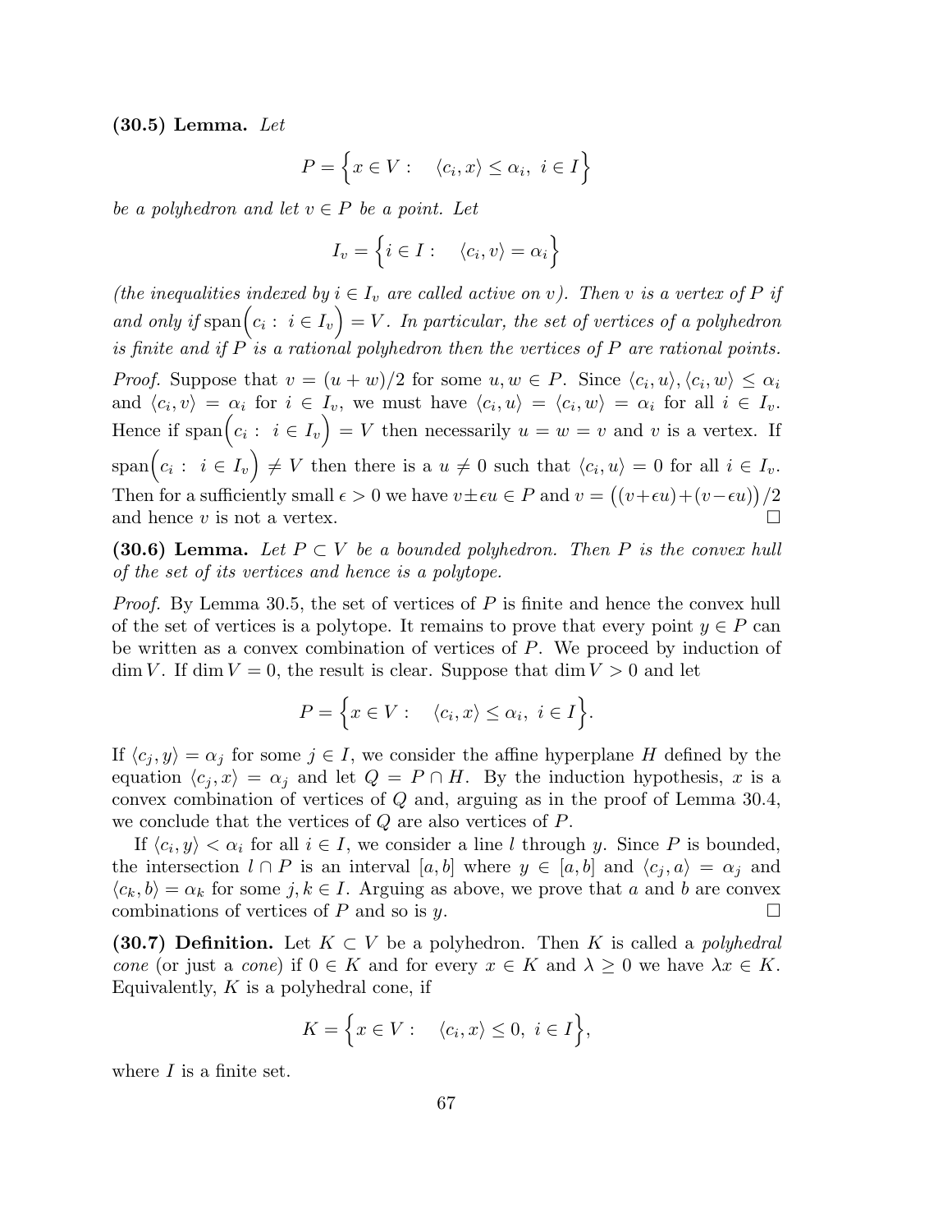**(30.5) Lemma.** *Let*

$$P = \Big\{ x \in V : \quad \langle c_i, x \rangle \leq \alpha_i, \ i \in I \Big\}$$

*be a polyhedron and let $v \in P$ be a point. Let*

$$I_v = \Big\{ i \in I : \quad \langle c_i, v \rangle = \alpha_i \Big\}$$

*(the inequalities indexed by $i \in I_v$ are called active on $v$). Then $v$ is a vertex of $P$ if and only if $\operatorname{span}\Big(c_i : \ i \in I_v\Big) = V$. In particular, the set of vertices of a polyhedron is finite and if $P$ is a rational polyhedron then the vertices of $P$ are rational points.*

*Proof.* Suppose that $v = (u+w)/2$ for some $u, w \in P$. Since $\langle c_i, u \rangle, \langle c_i, w \rangle \leq \alpha_i$ and $\langle c_i, v \rangle = \alpha_i$ for $i \in I_v$, we must have $\langle c_i, u \rangle = \langle c_i, w \rangle = \alpha_i$ for all $i \in I_v$. Hence if $\operatorname{span}\Big(c_i : \ i \in I_v\Big) = V$ then necessarily $u = w = v$ and $v$ is a vertex. If $\operatorname{span}\Big(c_i : \ i \in I_v\Big) \neq V$ then there is a $u \neq 0$ such that $\langle c_i, u \rangle = 0$ for all $i \in I_v$. Then for a sufficiently small $\epsilon > 0$ we have $v \pm \epsilon u \in P$ and $v = \big((v + \epsilon u) + (v - \epsilon u)\big)/2$ and hence $v$ is not a vertex. $\square$

**(30.6) Lemma.** *Let $P \subset V$ be a bounded polyhedron. Then $P$ is the convex hull of the set of its vertices and hence is a polytope.*

*Proof.* By Lemma 30.5, the set of vertices of $P$ is finite and hence the convex hull of the set of vertices is a polytope. It remains to prove that every point $y \in P$ can be written as a convex combination of vertices of $P$. We proceed by induction of $\dim V$. If $\dim V = 0$, the result is clear. Suppose that $\dim V > 0$ and let

$$P = \Big\{ x \in V : \quad \langle c_i, x \rangle \leq \alpha_i, \ i \in I \Big\}.$$

If $\langle c_j, y \rangle = \alpha_j$ for some $j \in I$, we consider the affine hyperplane $H$ defined by the equation $\langle c_j, x \rangle = \alpha_j$ and let $Q = P \cap H$. By the induction hypothesis, $x$ is a convex combination of vertices of $Q$ and, arguing as in the proof of Lemma 30.4, we conclude that the vertices of $Q$ are also vertices of $P$.

If $\langle c_i, y \rangle < \alpha_i$ for all $i \in I$, we consider a line $l$ through $y$. Since $P$ is bounded, the intersection $l \cap P$ is an interval $[a, b]$ where $y \in [a, b]$ and $\langle c_j, a \rangle = \alpha_j$ and $\langle c_k, b \rangle = \alpha_k$ for some $j, k \in I$. Arguing as above, we prove that $a$ and $b$ are convex combinations of vertices of $P$ and so is $y$. $\square$

**(30.7) Definition.** Let $K \subset V$ be a polyhedron. Then $K$ is called a *polyhedral cone* (or just a *cone*) if $0 \in K$ and for every $x \in K$ and $\lambda \geq 0$ we have $\lambda x \in K$. Equivalently, $K$ is a polyhedral cone, if

$$K = \Big\{ x \in V : \quad \langle c_i, x \rangle \leq 0, \ i \in I \Big\},$$

where $I$ is a finite set.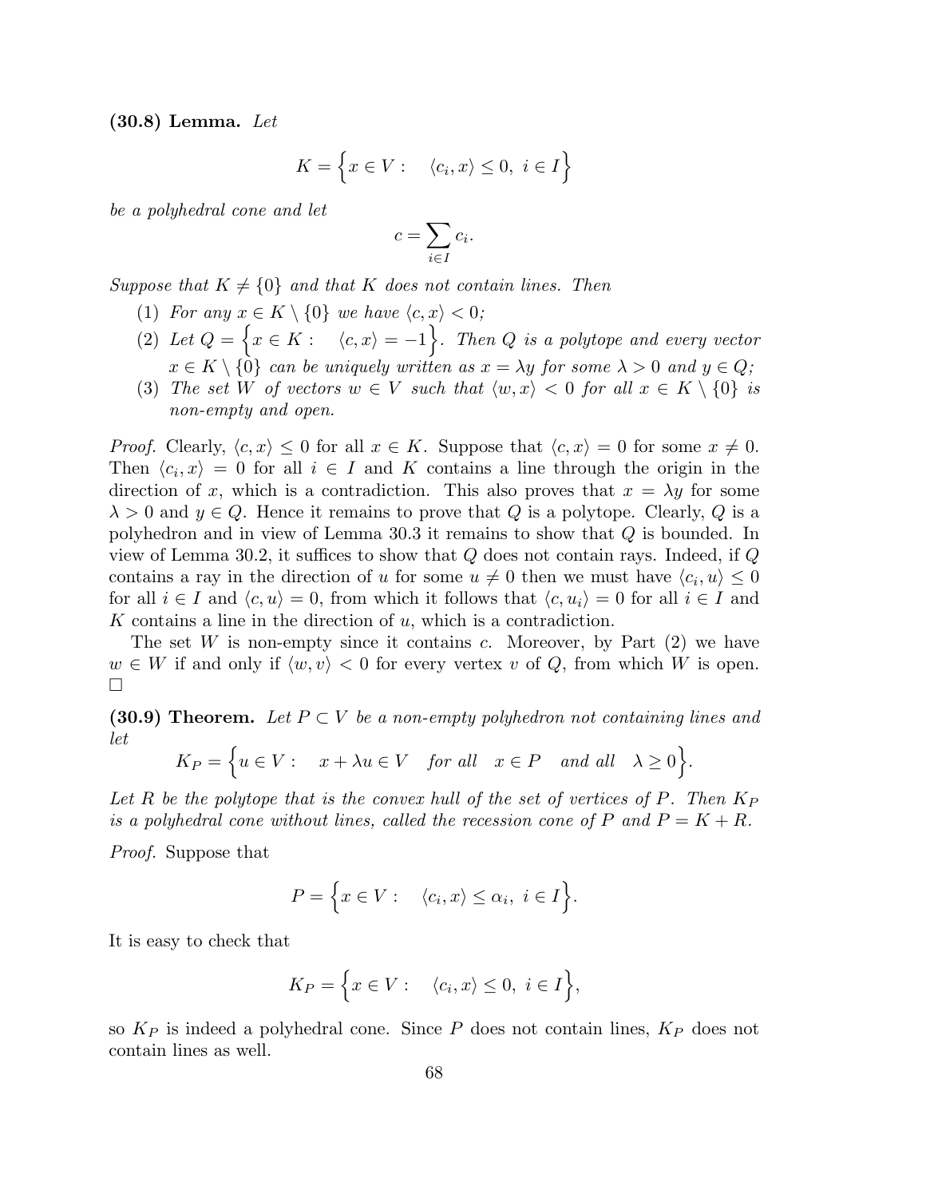**(30.8) Lemma.** *Let*

$$K = \Big\{ x \in V : \quad \langle c_i, x \rangle \leq 0, \ i \in I \Big\}$$

*be a polyhedral cone and let*

$$c = \sum_{i \in I} c_i.$$

*Suppose that $K \neq \{0\}$ and that $K$ does not contain lines. Then*

1. *For any $x \in K \setminus \{0\}$ we have $\langle c, x \rangle < 0$;*
2. *Let $Q = \Big\{ x \in K : \quad \langle c, x \rangle = -1 \Big\}$. Then $Q$ is a polytope and every vector $x \in K \setminus \{0\}$ can be uniquely written as $x = \lambda y$ for some $\lambda > 0$ and $y \in Q$;*
3. *The set $W$ of vectors $w \in V$ such that $\langle w, x \rangle < 0$ for all $x \in K \setminus \{0\}$ is non-empty and open.*

*Proof.* Clearly, $\langle c, x \rangle \leq 0$ for all $x \in K$. Suppose that $\langle c, x \rangle = 0$ for some $x \neq 0$. Then $\langle c_i, x \rangle = 0$ for all $i \in I$ and $K$ contains a line through the origin in the direction of $x$, which is a contradiction. This also proves that $x = \lambda y$ for some $\lambda > 0$ and $y \in Q$. Hence it remains to prove that $Q$ is a polytope. Clearly, $Q$ is a polyhedron and in view of Lemma 30.3 it remains to show that $Q$ is bounded. In view of Lemma 30.2, it suffices to show that $Q$ does not contain rays. Indeed, if $Q$ contains a ray in the direction of $u$ for some $u \neq 0$ then we must have $\langle c_i, u \rangle \leq 0$ for all $i \in I$ and $\langle c, u \rangle = 0$, from which it follows that $\langle c, u_i \rangle = 0$ for all $i \in I$ and $K$ contains a line in the direction of $u$, which is a contradiction.

The set $W$ is non-empty since it contains $c$. Moreover, by Part (2) we have $w \in W$ if and only if $\langle w, v \rangle < 0$ for every vertex $v$ of $Q$, from which $W$ is open. □

**(30.9) Theorem.** *Let $P \subset V$ be a non-empty polyhedron not containing lines and let*

$$K_P = \Big\{ u \in V : \quad x + \lambda u \in V \quad \text{for all} \quad x \in P \quad \text{and all} \quad \lambda \geq 0 \Big\}.$$

*Let $R$ be the polytope that is the convex hull of the set of vertices of $P$. Then $K_P$ is a polyhedral cone without lines, called the recession cone of $P$ and $P = K + R$.*

*Proof.* Suppose that

$$P = \Big\{ x \in V : \quad \langle c_i, x \rangle \leq \alpha_i, \ i \in I \Big\}.$$

It is easy to check that

$$K_P = \Big\{ x \in V : \quad \langle c_i, x \rangle \leq 0, \ i \in I \Big\},$$

so $K_P$ is indeed a polyhedral cone. Since $P$ does not contain lines, $K_P$ does not contain lines as well.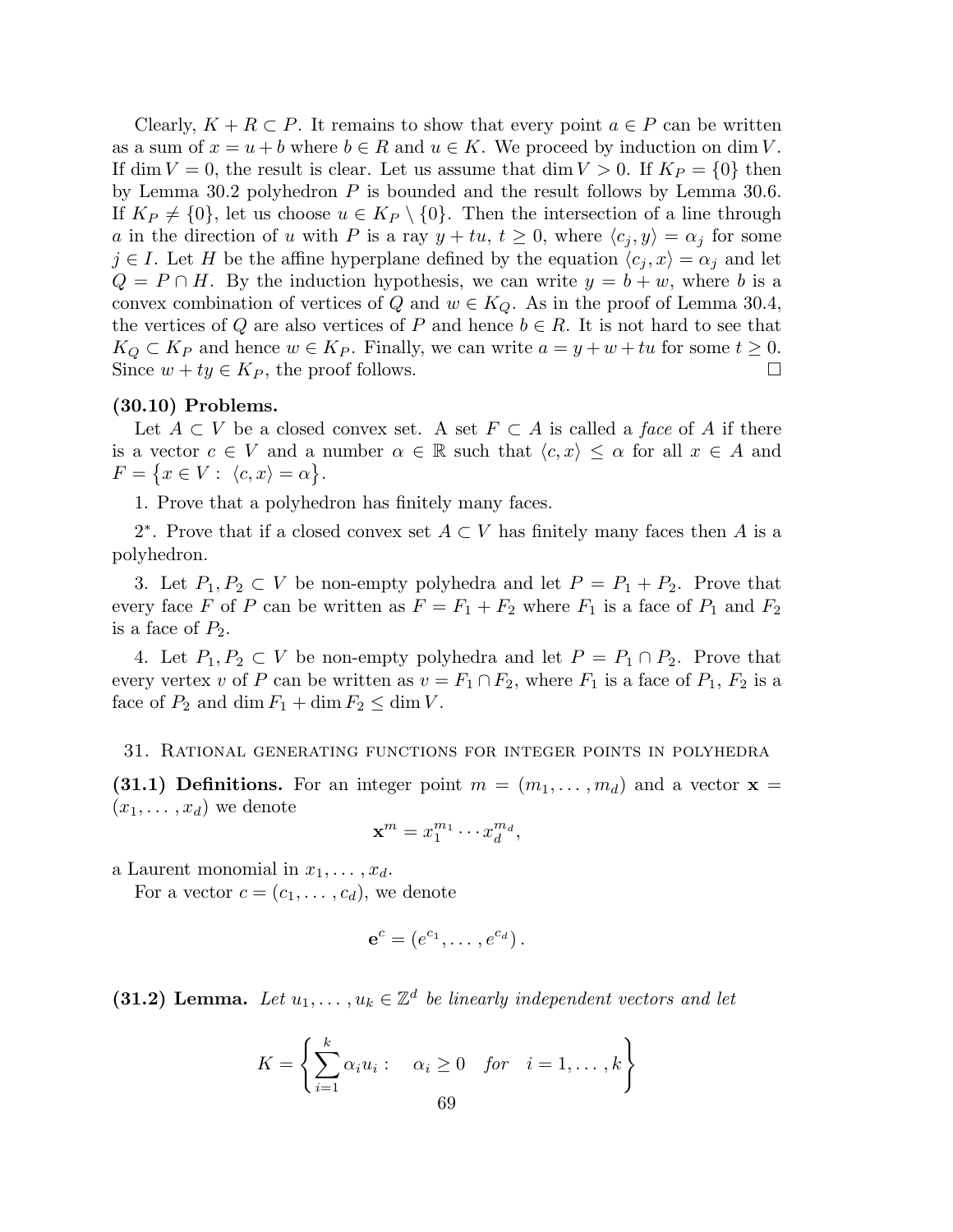Clearly, $K + R \subset P$. It remains to show that every point $a \in P$ can be written as a sum of $x = u + b$ where $b \in R$ and $u \in K$. We proceed by induction on $\dim V$. If $\dim V = 0$, the result is clear. Let us assume that $\dim V > 0$. If $K_P = \{0\}$ then by Lemma 30.2 polyhedron $P$ is bounded and the result follows by Lemma 30.6. If $K_P \neq \{0\}$, let us choose $u \in K_P \setminus \{0\}$. Then the intersection of a line through $a$ in the direction of $u$ with $P$ is a ray $y + tu$, $t \geq 0$, where $\langle c_j, y \rangle = \alpha_j$ for some $j \in I$. Let $H$ be the affine hyperplane defined by the equation $\langle c_j, x \rangle = \alpha_j$ and let $Q = P \cap H$. By the induction hypothesis, we can write $y = b + w$, where $b$ is a convex combination of vertices of $Q$ and $w \in K_Q$. As in the proof of Lemma 30.4, the vertices of $Q$ are also vertices of $P$ and hence $b \in R$. It is not hard to see that $K_Q \subset K_P$ and hence $w \in K_P$. Finally, we can write $a = y + w + tu$ for some $t \geq 0$. Since $w + ty \in K_P$, the proof follows. $\square$

**(30.10) Problems.**

Let $A \subset V$ be a closed convex set. A set $F \subset A$ is called a *face* of $A$ if there is a vector $c \in V$ and a number $\alpha \in \mathbb{R}$ such that $\langle c, x \rangle \leq \alpha$ for all $x \in A$ and $F = \{x \in V : \langle c, x \rangle = \alpha\}$.

1. Prove that a polyhedron has finitely many faces.

$2^*$. Prove that if a closed convex set $A \subset V$ has finitely many faces then $A$ is a polyhedron.

3. Let $P_1, P_2 \subset V$ be non-empty polyhedra and let $P = P_1 + P_2$. Prove that every face $F$ of $P$ can be written as $F = F_1 + F_2$ where $F_1$ is a face of $P_1$ and $F_2$ is a face of $P_2$.

4. Let $P_1, P_2 \subset V$ be non-empty polyhedra and let $P = P_1 \cap P_2$. Prove that every vertex $v$ of $P$ can be written as $v = F_1 \cap F_2$, where $F_1$ is a face of $P_1$, $F_2$ is a face of $P_2$ and $\dim F_1 + \dim F_2 \leq \dim V$.

## 31. Rational generating functions for integer points in polyhedra

**(31.1) Definitions.** For an integer point $m = (m_1, \ldots, m_d)$ and a vector $\mathbf{x} = (x_1, \ldots, x_d)$ we denote

$$\mathbf{x}^m = x_1^{m_1} \cdots x_d^{m_d},$$

a Laurent monomial in $x_1, \ldots, x_d$.

For a vector $c = (c_1, \ldots, c_d)$, we denote

$$\mathbf{e}^c = \left(e^{c_1}, \ldots, e^{c_d}\right).$$

**(31.2) Lemma.** *Let $u_1, \ldots, u_k \in \mathbb{Z}^d$ be linearly independent vectors and let*

$$K = \left\{ \sum_{i=1}^{k} \alpha_i u_i : \quad \alpha_i \geq 0 \quad for \quad i = 1, \ldots, k \right\}$$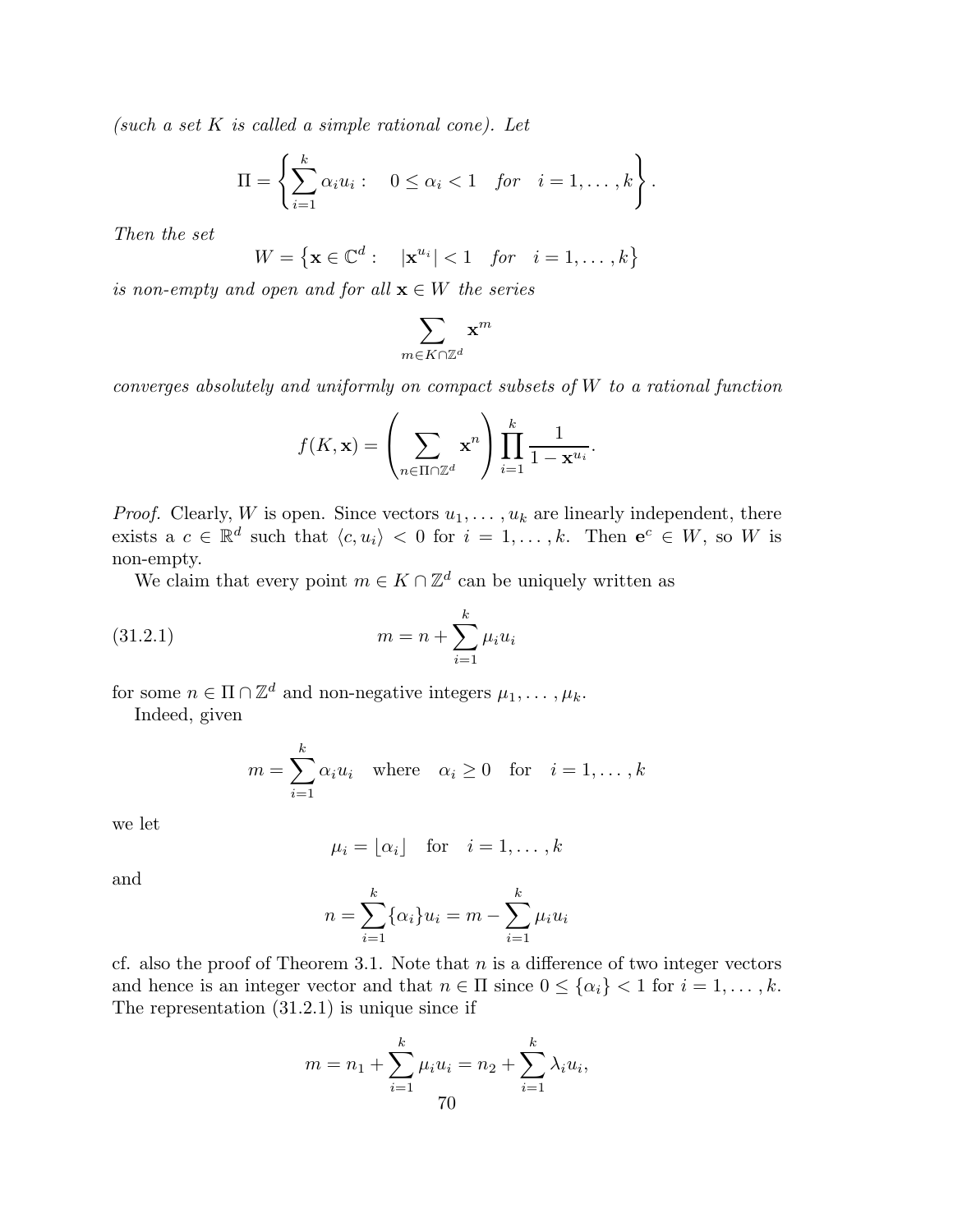*(such a set $K$ is called a simple rational cone). Let*

$$\Pi = \left\{ \sum_{i=1}^{k} \alpha_i u_i : \quad 0 \leq \alpha_i < 1 \quad \textit{for} \quad i = 1, \ldots, k \right\}.$$

*Then the set*

$$W = \left\{ \mathbf{x} \in \mathbb{C}^d : \quad |\mathbf{x}^{u_i}| < 1 \quad \textit{for} \quad i = 1, \ldots, k \right\}$$

*is non-empty and open and for all $\mathbf{x} \in W$ the series*

$$\sum_{m \in K \cap \mathbb{Z}^d} \mathbf{x}^m$$

*converges absolutely and uniformly on compact subsets of $W$ to a rational function*

$$f(K, \mathbf{x}) = \left( \sum_{n \in \Pi \cap \mathbb{Z}^d} \mathbf{x}^n \right) \prod_{i=1}^{k} \frac{1}{1 - \mathbf{x}^{u_i}}.$$

*Proof.* Clearly, $W$ is open. Since vectors $u_1, \ldots, u_k$ are linearly independent, there exists a $c \in \mathbb{R}^d$ such that $\langle c, u_i \rangle < 0$ for $i = 1, \ldots, k$. Then $\mathbf{e}^c \in W$, so $W$ is non-empty.

We claim that every point $m \in K \cap \mathbb{Z}^d$ can be uniquely written as

$$m = n + \sum_{i=1}^{k} \mu_i u_i \tag{31.2.1}$$

for some $n \in \Pi \cap \mathbb{Z}^d$ and non-negative integers $\mu_1, \ldots, \mu_k$.

Indeed, given

$$m = \sum_{i=1}^{k} \alpha_i u_i \quad \text{where} \quad \alpha_i \geq 0 \quad \text{for} \quad i = 1, \ldots, k$$

we let

$$\mu_i = \lfloor \alpha_i \rfloor \quad \text{for} \quad i = 1, \ldots, k$$

and

$$n = \sum_{i=1}^{k} \{\alpha_i\} u_i = m - \sum_{i=1}^{k} \mu_i u_i$$

cf. also the proof of Theorem 3.1. Note that $n$ is a difference of two integer vectors and hence is an integer vector and that $n \in \Pi$ since $0 \leq \{\alpha_i\} < 1$ for $i = 1, \ldots, k$. The representation (31.2.1) is unique since if

$$m = n_1 + \sum_{i=1}^{k} \mu_i u_i = n_2 + \sum_{i=1}^{k} \lambda_i u_i,$$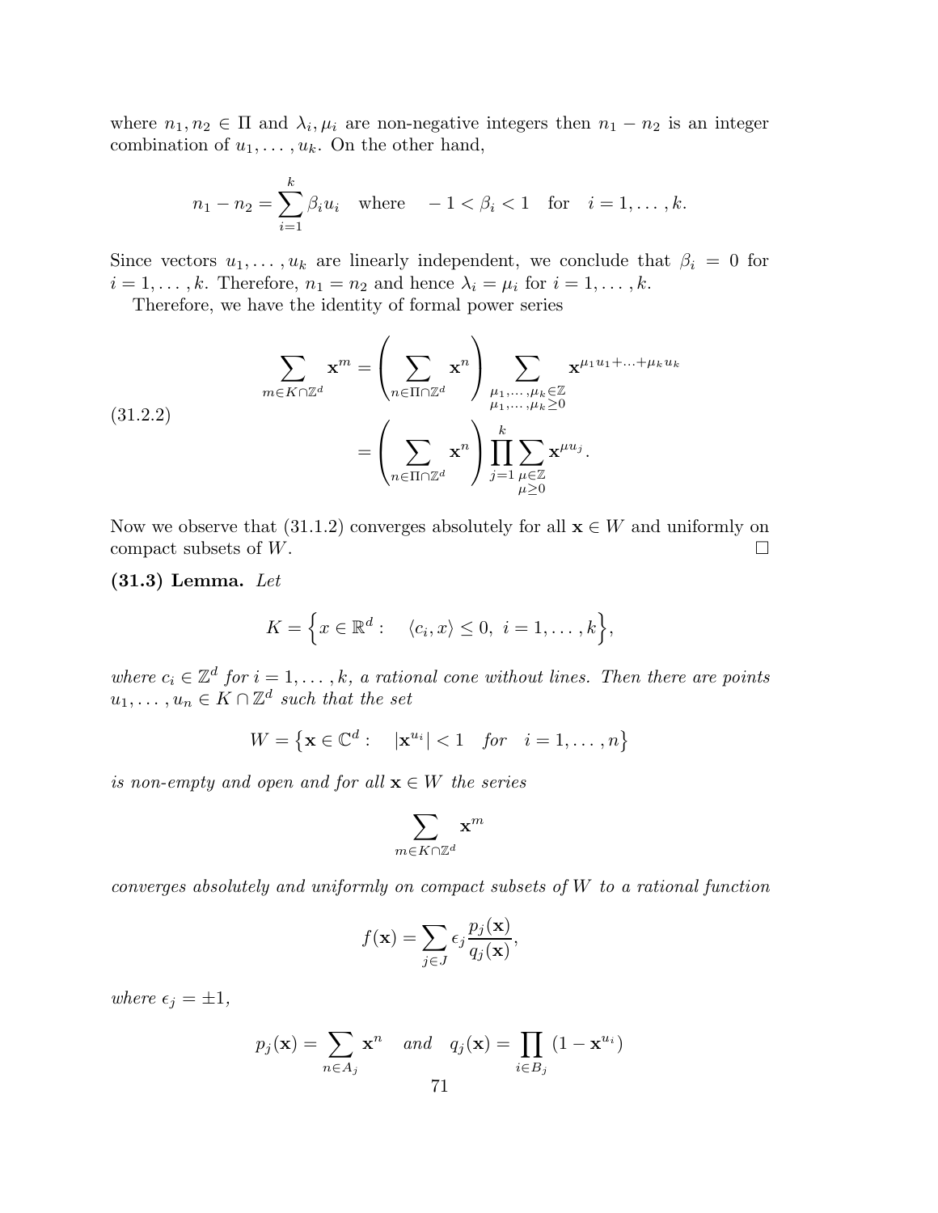where $n_1, n_2 \in \Pi$ and $\lambda_i, \mu_i$ are non-negative integers then $n_1 - n_2$ is an integer combination of $u_1, \ldots, u_k$. On the other hand,

$$n_1 - n_2 = \sum_{i=1}^{k} \beta_i u_i \quad \text{where} \quad -1 < \beta_i < 1 \quad \text{for} \quad i = 1, \ldots, k.$$

Since vectors $u_1, \ldots, u_k$ are linearly independent, we conclude that $\beta_i = 0$ for $i = 1, \ldots, k$. Therefore, $n_1 = n_2$ and hence $\lambda_i = \mu_i$ for $i = 1, \ldots, k$.

Therefore, we have the identity of formal power series

$$\begin{aligned} \sum_{m \in K \cap \mathbb{Z}^d} \mathbf{x}^m =& \left( \sum_{n \in \Pi \cap \mathbb{Z}^d} \mathbf{x}^n \right) \sum_{\substack{\mu_1, \ldots, \mu_k \in \mathbb{Z} \\ \mu_1, \ldots, \mu_k \geq 0}} \mathbf{x}^{\mu_1 u_1 + \ldots + \mu_k u_k} \\ =& \left( \sum_{n \in \Pi \cap \mathbb{Z}^d} \mathbf{x}^n \right) \prod_{j=1}^{k} \sum_{\substack{\mu \in \mathbb{Z} \\ \mu \geq 0}} \mathbf{x}^{\mu u_j}. \end{aligned} \tag{31.2.2}$$

Now we observe that (31.1.2) converges absolutely for all $\mathbf{x} \in W$ and uniformly on compact subsets of $W$. $\square$

**(31.3) Lemma.** *Let*

$$K = \Big\{ x \in \mathbb{R}^d : \quad \langle c_i, x \rangle \leq 0, \ i = 1, \ldots, k \Big\},$$

*where $c_i \in \mathbb{Z}^d$ for $i = 1, \ldots, k$, a rational cone without lines. Then there are points $u_1, \ldots, u_n \in K \cap \mathbb{Z}^d$ such that the set*

$$W = \big\{ \mathbf{x} \in \mathbb{C}^d : \quad |\mathbf{x}^{u_i}| < 1 \quad \text{for} \quad i = 1, \ldots, n \big\}$$

*is non-empty and open and for all $\mathbf{x} \in W$ the series*

$$\sum_{m \in K \cap \mathbb{Z}^d} \mathbf{x}^m$$

*converges absolutely and uniformly on compact subsets of $W$ to a rational function*

$$f(\mathbf{x}) = \sum_{j \in J} \epsilon_j \frac{p_j(\mathbf{x})}{q_j(\mathbf{x})},$$

*where $\epsilon_j = \pm 1$,*

$$p_j(\mathbf{x}) = \sum_{n \in A_j} \mathbf{x}^n \quad \text{and} \quad q_j(\mathbf{x}) = \prod_{i \in B_j} \left(1 - \mathbf{x}^{u_i}\right)$$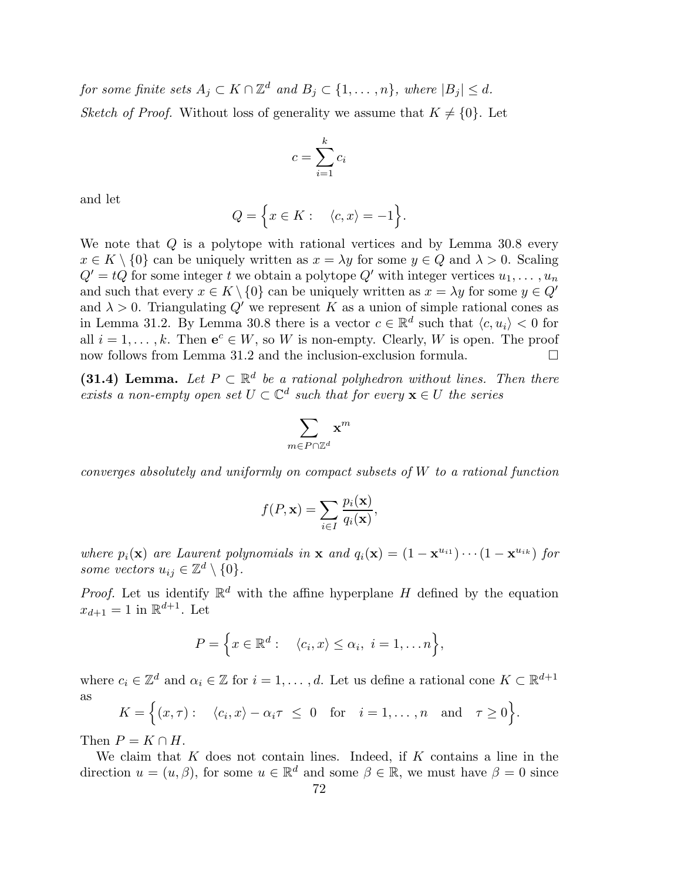*for some finite sets $A_j \subset K \cap \mathbb{Z}^d$ and $B_j \subset \{1, \ldots, n\}$, where $|B_j| \leq d$.*

*Sketch of Proof.* Without loss of generality we assume that $K \neq \{0\}$. Let

$$c = \sum_{i=1}^{k} c_i$$

and let

$$Q = \Big\{ x \in K : \quad \langle c, x \rangle = -1 \Big\}.$$

We note that $Q$ is a polytope with rational vertices and by Lemma 30.8 every $x \in K \setminus \{0\}$ can be uniquely written as $x = \lambda y$ for some $y \in Q$ and $\lambda > 0$. Scaling $Q' = tQ$ for some integer $t$ we obtain a polytope $Q'$ with integer vertices $u_1, \ldots, u_n$ and such that every $x \in K \setminus \{0\}$ can be uniquely written as $x = \lambda y$ for some $y \in Q'$ and $\lambda > 0$. Triangulating $Q'$ we represent $K$ as a union of simple rational cones as in Lemma 31.2. By Lemma 30.8 there is a vector $c \in \mathbb{R}^d$ such that $\langle c, u_i \rangle < 0$ for all $i = 1, \ldots, k$. Then $\mathbf{e}^c \in W$, so $W$ is non-empty. Clearly, $W$ is open. The proof now follows from Lemma 31.2 and the inclusion-exclusion formula. □

**(31.4) Lemma.** *Let $P \subset \mathbb{R}^d$ be a rational polyhedron without lines. Then there exists a non-empty open set $U \subset \mathbb{C}^d$ such that for every $\mathbf{x} \in U$ the series*

$$\sum_{m \in P \cap \mathbb{Z}^d} \mathbf{x}^m$$

*converges absolutely and uniformly on compact subsets of $W$ to a rational function*

$$f(P, \mathbf{x}) = \sum_{i \in I} \frac{p_i(\mathbf{x})}{q_i(\mathbf{x})},$$

*where $p_i(\mathbf{x})$ are Laurent polynomials in $\mathbf{x}$ and $q_i(\mathbf{x}) = (1 - \mathbf{x}^{u_{i1}}) \cdots (1 - \mathbf{x}^{u_{ik}})$ for some vectors $u_{ij} \in \mathbb{Z}^d \setminus \{0\}$.*

*Proof.* Let us identify $\mathbb{R}^d$ with the affine hyperplane $H$ defined by the equation $x_{d+1} = 1$ in $\mathbb{R}^{d+1}$. Let

$$P = \Big\{ x \in \mathbb{R}^d : \quad \langle c_i, x \rangle \leq \alpha_i, \ i = 1, \ldots n \Big\},$$

where $c_i \in \mathbb{Z}^d$ and $\alpha_i \in \mathbb{Z}$ for $i = 1, \ldots, d$. Let us define a rational cone $K \subset \mathbb{R}^{d+1}$ as

$$K = \Big\{ (x, \tau) : \quad \langle c_i, x \rangle - \alpha_i \tau \ \leq \ 0 \quad \text{for} \quad i = 1, \ldots, n \quad \text{and} \quad \tau \geq 0 \Big\}.$$

Then $P = K \cap H$.

We claim that $K$ does not contain lines. Indeed, if $K$ contains a line in the direction $u = (u, \beta)$, for some $u \in \mathbb{R}^d$ and some $\beta \in \mathbb{R}$, we must have $\beta = 0$ since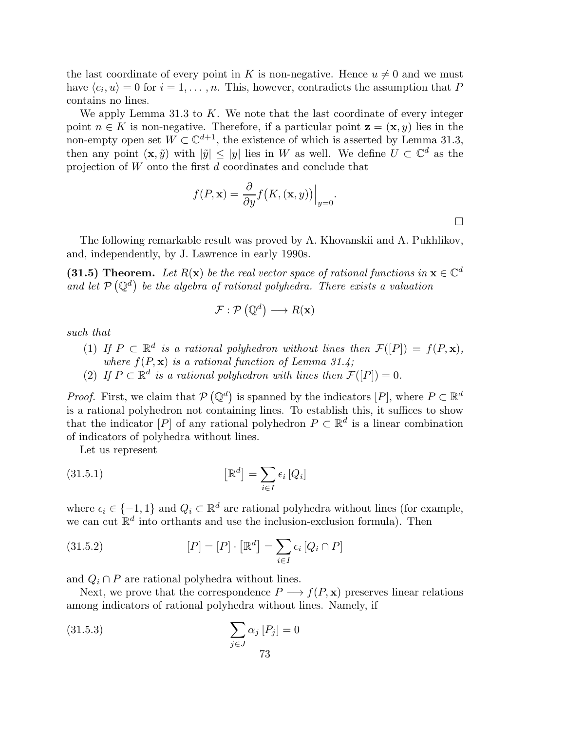the last coordinate of every point in $K$ is non-negative. Hence $u \neq 0$ and we must have $\langle c_i, u \rangle = 0$ for $i = 1, \ldots, n$. This, however, contradicts the assumption that $P$ contains no lines.

We apply Lemma 31.3 to $K$. We note that the last coordinate of every integer point $n \in K$ is non-negative. Therefore, if a particular point $\mathbf{z} = (\mathbf{x}, y)$ lies in the non-empty open set $W \subset \mathbb{C}^{d+1}$, the existence of which is asserted by Lemma 31.3, then any point $(\mathbf{x}, \tilde{y})$ with $|\tilde{y}| \leq |y|$ lies in $W$ as well. We define $U \subset \mathbb{C}^d$ as the projection of $W$ onto the first $d$ coordinates and conclude that

$$f(P, \mathbf{x}) = \frac{\partial}{\partial y} f\big(K, (\mathbf{x}, y)\big)\Big|_{y=0}.$$

$\square$

The following remarkable result was proved by A. Khovanskii and A. Pukhlikov, and, independently, by J. Lawrence in early 1990s.

**(31.5) Theorem.** *Let $R(\mathbf{x})$ be the real vector space of rational functions in $\mathbf{x} \in \mathbb{C}^d$ and let $\mathcal{P}\left(\mathbb{Q}^d\right)$ be the algebra of rational polyhedra. There exists a valuation*

$$\mathcal{F} : \mathcal{P}\left(\mathbb{Q}^d\right) \longrightarrow R(\mathbf{x})$$

*such that*

1. *If $P \subset \mathbb{R}^d$ is a rational polyhedron without lines then $\mathcal{F}([P]) = f(P, \mathbf{x})$, where $f(P, \mathbf{x})$ is a rational function of Lemma 31.4;*
2. *If $P \subset \mathbb{R}^d$ is a rational polyhedron with lines then $\mathcal{F}([P]) = 0$.*

*Proof.* First, we claim that $\mathcal{P}\left(\mathbb{Q}^d\right)$ is spanned by the indicators $[P]$, where $P \subset \mathbb{R}^d$ is a rational polyhedron not containing lines. To establish this, it suffices to show that the indicator $[P]$ of any rational polyhedron $P \subset \mathbb{R}^d$ is a linear combination of indicators of polyhedra without lines.

Let us represent

$$\left[\mathbb{R}^d\right] = \sum_{i \in I} \epsilon_i \left[Q_i\right] \tag{31.5.1}$$

where $\epsilon_i \in \{-1, 1\}$ and $Q_i \subset \mathbb{R}^d$ are rational polyhedra without lines (for example, we can cut $\mathbb{R}^d$ into orthants and use the inclusion-exclusion formula). Then

$$[P] = [P] \cdot \left[\mathbb{R}^d\right] = \sum_{i \in I} \epsilon_i \left[Q_i \cap P\right] \tag{31.5.2}$$

and $Q_i \cap P$ are rational polyhedra without lines.

Next, we prove that the correspondence $P \longrightarrow f(P, \mathbf{x})$ preserves linear relations among indicators of rational polyhedra without lines. Namely, if

$$\sum_{j \in J} \alpha_j \left[P_j\right] = 0 \tag{31.5.3}$$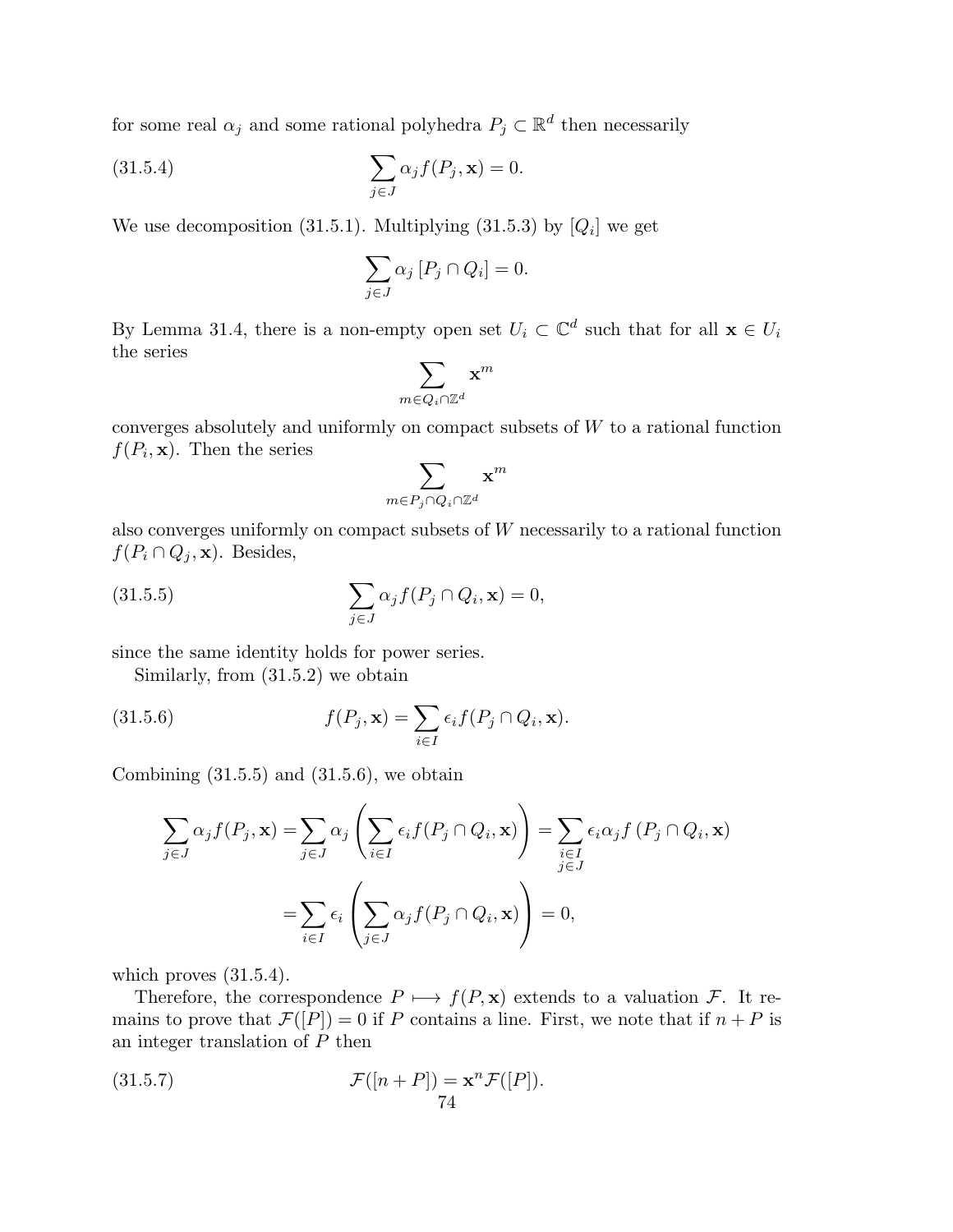for some real $\alpha_j$ and some rational polyhedra $P_j \subset \mathbb{R}^d$ then necessarily

$$\sum_{j \in J} \alpha_j f(P_j, \mathbf{x}) = 0. \tag{31.5.4}$$

We use decomposition (31.5.1). Multiplying (31.5.3) by $[Q_i]$ we get

$$\sum_{j \in J} \alpha_j \, [P_j \cap Q_i] = 0.$$

By Lemma 31.4, there is a non-empty open set $U_i \subset \mathbb{C}^d$ such that for all $\mathbf{x} \in U_i$ the series

$$\sum_{m \in Q_i \cap \mathbb{Z}^d} \mathbf{x}^m$$

converges absolutely and uniformly on compact subsets of $W$ to a rational function $f(P_i, \mathbf{x})$. Then the series

$$\sum_{m \in P_j \cap Q_i \cap \mathbb{Z}^d} \mathbf{x}^m$$

also converges uniformly on compact subsets $W$ necessarily to a rational function $f(P_i \cap Q_j, \mathbf{x})$. Besides,

$$\sum_{j \in J} \alpha_j f(P_j \cap Q_i, \mathbf{x}) = 0, \tag{31.5.5}$$

since the same identity holds for power series.

Similarly, from (31.5.2) we obtain

$$f(P_j, \mathbf{x}) = \sum_{i \in I} \epsilon_i f(P_j \cap Q_i, \mathbf{x}). \tag{31.5.6}$$

Combining (31.5.5) and (31.5.6), we obtain

$$\begin{aligned}
\sum_{j \in J} \alpha_j f(P_j, \mathbf{x}) = & \sum_{j \in J} \alpha_j \left( \sum_{i \in I} \epsilon_i f(P_j \cap Q_i, \mathbf{x}) \right) = \sum_{\substack{i \in I \\ j \in J}} \epsilon_i \alpha_j f\left(P_j \cap Q_i, \mathbf{x}\right) \\
= & \sum_{i \in I} \epsilon_i \left( \sum_{j \in J} \alpha_j f(P_j \cap Q_i, \mathbf{x}) \right) = 0,
\end{aligned}$$

which proves (31.5.4).

Therefore, the correspondence $P \longmapsto f(P, \mathbf{x})$ extends to a valuation $\mathcal{F}$. It remains to prove that $\mathcal{F}([P]) = 0$ if $P$ contains a line. First, we note that if $n + P$ is an integer translation of $P$ then

$$\mathcal{F}([n + P]) = \mathbf{x}^n \mathcal{F}([P]). \tag{31.5.7}$$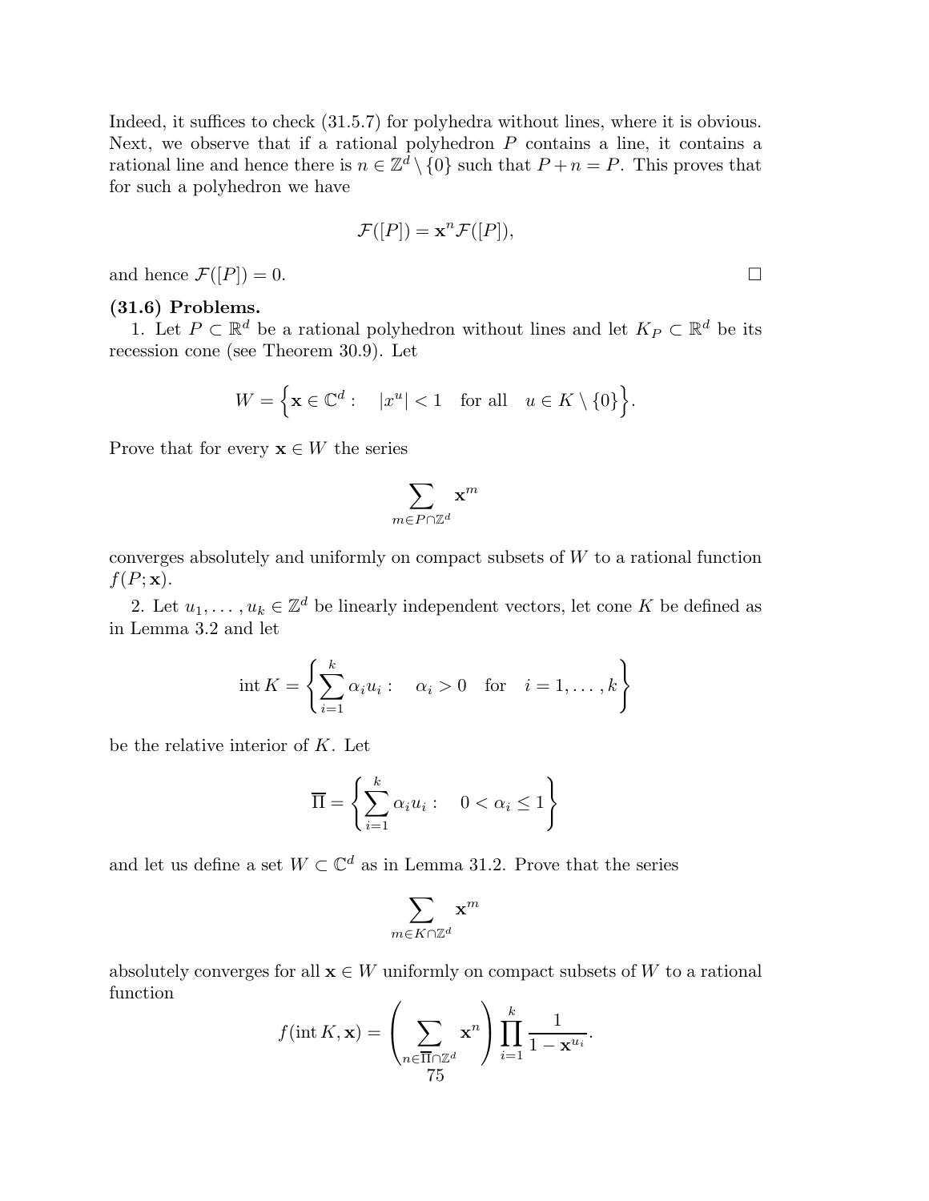Indeed, it suffices to check (31.5.7) for polyhedra without lines, where it is obvious. Next, we observe that if a rational polyhedron $P$ contains a line, it contains a rational line and hence there is $n \in \mathbb{Z}^d \setminus \{0\}$ such that $P + n = P$. This proves that for such a polyhedron we have

$$\mathcal{F}([P]) = \mathbf{x}^n \mathcal{F}([P]),$$

and hence $\mathcal{F}([P]) = 0$. $\square$

**(31.6) Problems.**

1. Let $P \subset \mathbb{R}^d$ be a rational polyhedron without lines and let $K_P \subset \mathbb{R}^d$ be its recession cone (see Theorem 30.9). Let

$$W = \Big\{ \mathbf{x} \in \mathbb{C}^d : \quad |x^u| < 1 \quad \text{for all} \quad u \in K \setminus \{0\} \Big\}.$$

Prove that for every $\mathbf{x} \in W$ the series

$$\sum_{m \in P \cap \mathbb{Z}^d} \mathbf{x}^m$$

converges absolutely and uniformly on compact subsets of $W$ to a rational function $f(P; \mathbf{x})$.

2. Let $u_1, \ldots, u_k \in \mathbb{Z}^d$ be linearly independent vectors, let cone $K$ be defined as in Lemma 3.2 and let

$$\operatorname{int} K = \left\{ \sum_{i=1}^{k} \alpha_i u_i : \quad \alpha_i > 0 \quad \text{for} \quad i = 1, \ldots, k \right\}$$

be the relative interior of $K$. Let

$$\overline{\Pi} = \left\{ \sum_{i=1}^{k} \alpha_i u_i : \quad 0 < \alpha_i \leq 1 \right\}$$

and let us define a set $W \subset \mathbb{C}^d$ as in Lemma 31.2. Prove that the series

$$\sum_{m \in K \cap \mathbb{Z}^d} \mathbf{x}^m$$

absolutely converges for all $\mathbf{x} \in W$ uniformly on compact subsets of $W$ to a rational function

$$f(\operatorname{int} K, \mathbf{x}) = \left( \sum_{n \in \overline{\Pi} \cap \mathbb{Z}^d} \mathbf{x}^n \right) \prod_{i=1}^{k} \frac{1}{1 - \mathbf{x}^{u_i}}.$$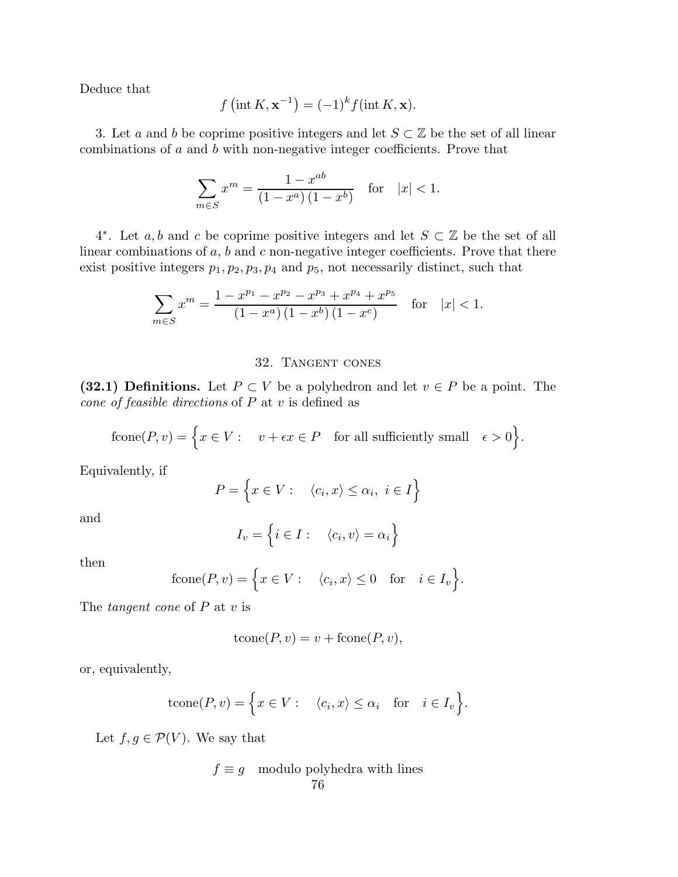Deduce that

$$f\left(\operatorname{int} K, \mathbf{x}^{-1}\right) = (-1)^k f(\operatorname{int} K, \mathbf{x}).$$

3. Let $a$ and $b$ be coprime positive integers and let $S \subset \mathbb{Z}$ be the set of all linear combinations of $a$ and $b$ with non-negative integer coefficients. Prove that

$$\sum_{m \in S} x^m = \frac{1 - x^{ab}}{\left(1 - x^a\right)\left(1 - x^b\right)} \quad \text{for} \quad |x| < 1.$$

4*. Let $a, b$ and $c$ be coprime positive integers and let $S \subset \mathbb{Z}$ be the set of all linear combinations of $a$, $b$ and $c$ non-negative integer coefficients. Prove that there exist positive integers $p_1, p_2, p_3, p_4$ and $p_5$, not necessarily distinct, such that

$$\sum_{m \in S} x^m = \frac{1 - x^{p_1} - x^{p_2} - x^{p_3} + x^{p_4} + x^{p_5}}{\left(1 - x^a\right)\left(1 - x^b\right)\left(1 - x^c\right)} \quad \text{for} \quad |x| < 1.$$

## 32. Tangent cones

**(32.1) Definitions.** Let $P \subset V$ be a polyhedron and let $v \in P$ be a point. The *cone of feasible directions* of $P$ at $v$ is defined as

$$\operatorname{fcone}(P, v) = \Big\{x \in V : \quad v + \epsilon x \in P \quad \text{for all sufficiently small} \quad \epsilon > 0\Big\}.$$

Equivalently, if

$$P = \Big\{x \in V : \quad \langle c_i, x \rangle \leq \alpha_i, \ i \in I\Big\}$$

and

$$I_v = \Big\{i \in I : \quad \langle c_i, v \rangle = \alpha_i\Big\}$$

then

$$\operatorname{fcone}(P, v) = \Big\{x \in V : \quad \langle c_i, x \rangle \leq 0 \quad \text{for} \quad i \in I_v\Big\}.$$

The *tangent cone* of $P$ at $v$ is

$$\operatorname{tcone}(P, v) = v + \operatorname{fcone}(P, v),$$

or, equivalently,

$$\operatorname{tcone}(P, v) = \Big\{x \in V : \quad \langle c_i, x \rangle \leq \alpha_i \quad \text{for} \quad i \in I_v\Big\}.$$

Let $f, g \in \mathcal{P}(V)$. We say that

$$f \equiv g \quad \text{modulo polyhedra with lines}$$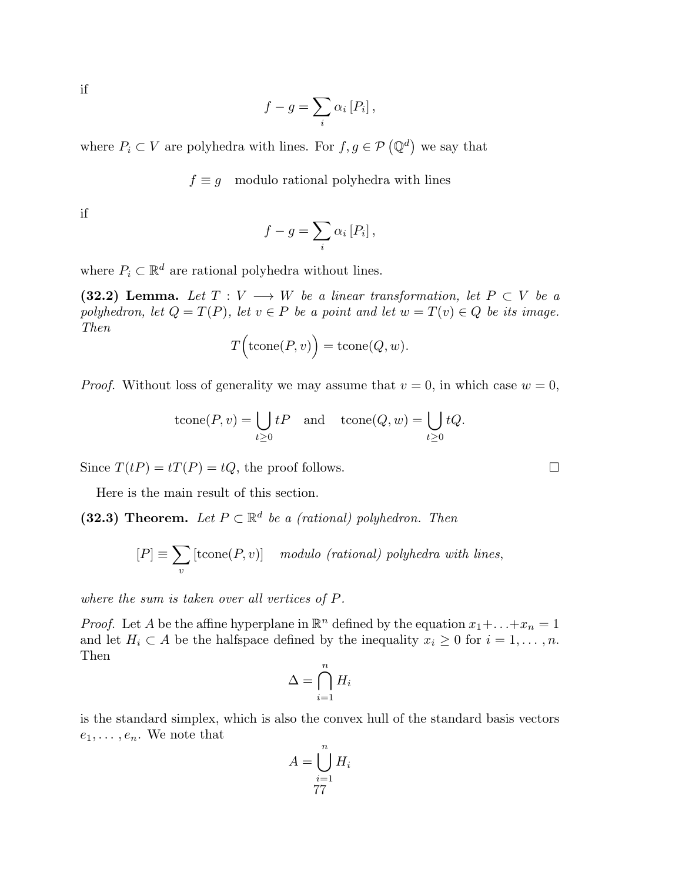if

$$f - g = \sum_i \alpha_i \left[P_i\right],$$

where $P_i \subset V$ are polyhedra with lines. For $f, g \in \mathcal{P}\left(\mathbb{Q}^d\right)$ we say that

$$f \equiv g \quad \text{modulo rational polyhedra with lines}$$

if

$$f - g = \sum_i \alpha_i \left[P_i\right],$$

where $P_i \subset \mathbb{R}^d$ are rational polyhedra without lines.

**(32.2) Lemma.** *Let $T: V \longrightarrow W$ be a linear transformation, let $P \subset V$ be a polyhedron, let $Q = T(P)$, let $v \in P$ be a point and let $w = T(v) \in Q$ be its image. Then*

$$T\Big(\operatorname{tcone}(P, v)\Big) = \operatorname{tcone}(Q, w).$$

*Proof.* Without loss of generality we may assume that $v = 0$, in which case $w = 0$,

$$\operatorname{tcone}(P, v) = \bigcup_{t \geq 0} tP \quad \text{and} \quad \operatorname{tcone}(Q, w) = \bigcup_{t \geq 0} tQ.$$

Since $T(tP) = tT(P) = tQ$, the proof follows. □

Here is the main result of this section.

**(32.3) Theorem.** *Let $P \subset \mathbb{R}^d$ be a (rational) polyhedron. Then*

$$[P] \equiv \sum_v \left[\operatorname{tcone}(P, v)\right] \quad \textit{modulo (rational) polyhedra with lines},$$

*where the sum is taken over all vertices of $P$.*

*Proof.* Let $A$ be the affine hyperplane in $\mathbb{R}^n$ defined by the equation $x_1 + \ldots + x_n = 1$ and let $H_i \subset A$ be the halfspace defined by the inequality $x_i \geq 0$ for $i = 1, \ldots, n$. Then

$$\Delta = \bigcap_{i=1}^n H_i$$

is the standard simplex, which is also the convex hull of the standard basis vectors $e_1, \ldots, e_n$. We note that

$$A = \bigcup_{i=1}^n H_i$$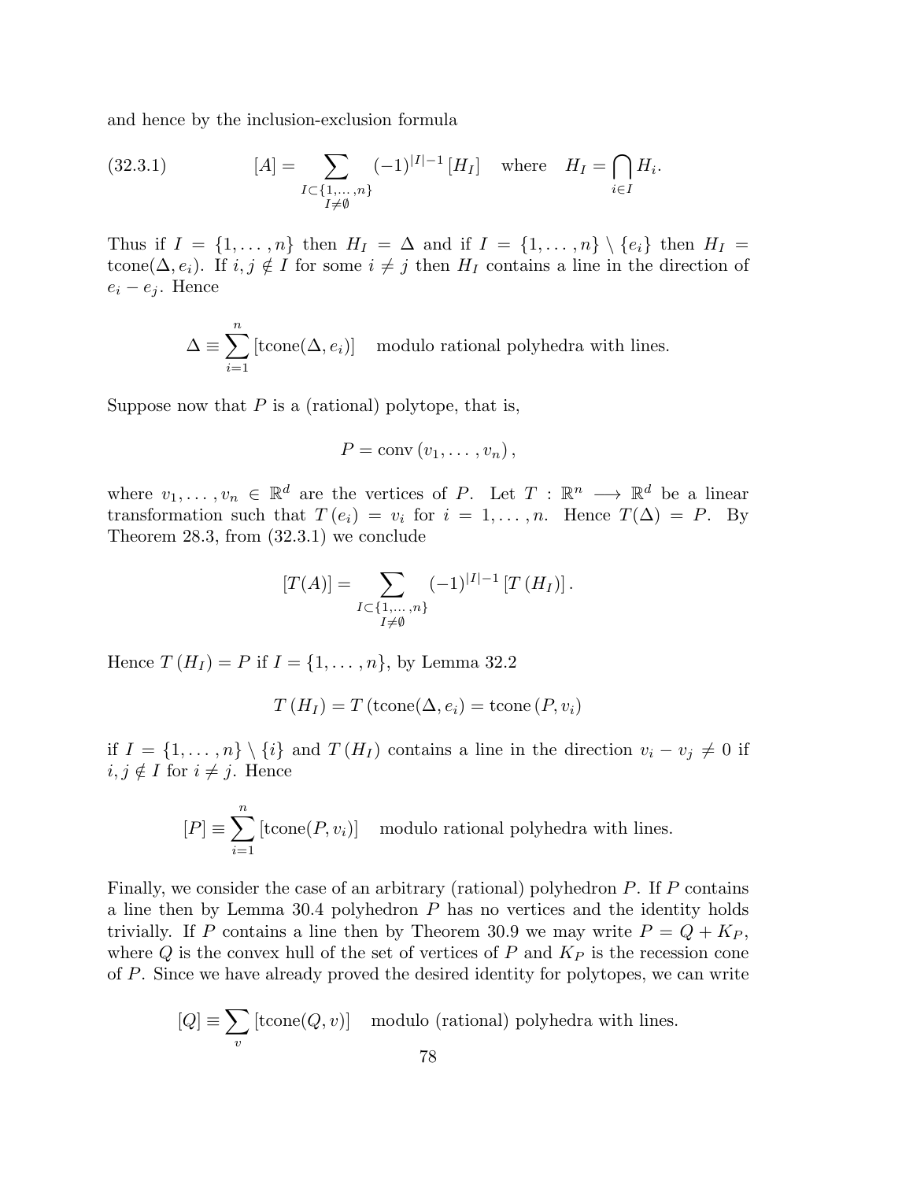and hence by the inclusion-exclusion formula

$$[A] = \sum_{\substack{I \subset \{1,\dots,n\} \\ I \neq \emptyset}} (-1)^{|I|-1} [H_I] \quad \text{where} \quad H_I = \bigcap_{i \in I} H_i. \tag{32.3.1}$$

Thus if $I = \{1,\dots,n\}$ then $H_I = \Delta$ and if $I = \{1,\dots,n\} \setminus \{e_i\}$ then $H_I = \text{tcone}(\Delta, e_i)$. If $i, j \notin I$ for some $i \neq j$ then $H_I$ contains a line in the direction of $e_i - e_j$. Hence

$$\Delta \equiv \sum_{i=1}^{n} [\text{tcone}(\Delta, e_i)] \quad \text{modulo rational polyhedra with lines.}$$

Suppose now that $P$ is a (rational) polytope, that is,

$$P = \text{conv}\,(v_1, \dots, v_n)\,,$$

where $v_1, \dots, v_n \in \mathbb{R}^d$ are the vertices of $P$. Let $T : \mathbb{R}^n \longrightarrow \mathbb{R}^d$ be a linear transformation such that $T(e_i) = v_i$ for $i = 1, \dots, n$. Hence $T(\Delta) = P$. By Theorem 28.3, from (32.3.1) we conclude

$$[T(A)] = \sum_{\substack{I \subset \{1,\dots,n\} \\ I \neq \emptyset}} (-1)^{|I|-1} [T(H_I)]\,.$$

Hence $T(H_I) = P$ if $I = \{1,\dots,n\}$, by Lemma 32.2

$$T(H_I) = T\,(\text{tcone}(\Delta, e_i) = \text{tcone}\,(P, v_i)$$

if $I = \{1,\dots,n\} \setminus \{i\}$ and $T(H_I)$ contains a line in the direction $v_i - v_j \neq 0$ if $i, j \notin I$ for $i \neq j$. Hence

$$[P] \equiv \sum_{i=1}^{n} [\text{tcone}(P, v_i)] \quad \text{modulo rational polyhedra with lines.}$$

Finally, we consider the case of an arbitrary (rational) polyhedron $P$. If $P$ contains a line then by Lemma 30.4 polyhedron $P$ has no vertices and the identity holds trivially. If $P$ contains a line then by Theorem 30.9 we may write $P = Q + K_P$, where $Q$ is the convex hull of the set of vertices of $P$ and $K_P$ is the recession cone of $P$. Since we have already proved the desired identity for polytopes, we can write

$$[Q] \equiv \sum_{v} [\text{tcone}(Q, v)] \quad \text{modulo (rational) polyhedra with lines.}$$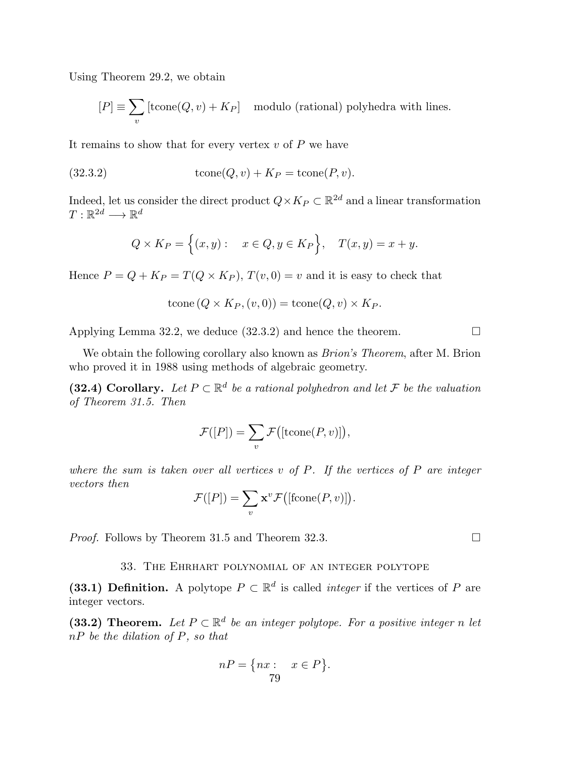Using Theorem 29.2, we obtain

$$[P] \equiv \sum_v [\operatorname{tcone}(Q,v) + K_P] \quad \text{modulo (rational) polyhedra with lines.}$$

It remains to show that for every vertex $v$ of $P$ we have

$$\operatorname{tcone}(Q,v) + K_P = \operatorname{tcone}(P,v). \tag{32.3.2}$$

Indeed, let us consider the direct product $Q \times K_P \subset \mathbb{R}^{2d}$ and a linear transformation $T : \mathbb{R}^{2d} \longrightarrow \mathbb{R}^d$

$$Q \times K_P = \Big\{(x,y) : \quad x \in Q, y \in K_P\Big\}, \quad T(x,y) = x + y.$$

Hence $P = Q + K_P = T(Q \times K_P)$, $T(v,0) = v$ and it is easy to check that

$$\operatorname{tcone}\left(Q \times K_P, (v,0)\right) = \operatorname{tcone}(Q,v) \times K_P.$$

Applying Lemma 32.2, we deduce (32.3.2) and hence the theorem. □

We obtain the following corollary also known as *Brion's Theorem*, after M. Brion who proved it in 1988 using methods of algebraic geometry.

**(32.4) Corollary.** *Let $P \subset \mathbb{R}^d$ be a rational polyhedron and let $\mathcal{F}$ be the valuation of Theorem 31.5. Then*

$$\mathcal{F}([P]) = \sum_v \mathcal{F}\big([\operatorname{tcone}(P,v)]\big),$$

*where the sum is taken over all vertices $v$ of $P$. If the vertices of $P$ are integer vectors then*

$$\mathcal{F}([P]) = \sum_v \mathbf{x}^v \mathcal{F}\big([\operatorname{fcone}(P,v)]\big).$$

*Proof.* Follows by Theorem 31.5 and Theorem 32.3. □

## 33. The Ehrhart polynomial of an integer polytope

**(33.1) Definition.** A polytope $P \subset \mathbb{R}^d$ is called *integer* if the vertices of $P$ are integer vectors.

**(33.2) Theorem.** *Let $P \subset \mathbb{R}^d$ be an integer polytope. For a positive integer $n$ let $nP$ be the dilation of $P$, so that*

$$nP = \big\{nx : \quad x \in P\big\}.$$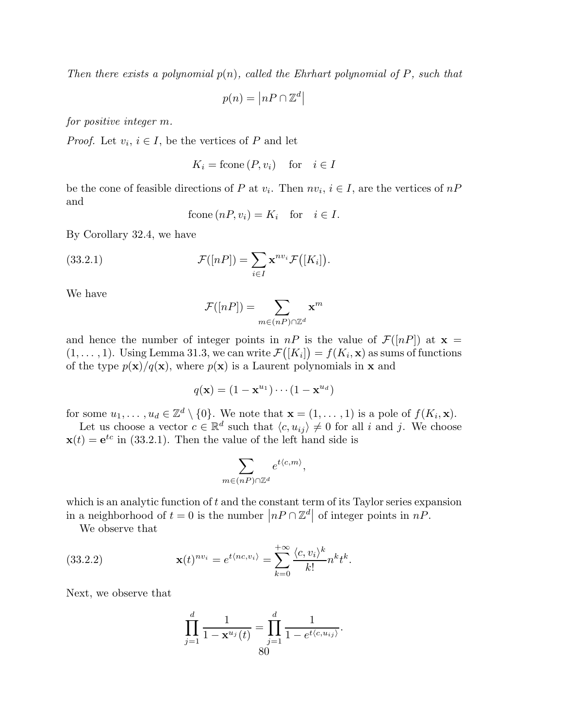*Then there exists a polynomial $p(n)$, called the Ehrhart polynomial of $P$, such that*

$$p(n) = \left|nP \cap \mathbb{Z}^d\right|$$

*for positive integer $m$.*

*Proof.* Let $v_i$, $i \in I$, be the vertices of $P$ and let

$$K_i = \text{fcone}\,(P, v_i) \quad \text{for} \quad i \in I$$

be the cone of feasible directions of $P$ at $v_i$. Then $nv_i$, $i \in I$, are the vertices of $nP$ and

$$\text{fcone}\,(nP, v_i) = K_i \quad \text{for} \quad i \in I.$$

By Corollary 32.4, we have

$$\mathcal{F}([nP]) = \sum_{i \in I} \mathbf{x}^{nv_i} \mathcal{F}\big([K_i]\big). \tag{33.2.1}$$

We have

$$\mathcal{F}([nP]) = \sum_{m \in (nP) \cap \mathbb{Z}^d} \mathbf{x}^m$$

and hence the number of integer points in $nP$ is the value of $\mathcal{F}([nP])$ at $\mathbf{x} = (1, \ldots, 1)$. Using Lemma 31.3, we can write $\mathcal{F}\big([K_i]\big) = f(K_i, \mathbf{x})$ as sums of functions of the type $p(\mathbf{x})/q(\mathbf{x})$, where $p(\mathbf{x})$ is a Laurent polynomials in $\mathbf{x}$ and

$$q(\mathbf{x}) = (1 - \mathbf{x}^{u_1}) \cdots (1 - \mathbf{x}^{u_d})$$

for some $u_1, \ldots, u_d \in \mathbb{Z}^d \setminus \{0\}$. We note that $\mathbf{x} = (1, \ldots, 1)$ is a pole of $f(K_i, \mathbf{x})$.

Let us choose a vector $c \in \mathbb{R}^d$ such that $\langle c, u_{ij} \rangle \neq 0$ for all $i$ and $j$. We choose $\mathbf{x}(t) = \mathbf{e}^{tc}$ in (33.2.1). Then the value of the left hand side is

$$\sum_{m \in (nP) \cap \mathbb{Z}^d} e^{t\langle c, m \rangle},$$

which is an analytic function of $t$ and the constant term of its Taylor series expansion in a neighborhood of $t = 0$ is the number $\left|nP \cap \mathbb{Z}^d\right|$ of integer points in $nP$.

We observe that

$$\mathbf{x}(t)^{nv_i} = e^{t\langle nc, v_i \rangle} = \sum_{k=0}^{+\infty} \frac{\langle c, v_i \rangle^k}{k!} n^k t^k. \tag{33.2.2}$$

Next, we observe that

$$\prod_{j=1}^{d} \frac{1}{1 - \mathbf{x}^{u_j}(t)} = \prod_{j=1}^{d} \frac{1}{1 - e^{t\langle c, u_{ij} \rangle}}.$$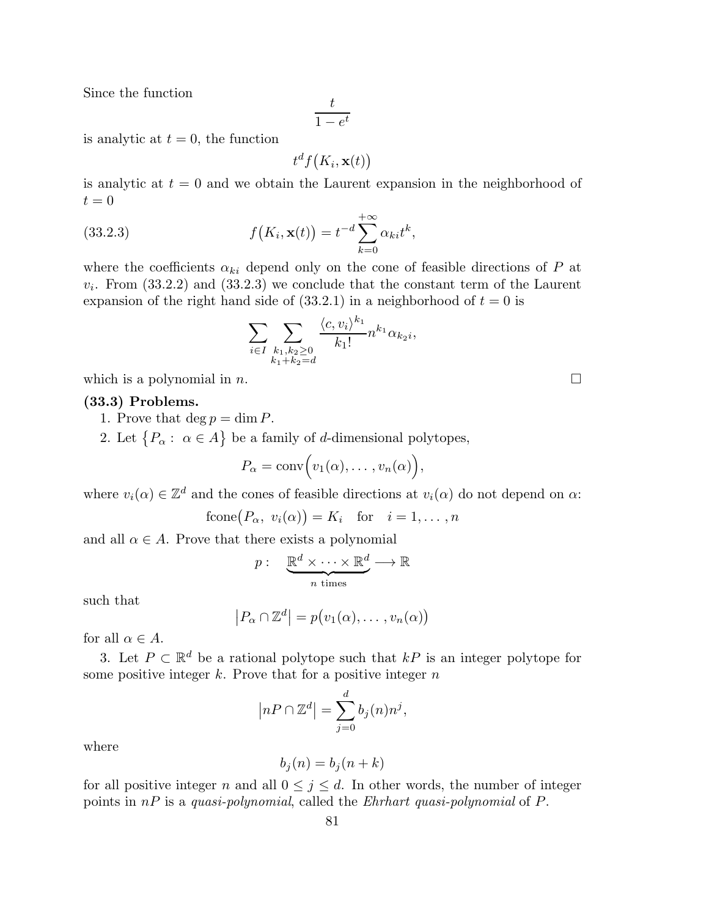Since the function

$$\frac{t}{1-e^t}$$

is analytic at $t=0$, the function

$$t^d f\big(K_i, \mathbf{x}(t)\big)$$

is analytic at $t=0$ and we obtain the Laurent expansion in the neighborhood of $t=0$

$$f\big(K_i, \mathbf{x}(t)\big) = t^{-d} \sum_{k=0}^{+\infty} \alpha_{ki} t^k, \tag{33.2.3}$$

where the coefficients $\alpha_{ki}$ depend only on the cone of feasible directions of $P$ at $v_i$. From (33.2.2) and (33.2.3) we conclude that the constant term of the Laurent expansion of the right hand side of (33.2.1) in a neighborhood of $t=0$ is

$$\sum_{i \in I} \sum_{\substack{k_1, k_2 \geq 0 \\ k_1 + k_2 = d}} \frac{\langle c, v_i \rangle^{k_1}}{k_1!} n^{k_1} \alpha_{k_2 i},$$

which is a polynomial in $n$. □

**(33.3) Problems.**

1. Prove that $\deg p = \dim P$.

2. Let $\{P_\alpha : \ \alpha \in A\}$ be a family of $d$-dimensional polytopes,

$$P_\alpha = \operatorname{conv}\Big(v_1(\alpha), \ldots, v_n(\alpha)\Big),$$

where $v_i(\alpha) \in \mathbb{Z}^d$ and the cones of feasible directions at $v_i(\alpha)$ do not depend on $\alpha$:

$$\operatorname{fcone}\big(P_\alpha, \ v_i(\alpha)\big) = K_i \quad \text{for} \quad i = 1, \ldots, n$$

and all $\alpha \in A$. Prove that there exists a polynomial

$$p : \quad \underbrace{\mathbb{R}^d \times \cdots \times \mathbb{R}^d}_{n \text{ times}} \longrightarrow \mathbb{R}$$

such that

$$\big|P_\alpha \cap \mathbb{Z}^d\big| = p\big(v_1(\alpha), \ldots, v_n(\alpha)\big)$$

for all $\alpha \in A$.

3. Let $P \subset \mathbb{R}^d$ be a rational polytope such that $kP$ is an integer polytope for some positive integer $k$. Prove that for a positive integer $n$

$$\big|nP \cap \mathbb{Z}^d\big| = \sum_{j=0}^{d} b_j(n) n^j,$$

where

$$b_j(n) = b_j(n+k)$$

for all positive integer $n$ and all $0 \leq j \leq d$. In other words, the number of integer points in $nP$ is a *quasi-polynomial*, called the *Ehrhart quasi-polynomial* of $P$.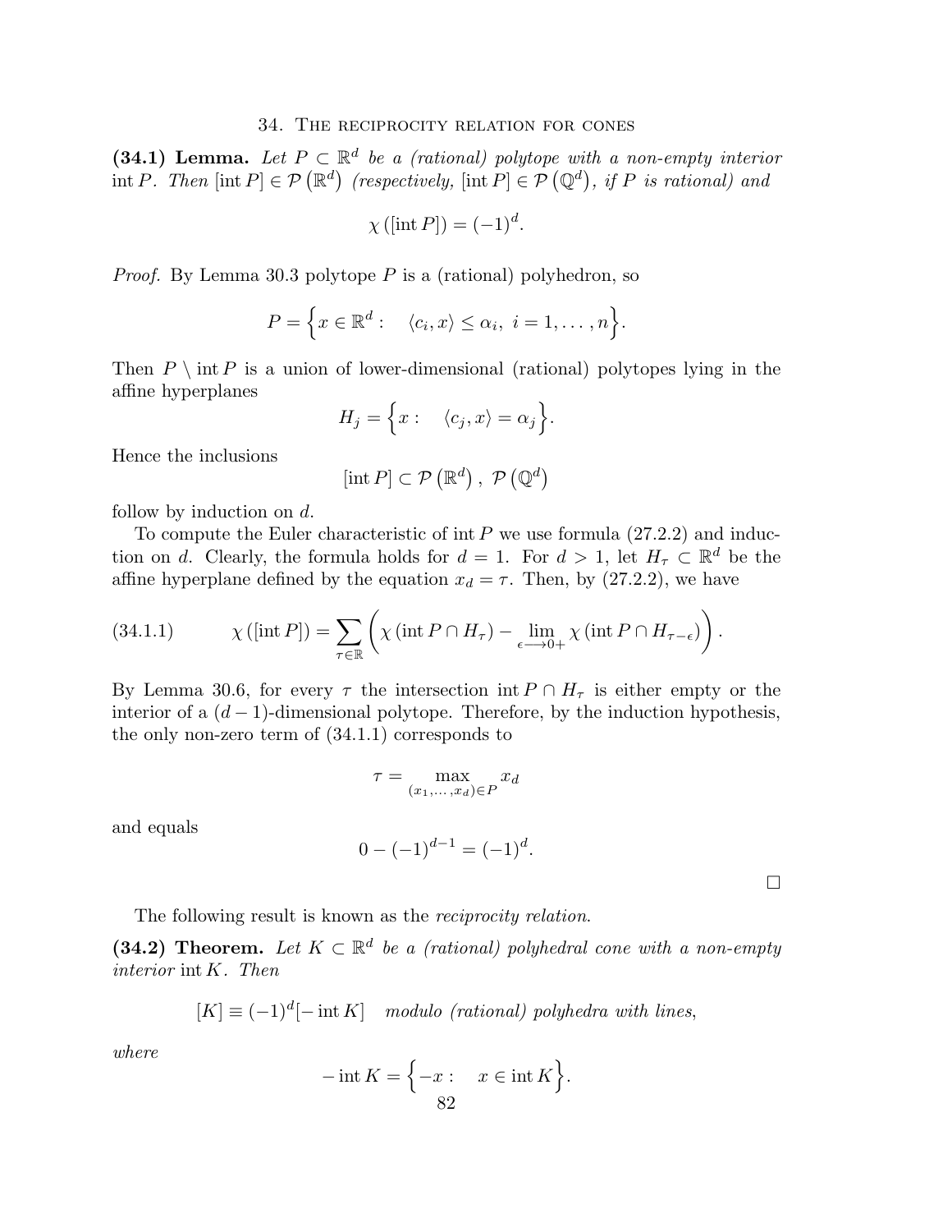## 34. The reciprocity relation for cones

**(34.1) Lemma.** *Let $P \subset \mathbb{R}^d$ be a (rational) polytope with a non-empty interior* $\operatorname{int} P$*. Then $[\operatorname{int} P] \in \mathcal{P}\left(\mathbb{R}^d\right)$ (respectively, $[\operatorname{int} P] \in \mathcal{P}\left(\mathbb{Q}^d\right)$, if $P$ is rational) and*

$$\chi\left([\operatorname{int} P]\right) = (-1)^d.$$

*Proof.* By Lemma 30.3 polytope $P$ is a (rational) polyhedron, so

$$P = \Big\{x \in \mathbb{R}^d : \quad \langle c_i, x \rangle \leq \alpha_i, \ i = 1, \ldots, n\Big\}.$$

Then $P \setminus \operatorname{int} P$ is a union of lower-dimensional (rational) polytopes lying in the affine hyperplanes

$$H_j = \Big\{x : \quad \langle c_j, x \rangle = \alpha_j\Big\}.$$

Hence the inclusions

$$[\operatorname{int} P] \subset \mathcal{P}\left(\mathbb{R}^d\right), \ \mathcal{P}\left(\mathbb{Q}^d\right)$$

follow by induction on $d$.

To compute the Euler characteristic of $\operatorname{int} P$ we use formula (27.2.2) and induction on $d$. Clearly, the formula holds for $d = 1$. For $d > 1$, let $H_\tau \subset \mathbb{R}^d$ be the affine hyperplane defined by the equation $x_d = \tau$. Then, by (27.2.2), we have

$$\chi\left([\operatorname{int} P]\right) = \sum_{\tau \in \mathbb{R}} \left( \chi\left(\operatorname{int} P \cap H_\tau\right) - \lim_{\epsilon \longrightarrow 0+} \chi\left(\operatorname{int} P \cap H_{\tau - \epsilon}\right) \right). \tag{34.1.1}$$

By Lemma 30.6, for every $\tau$ the intersection $\operatorname{int} P \cap H_\tau$ is either empty or the interior of a $(d-1)$-dimensional polytope. Therefore, by the induction hypothesis, the only non-zero term of (34.1.1) corresponds to

$$\tau = \max_{(x_1, \ldots, x_d) \in P} x_d$$

and equals

$$0 - (-1)^{d-1} = (-1)^d.$$

□

The following result is known as the *reciprocity relation*.

**(34.2) Theorem.** *Let $K \subset \mathbb{R}^d$ be a (rational) polyhedral cone with a non-empty interior* $\operatorname{int} K$*. Then*

$$[K] \equiv (-1)^d [-\operatorname{int} K] \quad \textit{modulo (rational) polyhedra with lines},$$

*where*

$$-\operatorname{int} K = \Big\{-x : \quad x \in \operatorname{int} K\Big\}.$$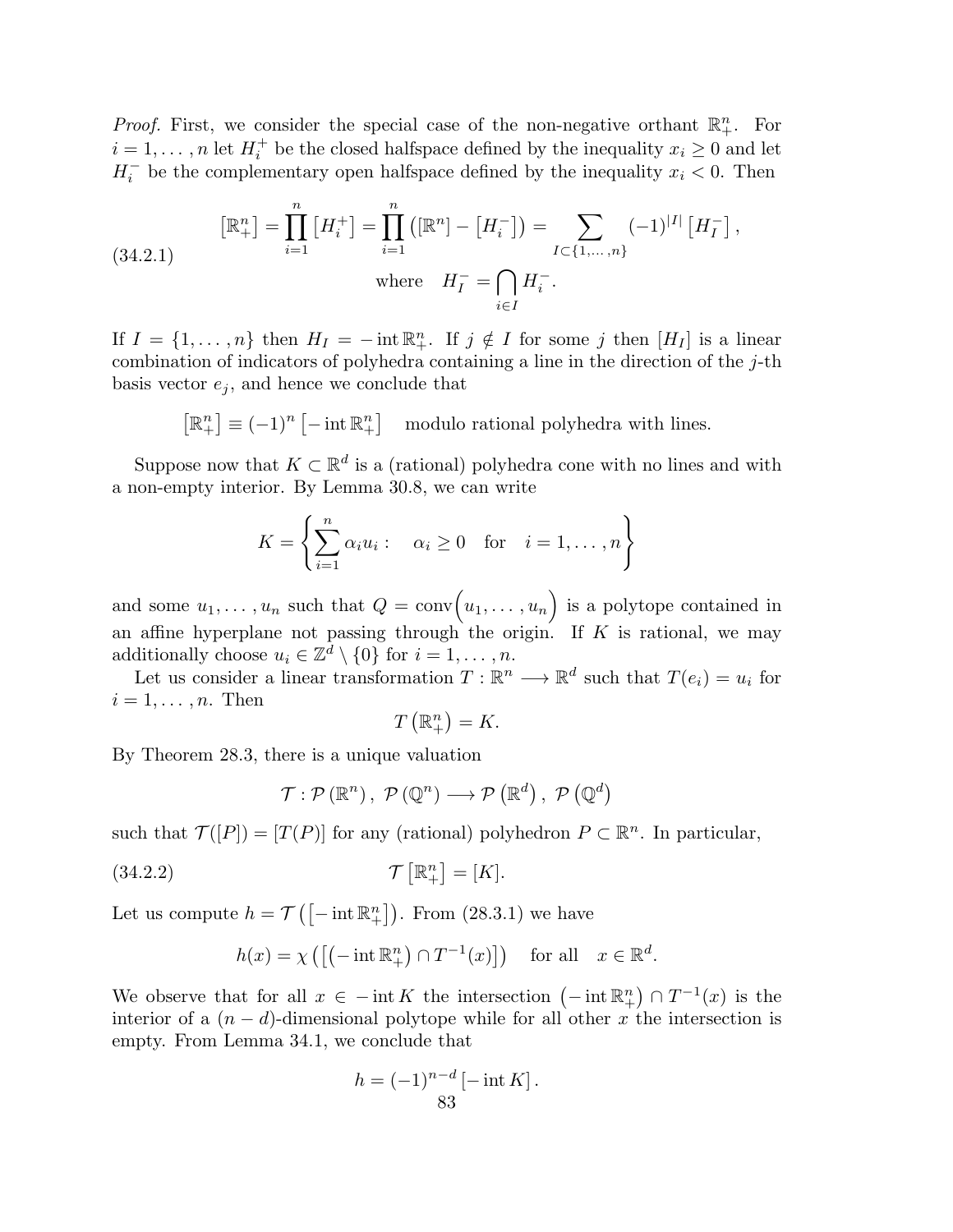*Proof.* First, we consider the special case of the non-negative orthant $\mathbb{R}^n_+$. For $i = 1, \ldots, n$ let $H_i^+$ be the closed halfspace defined by the inequality $x_i \geq 0$ and let $H_i^-$ be the complementary open halfspace defined by the inequality $x_i < 0$. Then

$$
\begin{aligned}
\left[\mathbb{R}^n_+\right] = \prod_{i=1}^n \left[H_i^+\right] = \prod_{i=1}^n \left([\mathbb{R}^n] - \left[H_i^-\right]\right) = \sum_{I \subset \{1, \ldots, n\}} (-1)^{|I|} \left[H_I^-\right], \\
\text{where} \quad H_I^- = \bigcap_{i \in I} H_i^-.
\end{aligned}
\tag{34.2.1}
$$

If $I = \{1, \ldots, n\}$ then $H_I = -\operatorname{int} \mathbb{R}^n_+$. If $j \notin I$ for some $j$ then $[H_I]$ is a linear combination of indicators of polyhedra containing a line in the direction of the $j$-th basis vector $e_j$, and hence we conclude that

$$
\left[\mathbb{R}^n_+\right] \equiv (-1)^n \left[-\operatorname{int} \mathbb{R}^n_+\right] \quad \text{modulo rational polyhedra with lines.}
$$

Suppose now that $K \subset \mathbb{R}^d$ is a (rational) polyhedra cone with no lines and with a non-empty interior. By Lemma 30.8, we can write

$$
K = \left\{ \sum_{i=1}^n \alpha_i u_i : \quad \alpha_i \geq 0 \quad \text{for} \quad i = 1, \ldots, n \right\}
$$

and some $u_1, \ldots, u_n$ such that $Q = \operatorname{conv}\Big(u_1, \ldots, u_n\Big)$ is a polytope contained in an affine hyperplane not passing through the origin. If $K$ is rational, we may additionally choose $u_i \in \mathbb{Z}^d \setminus \{0\}$ for $i = 1, \ldots, n$.

Let us consider a linear transformation $T : \mathbb{R}^n \longrightarrow \mathbb{R}^d$ such that $T(e_i) = u_i$ for $i = 1, \ldots, n$. Then

$$
T\left(\mathbb{R}^n_+\right) = K.
$$

By Theorem 28.3, there is a unique valuation

$$
\mathcal{T} : \mathcal{P}\left(\mathbb{R}^n\right), \ \mathcal{P}\left(\mathbb{Q}^n\right) \longrightarrow \mathcal{P}\left(\mathbb{R}^d\right), \ \mathcal{P}\left(\mathbb{Q}^d\right)
$$

such that $\mathcal{T}([P]) = [T(P)]$ for any (rational) polyhedron $P \subset \mathbb{R}^n$. In particular,

$$
\mathcal{T}\left[\mathbb{R}^n_+\right] = [K]. \tag{34.2.2}
$$

Let us compute $h = \mathcal{T}\left(\left[-\operatorname{int} \mathbb{R}^n_+\right]\right)$. From (28.3.1) we have

$$
h(x) = \chi\left(\left[\left(-\operatorname{int} \mathbb{R}^n_+\right) \cap T^{-1}(x)\right]\right) \quad \text{for all} \quad x \in \mathbb{R}^d.
$$

We observe that for all $x \in -\operatorname{int} K$ the intersection $\left(-\operatorname{int} \mathbb{R}^n_+\right) \cap T^{-1}(x)$ is the interior of a $(n-d)$-dimensional polytope while for all other $x$ the intersection is empty. From Lemma 34.1, we conclude that

$$
h = (-1)^{n-d} \left[-\operatorname{int} K\right].
$$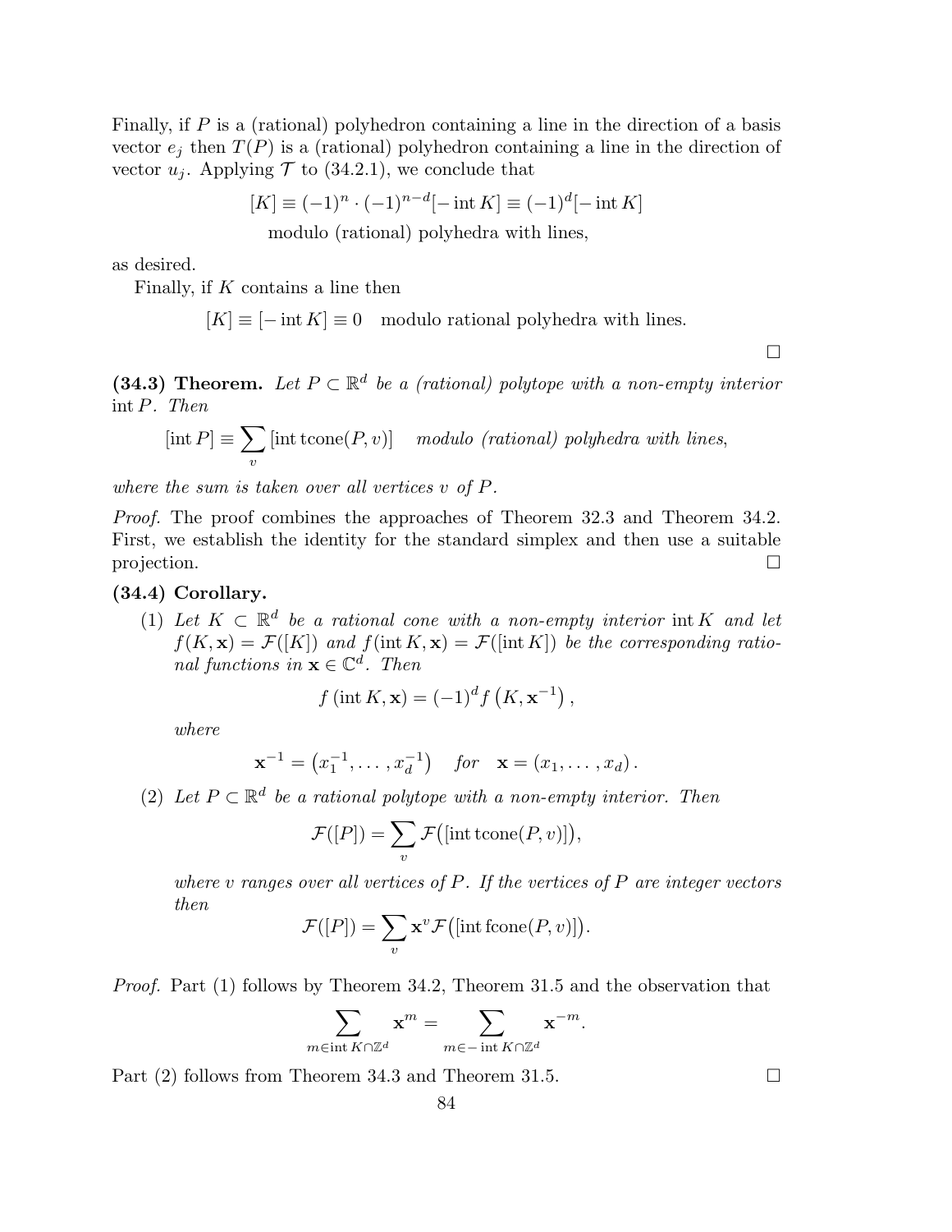Finally, if $P$ is a (rational) polyhedron containing a line in the direction of a basis vector $e_j$ then $T(P)$ is a (rational) polyhedron containing a line in the direction of vector $u_j$. Applying $\mathcal{T}$ to (34.2.1), we conclude that

$$[K] \equiv (-1)^n \cdot (-1)^{n-d}[-\operatorname{int} K] \equiv (-1)^d[-\operatorname{int} K]$$
$$\text{modulo (rational) polyhedra with lines,}$$

as desired.

Finally, if $K$ contains a line then

$$[K] \equiv [-\operatorname{int} K] \equiv 0 \quad \text{modulo rational polyhedra with lines.}$$

□

**(34.3) Theorem.** *Let $P \subset \mathbb{R}^d$ be a (rational) polytope with a non-empty interior $\operatorname{int} P$. Then*

$$[\operatorname{int} P] \equiv \sum_v [\operatorname{int} \operatorname{tcone}(P, v)] \quad \textit{modulo (rational) polyhedra with lines},$$

*where the sum is taken over all vertices $v$ of $P$.*

*Proof.* The proof combines the approaches of Theorem 32.3 and Theorem 34.2. First, we establish the identity for the standard simplex and then use a suitable projection. □

**(34.4) Corollary.**

(1) *Let $K \subset \mathbb{R}^d$ be a rational cone with a non-empty interior $\operatorname{int} K$ and let $f(K, \mathbf{x}) = \mathcal{F}([K])$ and $f(\operatorname{int} K, \mathbf{x}) = \mathcal{F}([\operatorname{int} K])$ be the corresponding rational functions in $\mathbf{x} \in \mathbb{C}^d$. Then*

$$f(\operatorname{int} K, \mathbf{x}) = (-1)^d f\left(K, \mathbf{x}^{-1}\right),$$

*where*

$$\mathbf{x}^{-1} = \left(x_1^{-1}, \ldots, x_d^{-1}\right) \quad \textit{for} \quad \mathbf{x} = (x_1, \ldots, x_d).$$

(2) *Let $P \subset \mathbb{R}^d$ be a rational polytope with a non-empty interior. Then*

$$\mathcal{F}([P]) = \sum_v \mathcal{F}\big([\operatorname{int} \operatorname{tcone}(P, v)]\big),$$

*where $v$ ranges over all vertices of $P$. If the vertices of $P$ are integer vectors then*

$$\mathcal{F}([P]) = \sum_v \mathbf{x}^v \mathcal{F}\big([\operatorname{int} \operatorname{fcone}(P, v)]\big).$$

*Proof.* Part (1) follows by Theorem 34.2, Theorem 31.5 and the observation that

$$\sum_{m \in \operatorname{int} K \cap \mathbb{Z}^d} \mathbf{x}^m = \sum_{m \in -\operatorname{int} K \cap \mathbb{Z}^d} \mathbf{x}^{-m}.$$

Part (2) follows from Theorem 34.3 and Theorem 31.5. □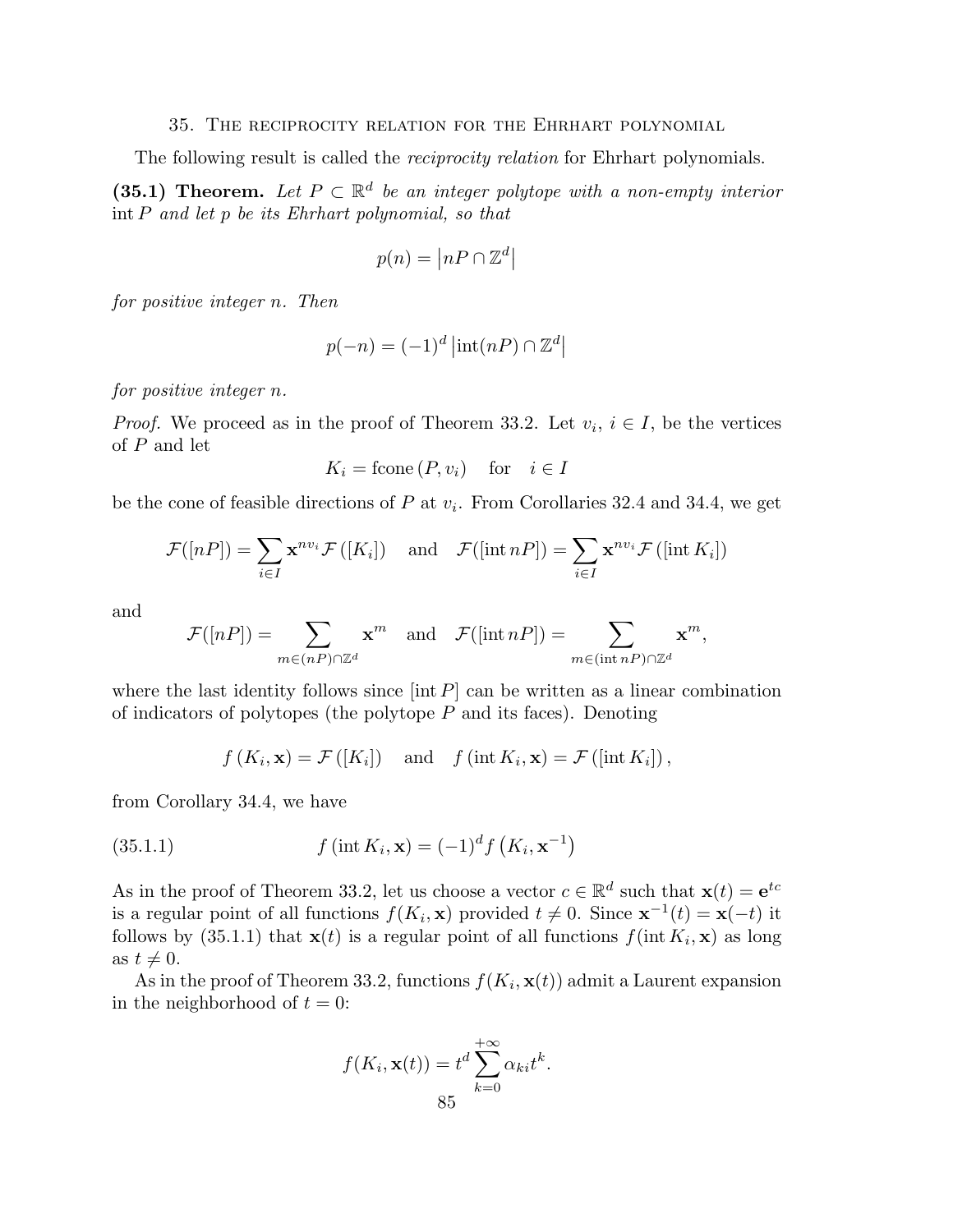## 35. The reciprocity relation for the Ehrhart polynomial

The following result is called the *reciprocity relation* for Ehrhart polynomials.

**(35.1) Theorem.** *Let $P \subset \mathbb{R}^d$ be an integer polytope with a non-empty interior $\operatorname{int} P$ and let $p$ be its Ehrhart polynomial, so that*

$$p(n) = \left| nP \cap \mathbb{Z}^d \right|$$

*for positive integer $n$. Then*

$$p(-n) = (-1)^d \left| \operatorname{int}(nP) \cap \mathbb{Z}^d \right|$$

*for positive integer $n$.*

*Proof.* We proceed as in the proof of Theorem 33.2. Let $v_i$, $i \in I$, be the vertices of $P$ and let

$$K_i = \operatorname{fcone}(P, v_i) \quad \text{for} \quad i \in I$$

be the cone of feasible directions of $P$ at $v_i$. From Corollaries 32.4 and 34.4, we get

$$\mathcal{F}([nP]) = \sum_{i \in I} \mathbf{x}^{nv_i} \mathcal{F}([K_i]) \quad \text{and} \quad \mathcal{F}([\operatorname{int} nP]) = \sum_{i \in I} \mathbf{x}^{nv_i} \mathcal{F}([\operatorname{int} K_i])$$

and

$$\mathcal{F}([nP]) = \sum_{m \in (nP) \cap \mathbb{Z}^d} \mathbf{x}^m \quad \text{and} \quad \mathcal{F}([\operatorname{int} nP]) = \sum_{m \in (\operatorname{int} nP) \cap \mathbb{Z}^d} \mathbf{x}^m,$$

where the last identity follows since $[\operatorname{int} P]$ can be written as a linear combination of indicators of polytopes (the polytope $P$ and its faces). Denoting

$$f(K_i, \mathbf{x}) = \mathcal{F}([K_i]) \quad \text{and} \quad f(\operatorname{int} K_i, \mathbf{x}) = \mathcal{F}([\operatorname{int} K_i]),$$

from Corollary 34.4, we have

$$f(\operatorname{int} K_i, \mathbf{x}) = (-1)^d f\left(K_i, \mathbf{x}^{-1}\right) \tag{35.1.1}$$

As in the proof of Theorem 33.2, let us choose a vector $c \in \mathbb{R}^d$ such that $\mathbf{x}(t) = \mathbf{e}^{tc}$ is a regular point of all functions $f(K_i, \mathbf{x})$ provided $t \neq 0$. Since $\mathbf{x}^{-1}(t) = \mathbf{x}(-t)$ it follows by (35.1.1) that $\mathbf{x}(t)$ is a regular point of all functions $f(\operatorname{int} K_i, \mathbf{x})$ as long as $t \neq 0$.

As in the proof of Theorem 33.2, functions $f(K_i, \mathbf{x}(t))$ admit a Laurent expansion in the neighborhood of $t = 0$:

$$f(K_i, \mathbf{x}(t)) = t^d \sum_{k=0}^{+\infty} \alpha_{ki} t^k.$$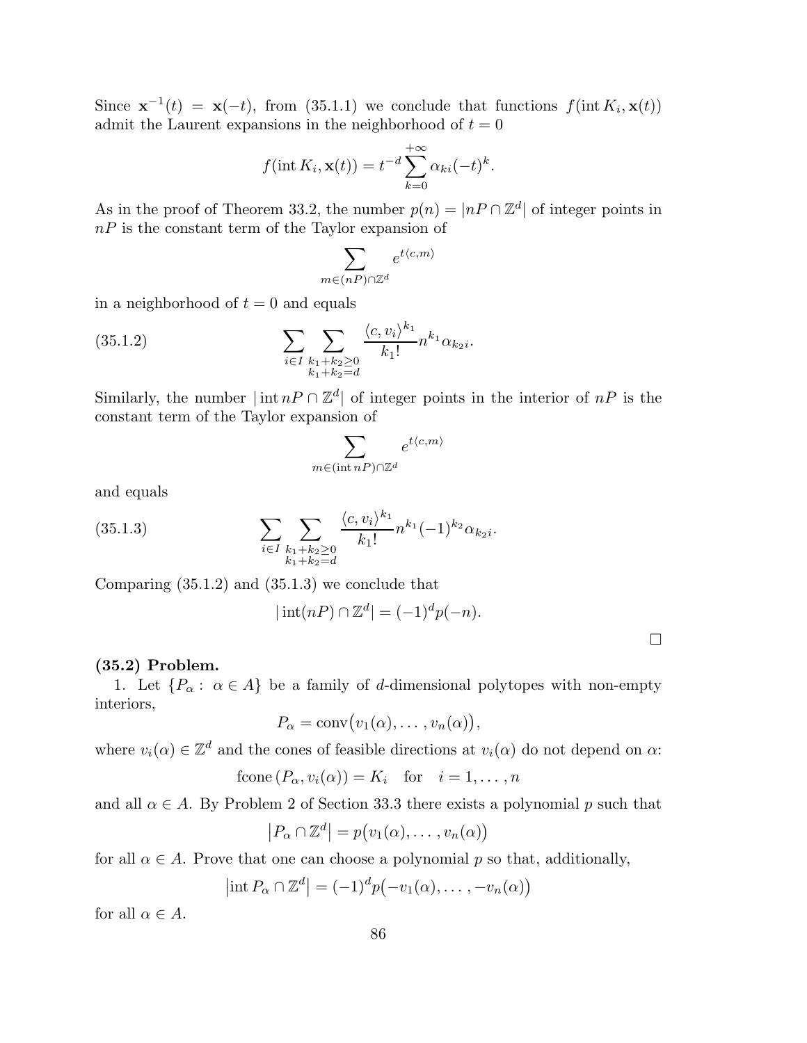Since $\mathbf{x}^{-1}(t) = \mathbf{x}(-t)$, from (35.1.1) we conclude that functions $f(\operatorname{int} K_i, \mathbf{x}(t))$ admit the Laurent expansions in the neighborhood of $t = 0$

$$f(\operatorname{int} K_i, \mathbf{x}(t)) = t^{-d} \sum_{k=0}^{+\infty} \alpha_{ki} (-t)^k.$$

As in the proof of Theorem 33.2, the number $p(n) = |nP \cap \mathbb{Z}^d|$ of integer points in $nP$ is the constant term of the Taylor expansion of

$$\sum_{m \in (nP) \cap \mathbb{Z}^d} e^{t\langle c, m \rangle}$$

in a neighborhood of $t = 0$ and equals

$$\sum_{i \in I} \sum_{\substack{k_1 + k_2 \geq 0 \\ k_1 + k_2 = d}} \frac{\langle c, v_i \rangle^{k_1}}{k_1!} n^{k_1} \alpha_{k_2 i}. \tag{35.1.2}$$

Similarly, the number $|\operatorname{int} nP \cap \mathbb{Z}^d|$ of integer points in the interior of $nP$ is the constant term of the Taylor expansion of

$$\sum_{m \in (\operatorname{int} nP) \cap \mathbb{Z}^d} e^{t\langle c, m \rangle}$$

and equals

$$\sum_{i \in I} \sum_{\substack{k_1 + k_2 \geq 0 \\ k_1 + k_2 = d}} \frac{\langle c, v_i \rangle^{k_1}}{k_1!} n^{k_1} (-1)^{k_2} \alpha_{k_2 i}. \tag{35.1.3}$$

Comparing (35.1.2) and (35.1.3) we conclude that

$$|\operatorname{int}(nP) \cap \mathbb{Z}^d| = (-1)^d p(-n).$$

$\square$

**(35.2) Problem.**

1. Let $\{P_\alpha : \alpha \in A\}$ be a family of $d$-dimensional polytopes with non-empty interiors,

$$P_\alpha = \operatorname{conv}\big(v_1(\alpha), \ldots, v_n(\alpha)\big),$$

where $v_i(\alpha) \in \mathbb{Z}^d$ and the cones of feasible directions at $v_i(\alpha)$ do not depend on $\alpha$:

$$\operatorname{fcone}(P_\alpha, v_i(\alpha)) = K_i \quad \text{for} \quad i = 1, \ldots, n$$

and all $\alpha \in A$. By Problem 2 of Section 33.3 there exists a polynomial $p$ such that

$$\big|P_\alpha \cap \mathbb{Z}^d\big| = p\big(v_1(\alpha), \ldots, v_n(\alpha)\big)$$

for all $\alpha \in A$. Prove that one can choose a polynomial $p$ so that, additionally,

$$\big|\operatorname{int} P_\alpha \cap \mathbb{Z}^d\big| = (-1)^d p\big(-v_1(\alpha), \ldots, -v_n(\alpha)\big)$$

for all $\alpha \in A$.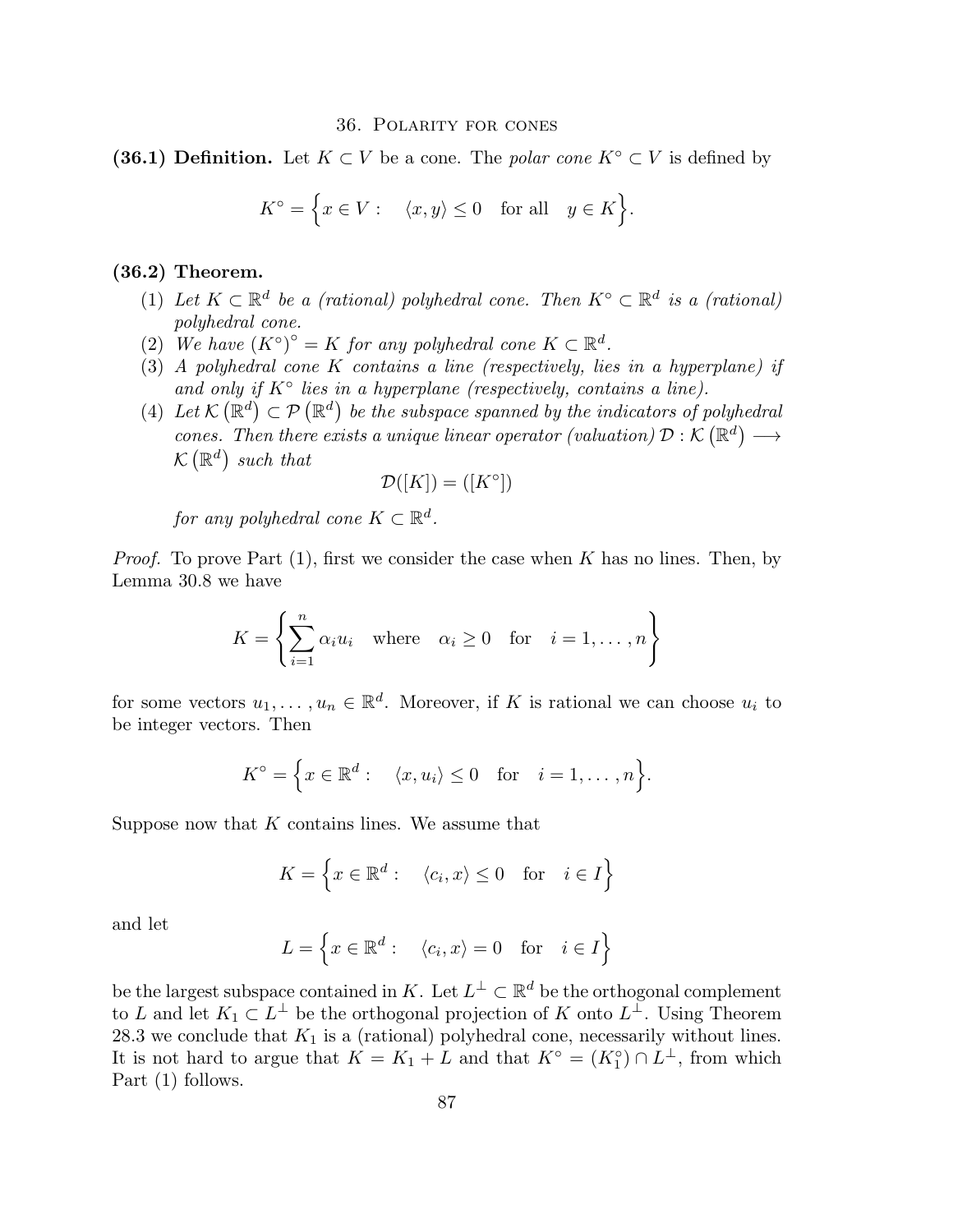## 36. Polarity for cones

**(36.1) Definition.** Let $K \subset V$ be a cone. The *polar cone* $K^\circ \subset V$ is defined by

$$K^\circ = \Big\{ x \in V : \quad \langle x, y \rangle \leq 0 \quad \text{for all} \quad y \in K \Big\}.$$

**(36.2) Theorem.**

1. *Let $K \subset \mathbb{R}^d$ be a (rational) polyhedral cone. Then $K^\circ \subset \mathbb{R}^d$ is a (rational) polyhedral cone.*
2. *We have $\left(K^\circ\right)^\circ = K$ for any polyhedral cone $K \subset \mathbb{R}^d$.*
3. *A polyhedral cone $K$ contains a line (respectively, lies in a hyperplane) if and only if $K^\circ$ lies in a hyperplane (respectively, contains a line).*
4. *Let $\mathcal{K}\left(\mathbb{R}^d\right) \subset \mathcal{P}\left(\mathbb{R}^d\right)$ be the subspace spanned by the indicators of polyhedral cones. Then there exists a unique linear operator (valuation) $\mathcal{D} : \mathcal{K}\left(\mathbb{R}^d\right) \longrightarrow \mathcal{K}\left(\mathbb{R}^d\right)$ such that*
$$\mathcal{D}([K]) = ([K^\circ])$$
*for any polyhedral cone $K \subset \mathbb{R}^d$.*

*Proof.* To prove Part (1), first we consider the case when $K$ has no lines. Then, by Lemma 30.8 we have

$$K = \left\{ \sum_{i=1}^{n} \alpha_i u_i \quad \text{where} \quad \alpha_i \geq 0 \quad \text{for} \quad i = 1, \ldots, n \right\}$$

for some vectors $u_1, \ldots, u_n \in \mathbb{R}^d$. Moreover, if $K$ is rational we can choose $u_i$ to be integer vectors. Then

$$K^\circ = \Big\{ x \in \mathbb{R}^d : \quad \langle x, u_i \rangle \leq 0 \quad \text{for} \quad i = 1, \ldots, n \Big\}.$$

Suppose now that $K$ contains lines. We assume that

$$K = \Big\{ x \in \mathbb{R}^d : \quad \langle c_i, x \rangle \leq 0 \quad \text{for} \quad i \in I \Big\}$$

and let

$$L = \Big\{ x \in \mathbb{R}^d : \quad \langle c_i, x \rangle = 0 \quad \text{for} \quad i \in I \Big\}$$

be the largest subspace contained in $K$. Let $L^\perp \subset \mathbb{R}^d$ be the orthogonal complement to $L$ and let $K_1 \subset L^\perp$ be the orthogonal projection of $K$ onto $L^\perp$. Using Theorem 28.3 we conclude that $K_1$ is a (rational) polyhedral cone, necessarily without lines. It is not hard to argue that $K = K_1 + L$ and that $K^\circ = (K_1^\circ) \cap L^\perp$, from which Part (1) follows.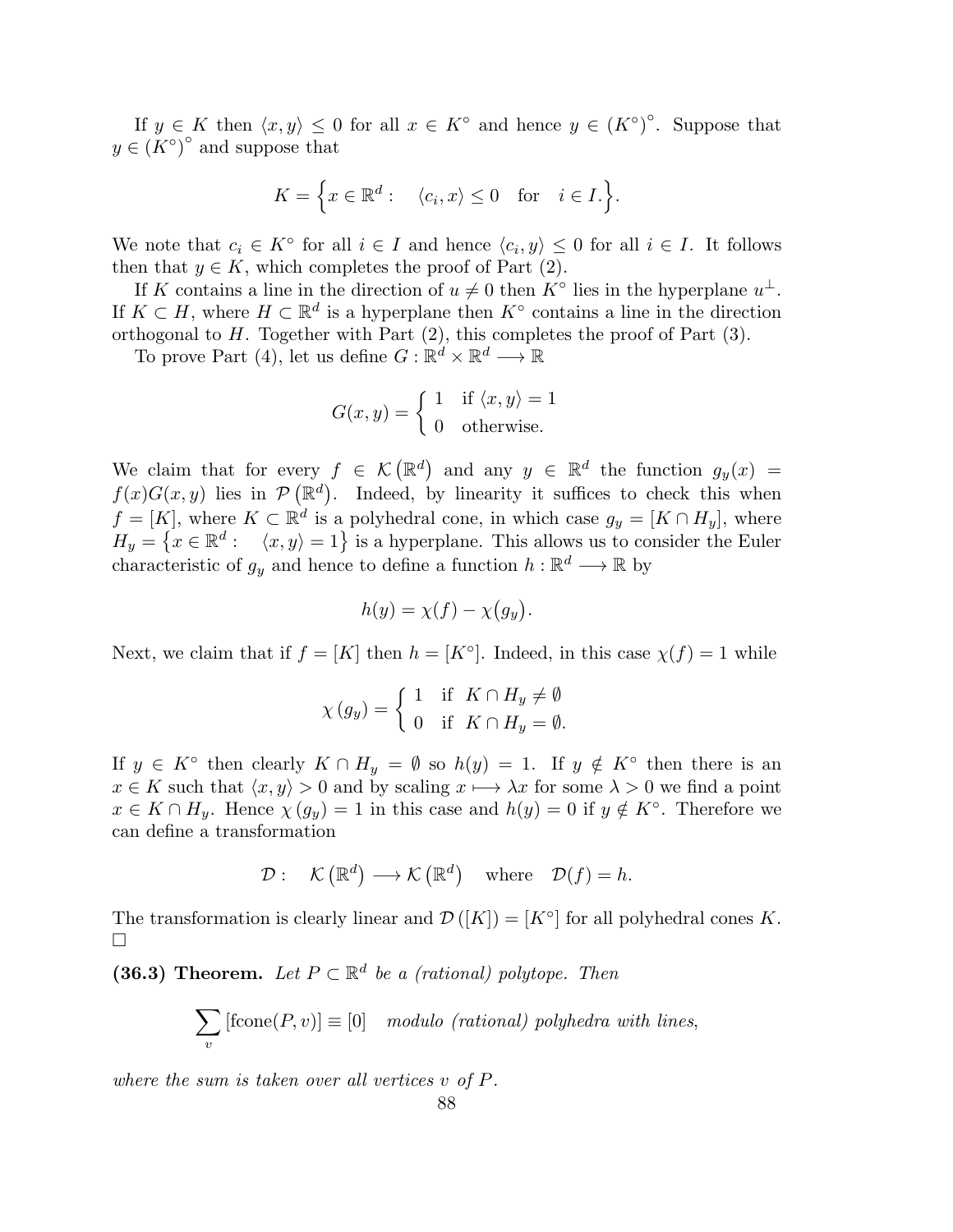If $y \in K$ then $\langle x, y \rangle \leq 0$ for all $x \in K^\circ$ and hence $y \in (K^\circ)^\circ$. Suppose that $y \in (K^\circ)^\circ$ and suppose that

$$K = \Big\{ x \in \mathbb{R}^d : \quad \langle c_i, x \rangle \leq 0 \quad \text{for} \quad i \in I. \Big\}.$$

We note that $c_i \in K^\circ$ for all $i \in I$ and hence $\langle c_i, y \rangle \leq 0$ for all $i \in I$. It follows then that $y \in K$, which completes the proof of Part (2).

If $K$ contains a line in the direction of $u \neq 0$ then $K^\circ$ lies in the hyperplane $u^\perp$. If $K \subset H$, where $H \subset \mathbb{R}^d$ is a hyperplane then $K^\circ$ contains a line in the direction orthogonal to $H$. Together with Part (2), this completes the proof of Part (3).

To prove Part (4), let us define $G : \mathbb{R}^d \times \mathbb{R}^d \longrightarrow \mathbb{R}$

$$G(x, y) = \begin{cases} 1 & \text{if } \langle x, y \rangle = 1 \\ 0 & \text{otherwise.} \end{cases}$$

We claim that for every $f \in \mathcal{K}(\mathbb{R}^d)$ and any $y \in \mathbb{R}^d$ the function $g_y(x) = f(x)G(x, y)$ lies in $\mathcal{P}(\mathbb{R}^d)$. Indeed, by linearity it suffices to check this when $f = [K]$, where $K \subset \mathbb{R}^d$ is a polyhedral cone, in which case $g_y = [K \cap H_y]$, where $H_y = \{ x \in \mathbb{R}^d : \quad \langle x, y \rangle = 1 \}$ is a hyperplane. This allows us to consider the Euler characteristic of $g_y$ and hence to define a function $h : \mathbb{R}^d \longrightarrow \mathbb{R}$ by

$$h(y) = \chi(f) - \chi(g_y).$$

Next, we claim that if $f = [K]$ then $h = [K^\circ]$. Indeed, in this case $\chi(f) = 1$ while

$$\chi(g_y) = \begin{cases} 1 & \text{if } \ K \cap H_y \neq \emptyset \\ 0 & \text{if } \ K \cap H_y = \emptyset. \end{cases}$$

If $y \in K^\circ$ then clearly $K \cap H_y = \emptyset$ so $h(y) = 1$. If $y \notin K^\circ$ then there is an $x \in K$ such that $\langle x, y \rangle > 0$ and by scaling $x \longmapsto \lambda x$ for some $\lambda > 0$ we find a point $x \in K \cap H_y$. Hence $\chi(g_y) = 1$ in this case and $h(y) = 0$ if $y \notin K^\circ$. Therefore we can define a transformation

$$\mathcal{D} : \quad \mathcal{K}(\mathbb{R}^d) \longrightarrow \mathcal{K}(\mathbb{R}^d) \quad \text{where} \quad \mathcal{D}(f) = h.$$

The transformation is clearly linear and $\mathcal{D}([K]) = [K^\circ]$ for all polyhedral cones $K$. □

**(36.3) Theorem.** *Let $P \subset \mathbb{R}^d$ be a (rational) polytope. Then*

$$\sum_v [\operatorname{fcone}(P, v)] \equiv [0] \quad \textit{modulo (rational) polyhedra with lines},$$

*where the sum is taken over all vertices $v$ of $P$.*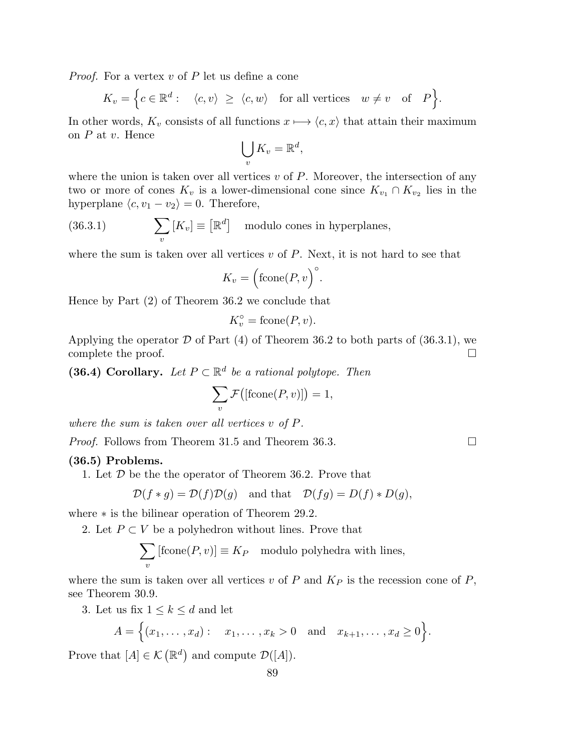*Proof.* For a vertex $v$ of $P$ let us define a cone

$$K_v = \Big\{ c \in \mathbb{R}^d : \quad \langle c, v \rangle \ \geq \ \langle c, w \rangle \quad \text{for all vertices} \quad w \neq v \quad \text{of} \quad P \Big\}.$$

In other words, $K_v$ consists of all functions $x \longmapsto \langle c, x \rangle$ that attain their maximum on $P$ at $v$. Hence

$$\bigcup_v K_v = \mathbb{R}^d,$$

where the union is taken over all vertices $v$ of $P$. Moreover, the intersection of any two or more of cones $K_v$ is a lower-dimensional cone since $K_{v_1} \cap K_{v_2}$ lies in the hyperplane $\langle c, v_1 - v_2 \rangle = 0$. Therefore,

$$\sum_v [K_v] \equiv \big[\mathbb{R}^d\big] \quad \text{modulo cones in hyperplanes,} \tag{36.3.1}$$

where the sum is taken over all vertices $v$ of $P$. Next, it is not hard to see that

$$K_v = \Big( \operatorname{fcone}(P, v) \Big)^{\circ}.$$

Hence by Part (2) of Theorem 36.2 we conclude that

$$K_v^{\circ} = \operatorname{fcone}(P, v).$$

Applying the operator $\mathcal{D}$ of Part (4) of Theorem 36.2 to both parts of (36.3.1), we complete the proof. $\square$

**(36.4) Corollary.** *Let $P \subset \mathbb{R}^d$ be a rational polytope. Then*

$$\sum_v \mathcal{F}\big( [\operatorname{fcone}(P, v)] \big) = 1,$$

*where the sum is taken over all vertices $v$ of $P$.*

*Proof.* Follows from Theorem 31.5 and Theorem 36.3. $\square$

**(36.5) Problems.**

1. Let $\mathcal{D}$ be the the operator of Theorem 36.2. Prove that

$$\mathcal{D}(f * g) = \mathcal{D}(f)\mathcal{D}(g) \quad \text{and that} \quad \mathcal{D}(fg) = D(f) * D(g),$$

where $*$ is the bilinear operation of Theorem 29.2.

2. Let $P \subset V$ be a polyhedron without lines. Prove that

$$\sum_v [\operatorname{fcone}(P, v)] \equiv K_P \quad \text{modulo polyhedra with lines,}$$

where the sum is taken over all vertices $v$ of $P$ and $K_P$ is the recession cone of $P$, see Theorem 30.9.

3. Let us fix $1 \leq k \leq d$ and let

$$A = \Big\{ (x_1, \ldots, x_d) : \quad x_1, \ldots, x_k > 0 \quad \text{and} \quad x_{k+1}, \ldots, x_d \geq 0 \Big\}.$$

Prove that $[A] \in \mathcal{K}\left(\mathbb{R}^d\right)$ and compute $\mathcal{D}([A])$.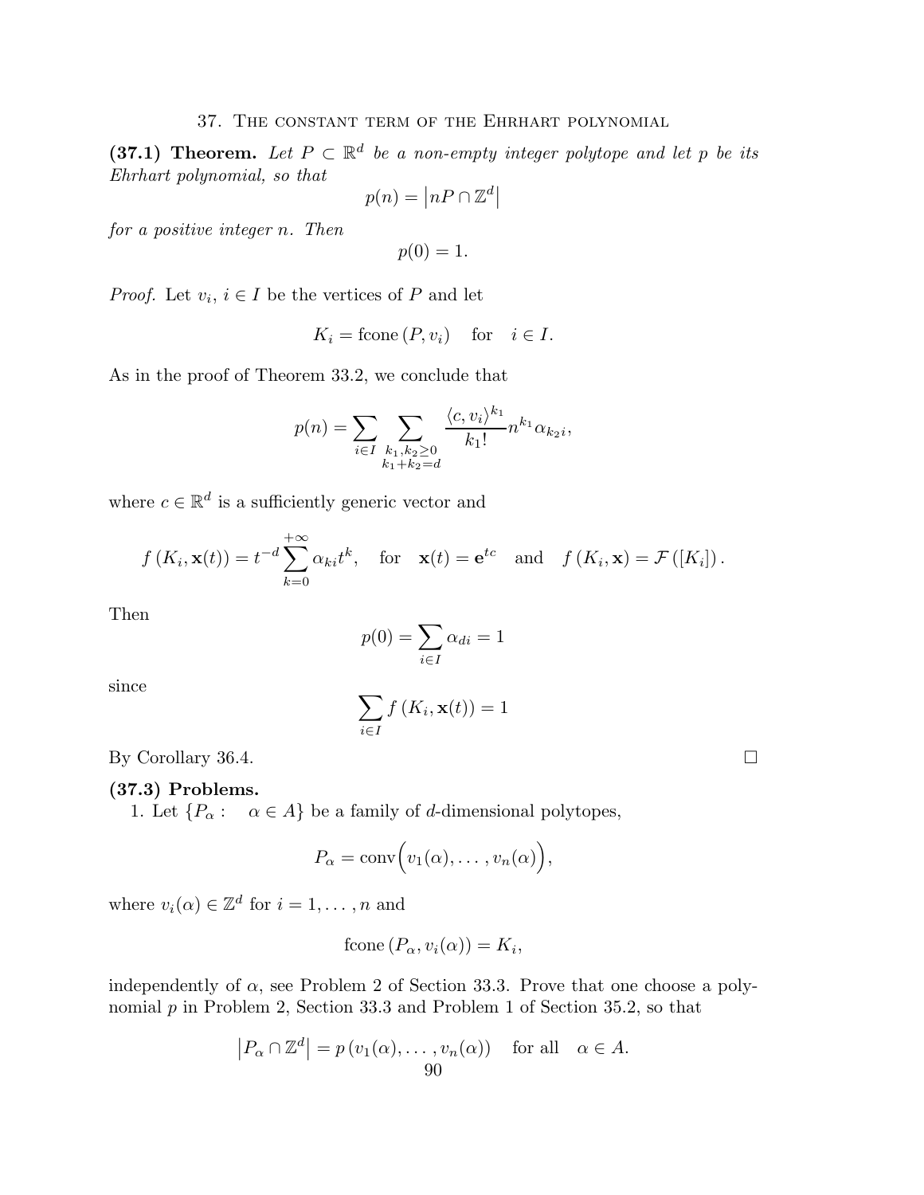## 37. The constant term of the Ehrhart polynomial

**(37.1) Theorem.** *Let $P \subset \mathbb{R}^d$ be a non-empty integer polytope and let $p$ be its Ehrhart polynomial, so that*

$$p(n) = \left|nP \cap \mathbb{Z}^d\right|$$

*for a positive integer $n$. Then*

$$p(0) = 1.$$

*Proof.* Let $v_i$, $i \in I$ be the vertices of $P$ and let

$$K_i = \operatorname{fcone}(P, v_i) \quad \text{for} \quad i \in I.$$

As in the proof of Theorem 33.2, we conclude that

$$p(n) = \sum_{i \in I} \sum_{\substack{k_1, k_2 \geq 0 \\ k_1 + k_2 = d}} \frac{\langle c, v_i \rangle^{k_1}}{k_1!} n^{k_1} \alpha_{k_2 i},$$

where $c \in \mathbb{R}^d$ is a sufficiently generic vector and

$$f\left(K_i, \mathbf{x}(t)\right) = t^{-d} \sum_{k=0}^{+\infty} \alpha_{ki} t^k, \quad \text{for} \quad \mathbf{x}(t) = \mathbf{e}^{tc} \quad \text{and} \quad f\left(K_i, \mathbf{x}\right) = \mathcal{F}\left([K_i]\right).$$

Then

$$p(0) = \sum_{i \in I} \alpha_{di} = 1$$

since

$$\sum_{i \in I} f\left(K_i, \mathbf{x}(t)\right) = 1$$

By Corollary 36.4. $\square$

**(37.3) Problems.**

1. Let $\{P_\alpha : \quad \alpha \in A\}$ be a family of $d$-dimensional polytopes,

$$P_\alpha = \operatorname{conv}\Big(v_1(\alpha), \ldots, v_n(\alpha)\Big),$$

where $v_i(\alpha) \in \mathbb{Z}^d$ for $i = 1, \ldots, n$ and

$$\operatorname{fcone}\left(P_\alpha, v_i(\alpha)\right) = K_i,$$

independently of $\alpha$, see Problem 2 of Section 33.3. Prove that one choose a polynomial $p$ in Problem 2, Section 33.3 and Problem 1 of Section 35.2, so that

$$\left|P_\alpha \cap \mathbb{Z}^d\right| = p\left(v_1(\alpha), \ldots, v_n(\alpha)\right) \quad \text{for all} \quad \alpha \in A.$$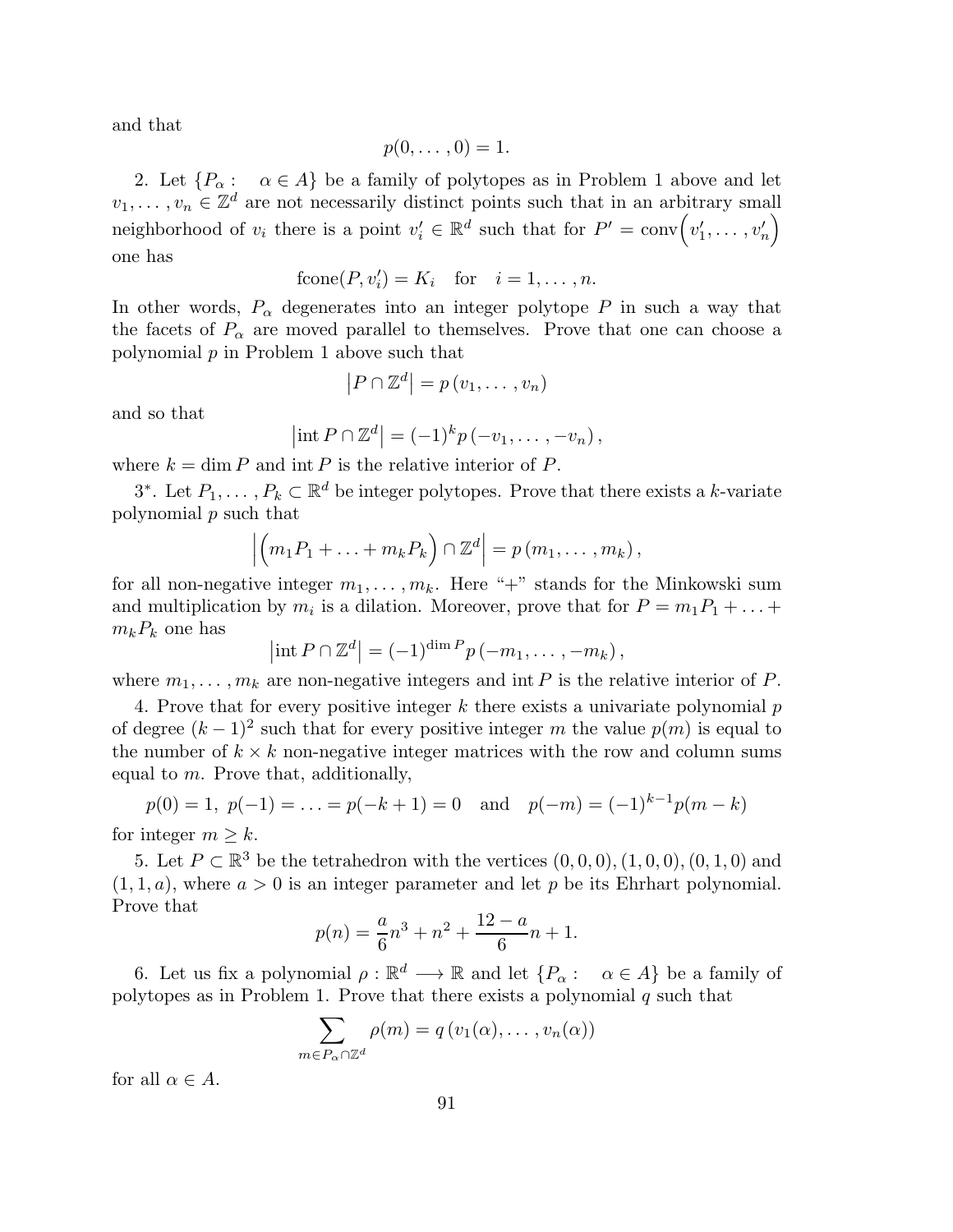and that

$$p(0,\ldots,0)=1.$$

2. Let $\{P_\alpha : \quad \alpha \in A\}$ be a family of polytopes as in Problem 1 above and let $v_1,\ldots,v_n \in \mathbb{Z}^d$ are not necessarily distinct points such that in an arbitrary small neighborhood of $v_i$ there is a point $v_i' \in \mathbb{R}^d$ such that for $P' = \operatorname{conv}\Big(v_1',\ldots,v_n'\Big)$ one has

$$\operatorname{fcone}(P, v_i') = K_i \quad \text{for} \quad i=1,\ldots,n.$$

In other words, $P_\alpha$ degenerates into an integer polytope $P$ in such a way that the facets of $P_\alpha$ are moved parallel to themselves. Prove that one can choose a polynomial $p$ in Problem 1 above such that

$$\left|P \cap \mathbb{Z}^d\right| = p\left(v_1,\ldots,v_n\right)$$

and so that

$$\left|\operatorname{int} P \cap \mathbb{Z}^d\right| = (-1)^k p\left(-v_1,\ldots,-v_n\right),$$

where $k=\dim P$ and $\operatorname{int} P$ is the relative interior of $P$.

3*. Let $P_1,\ldots,P_k \subset \mathbb{R}^d$ be integer polytopes. Prove that there exists a $k$-variate polynomial $p$ such that

$$\left|\Big(m_1P_1+\ldots+m_kP_k\Big)\cap \mathbb{Z}^d\right| = p\left(m_1,\ldots,m_k\right),$$

for all non-negative integer $m_1,\ldots,m_k$. Here "+" stands for the Minkowski sum and multiplication by $m_i$ is a dilation. Moreover, prove that for $P=m_1P_1+\ldots+m_kP_k$ one has

$$\left|\operatorname{int} P \cap \mathbb{Z}^d\right| = (-1)^{\dim P} p\left(-m_1,\ldots,-m_k\right),$$

where $m_1,\ldots,m_k$ are non-negative integers and $\operatorname{int} P$ is the relative interior of $P$.

4. Prove that for every positive integer $k$ there exists a univariate polynomial $p$ of degree $(k-1)^2$ such that for every positive integer $m$ the value $p(m)$ is equal to the number of $k\times k$ non-negative integer matrices with the row and column sums equal to $m$. Prove that, additionally,

$$p(0)=1,\ p(-1)=\ldots=p(-k+1)=0 \quad \text{and} \quad p(-m)=(-1)^{k-1}p(m-k)$$

for integer $m \geq k$.

5. Let $P \subset \mathbb{R}^3$ be the tetrahedron with the vertices $(0,0,0), (1,0,0), (0,1,0)$ and $(1,1,a)$, where $a>0$ is an integer parameter and let $p$ be its Ehrhart polynomial. Prove that

$$p(n)=\frac{a}{6}n^3+n^2+\frac{12-a}{6}n+1.$$

6. Let us fix a polynomial $\rho : \mathbb{R}^d \longrightarrow \mathbb{R}$ and let $\{P_\alpha : \quad \alpha \in A\}$ be a family of polytopes as in Problem 1. Prove that there exists a polynomial $q$ such that

$$\sum_{m \in P_\alpha \cap \mathbb{Z}^d} \rho(m) = q\left(v_1(\alpha),\ldots,v_n(\alpha)\right)$$

for all $\alpha \in A$.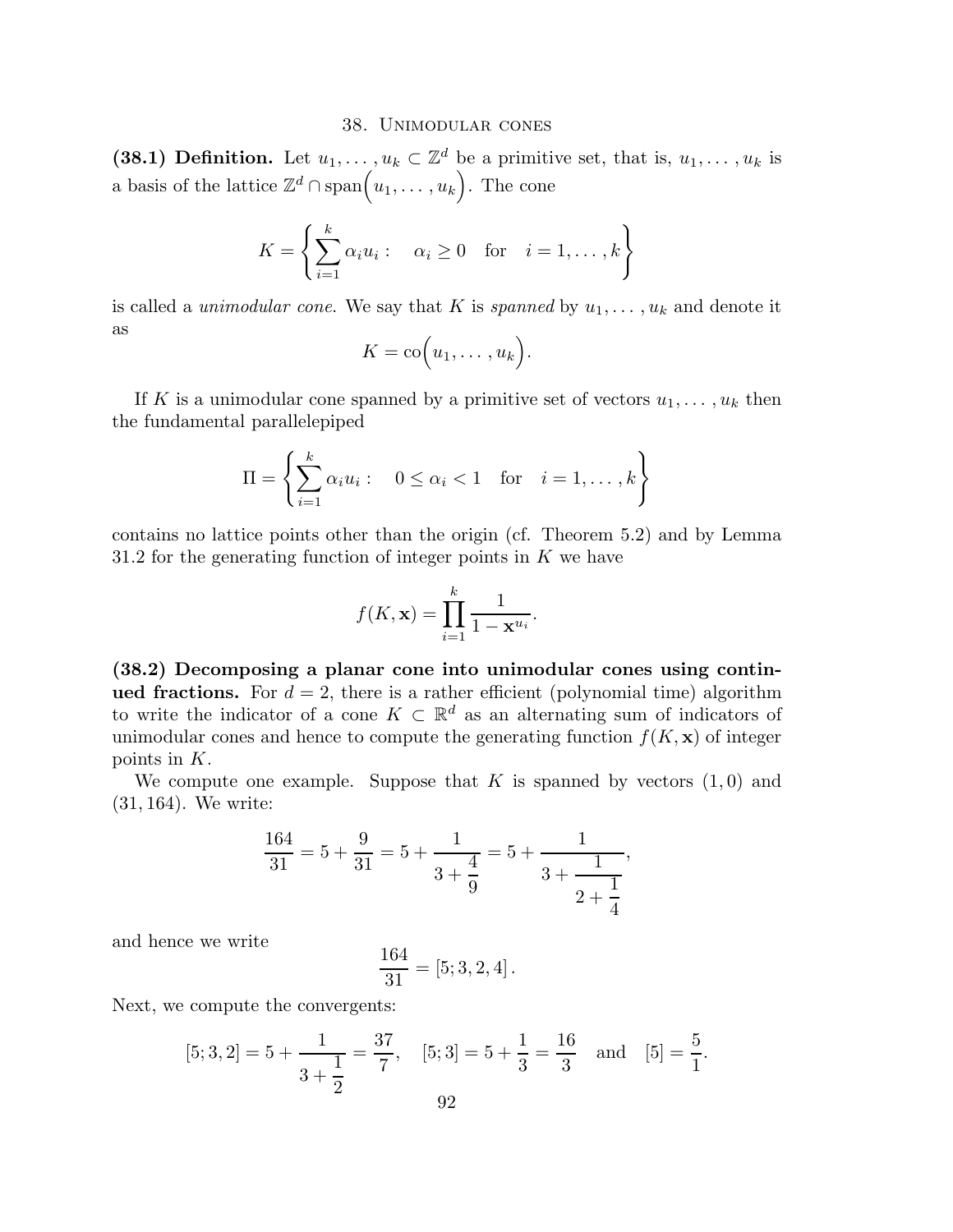## 38. Unimodular cones

**(38.1) Definition.** Let $u_1, \ldots, u_k \subset \mathbb{Z}^d$ be a primitive set, that is, $u_1, \ldots, u_k$ is a basis of the lattice $\mathbb{Z}^d \cap \operatorname{span}\Bigl(u_1, \ldots, u_k\Bigr)$. The cone

$$K = \left\{ \sum_{i=1}^{k} \alpha_i u_i : \quad \alpha_i \geq 0 \quad \text{for} \quad i = 1, \ldots, k \right\}$$

is called a *unimodular cone*. We say that $K$ is *spanned* by $u_1, \ldots, u_k$ and denote it as

$$K = \operatorname{co}\Bigl(u_1, \ldots, u_k\Bigr).$$

If $K$ is a unimodular cone spanned by a primitive set of vectors $u_1, \ldots, u_k$ then the fundamental parallelepiped

$$\Pi = \left\{ \sum_{i=1}^{k} \alpha_i u_i : \quad 0 \leq \alpha_i < 1 \quad \text{for} \quad i = 1, \ldots, k \right\}$$

contains no lattice points other than the origin (cf. Theorem 5.2) and by Lemma 31.2 for the generating function of integer points in $K$ we have

$$f(K, \mathbf{x}) = \prod_{i=1}^{k} \frac{1}{1 - \mathbf{x}^{u_i}}.$$

**(38.2) Decomposing a planar cone into unimodular cones using continued fractions.** For $d = 2$, there is a rather efficient (polynomial time) algorithm to write the indicator of a cone $K \subset \mathbb{R}^d$ as an alternating sum of indicators of unimodular cones and hence to compute the generating function $f(K, \mathbf{x})$ of integer points in $K$.

We compute one example. Suppose that $K$ is spanned by vectors $(1, 0)$ and $(31, 164)$. We write:

$$\frac{164}{31} = 5 + \frac{9}{31} = 5 + \cfrac{1}{3 + \cfrac{4}{9}} = 5 + \cfrac{1}{3 + \cfrac{1}{2 + \cfrac{1}{4}}},$$

and hence we write

$$\frac{164}{31} = [5; 3, 2, 4].$$

Next, we compute the convergents:

$$[5; 3, 2] = 5 + \cfrac{1}{3 + \cfrac{1}{2}} = \frac{37}{7}, \quad [5; 3] = 5 + \frac{1}{3} = \frac{16}{3} \quad \text{and} \quad [5] = \frac{5}{1}.$$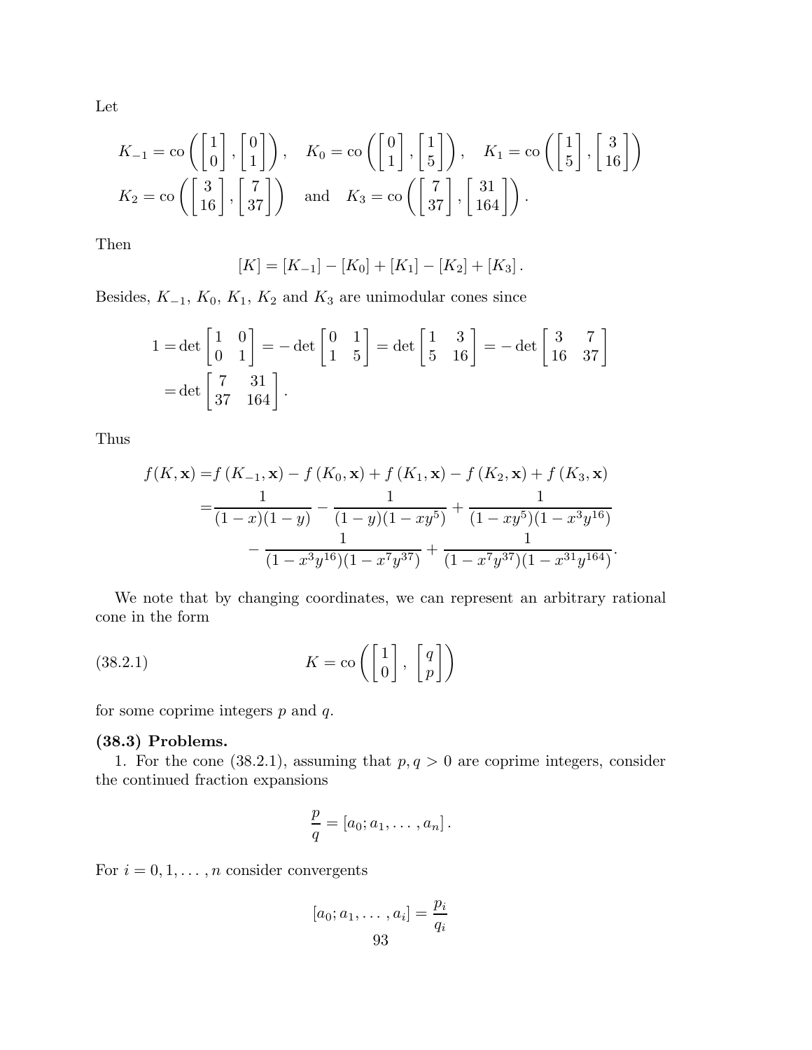Let

$$K_{-1} = \operatorname{co}\left( \begin{bmatrix} 1 \\ 0 \end{bmatrix}, \begin{bmatrix} 0 \\ 1 \end{bmatrix} \right), \quad K_0 = \operatorname{co}\left( \begin{bmatrix} 0 \\ 1 \end{bmatrix}, \begin{bmatrix} 1 \\ 5 \end{bmatrix} \right), \quad K_1 = \operatorname{co}\left( \begin{bmatrix} 1 \\ 5 \end{bmatrix}, \begin{bmatrix} 3 \\ 16 \end{bmatrix} \right)$$

$$K_2 = \operatorname{co}\left( \begin{bmatrix} 3 \\ 16 \end{bmatrix}, \begin{bmatrix} 7 \\ 37 \end{bmatrix} \right) \quad \text{and} \quad K_3 = \operatorname{co}\left( \begin{bmatrix} 7 \\ 37 \end{bmatrix}, \begin{bmatrix} 31 \\ 164 \end{bmatrix} \right).$$

Then

$$[K] = [K_{-1}] - [K_0] + [K_1] - [K_2] + [K_3].$$

Besides, $K_{-1}$, $K_0$, $K_1$, $K_2$ and $K_3$ are unimodular cones since

$$\begin{aligned} 1 = &\det \begin{bmatrix} 1 & 0 \\ 0 & 1 \end{bmatrix} = -\det \begin{bmatrix} 0 & 1 \\ 1 & 5 \end{bmatrix} = \det \begin{bmatrix} 1 & 3 \\ 5 & 16 \end{bmatrix} = -\det \begin{bmatrix} 3 & 7 \\ 16 & 37 \end{bmatrix} \\ = &\det \begin{bmatrix} 7 & 31 \\ 37 & 164 \end{bmatrix}. \end{aligned}$$

Thus

$$\begin{aligned} f(K, \mathbf{x}) = & f\left(K_{-1}, \mathbf{x}\right) - f\left(K_0, \mathbf{x}\right) + f\left(K_1, \mathbf{x}\right) - f\left(K_2, \mathbf{x}\right) + f\left(K_3, \mathbf{x}\right) \\ = & \frac{1}{(1-x)(1-y)} - \frac{1}{(1-y)(1-xy^5)} + \frac{1}{(1-xy^5)(1-x^3y^{16})} \\ & - \frac{1}{(1-x^3y^{16})(1-x^7y^{37})} + \frac{1}{(1-x^7y^{37})(1-x^{31}y^{164})}. \end{aligned}$$

We note that by changing coordinates, we can represent an arbitrary rational cone in the form

$$K = \operatorname{co}\left( \begin{bmatrix} 1 \\ 0 \end{bmatrix}, \begin{bmatrix} q \\ p \end{bmatrix} \right) \tag{38.2.1}$$

for some coprime integers $p$ and $q$.

**(38.3) Problems.**

1. For the cone (38.2.1), assuming that $p, q > 0$ are coprime integers, consider the continued fraction expansions

$$\frac{p}{q} = [a_0; a_1, \ldots, a_n].$$

For $i = 0, 1, \ldots, n$ consider convergents

$$[a_0; a_1, \ldots, a_i] = \frac{p_i}{q_i}$$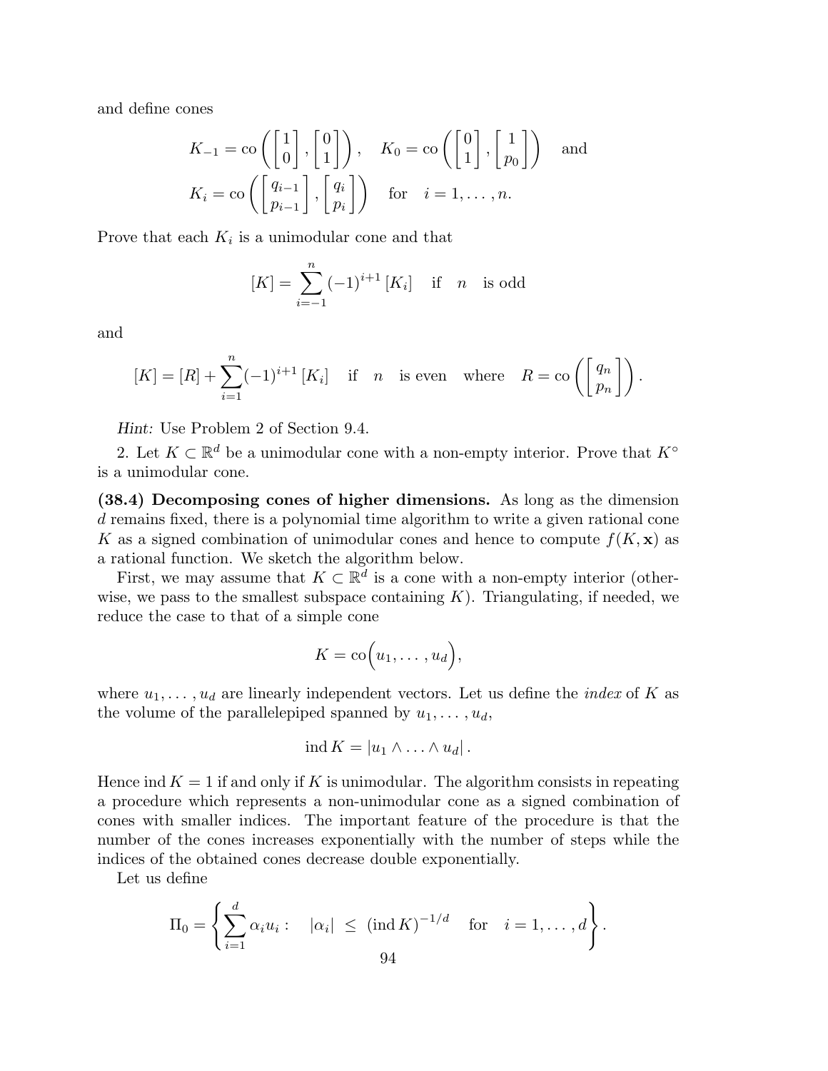and define cones

$$K_{-1} = \operatorname{co}\left( \begin{bmatrix} 1 \\ 0 \end{bmatrix}, \begin{bmatrix} 0 \\ 1 \end{bmatrix} \right), \quad K_0 = \operatorname{co}\left( \begin{bmatrix} 0 \\ 1 \end{bmatrix}, \begin{bmatrix} 1 \\ p_0 \end{bmatrix} \right) \quad \text{and}$$

$$K_i = \operatorname{co}\left( \begin{bmatrix} q_{i-1} \\ p_{i-1} \end{bmatrix}, \begin{bmatrix} q_i \\ p_i \end{bmatrix} \right) \quad \text{for} \quad i = 1, \ldots, n.$$

Prove that each $K_i$ is a unimodular cone and that

$$[K] = \sum_{i=-1}^{n} (-1)^{i+1} [K_i] \quad \text{if} \quad n \quad \text{is odd}$$

and

$$[K] = [R] + \sum_{i=1}^{n} (-1)^{i+1} [K_i] \quad \text{if} \quad n \quad \text{is even} \quad \text{where} \quad R = \operatorname{co}\left( \begin{bmatrix} q_n \\ p_n \end{bmatrix} \right).$$

*Hint:* Use Problem 2 of Section 9.4.

2. Let $K \subset \mathbb{R}^d$ be a unimodular cone with a non-empty interior. Prove that $K^\circ$ is a unimodular cone.

**(38.4) Decomposing cones of higher dimensions.** As long as the dimension $d$ remains fixed, there is a polynomial time algorithm to write a given rational cone $K$ as a signed combination of unimodular cones and hence to compute $f(K, \mathbf{x})$ as a rational function. We sketch the algorithm below.

First, we may assume that $K \subset \mathbb{R}^d$ is a cone with a non-empty interior (otherwise, we pass to the smallest subspace containing $K$). Triangulating, if needed, we reduce the case to that of a simple cone

$$K = \operatorname{co}\Big(u_1, \ldots, u_d\Big),$$

where $u_1, \ldots, u_d$ are linearly independent vectors. Let us define the *index* of $K$ as the volume of the parallelepiped spanned by $u_1, \ldots, u_d$,

$$\operatorname{ind} K = |u_1 \wedge \ldots \wedge u_d|.$$

Hence $\operatorname{ind} K = 1$ if and only if $K$ is unimodular. The algorithm consists in repeating a procedure which represents a non-unimodular cone as a signed combination of cones with smaller indices. The important feature of the procedure is that the number of the cones increases exponentially with the number of steps while the indices of the obtained cones decrease double exponentially.

Let us define

$$\Pi_0 = \left\{ \sum_{i=1}^{d} \alpha_i u_i : \quad |\alpha_i| \;\leq\; (\operatorname{ind} K)^{-1/d} \quad \text{for} \quad i = 1, \ldots, d \right\}.$$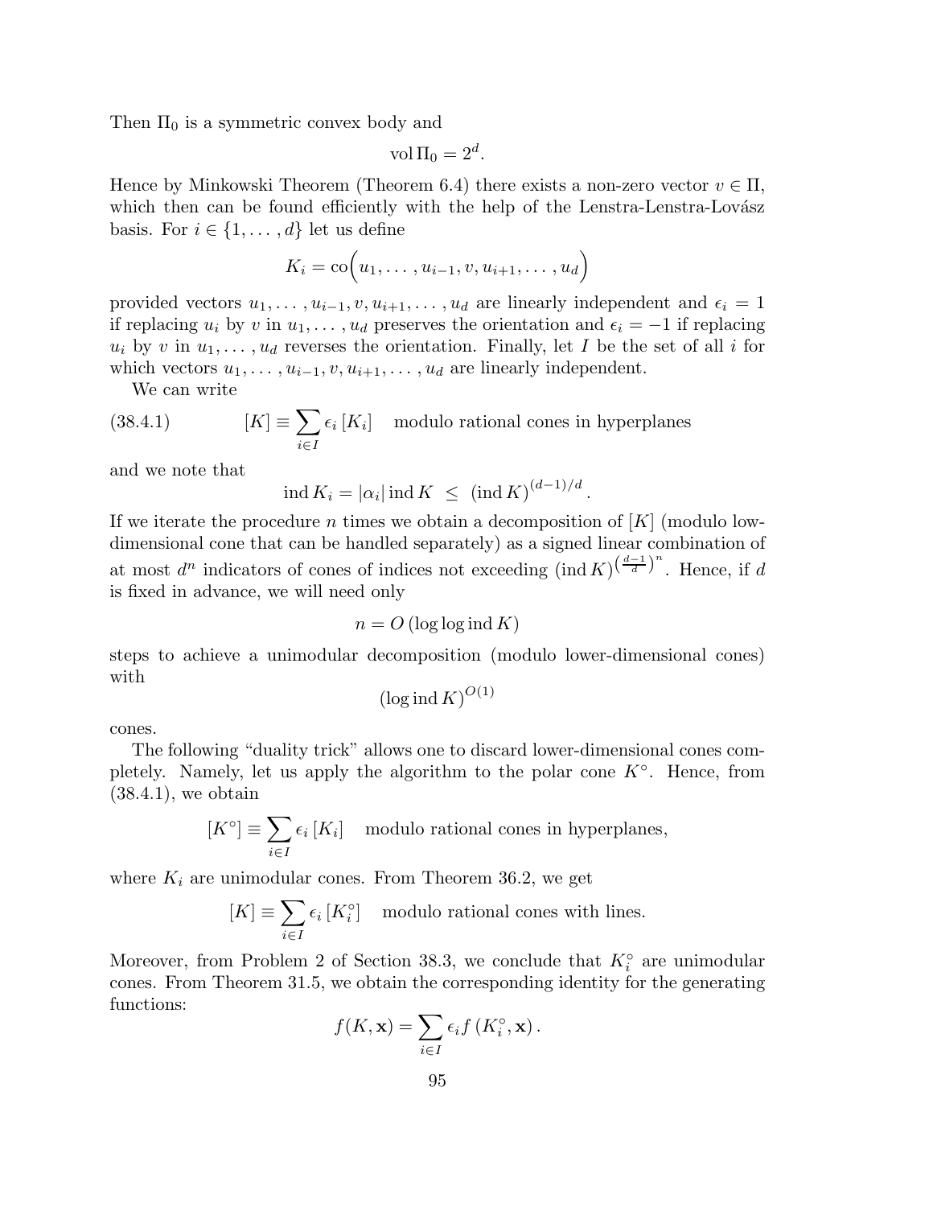Then $\Pi_0$ is a symmetric convex body and

$$\operatorname{vol} \Pi_0 = 2^d.$$

Hence by Minkowski Theorem (Theorem 6.4) there exists a non-zero vector $v \in \Pi$, which then can be found efficiently with the help of the Lenstra-Lenstra-Lovász basis. For $i \in \{1, \ldots, d\}$ let us define

$$K_i = \operatorname{co}\Big(u_1, \ldots, u_{i-1}, v, u_{i+1}, \ldots, u_d\Big)$$

provided vectors $u_1, \ldots, u_{i-1}, v, u_{i+1}, \ldots, u_d$ are linearly independent and $\epsilon_i = 1$ if replacing $u_i$ by $v$ in $u_1, \ldots, u_d$ preserves the orientation and $\epsilon_i = -1$ if replacing $u_i$ by $v$ in $u_1, \ldots, u_d$ reverses the orientation. Finally, let $I$ be the set of all $i$ for which vectors $u_1, \ldots, u_{i-1}, v, u_{i+1}, \ldots, u_d$ are linearly independent.

We can write

$$[K] \equiv \sum_{i \in I} \epsilon_i \, [K_i] \quad \text{modulo rational cones in hyperplanes} \tag{38.4.1}$$

and we note that

$$\operatorname{ind} K_i = |\alpha_i| \operatorname{ind} K \ \leq \ (\operatorname{ind} K)^{(d-1)/d}.$$

If we iterate the procedure $n$ times we obtain a decomposition of $[K]$ (modulo low-dimensional cone that can be handled separately) as a signed linear combination of at most $d^n$ indicators of cones of indices not exceeding $(\operatorname{ind} K)^{\left(\frac{d-1}{d}\right)^n}$. Hence, if $d$ is fixed in advance, we will need only

$$n = O\left(\log \log \operatorname{ind} K\right)$$

steps to achieve a unimodular decomposition (modulo lower-dimensional cones) with

$$\left(\log \operatorname{ind} K\right)^{O(1)}$$

cones.

The following "duality trick" allows one to discard lower-dimensional cones completely. Namely, let us apply the algorithm to the polar cone $K^\circ$. Hence, from (38.4.1), we obtain

$$[K^\circ] \equiv \sum_{i \in I} \epsilon_i \, [K_i] \quad \text{modulo rational cones in hyperplanes,}$$

where $K_i$ are unimodular cones. From Theorem 36.2, we get

$$[K] \equiv \sum_{i \in I} \epsilon_i \, [K_i^\circ] \quad \text{modulo rational cones with lines.}$$

Moreover, from Problem 2 of Section 38.3, we conclude that $K_i^\circ$ are unimodular cones. From Theorem 31.5, we obtain the corresponding identity for the generating functions:

$$f(K, \mathbf{x}) = \sum_{i \in I} \epsilon_i f\left(K_i^\circ, \mathbf{x}\right).$$